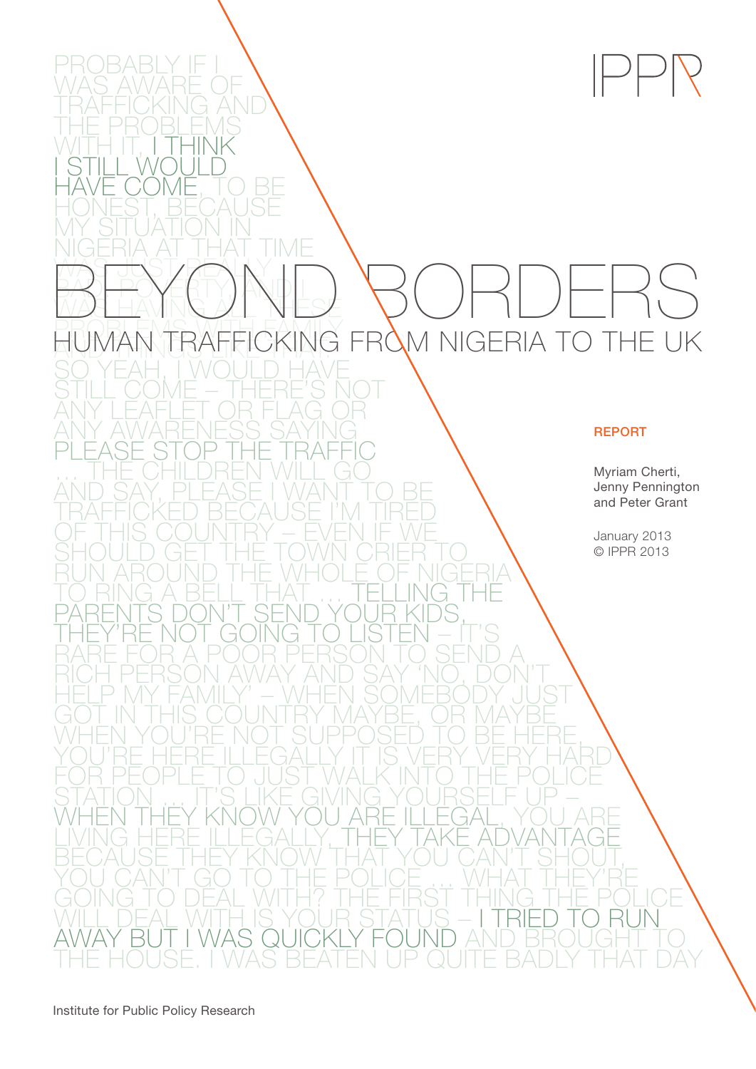IPPR

PROBABLY IF I WAS AWARE OF TRAFFICKING AND THE PROBLEMS WITH IT, I THINK I STILL WOULD HAVE COME, TO BE HONEST, BECAUSE MY SITUATION IN NIGERIA AT THAT TIME WAS JUST REALLY BAD, POVERTY AND I WAS HAVING ALL THESE PROBLEMS WITH FAMILY AND THINGS LIKE THAT SO YEAH, I WOULD HAVE STILL COME – THERE'S NOT ANY LEAFLET OR FLAG OR ANY AWARENESS SAYING PLEASE STOP THE TRAFFIC … THE CHILDREN WILL GO AND SAY, PLEASE I WANT TO BE TRAFFICKED BECAUSE I'M TIRED OF THIS COUNTRY – EVEN IF WE SHOULD GET THE TOWN CRIER TO RUN AROUND THE WHOLE OF NIGERIA TO RING A BELL THAT … TELLING THE PARENTS DON'T SEND YOUR KIDS, THEY'RE NOT GOING TO LISTEN – IT'S RARE FOR A POOR PERSON TO SEND A RICH PERSON AWAY AND SAY 'NO, DON'T HELP MY FAMILY' – WHEN SOMEBODY JUST GOT IN THIS COUNTRY MAYBE, OR MAYBE WHEN YOU'RE NOT SUPPOSED TO BE HERE, YOU'RE HERE ILLEGALLY IT IS VERY VERY HARD FOR PEOPLE TO JUST WALK INTO THE POLICE STATION … IT'S LIKE GIVING YOURSELF UP – WHEN THEY KNOW YOU ARE ILLEGAL, YOU ARE LIVING HERE ILLEGALLY, THEY TAKE ADVANTAGE BECAUSE THEY KNOW THAT YOU CAN'T SHOUT, YOU CAN'T GO TO THE POLICE … WHAT THEY'RE GOING TO DEAL WITH? THE FIRST THING THE POLICE WILL DEAL WITH IS YOUR STATUS – I TRIED TO RUN AWAY BUT I WAS QUICKLY FOUND AND BROUGHT TO THE HOUSE. I WAS BEATEN UP QUITE BADLY THAT DAY

# BEYOND BORDERS

## HUMAN TRAFFICKING FROM NIGERIA TO THE UK

**REPORT**

Myriam Cherti, Jenny Pennington and Peter Grant

January 2013
© IPPR 2013

Institute for Public Policy Research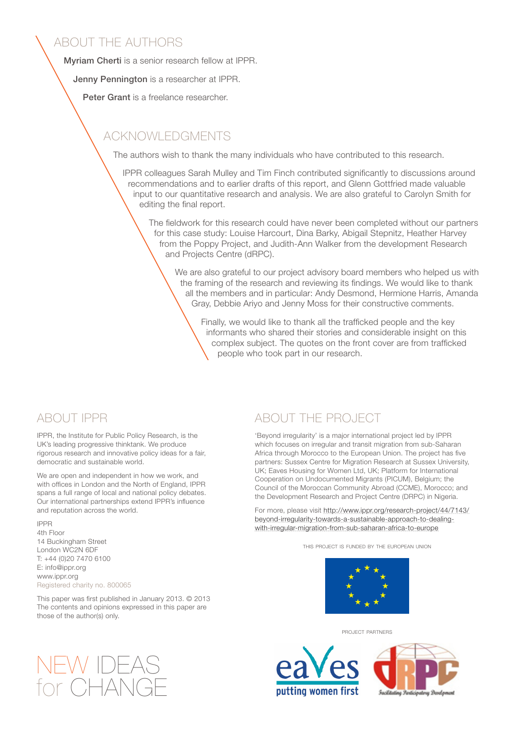## ABOUT THE AUTHORS

**Myriam Cherti** is a senior research fellow at IPPR.

**Jenny Pennington** is a researcher at IPPR.

**Peter Grant** is a freelance researcher.

## ACKNOWLEDGMENTS

The authors wish to thank the many individuals who have contributed to this research.

IPPR colleagues Sarah Mulley and Tim Finch contributed significantly to discussions around recommendations and to earlier drafts of this report, and Glenn Gottfried made valuable input to our quantitative research and analysis. We are also grateful to Carolyn Smith for editing the final report.

The fieldwork for this research could have never been completed without our partners for this case study: Louise Harcourt, Dina Barky, Abigail Stepnitz, Heather Harvey from the Poppy Project, and Judith-Ann Walker from the development Research and Projects Centre (dRPC).

We are also grateful to our project advisory board members who helped us with the framing of the research and reviewing its findings. We would like to thank all the members and in particular: Andy Desmond, Hermione Harris, Amanda Gray, Debbie Ariyo and Jenny Moss for their constructive comments.

Finally, we would like to thank all the trafficked people and the key informants who shared their stories and considerable insight on this complex subject. The quotes on the front cover are from trafficked people who took part in our research.

## ABOUT IPPR

IPPR, the Institute for Public Policy Research, is the UK's leading progressive thinktank. We produce rigorous research and innovative policy ideas for a fair, democratic and sustainable world.

We are open and independent in how we work, and with offices in London and the North of England, IPPR spans a full range of local and national policy debates. Our international partnerships extend IPPR's influence and reputation across the world.

IPPR
4th Floor
14 Buckingham Street
London WC2N 6DF
T: +44 (0)20 7470 6100
E: info@ippr.org
www.ippr.org
Registered charity no. 800065

This paper was first published in January 2013. © 2013
The contents and opinions expressed in this paper are those of the author(s) only.

NEW IDEAS for CHANGE

## ABOUT THE PROJECT

'Beyond irregularity' is a major international project led by IPPR which focuses on irregular and transit migration from sub-Saharan Africa through Morocco to the European Union. The project has five partners: Sussex Centre for Migration Research at Sussex University, UK; Eaves Housing for Women Ltd, UK; Platform for International Cooperation on Undocumented Migrants (PICUM), Belgium; the Council of the Moroccan Community Abroad (CCME), Morocco; and the Development Research and Project Centre (DRPC) in Nigeria.

For more, please visit http://www.ippr.org/research-project/44/7143/beyond-irregularity-towards-a-sustainable-approach-to-dealing-with-irregular-migration-from-sub-saharan-africa-to-europe

THIS PROJECT IS FUNDED BY THE EUROPEAN UNION

PROJECT PARTNERS

eaves putting women first

dRPC Facilitating Participatory Development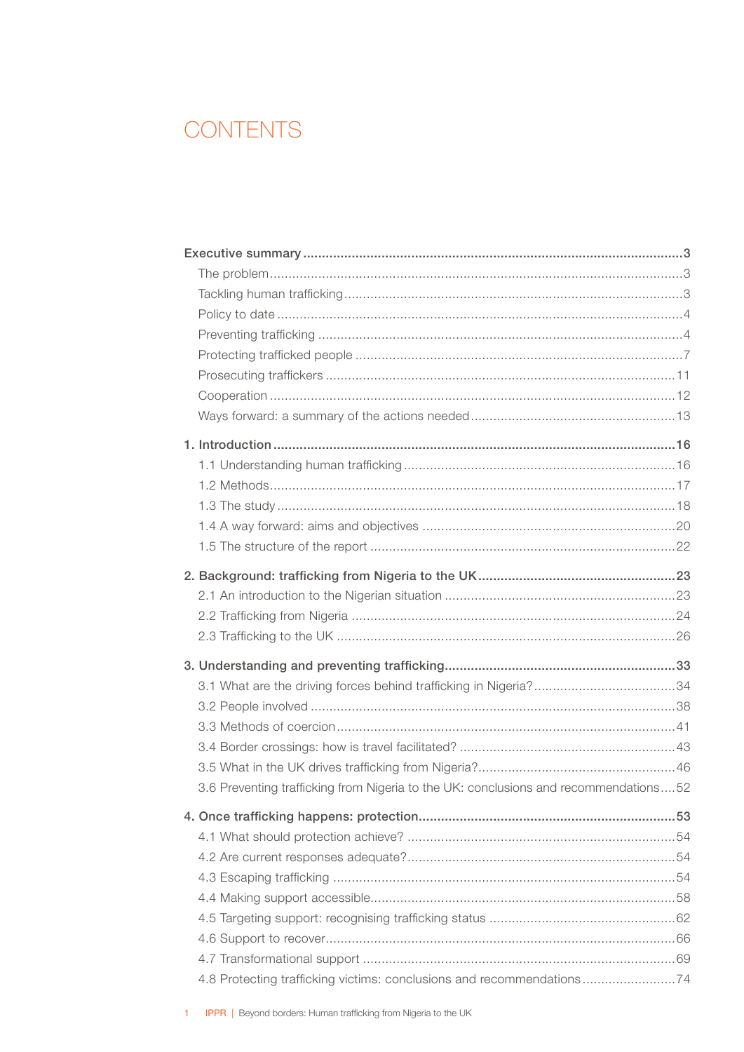# CONTENTS

**Executive summary** ..... 3
- The problem ..... 3
- Tackling human trafficking ..... 3
- Policy to date ..... 4
- Preventing trafficking ..... 4
- Protecting trafficked people ..... 7
- Prosecuting traffickers ..... 11
- Cooperation ..... 12
- Ways forward: a summary of the actions needed ..... 13

**1. Introduction** ..... 16
- 1.1 Understanding human trafficking ..... 16
- 1.2 Methods ..... 17
- 1.3 The study ..... 18
- 1.4 A way forward: aims and objectives ..... 20
- 1.5 The structure of the report ..... 22

**2. Background: trafficking from Nigeria to the UK** ..... 23
- 2.1 An introduction to the Nigerian situation ..... 23
- 2.2 Trafficking from Nigeria ..... 24
- 2.3 Trafficking to the UK ..... 26

**3. Understanding and preventing trafficking** ..... 33
- 3.1 What are the driving forces behind trafficking in Nigeria? ..... 34
- 3.2 People involved ..... 38
- 3.3 Methods of coercion ..... 41
- 3.4 Border crossings: how is travel facilitated? ..... 43
- 3.5 What in the UK drives trafficking from Nigeria? ..... 46
- 3.6 Preventing trafficking from Nigeria to the UK: conclusions and recommendations ..... 52

**4. Once trafficking happens: protection** ..... 53
- 4.1 What should protection achieve? ..... 54
- 4.2 Are current responses adequate? ..... 54
- 4.3 Escaping trafficking ..... 54
- 4.4 Making support accessible ..... 58
- 4.5 Targeting support: recognising trafficking status ..... 62
- 4.6 Support to recover ..... 66
- 4.7 Transformational support ..... 69
- 4.8 Protecting trafficking victims: conclusions and recommendations ..... 74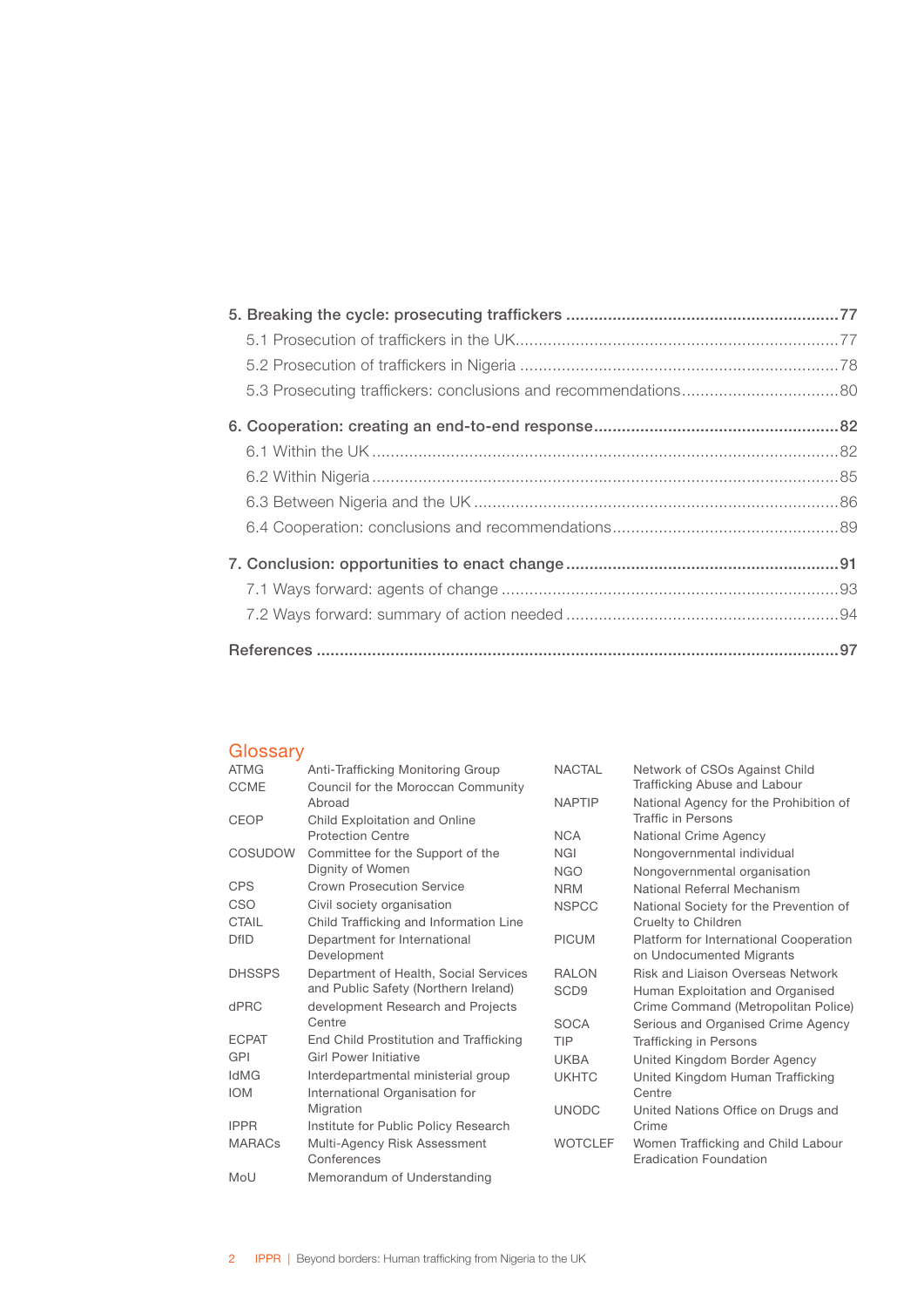**5. Breaking the cycle: prosecuting traffickers** ........................................................... 77

5.1 Prosecution of traffickers in the UK ........................................................................ 77

5.2 Prosecution of traffickers in Nigeria ........................................................................ 78

5.3 Prosecuting traffickers: conclusions and recommendations .................................. 80

**6. Cooperation: creating an end-to-end response** ..................................................... 82

6.1 Within the UK ........................................................................................................ 82

6.2 Within Nigeria ........................................................................................................ 85

6.3 Between Nigeria and the UK .................................................................................. 86

6.4 Cooperation: conclusions and recommendations ................................................... 89

**7. Conclusion: opportunities to enact change** ........................................................... 91

7.1 Ways forward: agents of change ........................................................................... 93

7.2 Ways forward: summary of action needed ............................................................ 94

**References** ................................................................................................................. 97

## Glossary

| | |
|---|---|
| ATMG | Anti-Trafficking Monitoring Group |
| CCME | Council for the Moroccan Community Abroad |
| CEOP | Child Exploitation and Online Protection Centre |
| COSUDOW | Committee for the Support of the Dignity of Women |
| CPS | Crown Prosecution Service |
| CSO | Civil society organisation |
| CTAIL | Child Trafficking and Information Line |
| DfID | Department for International Development |
| DHSSPS | Department of Health, Social Services and Public Safety (Northern Ireland) |
| dPRC | development Research and Projects Centre |
| ECPAT | End Child Prostitution and Trafficking |
| GPI | Girl Power Initiative |
| IdMG | Interdepartmental ministerial group |
| IOM | International Organisation for Migration |
| IPPR | Institute for Public Policy Research |
| MARACs | Multi-Agency Risk Assessment Conferences |
| MoU | Memorandum of Understanding |
| NACTAL | Network of CSOs Against Child Trafficking Abuse and Labour |
| NAPTIP | National Agency for the Prohibition of Traffic in Persons |
| NCA | National Crime Agency |
| NGI | Nongovernmental individual |
| NGO | Nongovernmental organisation |
| NRM | National Referral Mechanism |
| NSPCC | National Society for the Prevention of Cruelty to Children |
| PICUM | Platform for International Cooperation on Undocumented Migrants |
| RALON | Risk and Liaison Overseas Network |
| SCD9 | Human Exploitation and Organised Crime Command (Metropolitan Police) |
| SOCA | Serious and Organised Crime Agency |
| TIP | Trafficking in Persons |
| UKBA | United Kingdom Border Agency |
| UKHTC | United Kingdom Human Trafficking Centre |
| UNODC | United Nations Office on Drugs and Crime |
| WOTCLEF | Women Trafficking and Child Labour Eradication Foundation |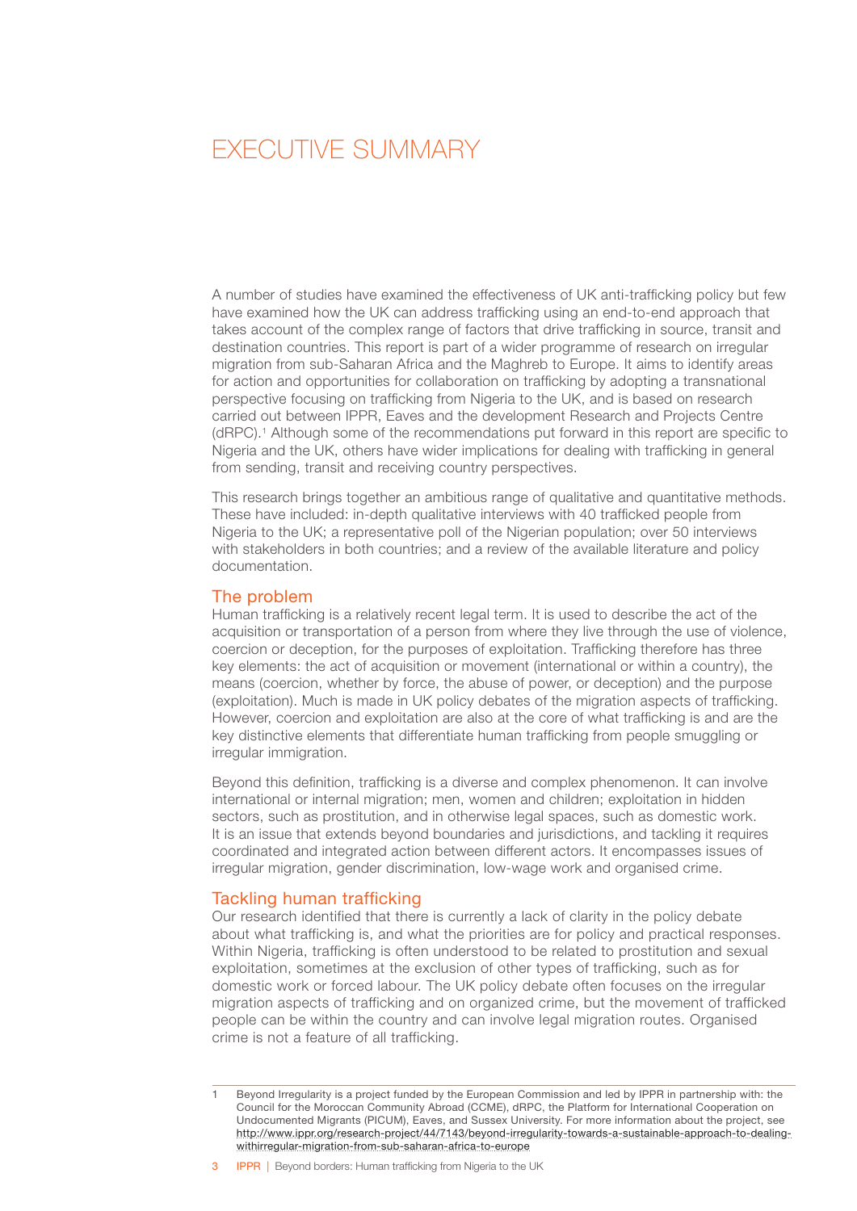# EXECUTIVE SUMMARY

A number of studies have examined the effectiveness of UK anti-trafficking policy but few have examined how the UK can address trafficking using an end-to-end approach that takes account of the complex range of factors that drive trafficking in source, transit and destination countries. This report is part of a wider programme of research on irregular migration from sub-Saharan Africa and the Maghreb to Europe. It aims to identify areas for action and opportunities for collaboration on trafficking by adopting a transnational perspective focusing on trafficking from Nigeria to the UK, and is based on research carried out between IPPR, Eaves and the development Research and Projects Centre (dRPC).[1] Although some of the recommendations put forward in this report are specific to Nigeria and the UK, others have wider implications for dealing with trafficking in general from sending, transit and receiving country perspectives.

This research brings together an ambitious range of qualitative and quantitative methods. These have included: in-depth qualitative interviews with 40 trafficked people from Nigeria to the UK; a representative poll of the Nigerian population; over 50 interviews with stakeholders in both countries; and a review of the available literature and policy documentation.

## The problem

Human trafficking is a relatively recent legal term. It is used to describe the act of the acquisition or transportation of a person from where they live through the use of violence, coercion or deception, for the purposes of exploitation. Trafficking therefore has three key elements: the act of acquisition or movement (international or within a country), the means (coercion, whether by force, the abuse of power, or deception) and the purpose (exploitation). Much is made in UK policy debates of the migration aspects of trafficking. However, coercion and exploitation are also at the core of what trafficking is and are the key distinctive elements that differentiate human trafficking from people smuggling or irregular immigration.

Beyond this definition, trafficking is a diverse and complex phenomenon. It can involve international or internal migration; men, women and children; exploitation in hidden sectors, such as prostitution, and in otherwise legal spaces, such as domestic work. It is an issue that extends beyond boundaries and jurisdictions, and tackling it requires coordinated and integrated action between different actors. It encompasses issues of irregular migration, gender discrimination, low-wage work and organised crime.

## Tackling human trafficking

Our research identified that there is currently a lack of clarity in the policy debate about what trafficking is, and what the priorities are for policy and practical responses. Within Nigeria, trafficking is often understood to be related to prostitution and sexual exploitation, sometimes at the exclusion of other types of trafficking, such as for domestic work or forced labour. The UK policy debate often focuses on the irregular migration aspects of trafficking and on organized crime, but the movement of trafficked people can be within the country and can involve legal migration routes. Organised crime is not a feature of all trafficking.

---

1 Beyond Irregularity is a project funded by the European Commission and led by IPPR in partnership with: the Council for the Moroccan Community Abroad (CCME), dRPC, the Platform for International Cooperation on Undocumented Migrants (PICUM), Eaves, and Sussex University. For more information about the project, see http://www.ippr.org/research-project/44/7143/beyond-irregularity-towards-a-sustainable-approach-to-dealing-withirregular-migration-from-sub-saharan-africa-to-europe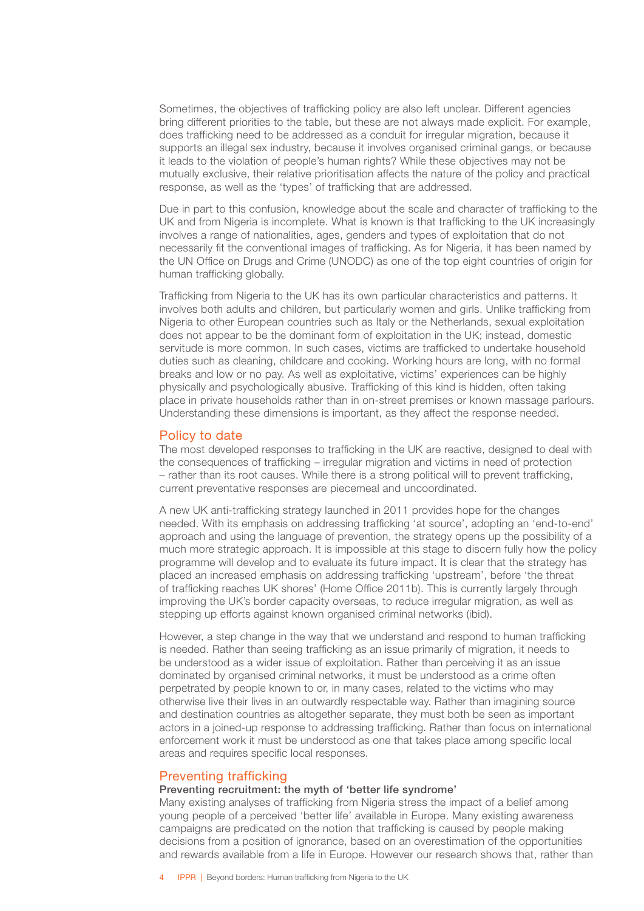Sometimes, the objectives of trafficking policy are also left unclear. Different agencies bring different priorities to the table, but these are not always made explicit. For example, does trafficking need to be addressed as a conduit for irregular migration, because it supports an illegal sex industry, because it involves organised criminal gangs, or because it leads to the violation of people's human rights? While these objectives may not be mutually exclusive, their relative prioritisation affects the nature of the policy and practical response, as well as the 'types' of trafficking that are addressed.

Due in part to this confusion, knowledge about the scale and character of trafficking to the UK and from Nigeria is incomplete. What is known is that trafficking to the UK increasingly involves a range of nationalities, ages, genders and types of exploitation that do not necessarily fit the conventional images of trafficking. As for Nigeria, it has been named by the UN Office on Drugs and Crime (UNODC) as one of the top eight countries of origin for human trafficking globally.

Trafficking from Nigeria to the UK has its own particular characteristics and patterns. It involves both adults and children, but particularly women and girls. Unlike trafficking from Nigeria to other European countries such as Italy or the Netherlands, sexual exploitation does not appear to be the dominant form of exploitation in the UK; instead, domestic servitude is more common. In such cases, victims are trafficked to undertake household duties such as cleaning, childcare and cooking. Working hours are long, with no formal breaks and low or no pay. As well as exploitative, victims' experiences can be highly physically and psychologically abusive. Trafficking of this kind is hidden, often taking place in private households rather than in on-street premises or known massage parlours. Understanding these dimensions is important, as they affect the response needed.

## Policy to date

The most developed responses to trafficking in the UK are reactive, designed to deal with the consequences of trafficking – irregular migration and victims in need of protection – rather than its root causes. While there is a strong political will to prevent trafficking, current preventative responses are piecemeal and uncoordinated.

A new UK anti-trafficking strategy launched in 2011 provides hope for the changes needed. With its emphasis on addressing trafficking 'at source', adopting an 'end-to-end' approach and using the language of prevention, the strategy opens up the possibility of a much more strategic approach. It is impossible at this stage to discern fully how the policy programme will develop and to evaluate its future impact. It is clear that the strategy has placed an increased emphasis on addressing trafficking 'upstream', before 'the threat of trafficking reaches UK shores' (Home Office 2011b). This is currently largely through improving the UK's border capacity overseas, to reduce irregular migration, as well as stepping up efforts against known organised criminal networks (ibid).

However, a step change in the way that we understand and respond to human trafficking is needed. Rather than seeing trafficking as an issue primarily of migration, it needs to be understood as a wider issue of exploitation. Rather than perceiving it as an issue dominated by organised criminal networks, it must be understood as a crime often perpetrated by people known to or, in many cases, related to the victims who may otherwise live their lives in an outwardly respectable way. Rather than imagining source and destination countries as altogether separate, they must both be seen as important actors in a joined-up response to addressing trafficking. Rather than focus on international enforcement work it must be understood as one that takes place among specific local areas and requires specific local responses.

## Preventing trafficking

### Preventing recruitment: the myth of 'better life syndrome'

Many existing analyses of trafficking from Nigeria stress the impact of a belief among young people of a perceived 'better life' available in Europe. Many existing awareness campaigns are predicated on the notion that trafficking is caused by people making decisions from a position of ignorance, based on an overestimation of the opportunities and rewards available from a life in Europe. However our research shows that, rather than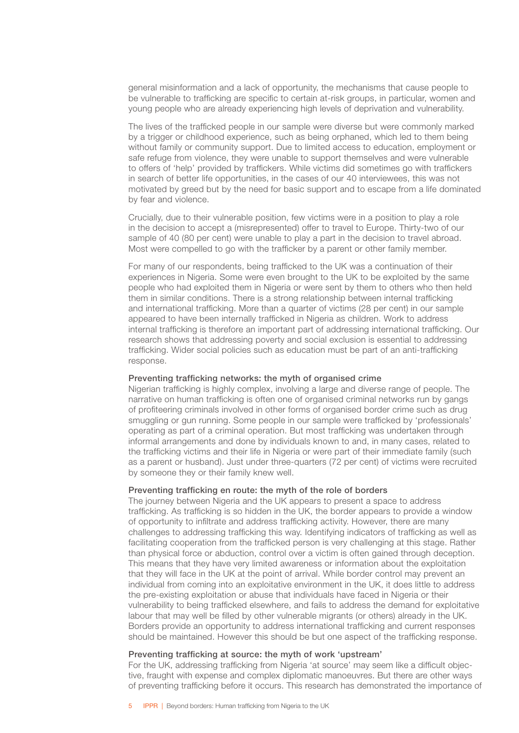general misinformation and a lack of opportunity, the mechanisms that cause people to be vulnerable to trafficking are specific to certain at-risk groups, in particular, women and young people who are already experiencing high levels of deprivation and vulnerability.

The lives of the trafficked people in our sample were diverse but were commonly marked by a trigger or childhood experience, such as being orphaned, which led to them being without family or community support. Due to limited access to education, employment or safe refuge from violence, they were unable to support themselves and were vulnerable to offers of 'help' provided by traffickers. While victims did sometimes go with traffickers in search of better life opportunities, in the cases of our 40 interviewees, this was not motivated by greed but by the need for basic support and to escape from a life dominated by fear and violence.

Crucially, due to their vulnerable position, few victims were in a position to play a role in the decision to accept a (misrepresented) offer to travel to Europe. Thirty-two of our sample of 40 (80 per cent) were unable to play a part in the decision to travel abroad. Most were compelled to go with the trafficker by a parent or other family member.

For many of our respondents, being trafficked to the UK was a continuation of their experiences in Nigeria. Some were even brought to the UK to be exploited by the same people who had exploited them in Nigeria or were sent by them to others who then held them in similar conditions. There is a strong relationship between internal trafficking and international trafficking. More than a quarter of victims (28 per cent) in our sample appeared to have been internally trafficked in Nigeria as children. Work to address internal trafficking is therefore an important part of addressing international trafficking. Our research shows that addressing poverty and social exclusion is essential to addressing trafficking. Wider social policies such as education must be part of an anti-trafficking response.

### Preventing trafficking networks: the myth of organised crime

Nigerian trafficking is highly complex, involving a large and diverse range of people. The narrative on human trafficking is often one of organised criminal networks run by gangs of profiteering criminals involved in other forms of organised border crime such as drug smuggling or gun running. Some people in our sample were trafficked by 'professionals' operating as part of a criminal operation. But most trafficking was undertaken through informal arrangements and done by individuals known to and, in many cases, related to the trafficking victims and their life in Nigeria or were part of their immediate family (such as a parent or husband). Just under three-quarters (72 per cent) of victims were recruited by someone they or their family knew well.

### Preventing trafficking en route: the myth of the role of borders

The journey between Nigeria and the UK appears to present a space to address trafficking. As trafficking is so hidden in the UK, the border appears to provide a window of opportunity to infiltrate and address trafficking activity. However, there are many challenges to addressing trafficking this way. Identifying indicators of trafficking as well as facilitating cooperation from the trafficked person is very challenging at this stage. Rather than physical force or abduction, control over a victim is often gained through deception. This means that they have very limited awareness or information about the exploitation that they will face in the UK at the point of arrival. While border control may prevent an individual from coming into an exploitative environment in the UK, it does little to address the pre-existing exploitation or abuse that individuals have faced in Nigeria or their vulnerability to being trafficked elsewhere, and fails to address the demand for exploitative labour that may well be filled by other vulnerable migrants (or others) already in the UK. Borders provide an opportunity to address international trafficking and current responses should be maintained. However this should be but one aspect of the trafficking response.

### Preventing trafficking at source: the myth of work 'upstream'

For the UK, addressing trafficking from Nigeria 'at source' may seem like a difficult objective, fraught with expense and complex diplomatic manoeuvres. But there are other ways of preventing trafficking before it occurs. This research has demonstrated the importance of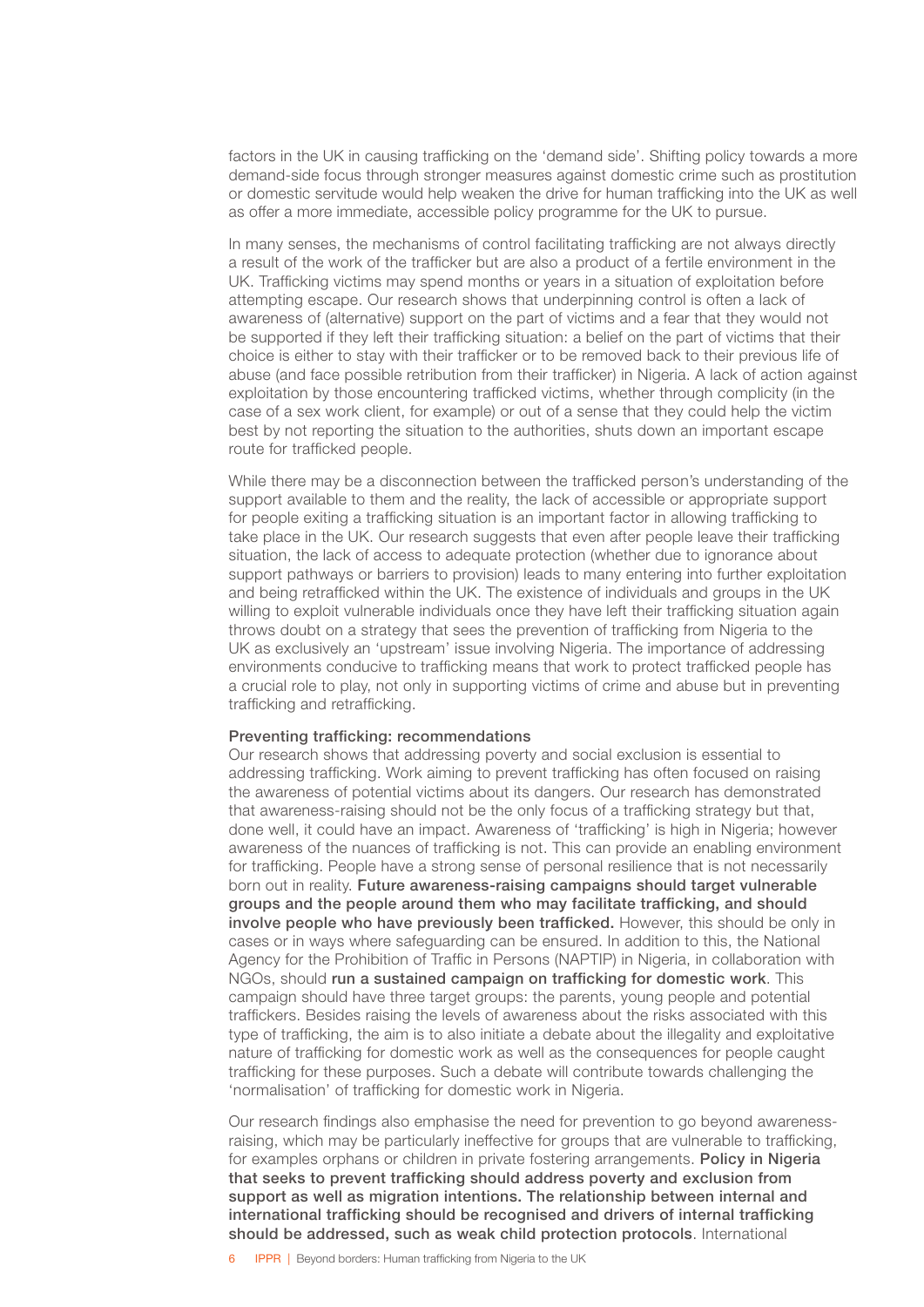factors in the UK in causing trafficking on the 'demand side'. Shifting policy towards a more demand-side focus through stronger measures against domestic crime such as prostitution or domestic servitude would help weaken the drive for human trafficking into the UK as well as offer a more immediate, accessible policy programme for the UK to pursue.

In many senses, the mechanisms of control facilitating trafficking are not always directly a result of the work of the trafficker but are also a product of a fertile environment in the UK. Trafficking victims may spend months or years in a situation of exploitation before attempting escape. Our research shows that underpinning control is often a lack of awareness of (alternative) support on the part of victims and a fear that they would not be supported if they left their trafficking situation: a belief on the part of victims that their choice is either to stay with their trafficker or to be removed back to their previous life of abuse (and face possible retribution from their trafficker) in Nigeria. A lack of action against exploitation by those encountering trafficked victims, whether through complicity (in the case of a sex work client, for example) or out of a sense that they could help the victim best by not reporting the situation to the authorities, shuts down an important escape route for trafficked people.

While there may be a disconnection between the trafficked person's understanding of the support available to them and the reality, the lack of accessible or appropriate support for people exiting a trafficking situation is an important factor in allowing trafficking to take place in the UK. Our research suggests that even after people leave their trafficking situation, the lack of access to adequate protection (whether due to ignorance about support pathways or barriers to provision) leads to many entering into further exploitation and being retrafficked within the UK. The existence of individuals and groups in the UK willing to exploit vulnerable individuals once they have left their trafficking situation again throws doubt on a strategy that sees the prevention of trafficking from Nigeria to the UK as exclusively an 'upstream' issue involving Nigeria. The importance of addressing environments conducive to trafficking means that work to protect trafficked people has a crucial role to play, not only in supporting victims of crime and abuse but in preventing trafficking and retrafficking.

### Preventing trafficking: recommendations

Our research shows that addressing poverty and social exclusion is essential to addressing trafficking. Work aiming to prevent trafficking has often focused on raising the awareness of potential victims about its dangers. Our research has demonstrated that awareness-raising should not be the only focus of a trafficking strategy but that, done well, it could have an impact. Awareness of 'trafficking' is high in Nigeria; however awareness of the nuances of trafficking is not. This can provide an enabling environment for trafficking. People have a strong sense of personal resilience that is not necessarily born out in reality. **Future awareness-raising campaigns should target vulnerable groups and the people around them who may facilitate trafficking, and should involve people who have previously been trafficked.** However, this should be only in cases or in ways where safeguarding can be ensured. In addition to this, the National Agency for the Prohibition of Traffic in Persons (NAPTIP) in Nigeria, in collaboration with NGOs, should **run a sustained campaign on trafficking for domestic work**. This campaign should have three target groups: the parents, young people and potential traffickers. Besides raising the levels of awareness about the risks associated with this type of trafficking, the aim is to also initiate a debate about the illegality and exploitative nature of trafficking for domestic work as well as the consequences for people caught trafficking for these purposes. Such a debate will contribute towards challenging the 'normalisation' of trafficking for domestic work in Nigeria.

Our research findings also emphasise the need for prevention to go beyond awareness-raising, which may be particularly ineffective for groups that are vulnerable to trafficking, for examples orphans or children in private fostering arrangements. **Policy in Nigeria that seeks to prevent trafficking should address poverty and exclusion from support as well as migration intentions. The relationship between internal and international trafficking should be recognised and drivers of internal trafficking should be addressed, such as weak child protection protocols**. International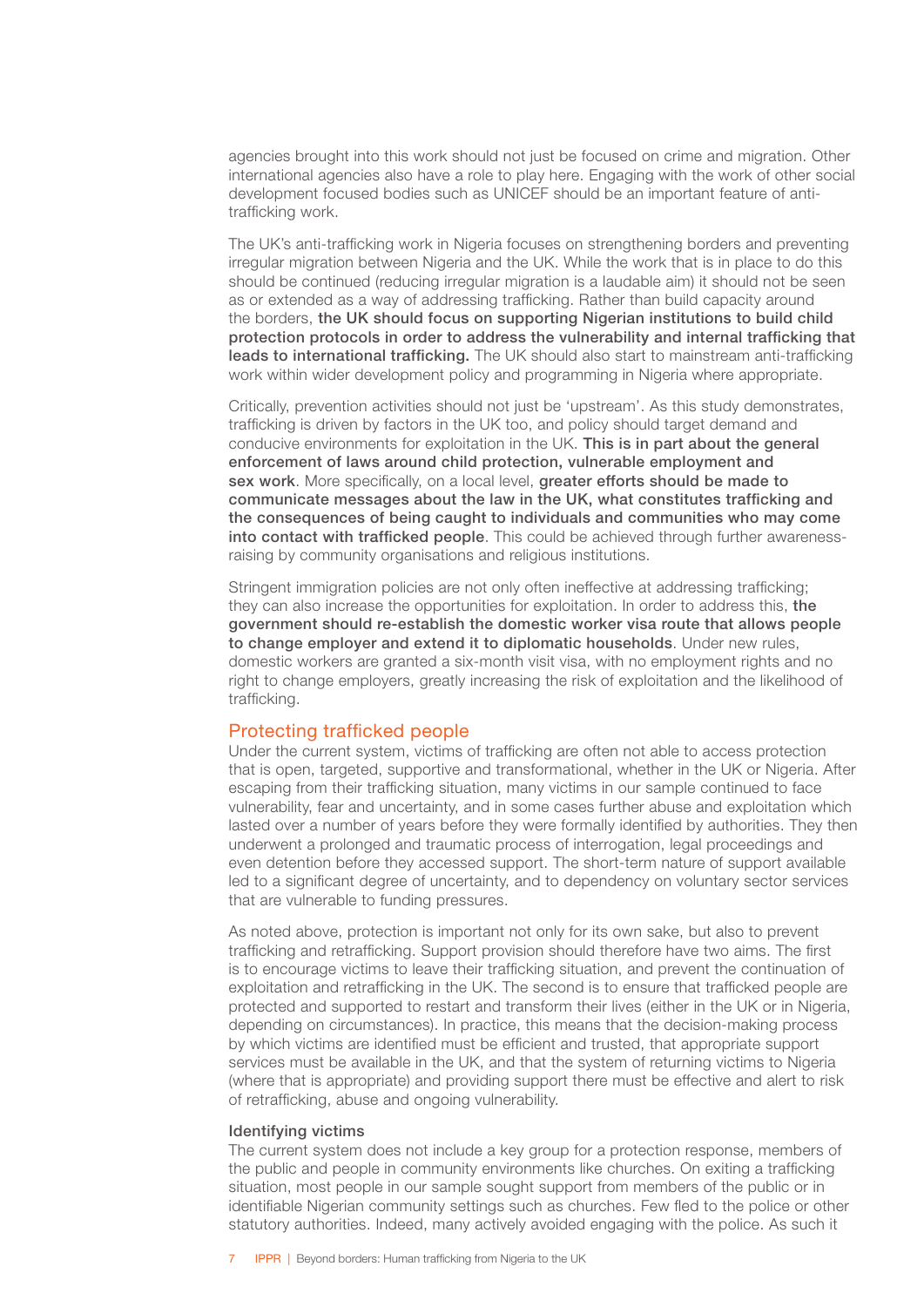agencies brought into this work should not just be focused on crime and migration. Other international agencies also have a role to play here. Engaging with the work of other social development focused bodies such as UNICEF should be an important feature of anti-trafficking work.

The UK's anti-trafficking work in Nigeria focuses on strengthening borders and preventing irregular migration between Nigeria and the UK. While the work that is in place to do this should be continued (reducing irregular migration is a laudable aim) it should not be seen as or extended as a way of addressing trafficking. Rather than build capacity around the borders, **the UK should focus on supporting Nigerian institutions to build child protection protocols in order to address the vulnerability and internal trafficking that leads to international trafficking.** The UK should also start to mainstream anti-trafficking work within wider development policy and programming in Nigeria where appropriate.

Critically, prevention activities should not just be 'upstream'. As this study demonstrates, trafficking is driven by factors in the UK too, and policy should target demand and conducive environments for exploitation in the UK. **This is in part about the general enforcement of laws around child protection, vulnerable employment and sex work**. More specifically, on a local level, **greater efforts should be made to communicate messages about the law in the UK, what constitutes trafficking and the consequences of being caught to individuals and communities who may come into contact with trafficked people**. This could be achieved through further awareness-raising by community organisations and religious institutions.

Stringent immigration policies are not only often ineffective at addressing trafficking; they can also increase the opportunities for exploitation. In order to address this, **the government should re-establish the domestic worker visa route that allows people to change employer and extend it to diplomatic households**. Under new rules, domestic workers are granted a six-month visit visa, with no employment rights and no right to change employers, greatly increasing the risk of exploitation and the likelihood of trafficking.

## Protecting trafficked people

Under the current system, victims of trafficking are often not able to access protection that is open, targeted, supportive and transformational, whether in the UK or Nigeria. After escaping from their trafficking situation, many victims in our sample continued to face vulnerability, fear and uncertainty, and in some cases further abuse and exploitation which lasted over a number of years before they were formally identified by authorities. They then underwent a prolonged and traumatic process of interrogation, legal proceedings and even detention before they accessed support. The short-term nature of support available led to a significant degree of uncertainty, and to dependency on voluntary sector services that are vulnerable to funding pressures.

As noted above, protection is important not only for its own sake, but also to prevent trafficking and retrafficking. Support provision should therefore have two aims. The first is to encourage victims to leave their trafficking situation, and prevent the continuation of exploitation and retrafficking in the UK. The second is to ensure that trafficked people are protected and supported to restart and transform their lives (either in the UK or in Nigeria, depending on circumstances). In practice, this means that the decision-making process by which victims are identified must be efficient and trusted, that appropriate support services must be available in the UK, and that the system of returning victims to Nigeria (where that is appropriate) and providing support there must be effective and alert to risk of retrafficking, abuse and ongoing vulnerability.

### Identifying victims

The current system does not include a key group for a protection response, members of the public and people in community environments like churches. On exiting a trafficking situation, most people in our sample sought support from members of the public or in identifiable Nigerian community settings such as churches. Few fled to the police or other statutory authorities. Indeed, many actively avoided engaging with the police. As such it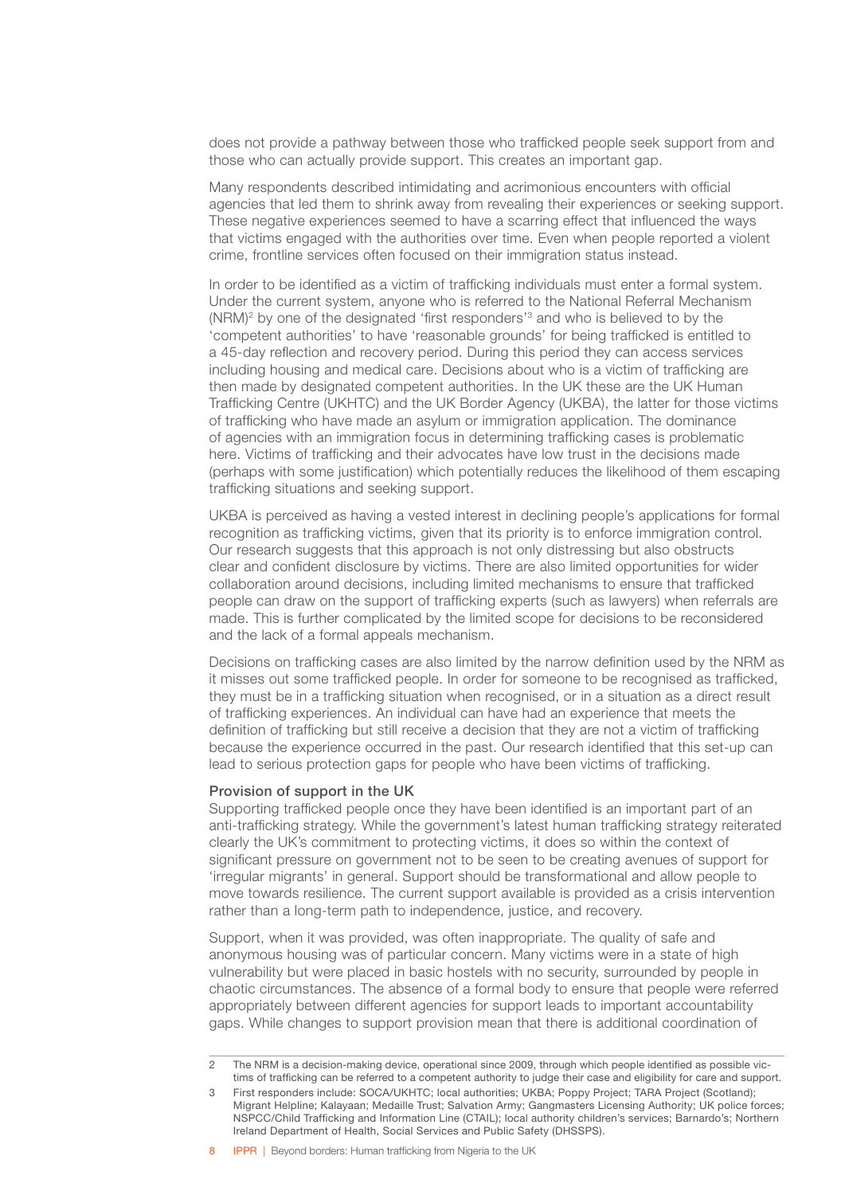does not provide a pathway between those who trafficked people seek support from and those who can actually provide support. This creates an important gap.

Many respondents described intimidating and acrimonious encounters with official agencies that led them to shrink away from revealing their experiences or seeking support. These negative experiences seemed to have a scarring effect that influenced the ways that victims engaged with the authorities over time. Even when people reported a violent crime, frontline services often focused on their immigration status instead.

In order to be identified as a victim of trafficking individuals must enter a formal system. Under the current system, anyone who is referred to the National Referral Mechanism (NRM)[2] by one of the designated 'first responders'[3] and who is believed to by the 'competent authorities' to have 'reasonable grounds' for being trafficked is entitled to a 45-day reflection and recovery period. During this period they can access services including housing and medical care. Decisions about who is a victim of trafficking are then made by designated competent authorities. In the UK these are the UK Human Trafficking Centre (UKHTC) and the UK Border Agency (UKBA), the latter for those victims of trafficking who have made an asylum or immigration application. The dominance of agencies with an immigration focus in determining trafficking cases is problematic here. Victims of trafficking and their advocates have low trust in the decisions made (perhaps with some justification) which potentially reduces the likelihood of them escaping trafficking situations and seeking support.

UKBA is perceived as having a vested interest in declining people's applications for formal recognition as trafficking victims, given that its priority is to enforce immigration control. Our research suggests that this approach is not only distressing but also obstructs clear and confident disclosure by victims. There are also limited opportunities for wider collaboration around decisions, including limited mechanisms to ensure that trafficked people can draw on the support of trafficking experts (such as lawyers) when referrals are made. This is further complicated by the limited scope for decisions to be reconsidered and the lack of a formal appeals mechanism.

Decisions on trafficking cases are also limited by the narrow definition used by the NRM as it misses out some trafficked people. In order for someone to be recognised as trafficked, they must be in a trafficking situation when recognised, or in a situation as a direct result of trafficking experiences. An individual can have had an experience that meets the definition of trafficking but still receive a decision that they are not a victim of trafficking because the experience occurred in the past. Our research identified that this set-up can lead to serious protection gaps for people who have been victims of trafficking.

**Provision of support in the UK**

Supporting trafficked people once they have been identified is an important part of an anti-trafficking strategy. While the government's latest human trafficking strategy reiterated clearly the UK's commitment to protecting victims, it does so within the context of significant pressure on government not to be seen to be creating avenues of support for 'irregular migrants' in general. Support should be transformational and allow people to move towards resilience. The current support available is provided as a crisis intervention rather than a long-term path to independence, justice, and recovery.

Support, when it was provided, was often inappropriate. The quality of safe and anonymous housing was of particular concern. Many victims were in a state of high vulnerability but were placed in basic hostels with no security, surrounded by people in chaotic circumstances. The absence of a formal body to ensure that people were referred appropriately between different agencies for support leads to important accountability gaps. While changes to support provision mean that there is additional coordination of

---

2 The NRM is a decision-making device, operational since 2009, through which people identified as possible victims of trafficking can be referred to a competent authority to judge their case and eligibility for care and support.

3 First responders include: SOCA/UKHTC; local authorities; UKBA; Poppy Project; TARA Project (Scotland); Migrant Helpline; Kalayaan; Medaille Trust; Salvation Army; Gangmasters Licensing Authority; UK police forces; NSPCC/Child Trafficking and Information Line (CTAIL); local authority children's services; Barnardo's; Northern Ireland Department of Health, Social Services and Public Safety (DHSSPS).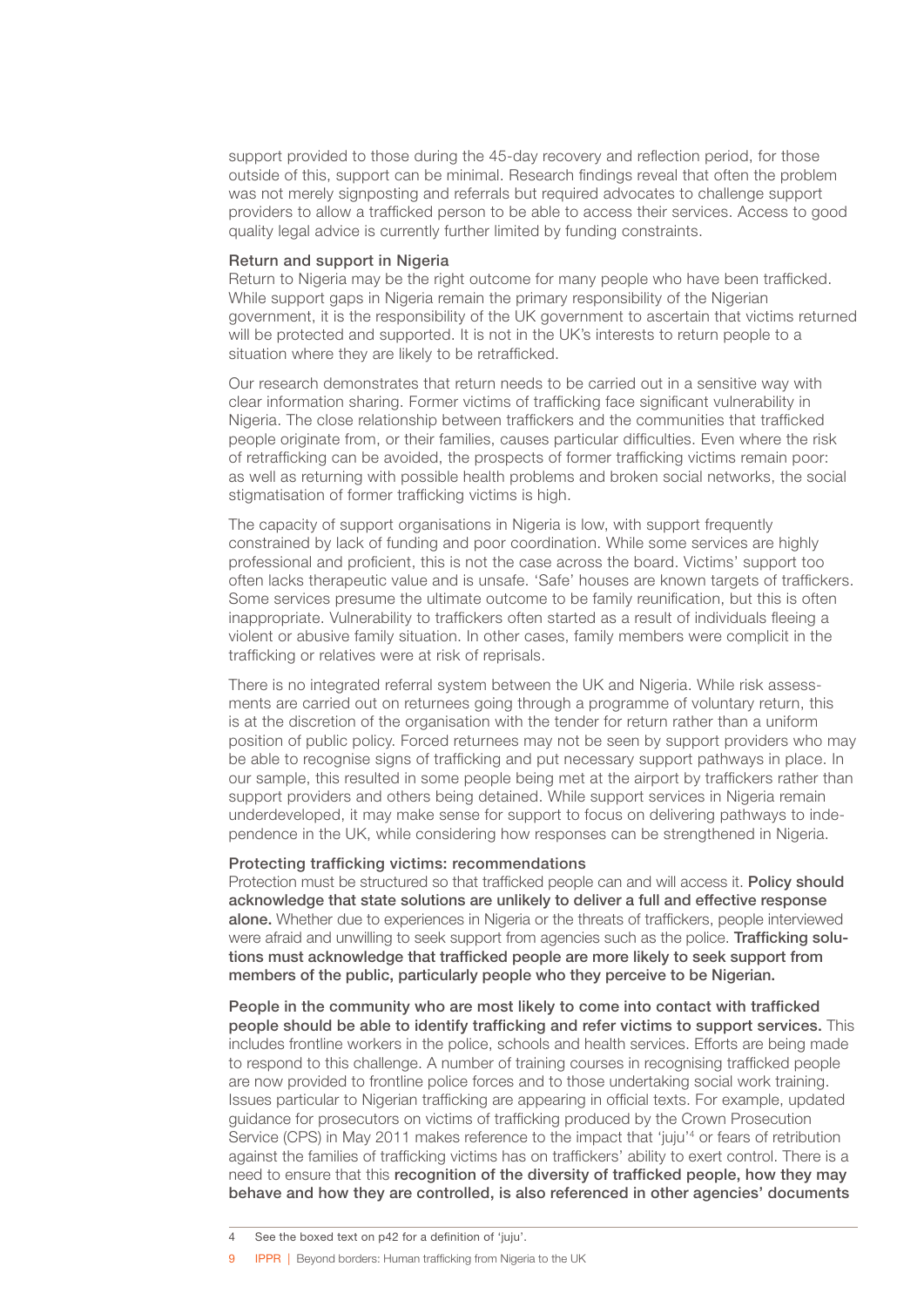support provided to those during the 45-day recovery and reflection period, for those outside of this, support can be minimal. Research findings reveal that often the problem was not merely signposting and referrals but required advocates to challenge support providers to allow a trafficked person to be able to access their services. Access to good quality legal advice is currently further limited by funding constraints.

### Return and support in Nigeria

Return to Nigeria may be the right outcome for many people who have been trafficked. While support gaps in Nigeria remain the primary responsibility of the Nigerian government, it is the responsibility of the UK government to ascertain that victims returned will be protected and supported. It is not in the UK's interests to return people to a situation where they are likely to be retrafficked.

Our research demonstrates that return needs to be carried out in a sensitive way with clear information sharing. Former victims of trafficking face significant vulnerability in Nigeria. The close relationship between traffickers and the communities that trafficked people originate from, or their families, causes particular difficulties. Even where the risk of retrafficking can be avoided, the prospects of former trafficking victims remain poor: as well as returning with possible health problems and broken social networks, the social stigmatisation of former trafficking victims is high.

The capacity of support organisations in Nigeria is low, with support frequently constrained by lack of funding and poor coordination. While some services are highly professional and proficient, this is not the case across the board. Victims' support too often lacks therapeutic value and is unsafe. 'Safe' houses are known targets of traffickers. Some services presume the ultimate outcome to be family reunification, but this is often inappropriate. Vulnerability to traffickers often started as a result of individuals fleeing a violent or abusive family situation. In other cases, family members were complicit in the trafficking or relatives were at risk of reprisals.

There is no integrated referral system between the UK and Nigeria. While risk assessments are carried out on returnees going through a programme of voluntary return, this is at the discretion of the organisation with the tender for return rather than a uniform position of public policy. Forced returnees may not be seen by support providers who may be able to recognise signs of trafficking and put necessary support pathways in place. In our sample, this resulted in some people being met at the airport by traffickers rather than support providers and others being detained. While support services in Nigeria remain underdeveloped, it may make sense for support to focus on delivering pathways to independence in the UK, while considering how responses can be strengthened in Nigeria.

### Protecting trafficking victims: recommendations

Protection must be structured so that trafficked people can and will access it. **Policy should acknowledge that state solutions are unlikely to deliver a full and effective response alone.** Whether due to experiences in Nigeria or the threats of traffickers, people interviewed were afraid and unwilling to seek support from agencies such as the police. **Trafficking solutions must acknowledge that trafficked people are more likely to seek support from members of the public, particularly people who they perceive to be Nigerian.**

**People in the community who are most likely to come into contact with trafficked people should be able to identify trafficking and refer victims to support services.** This includes frontline workers in the police, schools and health services. Efforts are being made to respond to this challenge. A number of training courses in recognising trafficked people are now provided to frontline police forces and to those undertaking social work training. Issues particular to Nigerian trafficking are appearing in official texts. For example, updated guidance for prosecutors on victims of trafficking produced by the Crown Prosecution Service (CPS) in May 2011 makes reference to the impact that 'juju'[4] or fears of retribution against the families of trafficking victims has on traffickers' ability to exert control. There is a need to ensure that this **recognition of the diversity of trafficked people, how they may behave and how they are controlled, is also referenced in other agencies' documents**

4 See the boxed text on p42 for a definition of 'juju'.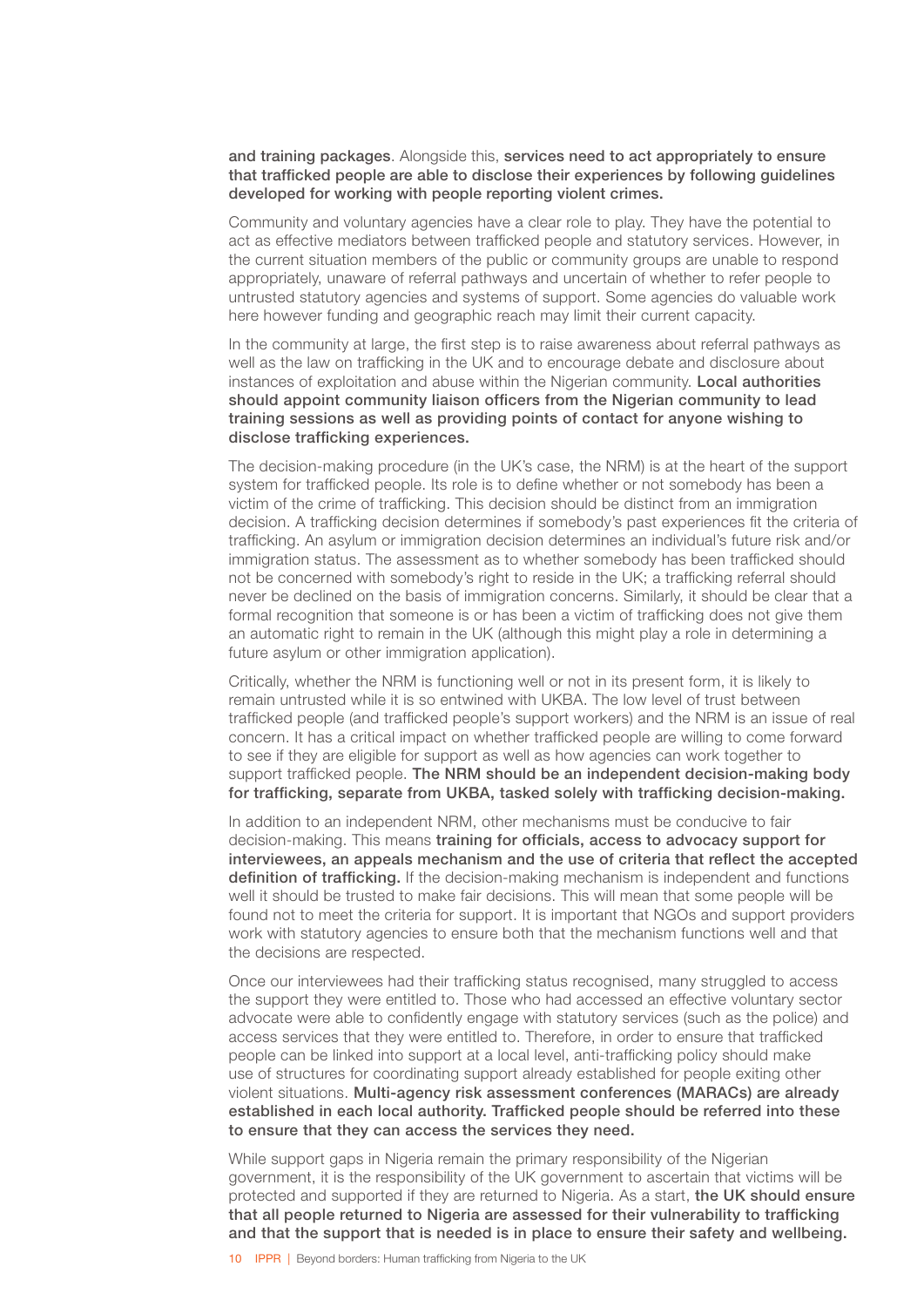**and training packages**. Alongside this, **services need to act appropriately to ensure that trafficked people are able to disclose their experiences by following guidelines developed for working with people reporting violent crimes.**

Community and voluntary agencies have a clear role to play. They have the potential to act as effective mediators between trafficked people and statutory services. However, in the current situation members of the public or community groups are unable to respond appropriately, unaware of referral pathways and uncertain of whether to refer people to untrusted statutory agencies and systems of support. Some agencies do valuable work here however funding and geographic reach may limit their current capacity.

In the community at large, the first step is to raise awareness about referral pathways as well as the law on trafficking in the UK and to encourage debate and disclosure about instances of exploitation and abuse within the Nigerian community. **Local authorities should appoint community liaison officers from the Nigerian community to lead training sessions as well as providing points of contact for anyone wishing to disclose trafficking experiences.**

The decision-making procedure (in the UK's case, the NRM) is at the heart of the support system for trafficked people. Its role is to define whether or not somebody has been a victim of the crime of trafficking. This decision should be distinct from an immigration decision. A trafficking decision determines if somebody's past experiences fit the criteria of trafficking. An asylum or immigration decision determines an individual's future risk and/or immigration status. The assessment as to whether somebody has been trafficked should not be concerned with somebody's right to reside in the UK; a trafficking referral should never be declined on the basis of immigration concerns. Similarly, it should be clear that a formal recognition that someone is or has been a victim of trafficking does not give them an automatic right to remain in the UK (although this might play a role in determining a future asylum or other immigration application).

Critically, whether the NRM is functioning well or not in its present form, it is likely to remain untrusted while it is so entwined with UKBA. The low level of trust between trafficked people (and trafficked people's support workers) and the NRM is an issue of real concern. It has a critical impact on whether trafficked people are willing to come forward to see if they are eligible for support as well as how agencies can work together to support trafficked people. **The NRM should be an independent decision-making body for trafficking, separate from UKBA, tasked solely with trafficking decision-making.**

In addition to an independent NRM, other mechanisms must be conducive to fair decision-making. This means **training for officials, access to advocacy support for interviewees, an appeals mechanism and the use of criteria that reflect the accepted definition of trafficking.** If the decision-making mechanism is independent and functions well it should be trusted to make fair decisions. This will mean that some people will be found not to meet the criteria for support. It is important that NGOs and support providers work with statutory agencies to ensure both that the mechanism functions well and that the decisions are respected.

Once our interviewees had their trafficking status recognised, many struggled to access the support they were entitled to. Those who had accessed an effective voluntary sector advocate were able to confidently engage with statutory services (such as the police) and access services that they were entitled to. Therefore, in order to ensure that trafficked people can be linked into support at a local level, anti-trafficking policy should make use of structures for coordinating support already established for people exiting other violent situations. **Multi-agency risk assessment conferences (MARACs) are already established in each local authority. Trafficked people should be referred into these to ensure that they can access the services they need.**

While support gaps in Nigeria remain the primary responsibility of the Nigerian government, it is the responsibility of the UK government to ascertain that victims will be protected and supported if they are returned to Nigeria. As a start, **the UK should ensure that all people returned to Nigeria are assessed for their vulnerability to trafficking and that the support that is needed is in place to ensure their safety and wellbeing.**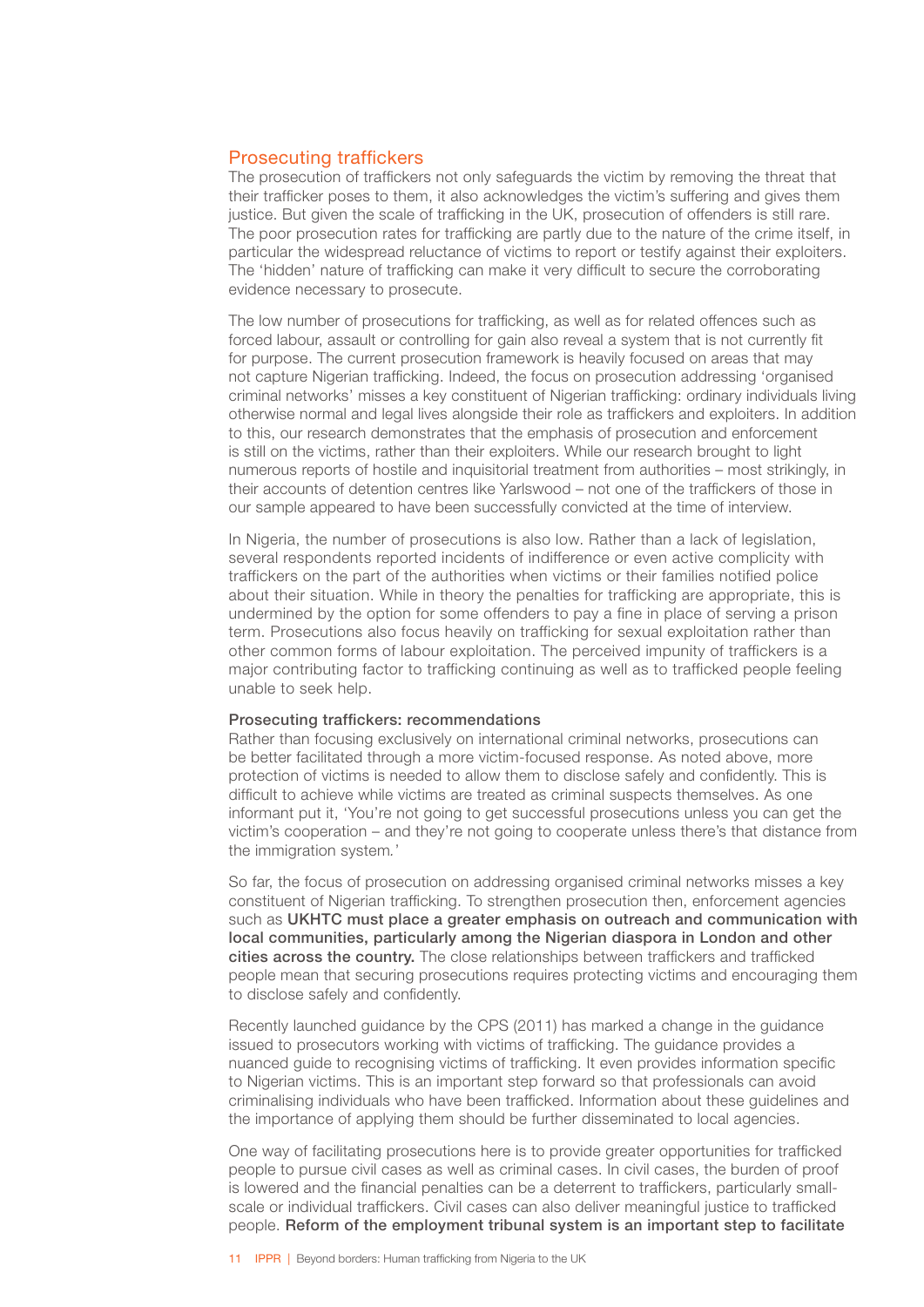## Prosecuting traffickers

The prosecution of traffickers not only safeguards the victim by removing the threat that their trafficker poses to them, it also acknowledges the victim's suffering and gives them justice. But given the scale of trafficking in the UK, prosecution of offenders is still rare. The poor prosecution rates for trafficking are partly due to the nature of the crime itself, in particular the widespread reluctance of victims to report or testify against their exploiters. The 'hidden' nature of trafficking can make it very difficult to secure the corroborating evidence necessary to prosecute.

The low number of prosecutions for trafficking, as well as for related offences such as forced labour, assault or controlling for gain also reveal a system that is not currently fit for purpose. The current prosecution framework is heavily focused on areas that may not capture Nigerian trafficking. Indeed, the focus on prosecution addressing 'organised criminal networks' misses a key constituent of Nigerian trafficking: ordinary individuals living otherwise normal and legal lives alongside their role as traffickers and exploiters. In addition to this, our research demonstrates that the emphasis of prosecution and enforcement is still on the victims, rather than their exploiters. While our research brought to light numerous reports of hostile and inquisitorial treatment from authorities – most strikingly, in their accounts of detention centres like Yarlswood – not one of the traffickers of those in our sample appeared to have been successfully convicted at the time of interview.

In Nigeria, the number of prosecutions is also low. Rather than a lack of legislation, several respondents reported incidents of indifference or even active complicity with traffickers on the part of the authorities when victims or their families notified police about their situation. While in theory the penalties for trafficking are appropriate, this is undermined by the option for some offenders to pay a fine in place of serving a prison term. Prosecutions also focus heavily on trafficking for sexual exploitation rather than other common forms of labour exploitation. The perceived impunity of traffickers is a major contributing factor to trafficking continuing as well as to trafficked people feeling unable to seek help.

### Prosecuting traffickers: recommendations

Rather than focusing exclusively on international criminal networks, prosecutions can be better facilitated through a more victim-focused response. As noted above, more protection of victims is needed to allow them to disclose safely and confidently. This is difficult to achieve while victims are treated as criminal suspects themselves. As one informant put it, 'You're not going to get successful prosecutions unless you can get the victim's cooperation – and they're not going to cooperate unless there's that distance from the immigration system.'

So far, the focus of prosecution on addressing organised criminal networks misses a key constituent of Nigerian trafficking. To strengthen prosecution then, enforcement agencies such as **UKHTC must place a greater emphasis on outreach and communication with local communities, particularly among the Nigerian diaspora in London and other cities across the country.** The close relationships between traffickers and trafficked people mean that securing prosecutions requires protecting victims and encouraging them to disclose safely and confidently.

Recently launched guidance by the CPS (2011) has marked a change in the guidance issued to prosecutors working with victims of trafficking. The guidance provides a nuanced guide to recognising victims of trafficking. It even provides information specific to Nigerian victims. This is an important step forward so that professionals can avoid criminalising individuals who have been trafficked. Information about these guidelines and the importance of applying them should be further disseminated to local agencies.

One way of facilitating prosecutions here is to provide greater opportunities for trafficked people to pursue civil cases as well as criminal cases. In civil cases, the burden of proof is lowered and the financial penalties can be a deterrent to traffickers, particularly small-scale or individual traffickers. Civil cases can also deliver meaningful justice to trafficked people. **Reform of the employment tribunal system is an important step to facilitate**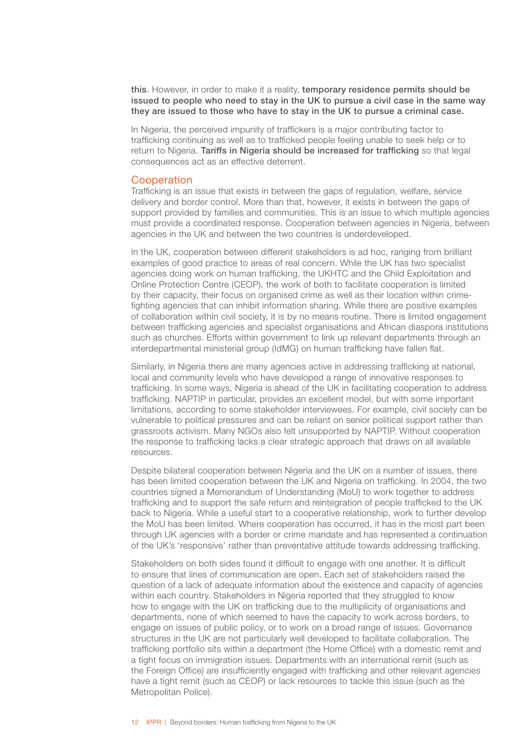**this**. However, in order to make it a reality, **temporary residence permits should be issued to people who need to stay in the UK to pursue a civil case in the same way they are issued to those who have to stay in the UK to pursue a criminal case.**

In Nigeria, the perceived impunity of traffickers is a major contributing factor to trafficking continuing as well as to trafficked people feeling unable to seek help or to return to Nigeria. **Tariffs in Nigeria should be increased for trafficking** so that legal consequences act as an effective deterrent.

## Cooperation

Trafficking is an issue that exists in between the gaps of regulation, welfare, service delivery and border control. More than that, however, it exists in between the gaps of support provided by families and communities. This is an issue to which multiple agencies must provide a coordinated response. Cooperation between agencies in Nigeria, between agencies in the UK and between the two countries is underdeveloped.

In the UK, cooperation between different stakeholders is ad hoc, ranging from brilliant examples of good practice to areas of real concern. While the UK has two specialist agencies doing work on human trafficking, the UKHTC and the Child Exploitation and Online Protection Centre (CEOP), the work of both to facilitate cooperation is limited by their capacity, their focus on organised crime as well as their location within crime-fighting agencies that can inhibit information sharing. While there are positive examples of collaboration within civil society, it is by no means routine. There is limited engagement between trafficking agencies and specialist organisations and African diaspora institutions such as churches. Efforts within government to link up relevant departments through an interdepartmental ministerial group (IdMG) on human trafficking have fallen flat.

Similarly, in Nigeria there are many agencies active in addressing trafficking at national, local and community levels who have developed a range of innovative responses to trafficking. In some ways, Nigeria is ahead of the UK in facilitating cooperation to address trafficking. NAPTIP in particular, provides an excellent model, but with some important limitations, according to some stakeholder interviewees. For example, civil society can be vulnerable to political pressures and can be reliant on senior political support rather than grassroots activism. Many NGOs also felt unsupported by NAPTIP. Without cooperation the response to trafficking lacks a clear strategic approach that draws on all available resources.

Despite bilateral cooperation between Nigeria and the UK on a number of issues, there has been limited cooperation between the UK and Nigeria on trafficking. In 2004, the two countries signed a Memorandum of Understanding (MoU) to work together to address trafficking and to support the safe return and reintegration of people trafficked to the UK back to Nigeria. While a useful start to a cooperative relationship, work to further develop the MoU has been limited. Where cooperation has occurred, it has in the most part been through UK agencies with a border or crime mandate and has represented a continuation of the UK's 'responsive' rather than preventative attitude towards addressing trafficking.

Stakeholders on both sides found it difficult to engage with one another. It is difficult to ensure that lines of communication are open. Each set of stakeholders raised the question of a lack of adequate information about the existence and capacity of agencies within each country. Stakeholders in Nigeria reported that they struggled to know how to engage with the UK on trafficking due to the multiplicity of organisations and departments, none of which seemed to have the capacity to work across borders, to engage on issues of public policy, or to work on a broad range of issues. Governance structures in the UK are not particularly well developed to facilitate collaboration. The trafficking portfolio sits within a department (the Home Office) with a domestic remit and a tight focus on immigration issues. Departments with an international remit (such as the Foreign Office) are insufficiently engaged with trafficking and other relevant agencies have a tight remit (such as CEOP) or lack resources to tackle this issue (such as the Metropolitan Police).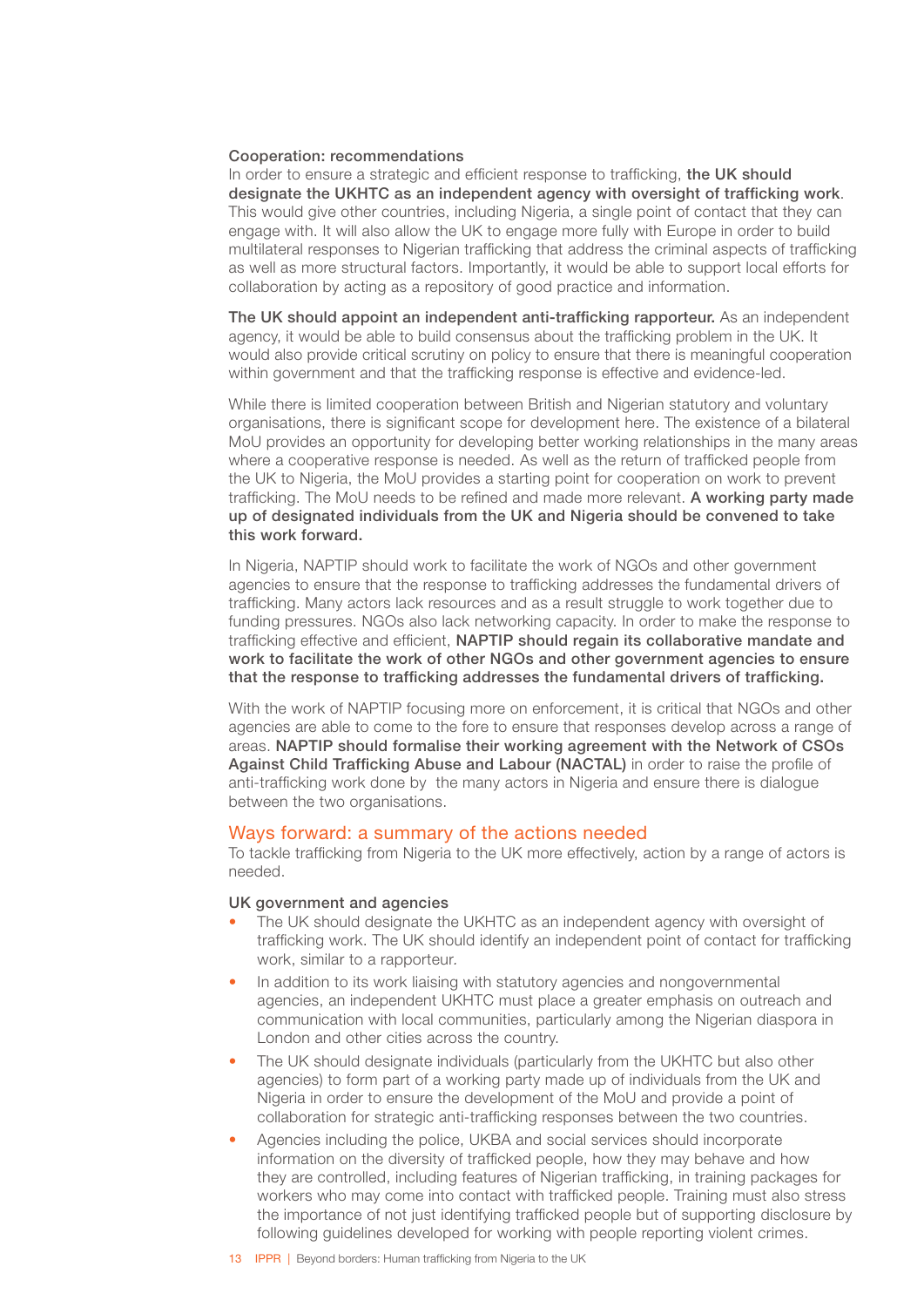#### Cooperation: recommendations

In order to ensure a strategic and efficient response to trafficking, **the UK should designate the UKHTC as an independent agency with oversight of trafficking work**. This would give other countries, including Nigeria, a single point of contact that they can engage with. It will also allow the UK to engage more fully with Europe in order to build multilateral responses to Nigerian trafficking that address the criminal aspects of trafficking as well as more structural factors. Importantly, it would be able to support local efforts for collaboration by acting as a repository of good practice and information.

**The UK should appoint an independent anti-trafficking rapporteur.** As an independent agency, it would be able to build consensus about the trafficking problem in the UK. It would also provide critical scrutiny on policy to ensure that there is meaningful cooperation within government and that the trafficking response is effective and evidence-led.

While there is limited cooperation between British and Nigerian statutory and voluntary organisations, there is significant scope for development here. The existence of a bilateral MoU provides an opportunity for developing better working relationships in the many areas where a cooperative response is needed. As well as the return of trafficked people from the UK to Nigeria, the MoU provides a starting point for cooperation on work to prevent trafficking. The MoU needs to be refined and made more relevant. **A working party made up of designated individuals from the UK and Nigeria should be convened to take this work forward.**

In Nigeria, NAPTIP should work to facilitate the work of NGOs and other government agencies to ensure that the response to trafficking addresses the fundamental drivers of trafficking. Many actors lack resources and as a result struggle to work together due to funding pressures. NGOs also lack networking capacity. In order to make the response to trafficking effective and efficient, **NAPTIP should regain its collaborative mandate and work to facilitate the work of other NGOs and other government agencies to ensure that the response to trafficking addresses the fundamental drivers of trafficking.**

With the work of NAPTIP focusing more on enforcement, it is critical that NGOs and other agencies are able to come to the fore to ensure that responses develop across a range of areas. **NAPTIP should formalise their working agreement with the Network of CSOs Against Child Trafficking Abuse and Labour (NACTAL)** in order to raise the profile of anti-trafficking work done by the many actors in Nigeria and ensure there is dialogue between the two organisations.

## Ways forward: a summary of the actions needed

To tackle trafficking from Nigeria to the UK more effectively, action by a range of actors is needed.

#### UK government and agencies

- The UK should designate the UKHTC as an independent agency with oversight of trafficking work. The UK should identify an independent point of contact for trafficking work, similar to a rapporteur.
- In addition to its work liaising with statutory agencies and nongovernmental agencies, an independent UKHTC must place a greater emphasis on outreach and communication with local communities, particularly among the Nigerian diaspora in London and other cities across the country.
- The UK should designate individuals (particularly from the UKHTC but also other agencies) to form part of a working party made up of individuals from the UK and Nigeria in order to ensure the development of the MoU and provide a point of collaboration for strategic anti-trafficking responses between the two countries.
- Agencies including the police, UKBA and social services should incorporate information on the diversity of trafficked people, how they may behave and how they are controlled, including features of Nigerian trafficking, in training packages for workers who may come into contact with trafficked people. Training must also stress the importance of not just identifying trafficked people but of supporting disclosure by following guidelines developed for working with people reporting violent crimes.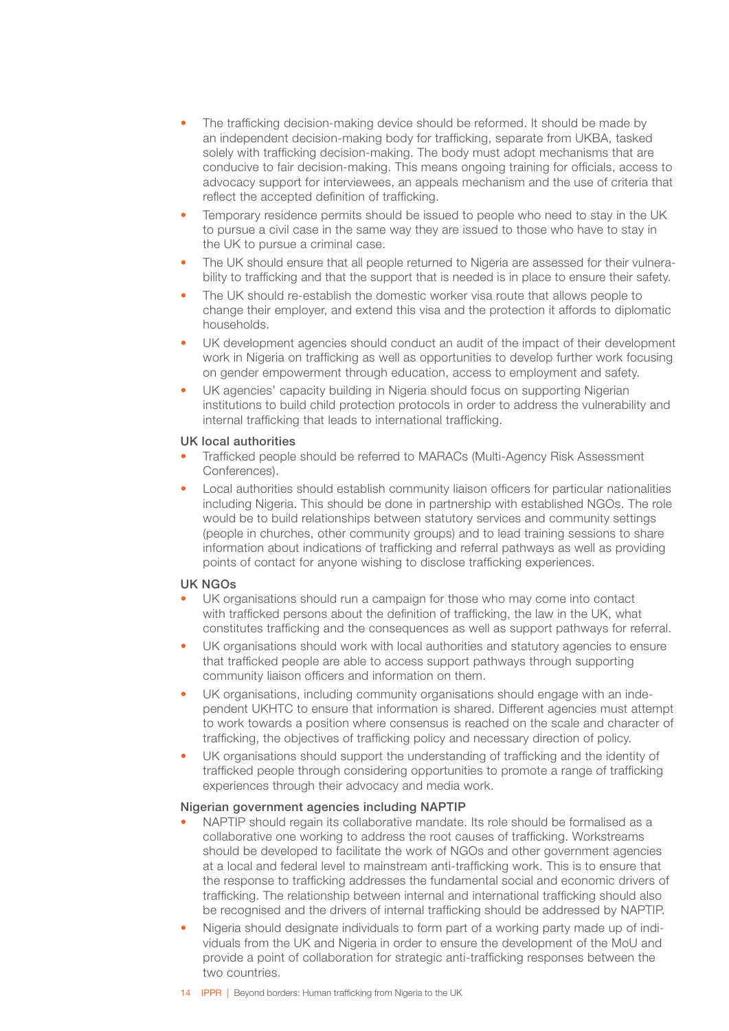- The trafficking decision-making device should be reformed. It should be made by an independent decision-making body for trafficking, separate from UKBA, tasked solely with trafficking decision-making. The body must adopt mechanisms that are conducive to fair decision-making. This means ongoing training for officials, access to advocacy support for interviewees, an appeals mechanism and the use of criteria that reflect the accepted definition of trafficking.
- Temporary residence permits should be issued to people who need to stay in the UK to pursue a civil case in the same way they are issued to those who have to stay in the UK to pursue a criminal case.
- The UK should ensure that all people returned to Nigeria are assessed for their vulnerability to trafficking and that the support that is needed is in place to ensure their safety.
- The UK should re-establish the domestic worker visa route that allows people to change their employer, and extend this visa and the protection it affords to diplomatic households.
- UK development agencies should conduct an audit of the impact of their development work in Nigeria on trafficking as well as opportunities to develop further work focusing on gender empowerment through education, access to employment and safety.
- UK agencies' capacity building in Nigeria should focus on supporting Nigerian institutions to build child protection protocols in order to address the vulnerability and internal trafficking that leads to international trafficking.

#### UK local authorities

- Trafficked people should be referred to MARACs (Multi-Agency Risk Assessment Conferences).
- Local authorities should establish community liaison officers for particular nationalities including Nigeria. This should be done in partnership with established NGOs. The role would be to build relationships between statutory services and community settings (people in churches, other community groups) and to lead training sessions to share information about indications of trafficking and referral pathways as well as providing points of contact for anyone wishing to disclose trafficking experiences.

#### UK NGOs

- UK organisations should run a campaign for those who may come into contact with trafficked persons about the definition of trafficking, the law in the UK, what constitutes trafficking and the consequences as well as support pathways for referral.
- UK organisations should work with local authorities and statutory agencies to ensure that trafficked people are able to access support pathways through supporting community liaison officers and information on them.
- UK organisations, including community organisations should engage with an independent UKHTC to ensure that information is shared. Different agencies must attempt to work towards a position where consensus is reached on the scale and character of trafficking, the objectives of trafficking policy and necessary direction of policy.
- UK organisations should support the understanding of trafficking and the identity of trafficked people through considering opportunities to promote a range of trafficking experiences through their advocacy and media work.

#### Nigerian government agencies including NAPTIP

- NAPTIP should regain its collaborative mandate. Its role should be formalised as a collaborative one working to address the root causes of trafficking. Workstreams should be developed to facilitate the work of NGOs and other government agencies at a local and federal level to mainstream anti-trafficking work. This is to ensure that the response to trafficking addresses the fundamental social and economic drivers of trafficking. The relationship between internal and international trafficking should also be recognised and the drivers of internal trafficking should be addressed by NAPTIP.
- Nigeria should designate individuals to form part of a working party made up of individuals from the UK and Nigeria in order to ensure the development of the MoU and provide a point of collaboration for strategic anti-trafficking responses between the two countries.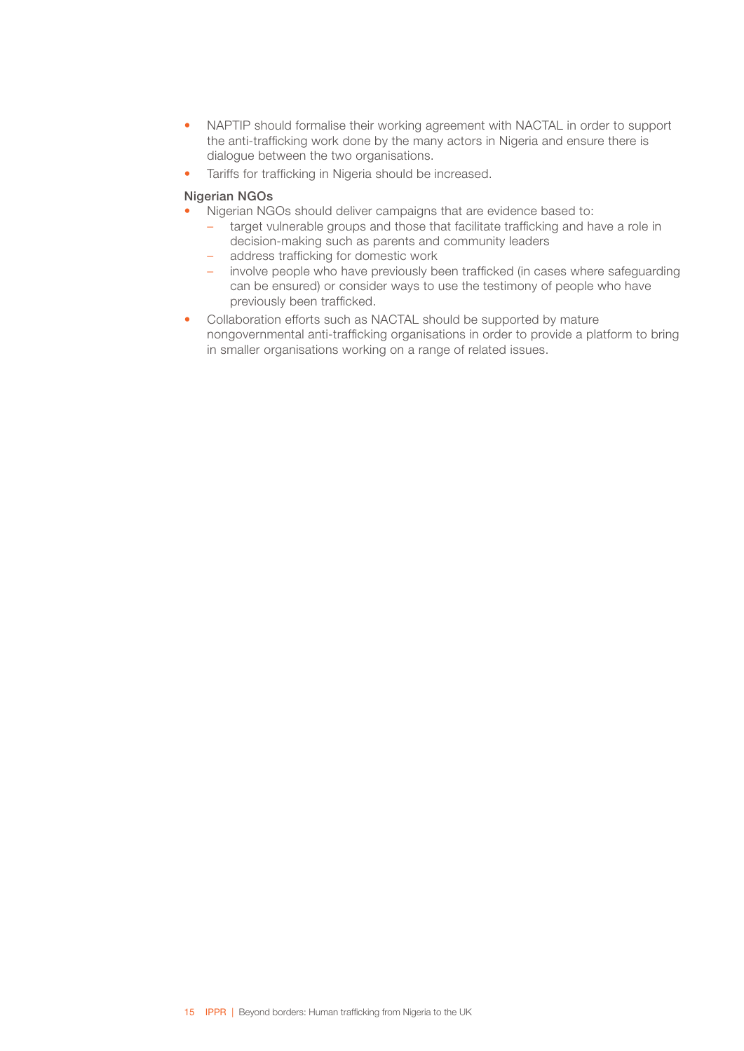- NAPTIP should formalise their working agreement with NACTAL in order to support the anti-trafficking work done by the many actors in Nigeria and ensure there is dialogue between the two organisations.
- Tariffs for trafficking in Nigeria should be increased.

### Nigerian NGOs

- Nigerian NGOs should deliver campaigns that are evidence based to:
  - target vulnerable groups and those that facilitate trafficking and have a role in decision-making such as parents and community leaders
  - address trafficking for domestic work
  - involve people who have previously been trafficked (in cases where safeguarding can be ensured) or consider ways to use the testimony of people who have previously been trafficked.
- Collaboration efforts such as NACTAL should be supported by mature nongovernmental anti-trafficking organisations in order to provide a platform to bring in smaller organisations working on a range of related issues.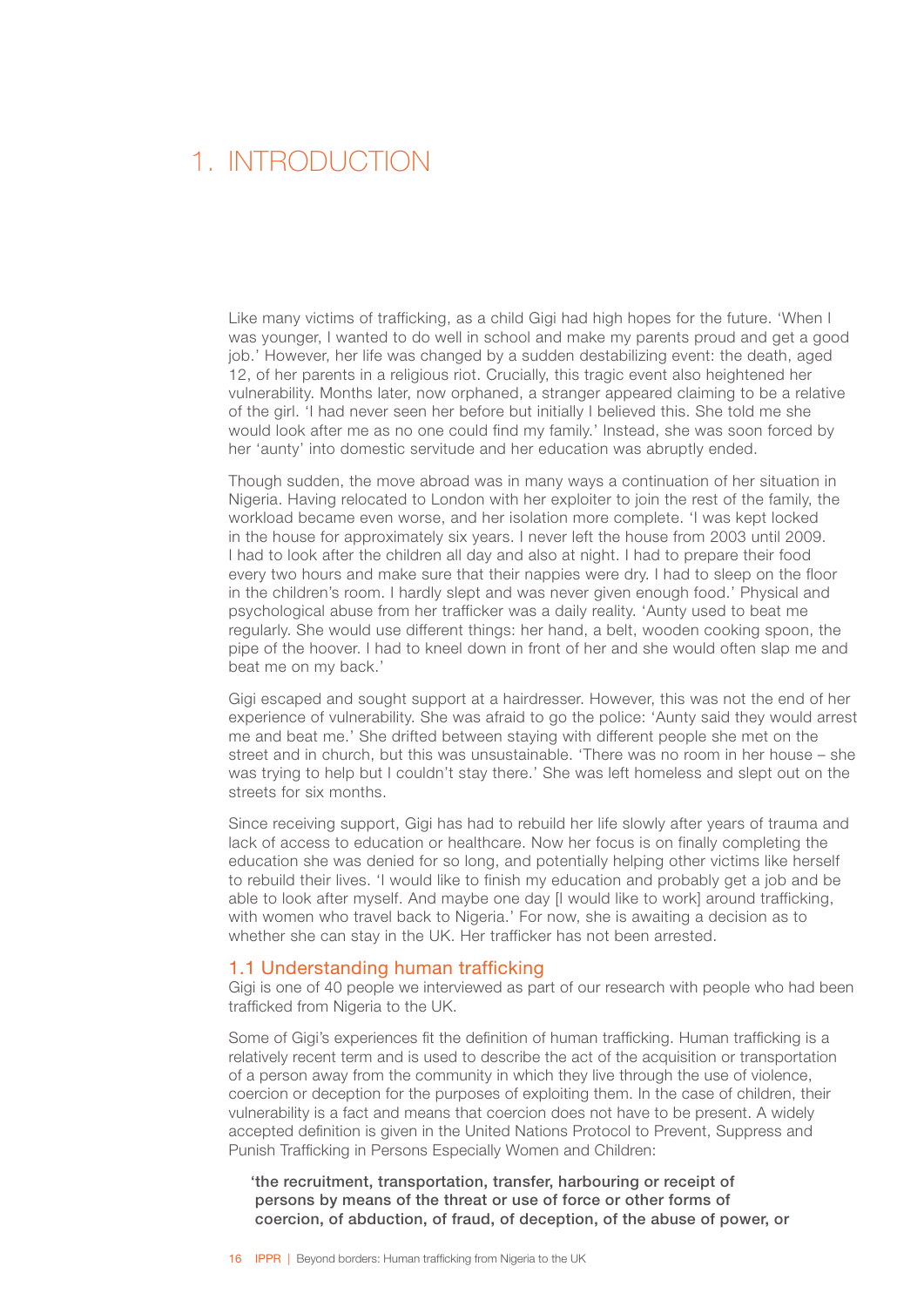# 1. INTRODUCTION

Like many victims of trafficking, as a child Gigi had high hopes for the future. 'When I was younger, I wanted to do well in school and make my parents proud and get a good job.' However, her life was changed by a sudden destabilizing event: the death, aged 12, of her parents in a religious riot. Crucially, this tragic event also heightened her vulnerability. Months later, now orphaned, a stranger appeared claiming to be a relative of the girl. 'I had never seen her before but initially I believed this. She told me she would look after me as no one could find my family.' Instead, she was soon forced by her 'aunty' into domestic servitude and her education was abruptly ended.

Though sudden, the move abroad was in many ways a continuation of her situation in Nigeria. Having relocated to London with her exploiter to join the rest of the family, the workload became even worse, and her isolation more complete. 'I was kept locked in the house for approximately six years. I never left the house from 2003 until 2009. I had to look after the children all day and also at night. I had to prepare their food every two hours and make sure that their nappies were dry. I had to sleep on the floor in the children's room. I hardly slept and was never given enough food.' Physical and psychological abuse from her trafficker was a daily reality. 'Aunty used to beat me regularly. She would use different things: her hand, a belt, wooden cooking spoon, the pipe of the hoover. I had to kneel down in front of her and she would often slap me and beat me on my back.'

Gigi escaped and sought support at a hairdresser. However, this was not the end of her experience of vulnerability. She was afraid to go the police: 'Aunty said they would arrest me and beat me.' She drifted between staying with different people she met on the street and in church, but this was unsustainable. 'There was no room in her house – she was trying to help but I couldn't stay there.' She was left homeless and slept out on the streets for six months.

Since receiving support, Gigi has had to rebuild her life slowly after years of trauma and lack of access to education or healthcare. Now her focus is on finally completing the education she was denied for so long, and potentially helping other victims like herself to rebuild their lives. 'I would like to finish my education and probably get a job and be able to look after myself. And maybe one day [I would like to work] around trafficking, with women who travel back to Nigeria.' For now, she is awaiting a decision as to whether she can stay in the UK. Her trafficker has not been arrested.

## 1.1 Understanding human trafficking

Gigi is one of 40 people we interviewed as part of our research with people who had been trafficked from Nigeria to the UK.

Some of Gigi's experiences fit the definition of human trafficking. Human trafficking is a relatively recent term and is used to describe the act of the acquisition or transportation of a person away from the community in which they live through the use of violence, coercion or deception for the purposes of exploiting them. In the case of children, their vulnerability is a fact and means that coercion does not have to be present. A widely accepted definition is given in the United Nations Protocol to Prevent, Suppress and Punish Trafficking in Persons Especially Women and Children:

> **'the recruitment, transportation, transfer, harbouring or receipt of persons by means of the threat or use of force or other forms of coercion, of abduction, of fraud, of deception, of the abuse of power, or**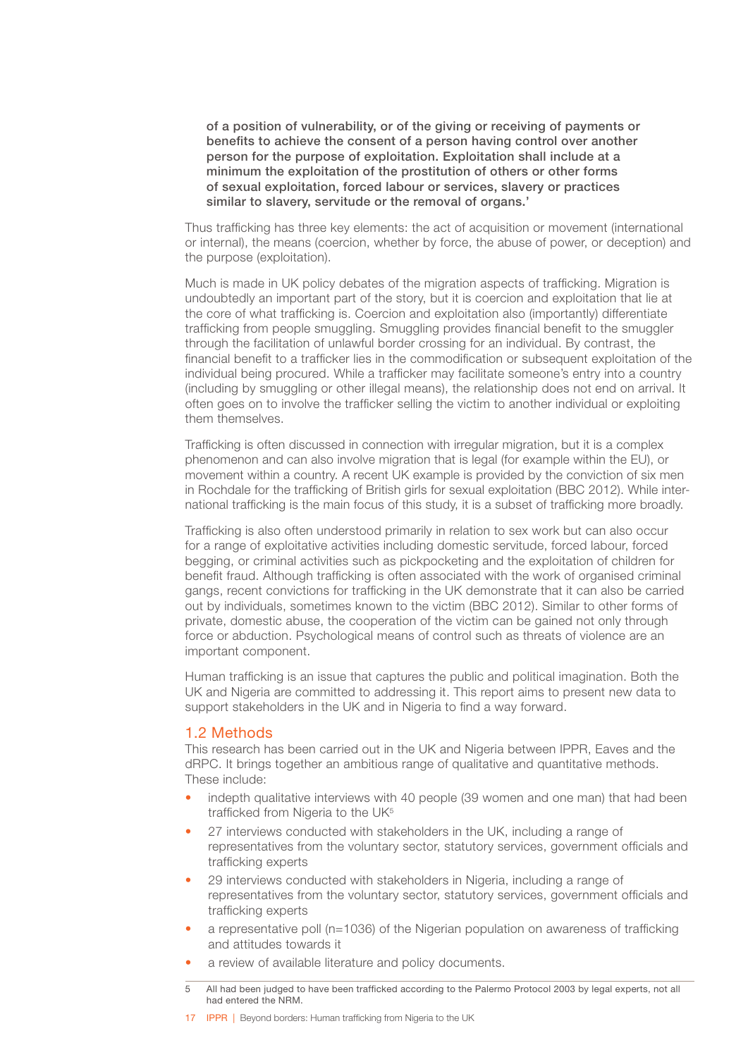**of a position of vulnerability, or of the giving or receiving of payments or benefits to achieve the consent of a person having control over another person for the purpose of exploitation. Exploitation shall include at a minimum the exploitation of the prostitution of others or other forms of sexual exploitation, forced labour or services, slavery or practices similar to slavery, servitude or the removal of organs.'**

Thus trafficking has three key elements: the act of acquisition or movement (international or internal), the means (coercion, whether by force, the abuse of power, or deception) and the purpose (exploitation).

Much is made in UK policy debates of the migration aspects of trafficking. Migration is undoubtedly an important part of the story, but it is coercion and exploitation that lie at the core of what trafficking is. Coercion and exploitation also (importantly) differentiate trafficking from people smuggling. Smuggling provides financial benefit to the smuggler through the facilitation of unlawful border crossing for an individual. By contrast, the financial benefit to a trafficker lies in the commodification or subsequent exploitation of the individual being procured. While a trafficker may facilitate someone's entry into a country (including by smuggling or other illegal means), the relationship does not end on arrival. It often goes on to involve the trafficker selling the victim to another individual or exploiting them themselves.

Trafficking is often discussed in connection with irregular migration, but it is a complex phenomenon and can also involve migration that is legal (for example within the EU), or movement within a country. A recent UK example is provided by the conviction of six men in Rochdale for the trafficking of British girls for sexual exploitation (BBC 2012). While international trafficking is the main focus of this study, it is a subset of trafficking more broadly.

Trafficking is also often understood primarily in relation to sex work but can also occur for a range of exploitative activities including domestic servitude, forced labour, forced begging, or criminal activities such as pickpocketing and the exploitation of children for benefit fraud. Although trafficking is often associated with the work of organised criminal gangs, recent convictions for trafficking in the UK demonstrate that it can also be carried out by individuals, sometimes known to the victim (BBC 2012). Similar to other forms of private, domestic abuse, the cooperation of the victim can be gained not only through force or abduction. Psychological means of control such as threats of violence are an important component.

Human trafficking is an issue that captures the public and political imagination. Both the UK and Nigeria are committed to addressing it. This report aims to present new data to support stakeholders in the UK and in Nigeria to find a way forward.

## 1.2 Methods

This research has been carried out in the UK and Nigeria between IPPR, Eaves and the dRPC. It brings together an ambitious range of qualitative and quantitative methods. These include:

- indepth qualitative interviews with 40 people (39 women and one man) that had been trafficked from Nigeria to the UK[5]
- 27 interviews conducted with stakeholders in the UK, including a range of representatives from the voluntary sector, statutory services, government officials and trafficking experts
- 29 interviews conducted with stakeholders in Nigeria, including a range of representatives from the voluntary sector, statutory services, government officials and trafficking experts
- a representative poll (n=1036) of the Nigerian population on awareness of trafficking and attitudes towards it
- a review of available literature and policy documents.

5 All had been judged to have been trafficked according to the Palermo Protocol 2003 by legal experts, not all had entered the NRM.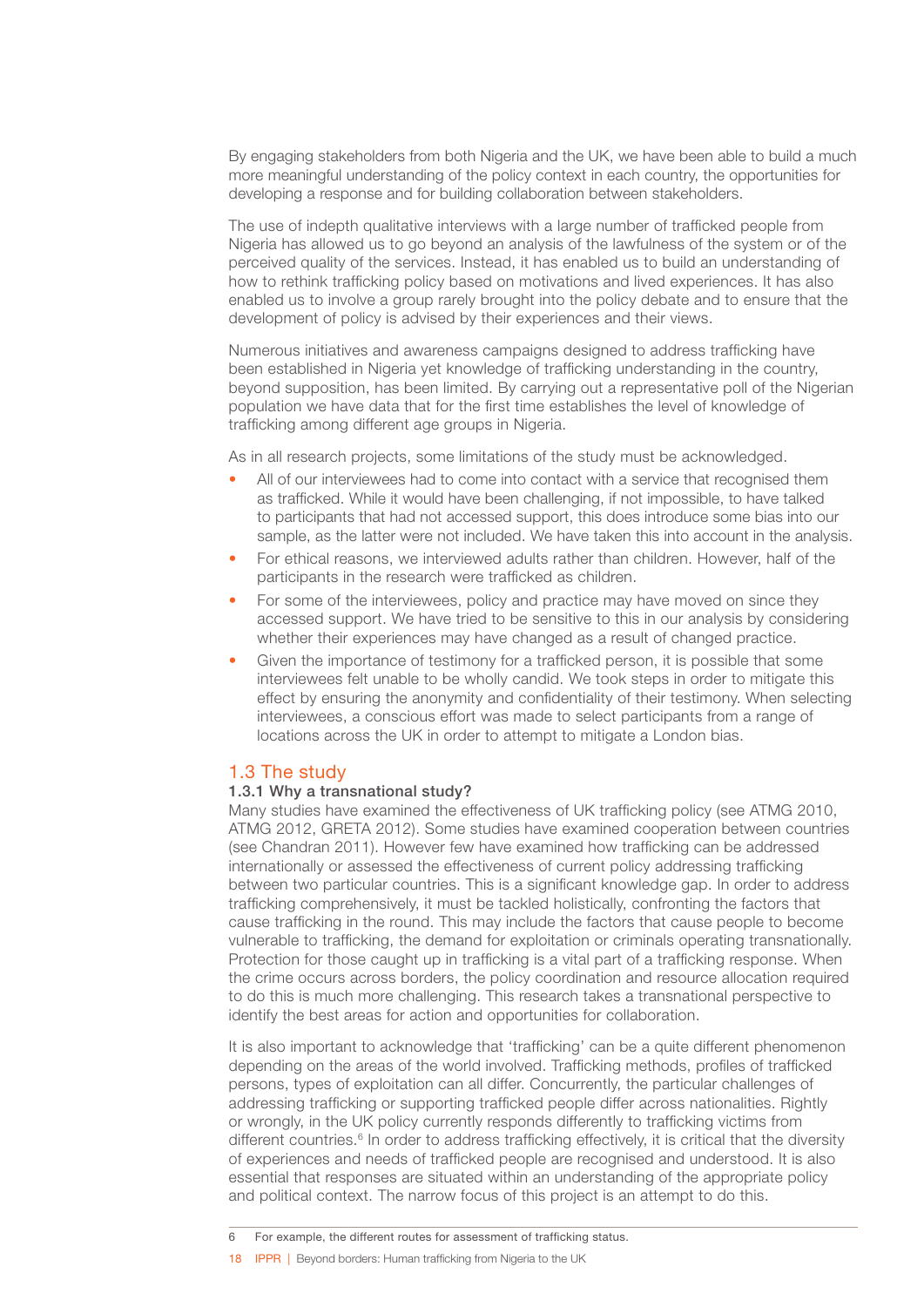By engaging stakeholders from both Nigeria and the UK, we have been able to build a much more meaningful understanding of the policy context in each country, the opportunities for developing a response and for building collaboration between stakeholders.

The use of indepth qualitative interviews with a large number of trafficked people from Nigeria has allowed us to go beyond an analysis of the lawfulness of the system or of the perceived quality of the services. Instead, it has enabled us to build an understanding of how to rethink trafficking policy based on motivations and lived experiences. It has also enabled us to involve a group rarely brought into the policy debate and to ensure that the development of policy is advised by their experiences and their views.

Numerous initiatives and awareness campaigns designed to address trafficking have been established in Nigeria yet knowledge of trafficking understanding in the country, beyond supposition, has been limited. By carrying out a representative poll of the Nigerian population we have data that for the first time establishes the level of knowledge of trafficking among different age groups in Nigeria.

As in all research projects, some limitations of the study must be acknowledged.

- All of our interviewees had to come into contact with a service that recognised them as trafficked. While it would have been challenging, if not impossible, to have talked to participants that had not accessed support, this does introduce some bias into our sample, as the latter were not included. We have taken this into account in the analysis.
- For ethical reasons, we interviewed adults rather than children. However, half of the participants in the research were trafficked as children.
- For some of the interviewees, policy and practice may have moved on since they accessed support. We have tried to be sensitive to this in our analysis by considering whether their experiences may have changed as a result of changed practice.
- Given the importance of testimony for a trafficked person, it is possible that some interviewees felt unable to be wholly candid. We took steps in order to mitigate this effect by ensuring the anonymity and confidentiality of their testimony. When selecting interviewees, a conscious effort was made to select participants from a range of locations across the UK in order to attempt to mitigate a London bias.

## 1.3 The study

### 1.3.1 Why a transnational study?

Many studies have examined the effectiveness of UK trafficking policy (see ATMG 2010, ATMG 2012, GRETA 2012). Some studies have examined cooperation between countries (see Chandran 2011). However few have examined how trafficking can be addressed internationally or assessed the effectiveness of current policy addressing trafficking between two particular countries. This is a significant knowledge gap. In order to address trafficking comprehensively, it must be tackled holistically, confronting the factors that cause trafficking in the round. This may include the factors that cause people to become vulnerable to trafficking, the demand for exploitation or criminals operating transnationally. Protection for those caught up in trafficking is a vital part of a trafficking response. When the crime occurs across borders, the policy coordination and resource allocation required to do this is much more challenging. This research takes a transnational perspective to identify the best areas for action and opportunities for collaboration.

It is also important to acknowledge that 'trafficking' can be a quite different phenomenon depending on the areas of the world involved. Trafficking methods, profiles of trafficked persons, types of exploitation can all differ. Concurrently, the particular challenges of addressing trafficking or supporting trafficked people differ across nationalities. Rightly or wrongly, in the UK policy currently responds differently to trafficking victims from different countries.[6] In order to address trafficking effectively, it is critical that the diversity of experiences and needs of trafficked people are recognised and understood. It is also essential that responses are situated within an understanding of the appropriate policy and political context. The narrow focus of this project is an attempt to do this.

6 For example, the different routes for assessment of trafficking status.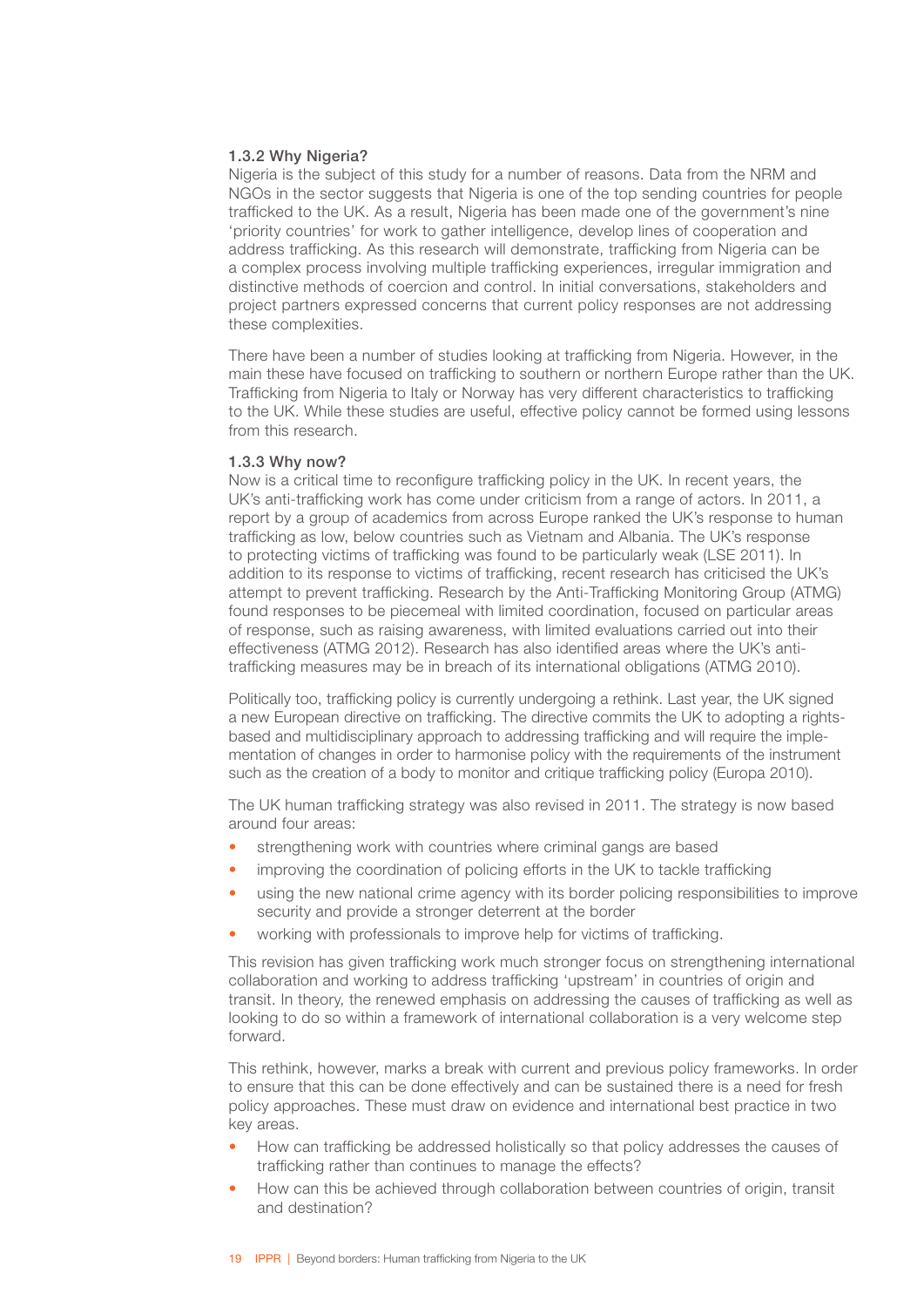### 1.3.2 Why Nigeria?

Nigeria is the subject of this study for a number of reasons. Data from the NRM and NGOs in the sector suggests that Nigeria is one of the top sending countries for people trafficked to the UK. As a result, Nigeria has been made one of the government's nine 'priority countries' for work to gather intelligence, develop lines of cooperation and address trafficking. As this research will demonstrate, trafficking from Nigeria can be a complex process involving multiple trafficking experiences, irregular immigration and distinctive methods of coercion and control. In initial conversations, stakeholders and project partners expressed concerns that current policy responses are not addressing these complexities.

There have been a number of studies looking at trafficking from Nigeria. However, in the main these have focused on trafficking to southern or northern Europe rather than the UK. Trafficking from Nigeria to Italy or Norway has very different characteristics to trafficking to the UK. While these studies are useful, effective policy cannot be formed using lessons from this research.

### 1.3.3 Why now?

Now is a critical time to reconfigure trafficking policy in the UK. In recent years, the UK's anti-trafficking work has come under criticism from a range of actors. In 2011, a report by a group of academics from across Europe ranked the UK's response to human trafficking as low, below countries such as Vietnam and Albania. The UK's response to protecting victims of trafficking was found to be particularly weak (LSE 2011). In addition to its response to victims of trafficking, recent research has criticised the UK's attempt to prevent trafficking. Research by the Anti-Trafficking Monitoring Group (ATMG) found responses to be piecemeal with limited coordination, focused on particular areas of response, such as raising awareness, with limited evaluations carried out into their effectiveness (ATMG 2012). Research has also identified areas where the UK's anti-trafficking measures may be in breach of its international obligations (ATMG 2010).

Politically too, trafficking policy is currently undergoing a rethink. Last year, the UK signed a new European directive on trafficking. The directive commits the UK to adopting a rights-based and multidisciplinary approach to addressing trafficking and will require the implementation of changes in order to harmonise policy with the requirements of the instrument such as the creation of a body to monitor and critique trafficking policy (Europa 2010).

The UK human trafficking strategy was also revised in 2011. The strategy is now based around four areas:

- strengthening work with countries where criminal gangs are based
- improving the coordination of policing efforts in the UK to tackle trafficking
- using the new national crime agency with its border policing responsibilities to improve security and provide a stronger deterrent at the border
- working with professionals to improve help for victims of trafficking.

This revision has given trafficking work much stronger focus on strengthening international collaboration and working to address trafficking 'upstream' in countries of origin and transit. In theory, the renewed emphasis on addressing the causes of trafficking as well as looking to do so within a framework of international collaboration is a very welcome step forward.

This rethink, however, marks a break with current and previous policy frameworks. In order to ensure that this can be done effectively and can be sustained there is a need for fresh policy approaches. These must draw on evidence and international best practice in two key areas.

- How can trafficking be addressed holistically so that policy addresses the causes of trafficking rather than continues to manage the effects?
- How can this be achieved through collaboration between countries of origin, transit and destination?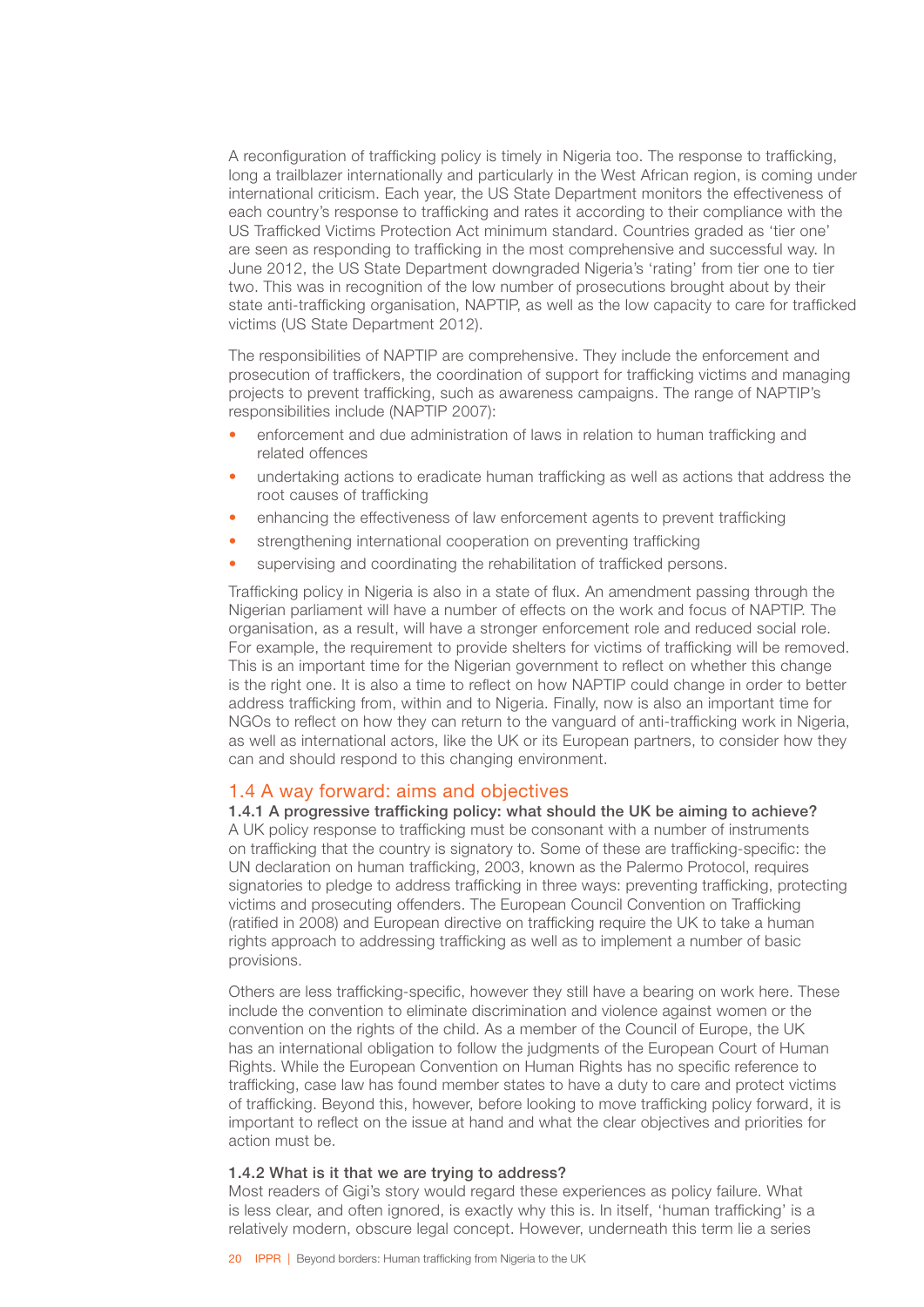A reconfiguration of trafficking policy is timely in Nigeria too. The response to trafficking, long a trailblazer internationally and particularly in the West African region, is coming under international criticism. Each year, the US State Department monitors the effectiveness of each country's response to trafficking and rates it according to their compliance with the US Trafficked Victims Protection Act minimum standard. Countries graded as 'tier one' are seen as responding to trafficking in the most comprehensive and successful way. In June 2012, the US State Department downgraded Nigeria's 'rating' from tier one to tier two. This was in recognition of the low number of prosecutions brought about by their state anti-trafficking organisation, NAPTIP, as well as the low capacity to care for trafficked victims (US State Department 2012).

The responsibilities of NAPTIP are comprehensive. They include the enforcement and prosecution of traffickers, the coordination of support for trafficking victims and managing projects to prevent trafficking, such as awareness campaigns. The range of NAPTIP's responsibilities include (NAPTIP 2007):

- enforcement and due administration of laws in relation to human trafficking and related offences
- undertaking actions to eradicate human trafficking as well as actions that address the root causes of trafficking
- enhancing the effectiveness of law enforcement agents to prevent trafficking
- strengthening international cooperation on preventing trafficking
- supervising and coordinating the rehabilitation of trafficked persons.

Trafficking policy in Nigeria is also in a state of flux. An amendment passing through the Nigerian parliament will have a number of effects on the work and focus of NAPTIP. The organisation, as a result, will have a stronger enforcement role and reduced social role. For example, the requirement to provide shelters for victims of trafficking will be removed. This is an important time for the Nigerian government to reflect on whether this change is the right one. It is also a time to reflect on how NAPTIP could change in order to better address trafficking from, within and to Nigeria. Finally, now is also an important time for NGOs to reflect on how they can return to the vanguard of anti-trafficking work in Nigeria, as well as international actors, like the UK or its European partners, to consider how they can and should respond to this changing environment.

## 1.4 A way forward: aims and objectives

### 1.4.1 A progressive trafficking policy: what should the UK be aiming to achieve?

A UK policy response to trafficking must be consonant with a number of instruments on trafficking that the country is signatory to. Some of these are trafficking-specific: the UN declaration on human trafficking, 2003, known as the Palermo Protocol, requires signatories to pledge to address trafficking in three ways: preventing trafficking, protecting victims and prosecuting offenders. The European Council Convention on Trafficking (ratified in 2008) and European directive on trafficking require the UK to take a human rights approach to addressing trafficking as well as to implement a number of basic provisions.

Others are less trafficking-specific, however they still have a bearing on work here. These include the convention to eliminate discrimination and violence against women or the convention on the rights of the child. As a member of the Council of Europe, the UK has an international obligation to follow the judgments of the European Court of Human Rights. While the European Convention on Human Rights has no specific reference to trafficking, case law has found member states to have a duty to care and protect victims of trafficking. Beyond this, however, before looking to move trafficking policy forward, it is important to reflect on the issue at hand and what the clear objectives and priorities for action must be.

### 1.4.2 What is it that we are trying to address?

Most readers of Gigi's story would regard these experiences as policy failure. What is less clear, and often ignored, is exactly why this is. In itself, 'human trafficking' is a relatively modern, obscure legal concept. However, underneath this term lie a series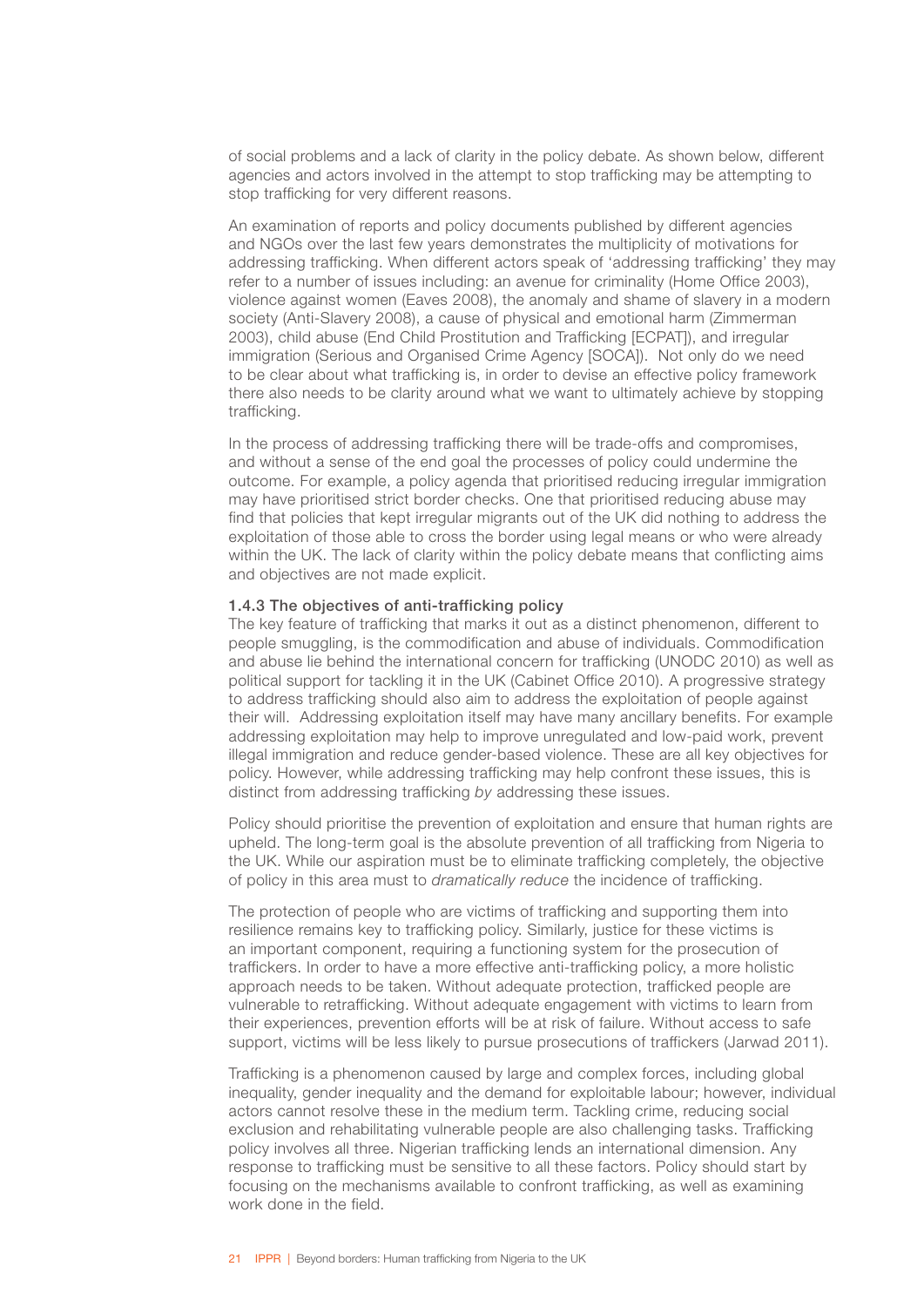of social problems and a lack of clarity in the policy debate. As shown below, different agencies and actors involved in the attempt to stop trafficking may be attempting to stop trafficking for very different reasons.

An examination of reports and policy documents published by different agencies and NGOs over the last few years demonstrates the multiplicity of motivations for addressing trafficking. When different actors speak of 'addressing trafficking' they may refer to a number of issues including: an avenue for criminality (Home Office 2003), violence against women (Eaves 2008), the anomaly and shame of slavery in a modern society (Anti-Slavery 2008), a cause of physical and emotional harm (Zimmerman 2003), child abuse (End Child Prostitution and Trafficking [ECPAT]), and irregular immigration (Serious and Organised Crime Agency [SOCA]). Not only do we need to be clear about what trafficking is, in order to devise an effective policy framework there also needs to be clarity around what we want to ultimately achieve by stopping trafficking.

In the process of addressing trafficking there will be trade-offs and compromises, and without a sense of the end goal the processes of policy could undermine the outcome. For example, a policy agenda that prioritised reducing irregular immigration may have prioritised strict border checks. One that prioritised reducing abuse may find that policies that kept irregular migrants out of the UK did nothing to address the exploitation of those able to cross the border using legal means or who were already within the UK. The lack of clarity within the policy debate means that conflicting aims and objectives are not made explicit.

### 1.4.3 The objectives of anti-trafficking policy

The key feature of trafficking that marks it out as a distinct phenomenon, different to people smuggling, is the commodification and abuse of individuals. Commodification and abuse lie behind the international concern for trafficking (UNODC 2010) as well as political support for tackling it in the UK (Cabinet Office 2010). A progressive strategy to address trafficking should also aim to address the exploitation of people against their will. Addressing exploitation itself may have many ancillary benefits. For example addressing exploitation may help to improve unregulated and low-paid work, prevent illegal immigration and reduce gender-based violence. These are all key objectives for policy. However, while addressing trafficking may help confront these issues, this is distinct from addressing trafficking *by* addressing these issues.

Policy should prioritise the prevention of exploitation and ensure that human rights are upheld. The long-term goal is the absolute prevention of all trafficking from Nigeria to the UK. While our aspiration must be to eliminate trafficking completely, the objective of policy in this area must to *dramatically reduce* the incidence of trafficking.

The protection of people who are victims of trafficking and supporting them into resilience remains key to trafficking policy. Similarly, justice for these victims is an important component, requiring a functioning system for the prosecution of traffickers. In order to have a more effective anti-trafficking policy, a more holistic approach needs to be taken. Without adequate protection, trafficked people are vulnerable to retrafficking. Without adequate engagement with victims to learn from their experiences, prevention efforts will be at risk of failure. Without access to safe support, victims will be less likely to pursue prosecutions of traffickers (Jarwad 2011).

Trafficking is a phenomenon caused by large and complex forces, including global inequality, gender inequality and the demand for exploitable labour; however, individual actors cannot resolve these in the medium term. Tackling crime, reducing social exclusion and rehabilitating vulnerable people are also challenging tasks. Trafficking policy involves all three. Nigerian trafficking lends an international dimension. Any response to trafficking must be sensitive to all these factors. Policy should start by focusing on the mechanisms available to confront trafficking, as well as examining work done in the field.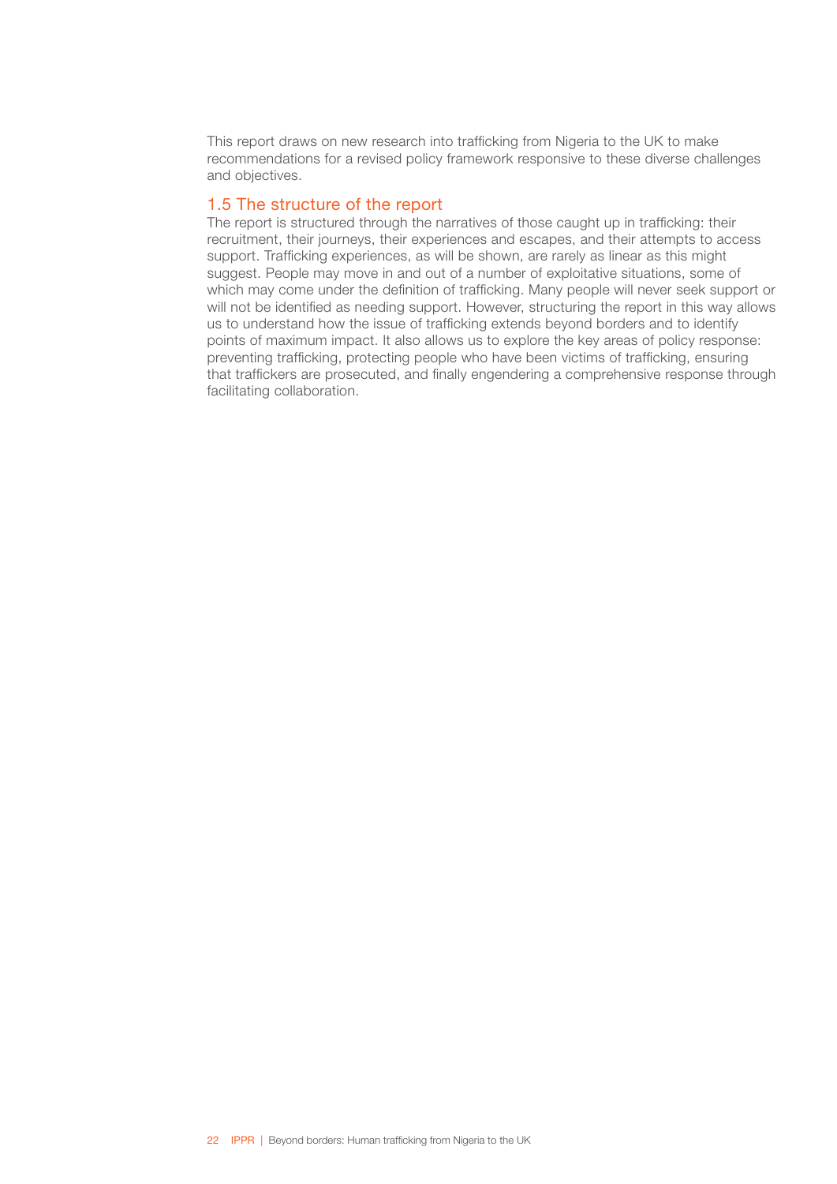This report draws on new research into trafficking from Nigeria to the UK to make recommendations for a revised policy framework responsive to these diverse challenges and objectives.

### 1.5 The structure of the report

The report is structured through the narratives of those caught up in trafficking: their recruitment, their journeys, their experiences and escapes, and their attempts to access support. Trafficking experiences, as will be shown, are rarely as linear as this might suggest. People may move in and out of a number of exploitative situations, some of which may come under the definition of trafficking. Many people will never seek support or will not be identified as needing support. However, structuring the report in this way allows us to understand how the issue of trafficking extends beyond borders and to identify points of maximum impact. It also allows us to explore the key areas of policy response: preventing trafficking, protecting people who have been victims of trafficking, ensuring that traffickers are prosecuted, and finally engendering a comprehensive response through facilitating collaboration.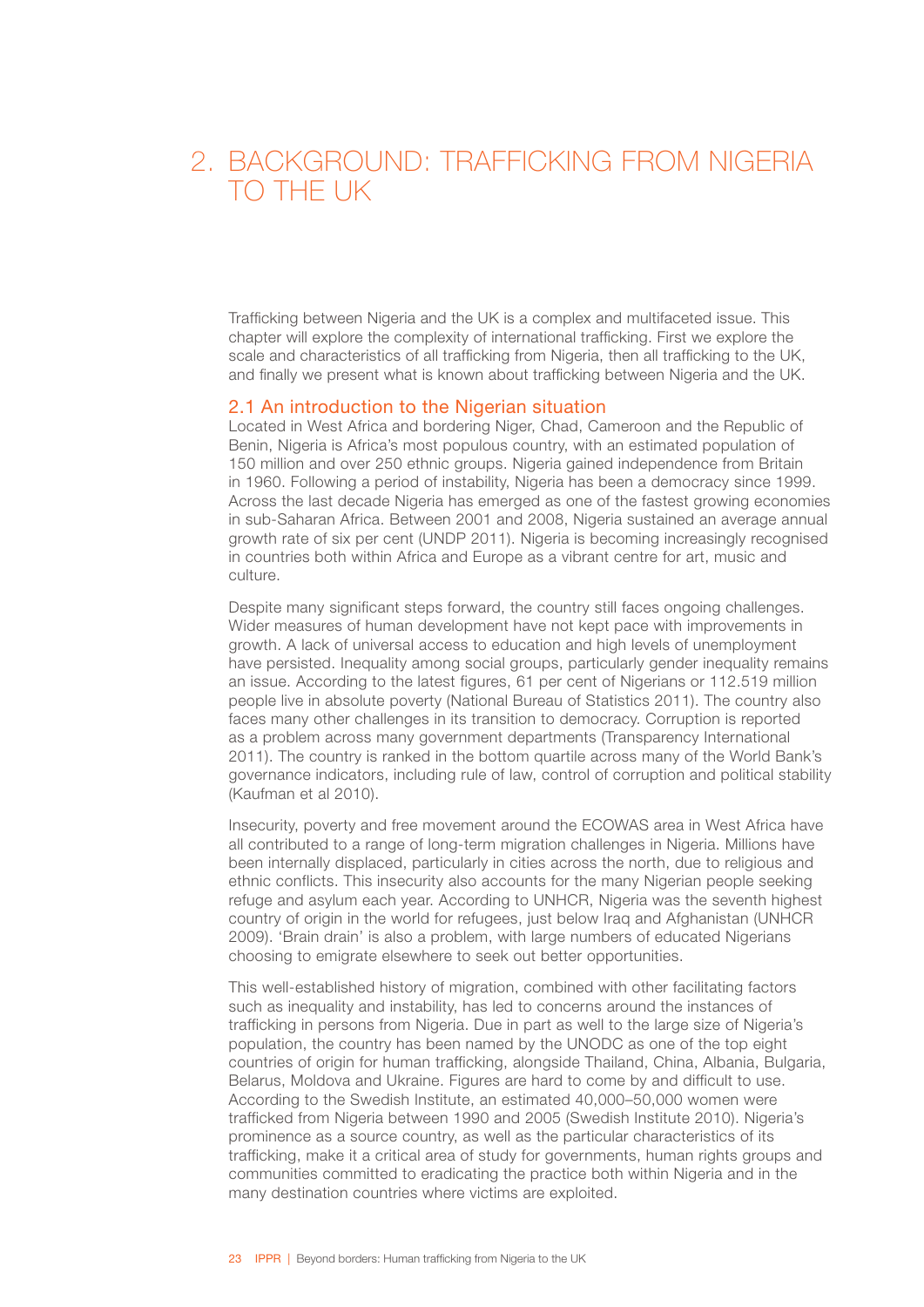# 2. BACKGROUND: TRAFFICKING FROM NIGERIA TO THE UK

Trafficking between Nigeria and the UK is a complex and multifaceted issue. This chapter will explore the complexity of international trafficking. First we explore the scale and characteristics of all trafficking from Nigeria, then all trafficking to the UK, and finally we present what is known about trafficking between Nigeria and the UK.

## 2.1 An introduction to the Nigerian situation

Located in West Africa and bordering Niger, Chad, Cameroon and the Republic of Benin, Nigeria is Africa's most populous country, with an estimated population of 150 million and over 250 ethnic groups. Nigeria gained independence from Britain in 1960. Following a period of instability, Nigeria has been a democracy since 1999. Across the last decade Nigeria has emerged as one of the fastest growing economies in sub-Saharan Africa. Between 2001 and 2008, Nigeria sustained an average annual growth rate of six per cent (UNDP 2011). Nigeria is becoming increasingly recognised in countries both within Africa and Europe as a vibrant centre for art, music and culture.

Despite many significant steps forward, the country still faces ongoing challenges. Wider measures of human development have not kept pace with improvements in growth. A lack of universal access to education and high levels of unemployment have persisted. Inequality among social groups, particularly gender inequality remains an issue. According to the latest figures, 61 per cent of Nigerians or 112.519 million people live in absolute poverty (National Bureau of Statistics 2011). The country also faces many other challenges in its transition to democracy. Corruption is reported as a problem across many government departments (Transparency International 2011). The country is ranked in the bottom quartile across many of the World Bank's governance indicators, including rule of law, control of corruption and political stability (Kaufman et al 2010).

Insecurity, poverty and free movement around the ECOWAS area in West Africa have all contributed to a range of long-term migration challenges in Nigeria. Millions have been internally displaced, particularly in cities across the north, due to religious and ethnic conflicts. This insecurity also accounts for the many Nigerian people seeking refuge and asylum each year. According to UNHCR, Nigeria was the seventh highest country of origin in the world for refugees, just below Iraq and Afghanistan (UNHCR 2009). 'Brain drain' is also a problem, with large numbers of educated Nigerians choosing to emigrate elsewhere to seek out better opportunities.

This well-established history of migration, combined with other facilitating factors such as inequality and instability, has led to concerns around the instances of trafficking in persons from Nigeria. Due in part as well to the large size of Nigeria's population, the country has been named by the UNODC as one of the top eight countries of origin for human trafficking, alongside Thailand, China, Albania, Bulgaria, Belarus, Moldova and Ukraine. Figures are hard to come by and difficult to use. According to the Swedish Institute, an estimated 40,000–50,000 women were trafficked from Nigeria between 1990 and 2005 (Swedish Institute 2010). Nigeria's prominence as a source country, as well as the particular characteristics of its trafficking, make it a critical area of study for governments, human rights groups and communities committed to eradicating the practice both within Nigeria and in the many destination countries where victims are exploited.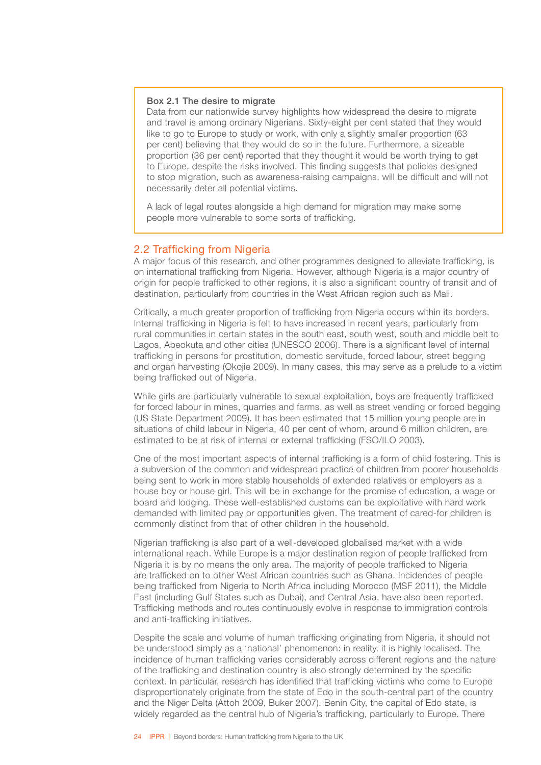**Box 2.1 The desire to migrate**

Data from our nationwide survey highlights how widespread the desire to migrate and travel is among ordinary Nigerians. Sixty-eight per cent stated that they would like to go to Europe to study or work, with only a slightly smaller proportion (63 per cent) believing that they would do so in the future. Furthermore, a sizeable proportion (36 per cent) reported that they thought it would be worth trying to get to Europe, despite the risks involved. This finding suggests that policies designed to stop migration, such as awareness-raising campaigns, will be difficult and will not necessarily deter all potential victims.

A lack of legal routes alongside a high demand for migration may make some people more vulnerable to some sorts of trafficking.

## 2.2 Trafficking from Nigeria

A major focus of this research, and other programmes designed to alleviate trafficking, is on international trafficking from Nigeria. However, although Nigeria is a major country of origin for people trafficked to other regions, it is also a significant country of transit and of destination, particularly from countries in the West African region such as Mali.

Critically, a much greater proportion of trafficking from Nigeria occurs within its borders. Internal trafficking in Nigeria is felt to have increased in recent years, particularly from rural communities in certain states in the south east, south west, south and middle belt to Lagos, Abeokuta and other cities (UNESCO 2006). There is a significant level of internal trafficking in persons for prostitution, domestic servitude, forced labour, street begging and organ harvesting (Okojie 2009). In many cases, this may serve as a prelude to a victim being trafficked out of Nigeria.

While girls are particularly vulnerable to sexual exploitation, boys are frequently trafficked for forced labour in mines, quarries and farms, as well as street vending or forced begging (US State Department 2009). It has been estimated that 15 million young people are in situations of child labour in Nigeria, 40 per cent of whom, around 6 million children, are estimated to be at risk of internal or external trafficking (FSO/ILO 2003).

One of the most important aspects of internal trafficking is a form of child fostering. This is a subversion of the common and widespread practice of children from poorer households being sent to work in more stable households of extended relatives or employers as a house boy or house girl. This will be in exchange for the promise of education, a wage or board and lodging. These well-established customs can be exploitative with hard work demanded with limited pay or opportunities given. The treatment of cared-for children is commonly distinct from that of other children in the household.

Nigerian trafficking is also part of a well-developed globalised market with a wide international reach. While Europe is a major destination region of people trafficked from Nigeria it is by no means the only area. The majority of people trafficked to Nigeria are trafficked on to other West African countries such as Ghana. Incidences of people being trafficked from Nigeria to North Africa including Morocco (MSF 2011), the Middle East (including Gulf States such as Dubai), and Central Asia, have also been reported. Trafficking methods and routes continuously evolve in response to immigration controls and anti-trafficking initiatives.

Despite the scale and volume of human trafficking originating from Nigeria, it should not be understood simply as a 'national' phenomenon: in reality, it is highly localised. The incidence of human trafficking varies considerably across different regions and the nature of the trafficking and destination country is also strongly determined by the specific context. In particular, research has identified that trafficking victims who come to Europe disproportionately originate from the state of Edo in the south-central part of the country and the Niger Delta (Attoh 2009, Buker 2007). Benin City, the capital of Edo state, is widely regarded as the central hub of Nigeria's trafficking, particularly to Europe. There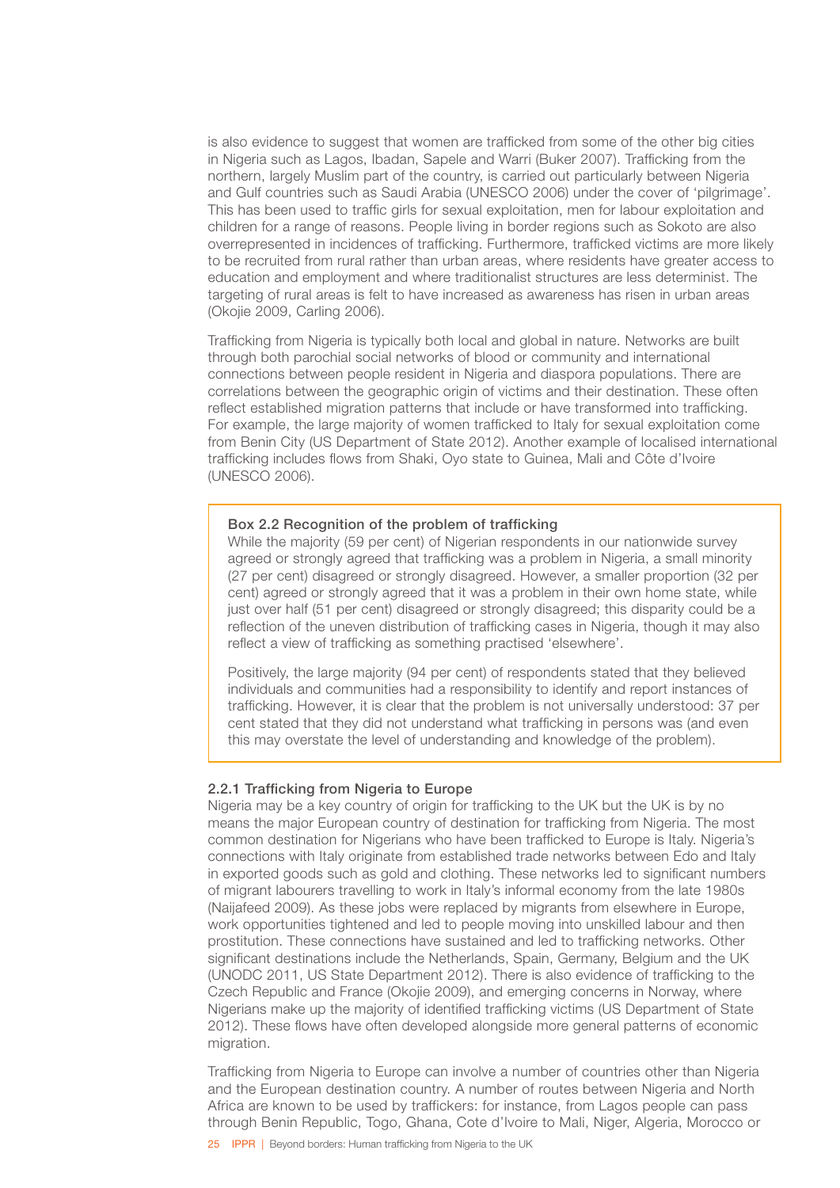is also evidence to suggest that women are trafficked from some of the other big cities in Nigeria such as Lagos, Ibadan, Sapele and Warri (Buker 2007). Trafficking from the northern, largely Muslim part of the country, is carried out particularly between Nigeria and Gulf countries such as Saudi Arabia (UNESCO 2006) under the cover of 'pilgrimage'. This has been used to traffic girls for sexual exploitation, men for labour exploitation and children for a range of reasons. People living in border regions such as Sokoto are also overrepresented in incidences of trafficking. Furthermore, trafficked victims are more likely to be recruited from rural rather than urban areas, where residents have greater access to education and employment and where traditionalist structures are less determinist. The targeting of rural areas is felt to have increased as awareness has risen in urban areas (Okojie 2009, Carling 2006).

Trafficking from Nigeria is typically both local and global in nature. Networks are built through both parochial social networks of blood or community and international connections between people resident in Nigeria and diaspora populations. There are correlations between the geographic origin of victims and their destination. These often reflect established migration patterns that include or have transformed into trafficking. For example, the large majority of women trafficked to Italy for sexual exploitation come from Benin City (US Department of State 2012). Another example of localised international trafficking includes flows from Shaki, Oyo state to Guinea, Mali and Côte d'Ivoire (UNESCO 2006).

> **Box 2.2 Recognition of the problem of trafficking**
>
> While the majority (59 per cent) of Nigerian respondents in our nationwide survey agreed or strongly agreed that trafficking was a problem in Nigeria, a small minority (27 per cent) disagreed or strongly disagreed. However, a smaller proportion (32 per cent) agreed or strongly agreed that it was a problem in their own home state, while just over half (51 per cent) disagreed or strongly disagreed; this disparity could be a reflection of the uneven distribution of trafficking cases in Nigeria, though it may also reflect a view of trafficking as something practised 'elsewhere'.
>
> Positively, the large majority (94 per cent) of respondents stated that they believed individuals and communities had a responsibility to identify and report instances of trafficking. However, it is clear that the problem is not universally understood: 37 per cent stated that they did not understand what trafficking in persons was (and even this may overstate the level of understanding and knowledge of the problem).

### 2.2.1 Trafficking from Nigeria to Europe

Nigeria may be a key country of origin for trafficking to the UK but the UK is by no means the major European country of destination for trafficking from Nigeria. The most common destination for Nigerians who have been trafficked to Europe is Italy. Nigeria's connections with Italy originate from established trade networks between Edo and Italy in exported goods such as gold and clothing. These networks led to significant numbers of migrant labourers travelling to work in Italy's informal economy from the late 1980s (Naijafeed 2009). As these jobs were replaced by migrants from elsewhere in Europe, work opportunities tightened and led to people moving into unskilled labour and then prostitution. These connections have sustained and led to trafficking networks. Other significant destinations include the Netherlands, Spain, Germany, Belgium and the UK (UNODC 2011, US State Department 2012). There is also evidence of trafficking to the Czech Republic and France (Okojie 2009), and emerging concerns in Norway, where Nigerians make up the majority of identified trafficking victims (US Department of State 2012). These flows have often developed alongside more general patterns of economic migration.

Trafficking from Nigeria to Europe can involve a number of countries other than Nigeria and the European destination country. A number of routes between Nigeria and North Africa are known to be used by traffickers: for instance, from Lagos people can pass through Benin Republic, Togo, Ghana, Cote d'Ivoire to Mali, Niger, Algeria, Morocco or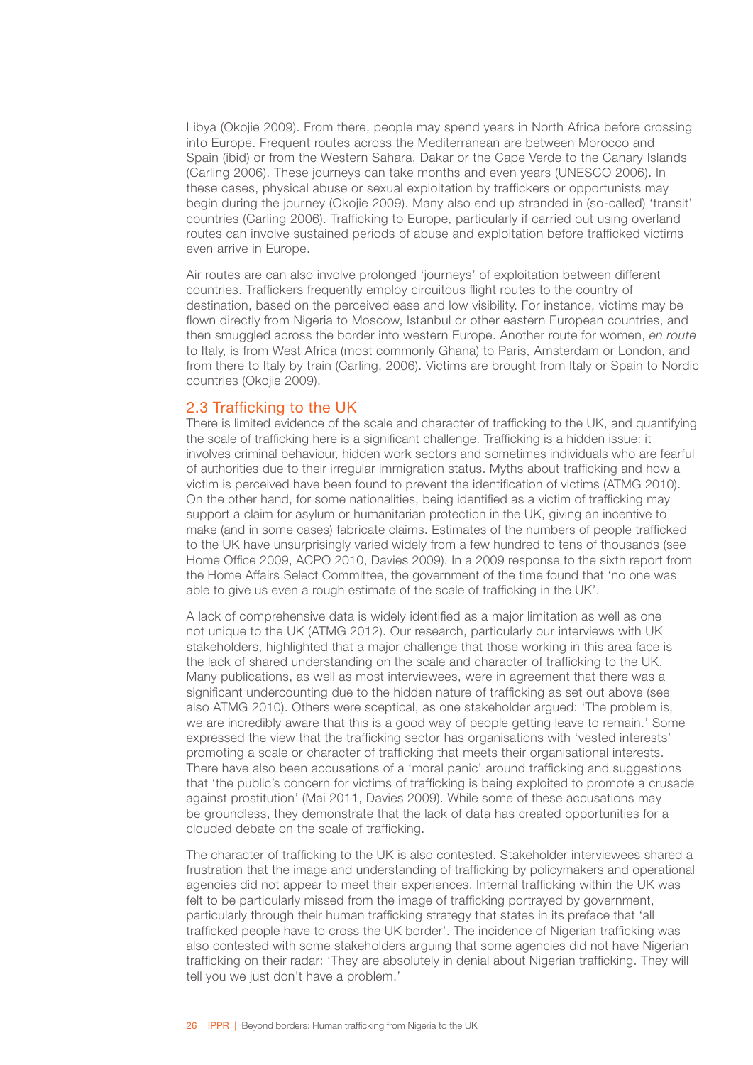Libya (Okojie 2009). From there, people may spend years in North Africa before crossing into Europe. Frequent routes across the Mediterranean are between Morocco and Spain (ibid) or from the Western Sahara, Dakar or the Cape Verde to the Canary Islands (Carling 2006). These journeys can take months and even years (UNESCO 2006). In these cases, physical abuse or sexual exploitation by traffickers or opportunists may begin during the journey (Okojie 2009). Many also end up stranded in (so-called) 'transit' countries (Carling 2006). Trafficking to Europe, particularly if carried out using overland routes can involve sustained periods of abuse and exploitation before trafficked victims even arrive in Europe.

Air routes are can also involve prolonged 'journeys' of exploitation between different countries. Traffickers frequently employ circuitous flight routes to the country of destination, based on the perceived ease and low visibility. For instance, victims may be flown directly from Nigeria to Moscow, Istanbul or other eastern European countries, and then smuggled across the border into western Europe. Another route for women, *en route* to Italy, is from West Africa (most commonly Ghana) to Paris, Amsterdam or London, and from there to Italy by train (Carling, 2006). Victims are brought from Italy or Spain to Nordic countries (Okojie 2009).

## 2.3 Trafficking to the UK

There is limited evidence of the scale and character of trafficking to the UK, and quantifying the scale of trafficking here is a significant challenge. Trafficking is a hidden issue: it involves criminal behaviour, hidden work sectors and sometimes individuals who are fearful of authorities due to their irregular immigration status. Myths about trafficking and how a victim is perceived have been found to prevent the identification of victims (ATMG 2010). On the other hand, for some nationalities, being identified as a victim of trafficking may support a claim for asylum or humanitarian protection in the UK, giving an incentive to make (and in some cases) fabricate claims. Estimates of the numbers of people trafficked to the UK have unsurprisingly varied widely from a few hundred to tens of thousands (see Home Office 2009, ACPO 2010, Davies 2009). In a 2009 response to the sixth report from the Home Affairs Select Committee, the government of the time found that 'no one was able to give us even a rough estimate of the scale of trafficking in the UK'.

A lack of comprehensive data is widely identified as a major limitation as well as one not unique to the UK (ATMG 2012). Our research, particularly our interviews with UK stakeholders, highlighted that a major challenge that those working in this area face is the lack of shared understanding on the scale and character of trafficking to the UK. Many publications, as well as most interviewees, were in agreement that there was a significant undercounting due to the hidden nature of trafficking as set out above (see also ATMG 2010). Others were sceptical, as one stakeholder argued: 'The problem is, we are incredibly aware that this is a good way of people getting leave to remain.' Some expressed the view that the trafficking sector has organisations with 'vested interests' promoting a scale or character of trafficking that meets their organisational interests. There have also been accusations of a 'moral panic' around trafficking and suggestions that 'the public's concern for victims of trafficking is being exploited to promote a crusade against prostitution' (Mai 2011, Davies 2009). While some of these accusations may be groundless, they demonstrate that the lack of data has created opportunities for a clouded debate on the scale of trafficking.

The character of trafficking to the UK is also contested. Stakeholder interviewees shared a frustration that the image and understanding of trafficking by policymakers and operational agencies did not appear to meet their experiences. Internal trafficking within the UK was felt to be particularly missed from the image of trafficking portrayed by government, particularly through their human trafficking strategy that states in its preface that 'all trafficked people have to cross the UK border'. The incidence of Nigerian trafficking was also contested with some stakeholders arguing that some agencies did not have Nigerian trafficking on their radar: 'They are absolutely in denial about Nigerian trafficking. They will tell you we just don't have a problem.'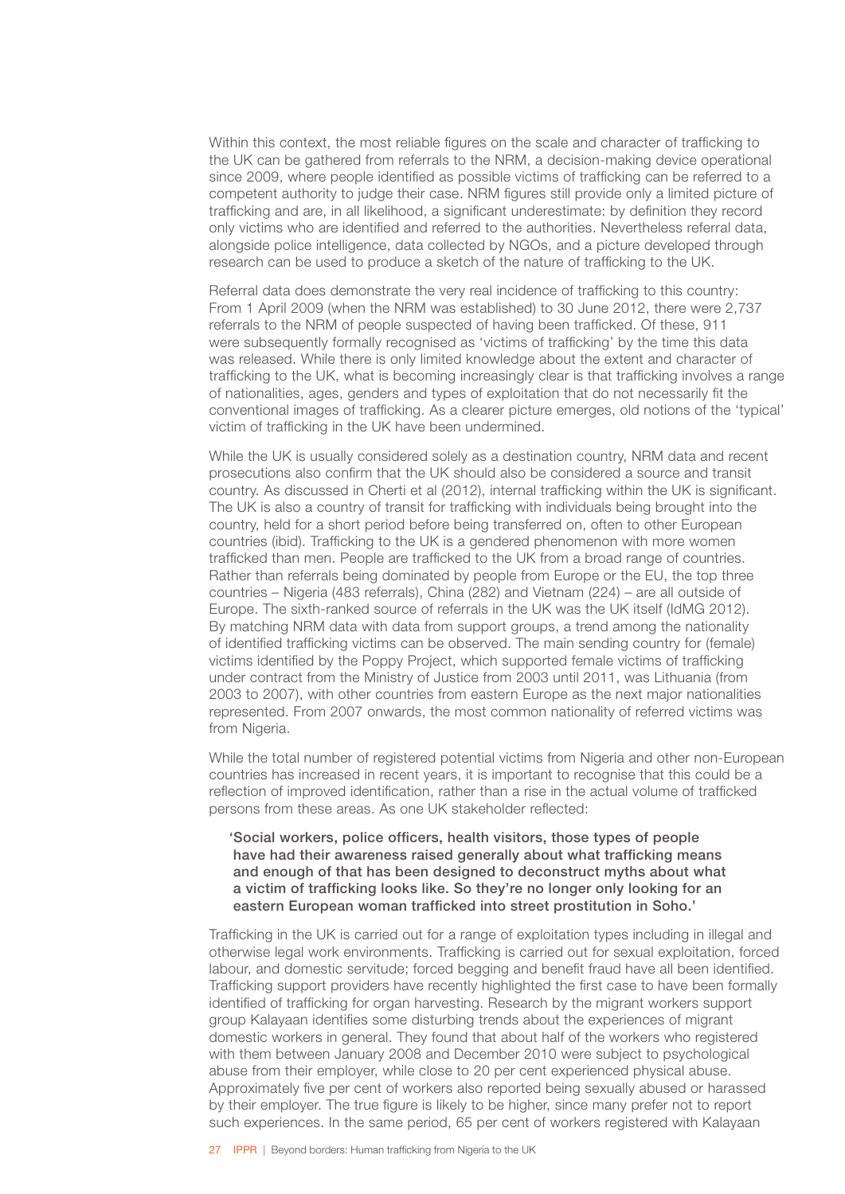Within this context, the most reliable figures on the scale and character of trafficking to the UK can be gathered from referrals to the NRM, a decision-making device operational since 2009, where people identified as possible victims of trafficking can be referred to a competent authority to judge their case. NRM figures still provide only a limited picture of trafficking and are, in all likelihood, a significant underestimate: by definition they record only victims who are identified and referred to the authorities. Nevertheless referral data, alongside police intelligence, data collected by NGOs, and a picture developed through research can be used to produce a sketch of the nature of trafficking to the UK.

Referral data does demonstrate the very real incidence of trafficking to this country: From 1 April 2009 (when the NRM was established) to 30 June 2012, there were 2,737 referrals to the NRM of people suspected of having been trafficked. Of these, 911 were subsequently formally recognised as 'victims of trafficking' by the time this data was released. While there is only limited knowledge about the extent and character of trafficking to the UK, what is becoming increasingly clear is that trafficking involves a range of nationalities, ages, genders and types of exploitation that do not necessarily fit the conventional images of trafficking. As a clearer picture emerges, old notions of the 'typical' victim of trafficking in the UK have been undermined.

While the UK is usually considered solely as a destination country, NRM data and recent prosecutions also confirm that the UK should also be considered a source and transit country. As discussed in Cherti et al (2012), internal trafficking within the UK is significant. The UK is also a country of transit for trafficking with individuals being brought into the country, held for a short period before being transferred on, often to other European countries (ibid). Trafficking to the UK is a gendered phenomenon with more women trafficked than men. People are trafficked to the UK from a broad range of countries. Rather than referrals being dominated by people from Europe or the EU, the top three countries – Nigeria (483 referrals), China (282) and Vietnam (224) – are all outside of Europe. The sixth-ranked source of referrals in the UK was the UK itself (IdMG 2012). By matching NRM data with data from support groups, a trend among the nationality of identified trafficking victims can be observed. The main sending country for (female) victims identified by the Poppy Project, which supported female victims of trafficking under contract from the Ministry of Justice from 2003 until 2011, was Lithuania (from 2003 to 2007), with other countries from eastern Europe as the next major nationalities represented. From 2007 onwards, the most common nationality of referred victims was from Nigeria.

While the total number of registered potential victims from Nigeria and other non-European countries has increased in recent years, it is important to recognise that this could be a reflection of improved identification, rather than a rise in the actual volume of trafficked persons from these areas. As one UK stakeholder reflected:

> **'Social workers, police officers, health visitors, those types of people have had their awareness raised generally about what trafficking means and enough of that has been designed to deconstruct myths about what a victim of trafficking looks like. So they're no longer only looking for an eastern European woman trafficked into street prostitution in Soho.'**

Trafficking in the UK is carried out for a range of exploitation types including in illegal and otherwise legal work environments. Trafficking is carried out for sexual exploitation, forced labour, and domestic servitude; forced begging and benefit fraud have all been identified. Trafficking support providers have recently highlighted the first case to have been formally identified of trafficking for organ harvesting. Research by the migrant workers support group Kalayaan identifies some disturbing trends about the experiences of migrant domestic workers in general. They found that about half of the workers who registered with them between January 2008 and December 2010 were subject to psychological abuse from their employer, while close to 20 per cent experienced physical abuse. Approximately five per cent of workers also reported being sexually abused or harassed by their employer. The true figure is likely to be higher, since many prefer not to report such experiences. In the same period, 65 per cent of workers registered with Kalayaan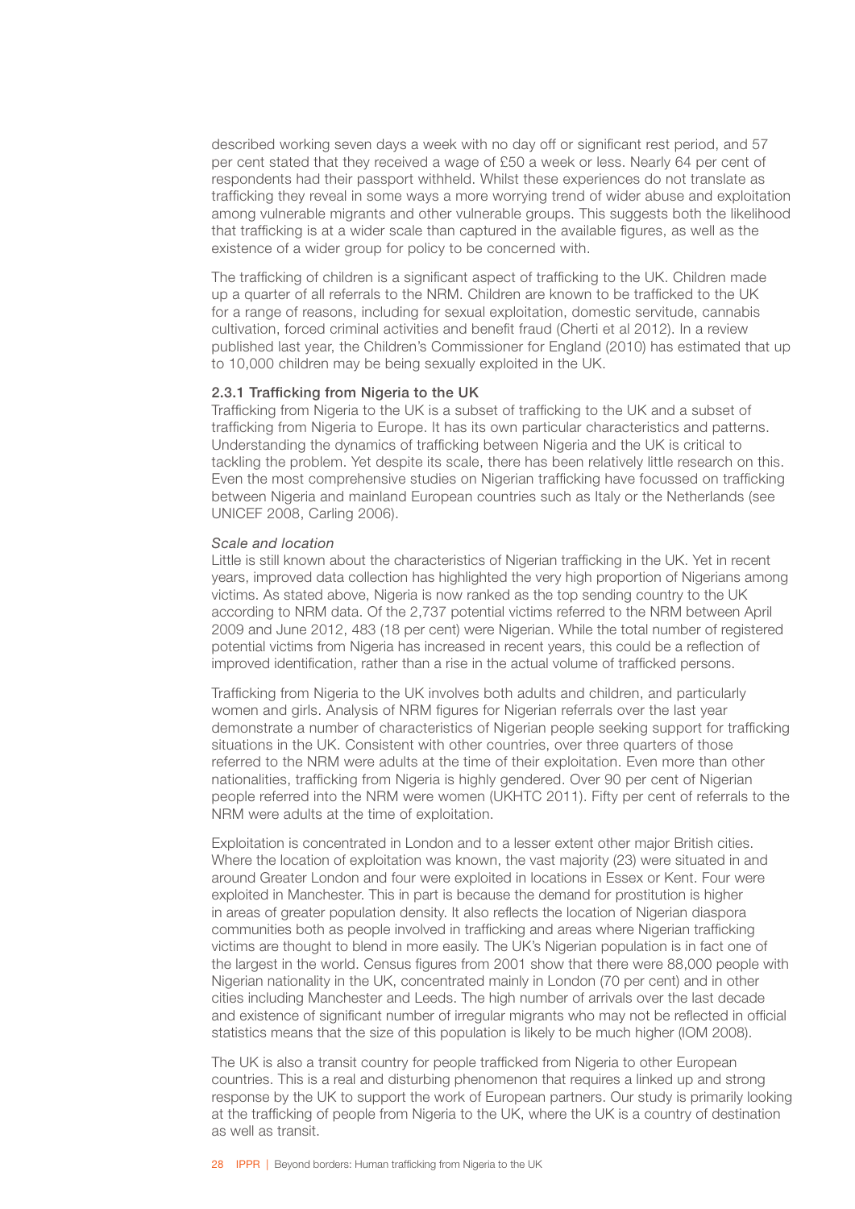described working seven days a week with no day off or significant rest period, and 57 per cent stated that they received a wage of £50 a week or less. Nearly 64 per cent of respondents had their passport withheld. Whilst these experiences do not translate as trafficking they reveal in some ways a more worrying trend of wider abuse and exploitation among vulnerable migrants and other vulnerable groups. This suggests both the likelihood that trafficking is at a wider scale than captured in the available figures, as well as the existence of a wider group for policy to be concerned with.

The trafficking of children is a significant aspect of trafficking to the UK. Children made up a quarter of all referrals to the NRM. Children are known to be trafficked to the UK for a range of reasons, including for sexual exploitation, domestic servitude, cannabis cultivation, forced criminal activities and benefit fraud (Cherti et al 2012). In a review published last year, the Children's Commissioner for England (2010) has estimated that up to 10,000 children may be being sexually exploited in the UK.

### 2.3.1 Trafficking from Nigeria to the UK

Trafficking from Nigeria to the UK is a subset of trafficking to the UK and a subset of trafficking from Nigeria to Europe. It has its own particular characteristics and patterns. Understanding the dynamics of trafficking between Nigeria and the UK is critical to tackling the problem. Yet despite its scale, there has been relatively little research on this. Even the most comprehensive studies on Nigerian trafficking have focussed on trafficking between Nigeria and mainland European countries such as Italy or the Netherlands (see UNICEF 2008, Carling 2006).

*Scale and location*

Little is still known about the characteristics of Nigerian trafficking in the UK. Yet in recent years, improved data collection has highlighted the very high proportion of Nigerians among victims. As stated above, Nigeria is now ranked as the top sending country to the UK according to NRM data. Of the 2,737 potential victims referred to the NRM between April 2009 and June 2012, 483 (18 per cent) were Nigerian. While the total number of registered potential victims from Nigeria has increased in recent years, this could be a reflection of improved identification, rather than a rise in the actual volume of trafficked persons.

Trafficking from Nigeria to the UK involves both adults and children, and particularly women and girls. Analysis of NRM figures for Nigerian referrals over the last year demonstrate a number of characteristics of Nigerian people seeking support for trafficking situations in the UK. Consistent with other countries, over three quarters of those referred to the NRM were adults at the time of their exploitation. Even more than other nationalities, trafficking from Nigeria is highly gendered. Over 90 per cent of Nigerian people referred into the NRM were women (UKHTC 2011). Fifty per cent of referrals to the NRM were adults at the time of exploitation.

Exploitation is concentrated in London and to a lesser extent other major British cities. Where the location of exploitation was known, the vast majority (23) were situated in and around Greater London and four were exploited in locations in Essex or Kent. Four were exploited in Manchester. This in part is because the demand for prostitution is higher in areas of greater population density. It also reflects the location of Nigerian diaspora communities both as people involved in trafficking and areas where Nigerian trafficking victims are thought to blend in more easily. The UK's Nigerian population is in fact one of the largest in the world. Census figures from 2001 show that there were 88,000 people with Nigerian nationality in the UK, concentrated mainly in London (70 per cent) and in other cities including Manchester and Leeds. The high number of arrivals over the last decade and existence of significant number of irregular migrants who may not be reflected in official statistics means that the size of this population is likely to be much higher (IOM 2008).

The UK is also a transit country for people trafficked from Nigeria to other European countries. This is a real and disturbing phenomenon that requires a linked up and strong response by the UK to support the work of European partners. Our study is primarily looking at the trafficking of people from Nigeria to the UK, where the UK is a country of destination as well as transit.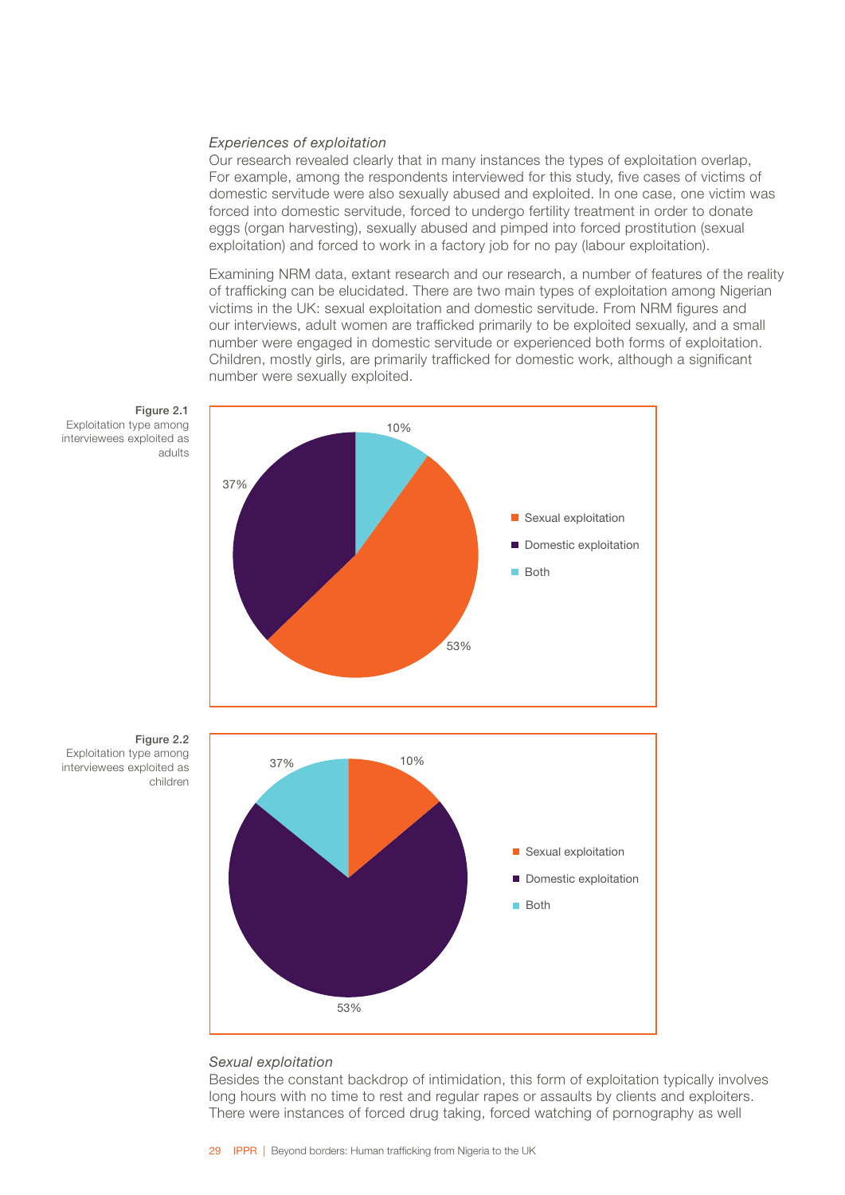*Experiences of exploitation*

Our research revealed clearly that in many instances the types of exploitation overlap, For example, among the respondents interviewed for this study, five cases of victims of domestic servitude were also sexually abused and exploited. In one case, one victim was forced into domestic servitude, forced to undergo fertility treatment in order to donate eggs (organ harvesting), sexually abused and pimped into forced prostitution (sexual exploitation) and forced to work in a factory job for no pay (labour exploitation).

Examining NRM data, extant research and our research, a number of features of the reality of trafficking can be elucidated. There are two main types of exploitation among Nigerian victims in the UK: sexual exploitation and domestic servitude. From NRM figures and our interviews, adult women are trafficked primarily to be exploited sexually, and a small number were engaged in domestic servitude or experienced both forms of exploitation. Children, mostly girls, are primarily trafficked for domestic work, although a significant number were sexually exploited.

**Figure 2.1**
Exploitation type among interviewees exploited as adults

| Exploitation type | % |
|---|---|
| Sexual exploitation | 53% |
| Domestic exploitation | 37% |
| Both | 10% |

**Figure 2.2**
Exploitation type among interviewees exploited as children

| Exploitation type | % |
|---|---|
| Sexual exploitation | 10% |
| Domestic exploitation | 53% |
| Both | 37% |

*Sexual exploitation*

Besides the constant backdrop of intimidation, this form of exploitation typically involves long hours with no time to rest and regular rapes or assaults by clients and exploiters. There were instances of forced drug taking, forced watching of pornography as well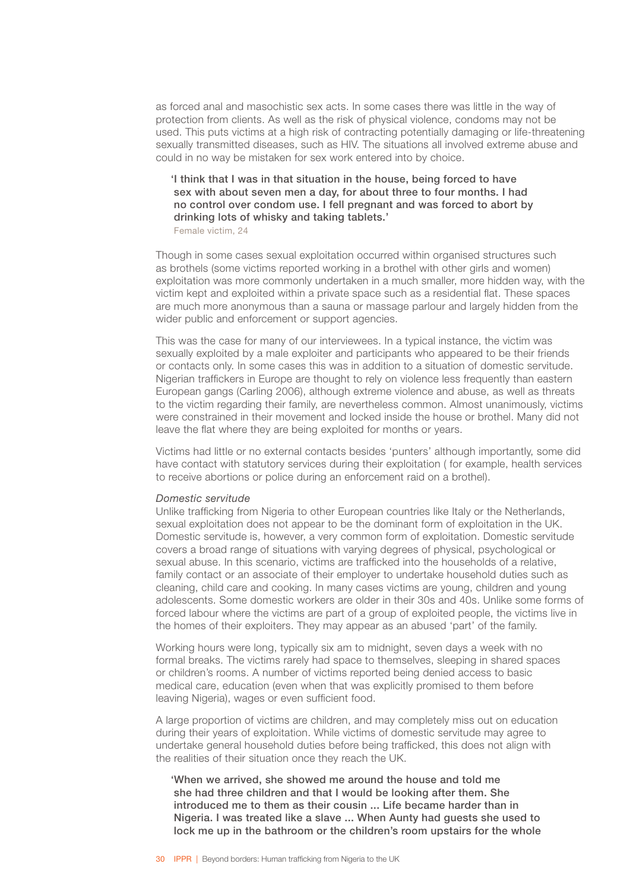as forced anal and masochistic sex acts. In some cases there was little in the way of protection from clients. As well as the risk of physical violence, condoms may not be used. This puts victims at a high risk of contracting potentially damaging or life-threatening sexually transmitted diseases, such as HIV. The situations all involved extreme abuse and could in no way be mistaken for sex work entered into by choice.

> **'I think that I was in that situation in the house, being forced to have sex with about seven men a day, for about three to four months. I had no control over condom use. I fell pregnant and was forced to abort by drinking lots of whisky and taking tablets.'**
> Female victim, 24

Though in some cases sexual exploitation occurred within organised structures such as brothels (some victims reported working in a brothel with other girls and women) exploitation was more commonly undertaken in a much smaller, more hidden way, with the victim kept and exploited within a private space such as a residential flat. These spaces are much more anonymous than a sauna or massage parlour and largely hidden from the wider public and enforcement or support agencies.

This was the case for many of our interviewees. In a typical instance, the victim was sexually exploited by a male exploiter and participants who appeared to be their friends or contacts only. In some cases this was in addition to a situation of domestic servitude. Nigerian traffickers in Europe are thought to rely on violence less frequently than eastern European gangs (Carling 2006), although extreme violence and abuse, as well as threats to the victim regarding their family, are nevertheless common. Almost unanimously, victims were constrained in their movement and locked inside the house or brothel. Many did not leave the flat where they are being exploited for months or years.

Victims had little or no external contacts besides 'punters' although importantly, some did have contact with statutory services during their exploitation ( for example, health services to receive abortions or police during an enforcement raid on a brothel).

*Domestic servitude*

Unlike trafficking from Nigeria to other European countries like Italy or the Netherlands, sexual exploitation does not appear to be the dominant form of exploitation in the UK. Domestic servitude is, however, a very common form of exploitation. Domestic servitude covers a broad range of situations with varying degrees of physical, psychological or sexual abuse. In this scenario, victims are trafficked into the households of a relative, family contact or an associate of their employer to undertake household duties such as cleaning, child care and cooking. In many cases victims are young, children and young adolescents. Some domestic workers are older in their 30s and 40s. Unlike some forms of forced labour where the victims are part of a group of exploited people, the victims live in the homes of their exploiters. They may appear as an abused 'part' of the family.

Working hours were long, typically six am to midnight, seven days a week with no formal breaks. The victims rarely had space to themselves, sleeping in shared spaces or children's rooms. A number of victims reported being denied access to basic medical care, education (even when that was explicitly promised to them before leaving Nigeria), wages or even sufficient food.

A large proportion of victims are children, and may completely miss out on education during their years of exploitation. While victims of domestic servitude may agree to undertake general household duties before being trafficked, this does not align with the realities of their situation once they reach the UK.

> **'When we arrived, she showed me around the house and told me she had three children and that I would be looking after them. She introduced me to them as their cousin ... Life became harder than in Nigeria. I was treated like a slave ... When Aunty had guests she used to lock me up in the bathroom or the children's room upstairs for the whole**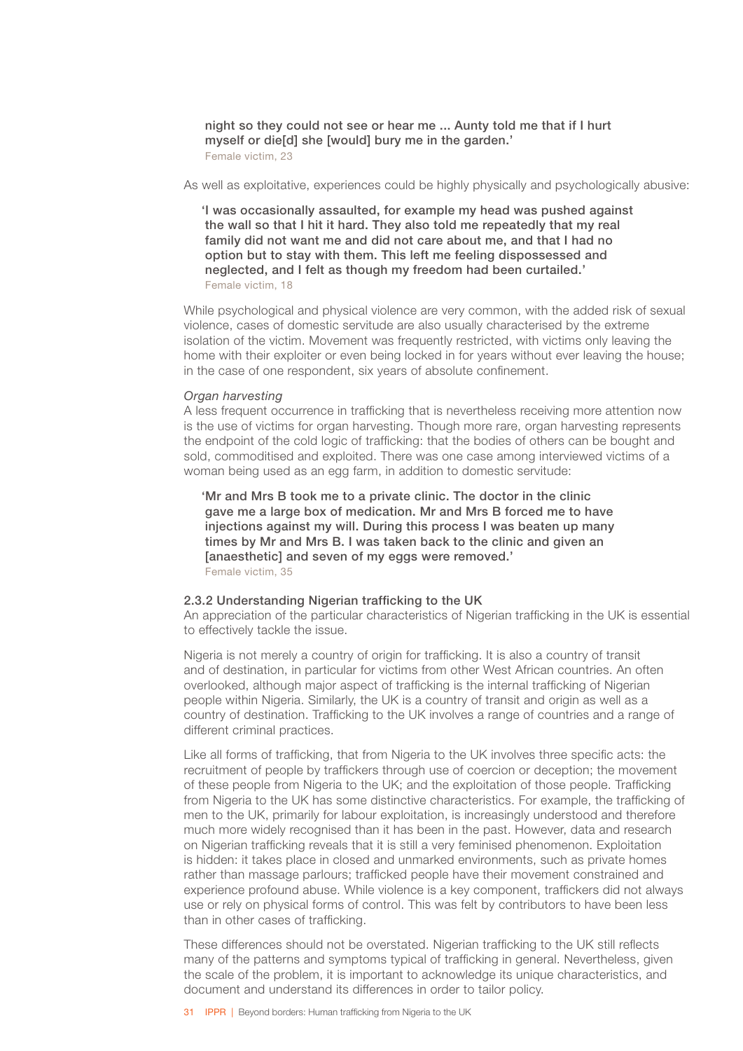> night so they could not see or hear me ... Aunty told me that if I hurt myself or die[d] she [would] bury me in the garden.'
>
> Female victim, 23

As well as exploitative, experiences could be highly physically and psychologically abusive:

> 'I was occasionally assaulted, for example my head was pushed against the wall so that I hit it hard. They also told me repeatedly that my real family did not want me and did not care about me, and that I had no option but to stay with them. This left me feeling dispossessed and neglected, and I felt as though my freedom had been curtailed.'
>
> Female victim, 18

While psychological and physical violence are very common, with the added risk of sexual violence, cases of domestic servitude are also usually characterised by the extreme isolation of the victim. Movement was frequently restricted, with victims only leaving the home with their exploiter or even being locked in for years without ever leaving the house; in the case of one respondent, six years of absolute confinement.

*Organ harvesting*

A less frequent occurrence in trafficking that is nevertheless receiving more attention now is the use of victims for organ harvesting. Though more rare, organ harvesting represents the endpoint of the cold logic of trafficking: that the bodies of others can be bought and sold, commoditised and exploited. There was one case among interviewed victims of a woman being used as an egg farm, in addition to domestic servitude:

> 'Mr and Mrs B took me to a private clinic. The doctor in the clinic gave me a large box of medication. Mr and Mrs B forced me to have injections against my will. During this process I was beaten up many times by Mr and Mrs B. I was taken back to the clinic and given an [anaesthetic] and seven of my eggs were removed.'
>
> Female victim, 35

### 2.3.2 Understanding Nigerian trafficking to the UK

An appreciation of the particular characteristics of Nigerian trafficking in the UK is essential to effectively tackle the issue.

Nigeria is not merely a country of origin for trafficking. It is also a country of transit and of destination, in particular for victims from other West African countries. An often overlooked, although major aspect of trafficking is the internal trafficking of Nigerian people within Nigeria. Similarly, the UK is a country of transit and origin as well as a country of destination. Trafficking to the UK involves a range of countries and a range of different criminal practices.

Like all forms of trafficking, that from Nigeria to the UK involves three specific acts: the recruitment of people by traffickers through use of coercion or deception; the movement of these people from Nigeria to the UK; and the exploitation of those people. Trafficking from Nigeria to the UK has some distinctive characteristics. For example, the trafficking of men to the UK, primarily for labour exploitation, is increasingly understood and therefore much more widely recognised than it has been in the past. However, data and research on Nigerian trafficking reveals that it is still a very feminised phenomenon. Exploitation is hidden: it takes place in closed and unmarked environments, such as private homes rather than massage parlours; trafficked people have their movement constrained and experience profound abuse. While violence is a key component, traffickers did not always use or rely on physical forms of control. This was felt by contributors to have been less than in other cases of trafficking.

These differences should not be overstated. Nigerian trafficking to the UK still reflects many of the patterns and symptoms typical of trafficking in general. Nevertheless, given the scale of the problem, it is important to acknowledge its unique characteristics, and document and understand its differences in order to tailor policy.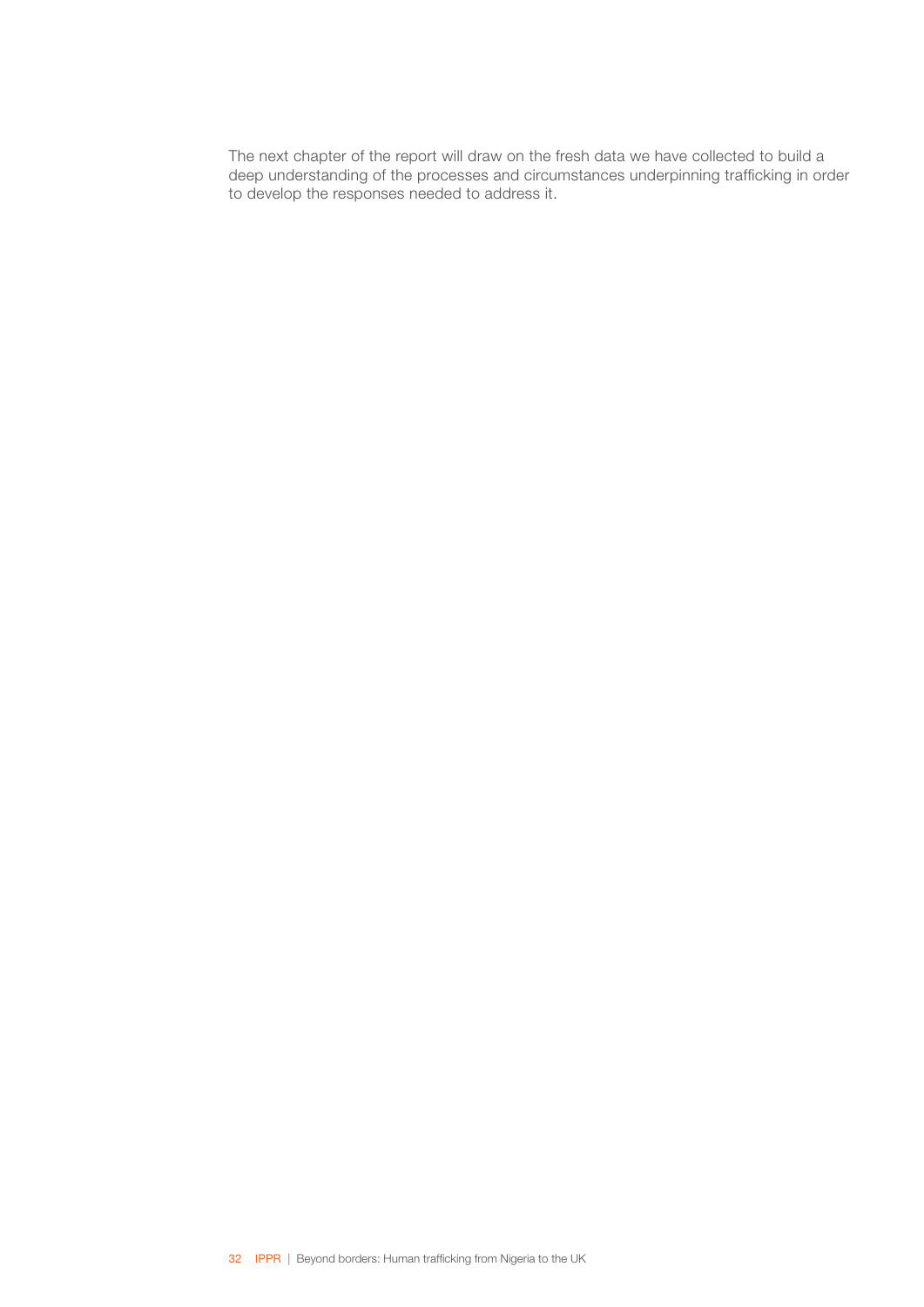The next chapter of the report will draw on the fresh data we have collected to build a deep understanding of the processes and circumstances underpinning trafficking in order to develop the responses needed to address it.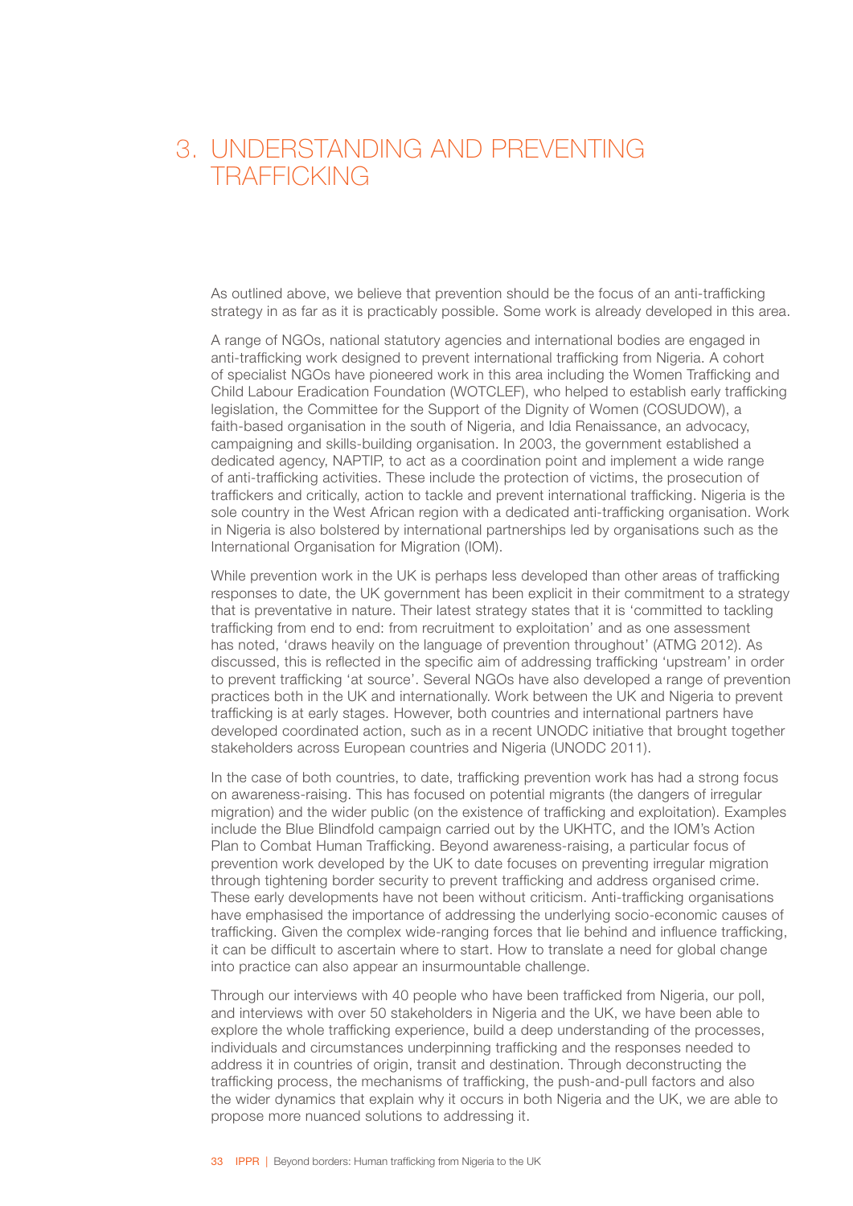# 3. UNDERSTANDING AND PREVENTING TRAFFICKING

As outlined above, we believe that prevention should be the focus of an anti-trafficking strategy in as far as it is practicably possible. Some work is already developed in this area.

A range of NGOs, national statutory agencies and international bodies are engaged in anti-trafficking work designed to prevent international trafficking from Nigeria. A cohort of specialist NGOs have pioneered work in this area including the Women Trafficking and Child Labour Eradication Foundation (WOTCLEF), who helped to establish early trafficking legislation, the Committee for the Support of the Dignity of Women (COSUDOW), a faith-based organisation in the south of Nigeria, and Idia Renaissance, an advocacy, campaigning and skills-building organisation. In 2003, the government established a dedicated agency, NAPTIP, to act as a coordination point and implement a wide range of anti-trafficking activities. These include the protection of victims, the prosecution of traffickers and critically, action to tackle and prevent international trafficking. Nigeria is the sole country in the West African region with a dedicated anti-trafficking organisation. Work in Nigeria is also bolstered by international partnerships led by organisations such as the International Organisation for Migration (IOM).

While prevention work in the UK is perhaps less developed than other areas of trafficking responses to date, the UK government has been explicit in their commitment to a strategy that is preventative in nature. Their latest strategy states that it is 'committed to tackling trafficking from end to end: from recruitment to exploitation' and as one assessment has noted, 'draws heavily on the language of prevention throughout' (ATMG 2012). As discussed, this is reflected in the specific aim of addressing trafficking 'upstream' in order to prevent trafficking 'at source'. Several NGOs have also developed a range of prevention practices both in the UK and internationally. Work between the UK and Nigeria to prevent trafficking is at early stages. However, both countries and international partners have developed coordinated action, such as in a recent UNODC initiative that brought together stakeholders across European countries and Nigeria (UNODC 2011).

In the case of both countries, to date, trafficking prevention work has had a strong focus on awareness-raising. This has focused on potential migrants (the dangers of irregular migration) and the wider public (on the existence of trafficking and exploitation). Examples include the Blue Blindfold campaign carried out by the UKHTC, and the IOM's Action Plan to Combat Human Trafficking. Beyond awareness-raising, a particular focus of prevention work developed by the UK to date focuses on preventing irregular migration through tightening border security to prevent trafficking and address organised crime. These early developments have not been without criticism. Anti-trafficking organisations have emphasised the importance of addressing the underlying socio-economic causes of trafficking. Given the complex wide-ranging forces that lie behind and influence trafficking, it can be difficult to ascertain where to start. How to translate a need for global change into practice can also appear an insurmountable challenge.

Through our interviews with 40 people who have been trafficked from Nigeria, our poll, and interviews with over 50 stakeholders in Nigeria and the UK, we have been able to explore the whole trafficking experience, build a deep understanding of the processes, individuals and circumstances underpinning trafficking and the responses needed to address it in countries of origin, transit and destination. Through deconstructing the trafficking process, the mechanisms of trafficking, the push-and-pull factors and also the wider dynamics that explain why it occurs in both Nigeria and the UK, we are able to propose more nuanced solutions to addressing it.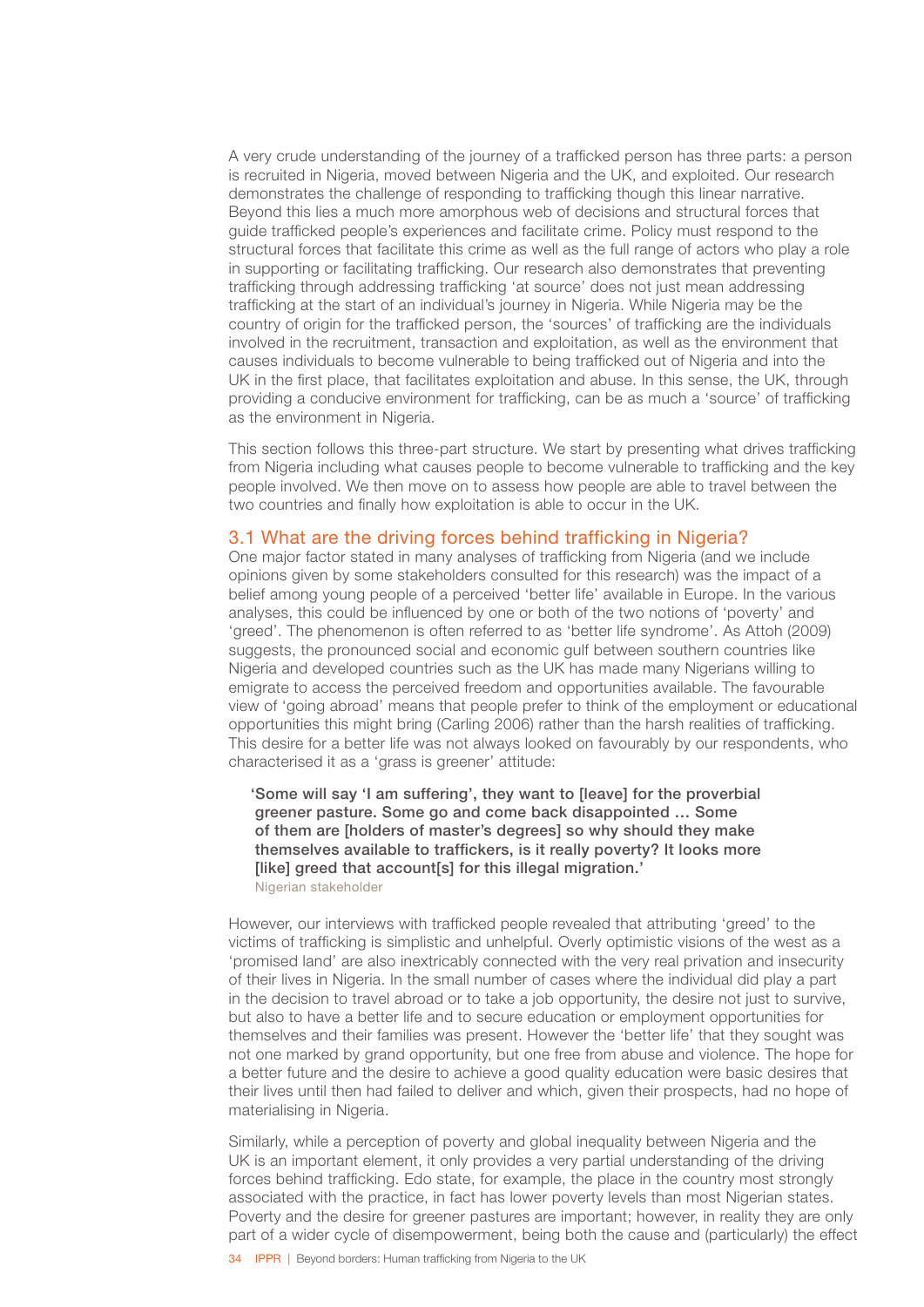A very crude understanding of the journey of a trafficked person has three parts: a person is recruited in Nigeria, moved between Nigeria and the UK, and exploited. Our research demonstrates the challenge of responding to trafficking though this linear narrative. Beyond this lies a much more amorphous web of decisions and structural forces that guide trafficked people's experiences and facilitate crime. Policy must respond to the structural forces that facilitate this crime as well as the full range of actors who play a role in supporting or facilitating trafficking. Our research also demonstrates that preventing trafficking through addressing trafficking 'at source' does not just mean addressing trafficking at the start of an individual's journey in Nigeria. While Nigeria may be the country of origin for the trafficked person, the 'sources' of trafficking are the individuals involved in the recruitment, transaction and exploitation, as well as the environment that causes individuals to become vulnerable to being trafficked out of Nigeria and into the UK in the first place, that facilitates exploitation and abuse. In this sense, the UK, through providing a conducive environment for trafficking, can be as much a 'source' of trafficking as the environment in Nigeria.

This section follows this three-part structure. We start by presenting what drives trafficking from Nigeria including what causes people to become vulnerable to trafficking and the key people involved. We then move on to assess how people are able to travel between the two countries and finally how exploitation is able to occur in the UK.

## 3.1 What are the driving forces behind trafficking in Nigeria?

One major factor stated in many analyses of trafficking from Nigeria (and we include opinions given by some stakeholders consulted for this research) was the impact of a belief among young people of a perceived 'better life' available in Europe. In the various analyses, this could be influenced by one or both of the two notions of 'poverty' and 'greed'. The phenomenon is often referred to as 'better life syndrome'. As Attoh (2009) suggests, the pronounced social and economic gulf between southern countries like Nigeria and developed countries such as the UK has made many Nigerians willing to emigrate to access the perceived freedom and opportunities available. The favourable view of 'going abroad' means that people prefer to think of the employment or educational opportunities this might bring (Carling 2006) rather than the harsh realities of trafficking. This desire for a better life was not always looked on favourably by our respondents, who characterised it as a 'grass is greener' attitude:

> **'Some will say 'I am suffering', they want to [leave] for the proverbial greener pasture. Some go and come back disappointed … Some of them are [holders of master's degrees] so why should they make themselves available to traffickers, is it really poverty? It looks more [like] greed that account[s] for this illegal migration.'**
> Nigerian stakeholder

However, our interviews with trafficked people revealed that attributing 'greed' to the victims of trafficking is simplistic and unhelpful. Overly optimistic visions of the west as a 'promised land' are also inextricably connected with the very real privation and insecurity of their lives in Nigeria. In the small number of cases where the individual did play a part in the decision to travel abroad or to take a job opportunity, the desire not just to survive, but also to have a better life and to secure education or employment opportunities for themselves and their families was present. However the 'better life' that they sought was not one marked by grand opportunity, but one free from abuse and violence. The hope for a better future and the desire to achieve a good quality education were basic desires that their lives until then had failed to deliver and which, given their prospects, had no hope of materialising in Nigeria.

Similarly, while a perception of poverty and global inequality between Nigeria and the UK is an important element, it only provides a very partial understanding of the driving forces behind trafficking. Edo state, for example, the place in the country most strongly associated with the practice, in fact has lower poverty levels than most Nigerian states. Poverty and the desire for greener pastures are important; however, in reality they are only part of a wider cycle of disempowerment, being both the cause and (particularly) the effect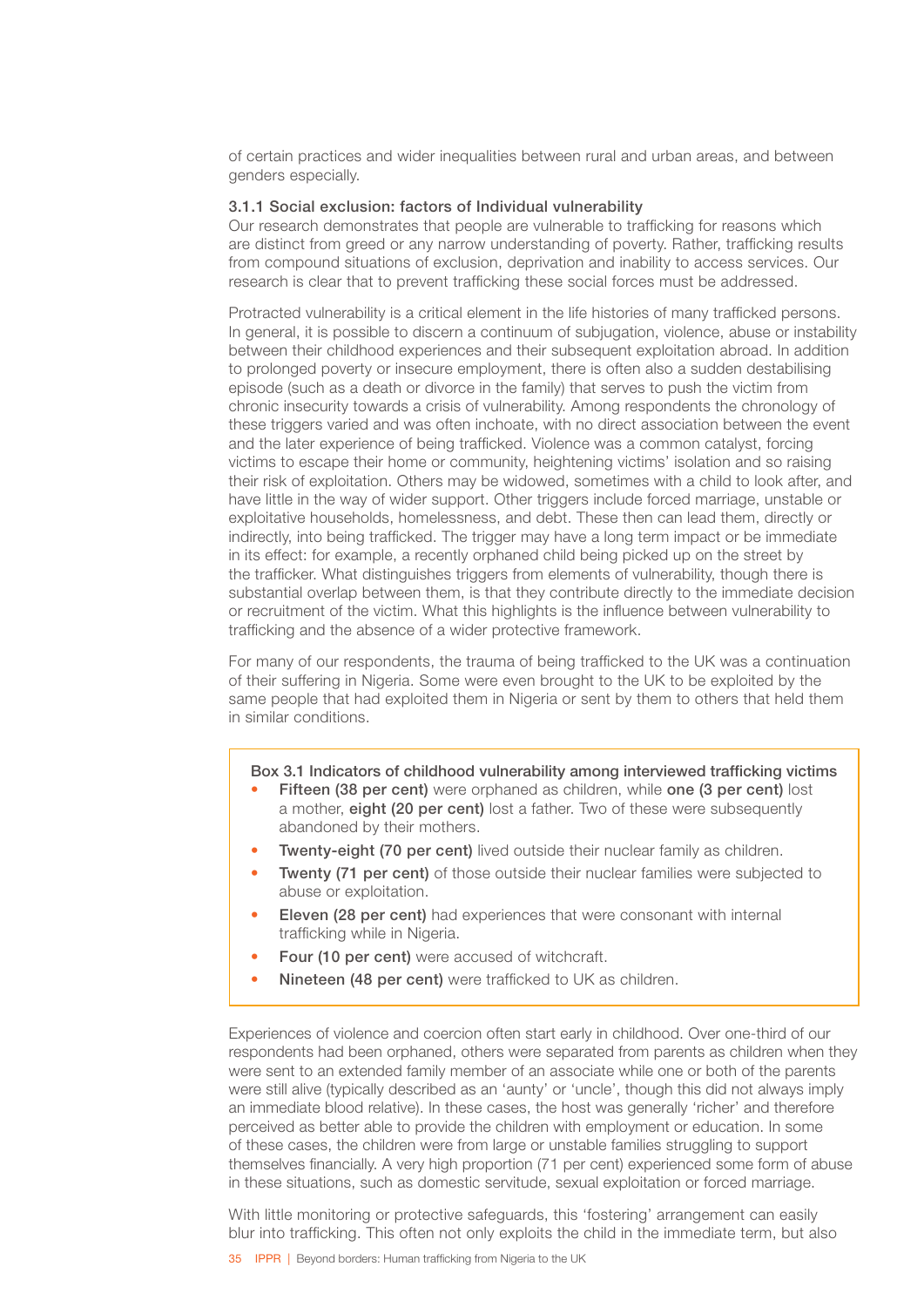of certain practices and wider inequalities between rural and urban areas, and between genders especially.

### 3.1.1 Social exclusion: factors of Individual vulnerability

Our research demonstrates that people are vulnerable to trafficking for reasons which are distinct from greed or any narrow understanding of poverty. Rather, trafficking results from compound situations of exclusion, deprivation and inability to access services. Our research is clear that to prevent trafficking these social forces must be addressed.

Protracted vulnerability is a critical element in the life histories of many trafficked persons. In general, it is possible to discern a continuum of subjugation, violence, abuse or instability between their childhood experiences and their subsequent exploitation abroad. In addition to prolonged poverty or insecure employment, there is often also a sudden destabilising episode (such as a death or divorce in the family) that serves to push the victim from chronic insecurity towards a crisis of vulnerability. Among respondents the chronology of these triggers varied and was often inchoate, with no direct association between the event and the later experience of being trafficked. Violence was a common catalyst, forcing victims to escape their home or community, heightening victims' isolation and so raising their risk of exploitation. Others may be widowed, sometimes with a child to look after, and have little in the way of wider support. Other triggers include forced marriage, unstable or exploitative households, homelessness, and debt. These then can lead them, directly or indirectly, into being trafficked. The trigger may have a long term impact or be immediate in its effect: for example, a recently orphaned child being picked up on the street by the trafficker. What distinguishes triggers from elements of vulnerability, though there is substantial overlap between them, is that they contribute directly to the immediate decision or recruitment of the victim. What this highlights is the influence between vulnerability to trafficking and the absence of a wider protective framework.

For many of our respondents, the trauma of being trafficked to the UK was a continuation of their suffering in Nigeria. Some were even brought to the UK to be exploited by the same people that had exploited them in Nigeria or sent by them to others that held them in similar conditions.

> **Box 3.1 Indicators of childhood vulnerability among interviewed trafficking victims**
>
> - **Fifteen (38 per cent)** were orphaned as children, while **one (3 per cent)** lost a mother, **eight (20 per cent)** lost a father. Two of these were subsequently abandoned by their mothers.
> - **Twenty-eight (70 per cent)** lived outside their nuclear family as children.
> - **Twenty (71 per cent)** of those outside their nuclear families were subjected to abuse or exploitation.
> - **Eleven (28 per cent)** had experiences that were consonant with internal trafficking while in Nigeria.
> - **Four (10 per cent)** were accused of witchcraft.
> - **Nineteen (48 per cent)** were trafficked to UK as children.

Experiences of violence and coercion often start early in childhood. Over one-third of our respondents had been orphaned, others were separated from parents as children when they were sent to an extended family member of an associate while one or both of the parents were still alive (typically described as an 'aunty' or 'uncle', though this did not always imply an immediate blood relative). In these cases, the host was generally 'richer' and therefore perceived as better able to provide the children with employment or education. In some of these cases, the children were from large or unstable families struggling to support themselves financially. A very high proportion (71 per cent) experienced some form of abuse in these situations, such as domestic servitude, sexual exploitation or forced marriage.

With little monitoring or protective safeguards, this 'fostering' arrangement can easily blur into trafficking. This often not only exploits the child in the immediate term, but also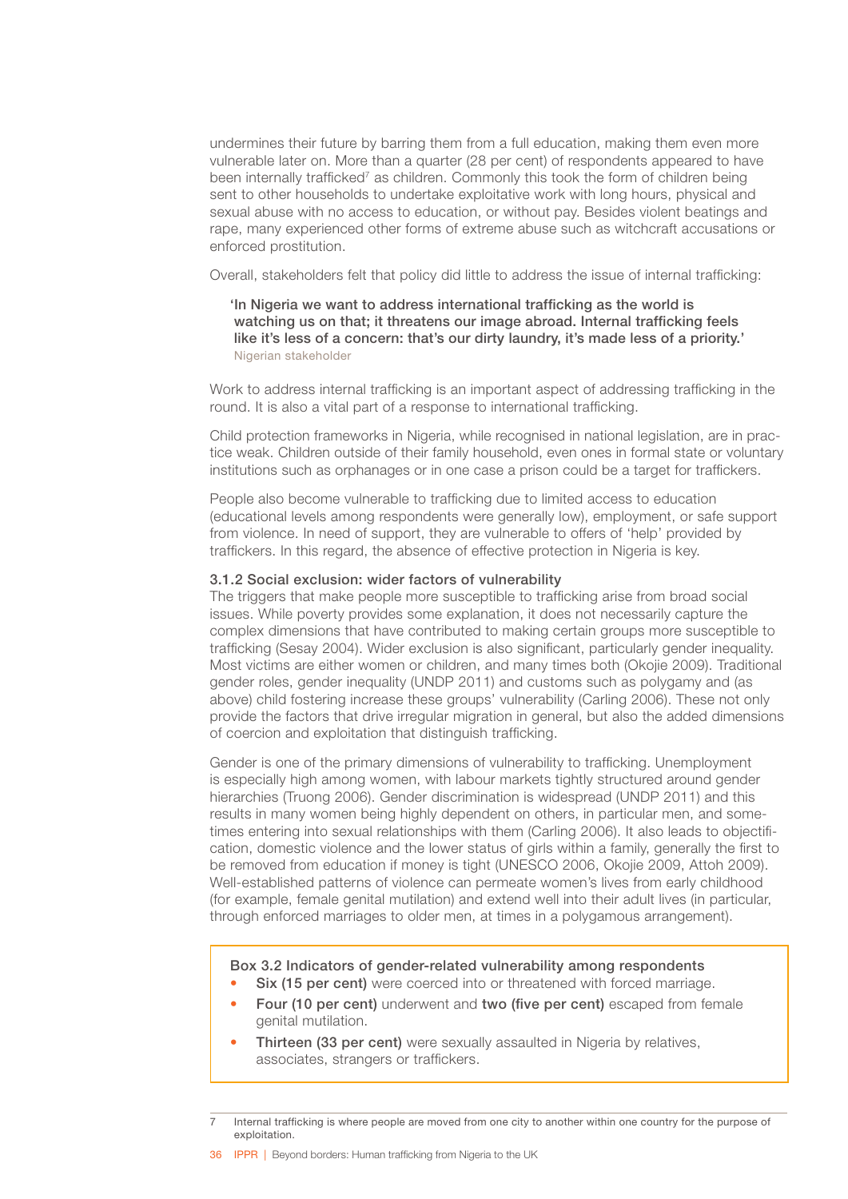undermines their future by barring them from a full education, making them even more vulnerable later on. More than a quarter (28 per cent) of respondents appeared to have been internally trafficked[7] as children. Commonly this took the form of children being sent to other households to undertake exploitative work with long hours, physical and sexual abuse with no access to education, or without pay. Besides violent beatings and rape, many experienced other forms of extreme abuse such as witchcraft accusations or enforced prostitution.

Overall, stakeholders felt that policy did little to address the issue of internal trafficking:

> 'In Nigeria we want to address international trafficking as the world is watching us on that; it threatens our image abroad. Internal trafficking feels like it's less of a concern: that's our dirty laundry, it's made less of a priority.'
> Nigerian stakeholder

Work to address internal trafficking is an important aspect of addressing trafficking in the round. It is also a vital part of a response to international trafficking.

Child protection frameworks in Nigeria, while recognised in national legislation, are in practice weak. Children outside of their family household, even ones in formal state or voluntary institutions such as orphanages or in one case a prison could be a target for traffickers.

People also become vulnerable to trafficking due to limited access to education (educational levels among respondents were generally low), employment, or safe support from violence. In need of support, they are vulnerable to offers of 'help' provided by traffickers. In this regard, the absence of effective protection in Nigeria is key.

#### 3.1.2 Social exclusion: wider factors of vulnerability

The triggers that make people more susceptible to trafficking arise from broad social issues. While poverty provides some explanation, it does not necessarily capture the complex dimensions that have contributed to making certain groups more susceptible to trafficking (Sesay 2004). Wider exclusion is also significant, particularly gender inequality. Most victims are either women or children, and many times both (Okojie 2009). Traditional gender roles, gender inequality (UNDP 2011) and customs such as polygamy and (as above) child fostering increase these groups' vulnerability (Carling 2006). These not only provide the factors that drive irregular migration in general, but also the added dimensions of coercion and exploitation that distinguish trafficking.

Gender is one of the primary dimensions of vulnerability to trafficking. Unemployment is especially high among women, with labour markets tightly structured around gender hierarchies (Truong 2006). Gender discrimination is widespread (UNDP 2011) and this results in many women being highly dependent on others, in particular men, and sometimes entering into sexual relationships with them (Carling 2006). It also leads to objectification, domestic violence and the lower status of girls within a family, generally the first to be removed from education if money is tight (UNESCO 2006, Okojie 2009, Attoh 2009). Well-established patterns of violence can permeate women's lives from early childhood (for example, female genital mutilation) and extend well into their adult lives (in particular, through enforced marriages to older men, at times in a polygamous arrangement).

> **Box 3.2 Indicators of gender-related vulnerability among respondents**
>
> - **Six (15 per cent)** were coerced into or threatened with forced marriage.
> - **Four (10 per cent)** underwent and **two (five per cent)** escaped from female genital mutilation.
> - **Thirteen (33 per cent)** were sexually assaulted in Nigeria by relatives, associates, strangers or traffickers.

7 Internal trafficking is where people are moved from one city to another within one country for the purpose of exploitation.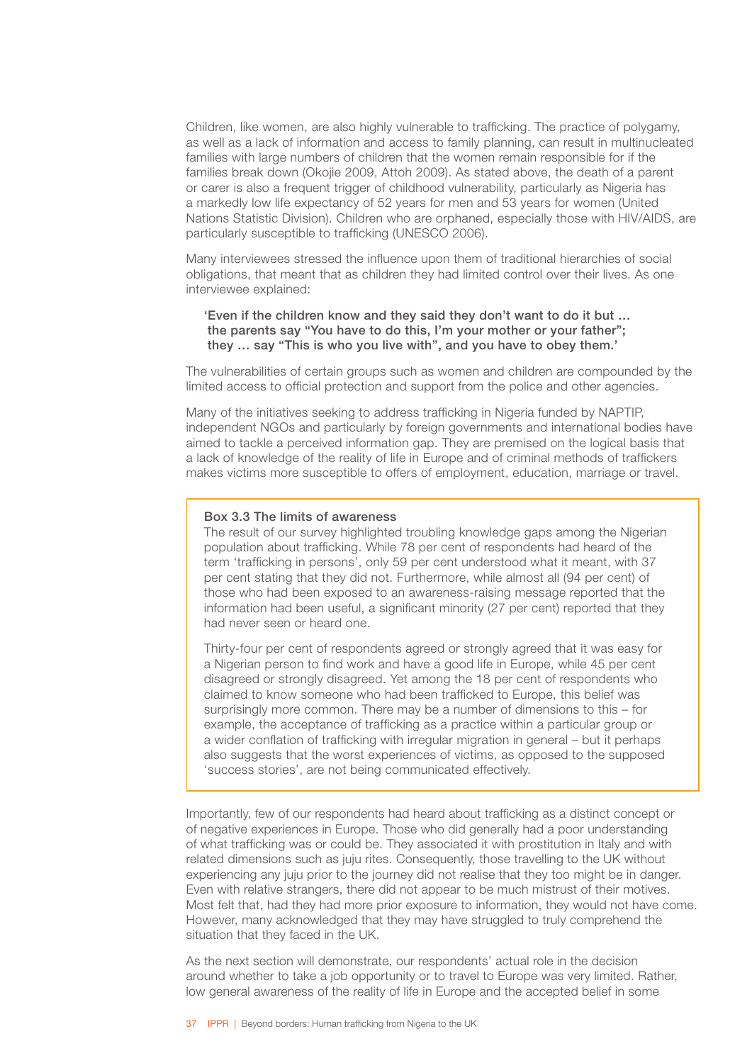Children, like women, are also highly vulnerable to trafficking. The practice of polygamy, as well as a lack of information and access to family planning, can result in multinucleated families with large numbers of children that the women remain responsible for if the families break down (Okojie 2009, Attoh 2009). As stated above, the death of a parent or carer is also a frequent trigger of childhood vulnerability, particularly as Nigeria has a markedly low life expectancy of 52 years for men and 53 years for women (United Nations Statistic Division). Children who are orphaned, especially those with HIV/AIDS, are particularly susceptible to trafficking (UNESCO 2006).

Many interviewees stressed the influence upon them of traditional hierarchies of social obligations, that meant that as children they had limited control over their lives. As one interviewee explained:

> **'Even if the children know and they said they don't want to do it but … the parents say "You have to do this, I'm your mother or your father"; they … say "This is who you live with", and you have to obey them.'**

The vulnerabilities of certain groups such as women and children are compounded by the limited access to official protection and support from the police and other agencies.

Many of the initiatives seeking to address trafficking in Nigeria funded by NAPTIP, independent NGOs and particularly by foreign governments and international bodies have aimed to tackle a perceived information gap. They are premised on the logical basis that a lack of knowledge of the reality of life in Europe and of criminal methods of traffickers makes victims more susceptible to offers of employment, education, marriage or travel.

### Box 3.3 The limits of awareness

The result of our survey highlighted troubling knowledge gaps among the Nigerian population about trafficking. While 78 per cent of respondents had heard of the term 'trafficking in persons', only 59 per cent understood what it meant, with 37 per cent stating that they did not. Furthermore, while almost all (94 per cent) of those who had been exposed to an awareness-raising message reported that the information had been useful, a significant minority (27 per cent) reported that they had never seen or heard one.

Thirty-four per cent of respondents agreed or strongly agreed that it was easy for a Nigerian person to find work and have a good life in Europe, while 45 per cent disagreed or strongly disagreed. Yet among the 18 per cent of respondents who claimed to know someone who had been trafficked to Europe, this belief was surprisingly more common. There may be a number of dimensions to this – for example, the acceptance of trafficking as a practice within a particular group or a wider conflation of trafficking with irregular migration in general – but it perhaps also suggests that the worst experiences of victims, as opposed to the supposed 'success stories', are not being communicated effectively.

Importantly, few of our respondents had heard about trafficking as a distinct concept or of negative experiences in Europe. Those who did generally had a poor understanding of what trafficking was or could be. They associated it with prostitution in Italy and with related dimensions such as juju rites. Consequently, those travelling to the UK without experiencing any juju prior to the journey did not realise that they too might be in danger. Even with relative strangers, there did not appear to be much mistrust of their motives. Most felt that, had they had more prior exposure to information, they would not have come. However, many acknowledged that they may have struggled to truly comprehend the situation that they faced in the UK.

As the next section will demonstrate, our respondents' actual role in the decision around whether to take a job opportunity or to travel to Europe was very limited. Rather, low general awareness of the reality of life in Europe and the accepted belief in some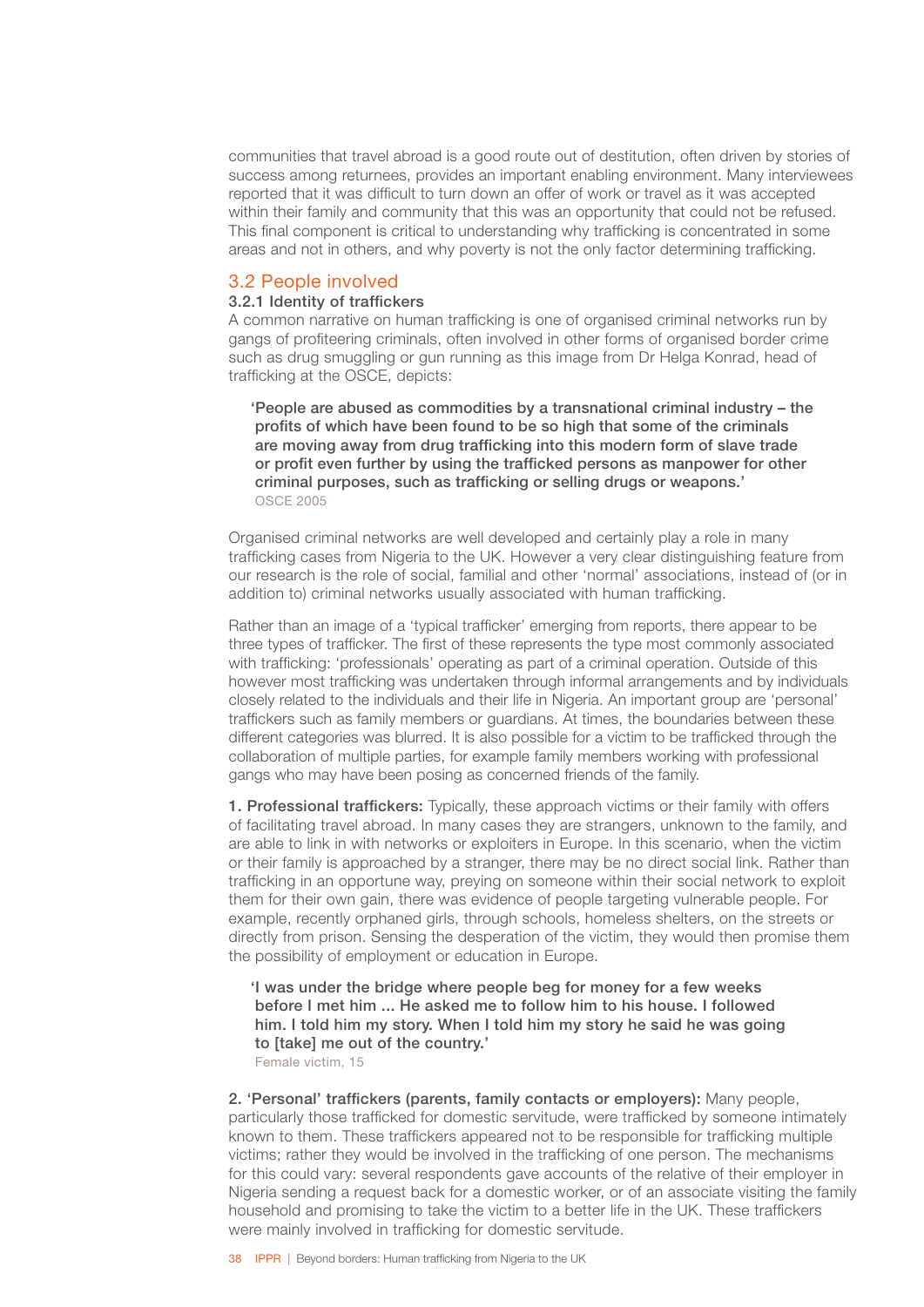communities that travel abroad is a good route out of destitution, often driven by stories of success among returnees, provides an important enabling environment. Many interviewees reported that it was difficult to turn down an offer of work or travel as it was accepted within their family and community that this was an opportunity that could not be refused. This final component is critical to understanding why trafficking is concentrated in some areas and not in others, and why poverty is not the only factor determining trafficking.

## 3.2 People involved

### 3.2.1 Identity of traffickers

A common narrative on human trafficking is one of organised criminal networks run by gangs of profiteering criminals, often involved in other forms of organised border crime such as drug smuggling or gun running as this image from Dr Helga Konrad, head of trafficking at the OSCE, depicts:

> **'People are abused as commodities by a transnational criminal industry – the profits of which have been found to be so high that some of the criminals are moving away from drug trafficking into this modern form of slave trade or profit even further by using the trafficked persons as manpower for other criminal purposes, such as trafficking or selling drugs or weapons.'**
> OSCE 2005

Organised criminal networks are well developed and certainly play a role in many trafficking cases from Nigeria to the UK. However a very clear distinguishing feature from our research is the role of social, familial and other 'normal' associations, instead of (or in addition to) criminal networks usually associated with human trafficking.

Rather than an image of a 'typical trafficker' emerging from reports, there appear to be three types of trafficker. The first of these represents the type most commonly associated with trafficking: 'professionals' operating as part of a criminal operation. Outside of this however most trafficking was undertaken through informal arrangements and by individuals closely related to the individuals and their life in Nigeria. An important group are 'personal' traffickers such as family members or guardians. At times, the boundaries between these different categories was blurred. It is also possible for a victim to be trafficked through the collaboration of multiple parties, for example family members working with professional gangs who may have been posing as concerned friends of the family.

**1. Professional traffickers:** Typically, these approach victims or their family with offers of facilitating travel abroad. In many cases they are strangers, unknown to the family, and are able to link in with networks or exploiters in Europe. In this scenario, when the victim or their family is approached by a stranger, there may be no direct social link. Rather than trafficking in an opportune way, preying on someone within their social network to exploit them for their own gain, there was evidence of people targeting vulnerable people. For example, recently orphaned girls, through schools, homeless shelters, on the streets or directly from prison. Sensing the desperation of the victim, they would then promise them the possibility of employment or education in Europe.

> **'I was under the bridge where people beg for money for a few weeks before I met him ... He asked me to follow him to his house. I followed him. I told him my story. When I told him my story he said he was going to [take] me out of the country.'**
> Female victim, 15

**2. 'Personal' traffickers (parents, family contacts or employers):** Many people, particularly those trafficked for domestic servitude, were trafficked by someone intimately known to them. These traffickers appeared not to be responsible for trafficking multiple victims; rather they would be involved in the trafficking of one person. The mechanisms for this could vary: several respondents gave accounts of the relative of their employer in Nigeria sending a request back for a domestic worker, or of an associate visiting the family household and promising to take the victim to a better life in the UK. These traffickers were mainly involved in trafficking for domestic servitude.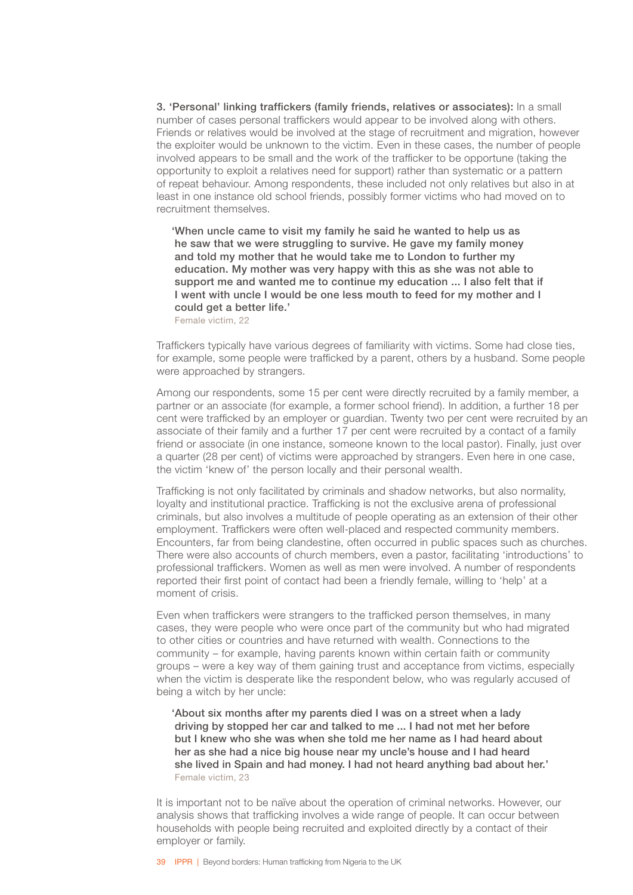**3. 'Personal' linking traffickers (family friends, relatives or associates):** In a small number of cases personal traffickers would appear to be involved along with others. Friends or relatives would be involved at the stage of recruitment and migration, however the exploiter would be unknown to the victim. Even in these cases, the number of people involved appears to be small and the work of the trafficker to be opportune (taking the opportunity to exploit a relatives need for support) rather than systematic or a pattern of repeat behaviour. Among respondents, these included not only relatives but also in at least in one instance old school friends, possibly former victims who had moved on to recruitment themselves.

> **'When uncle came to visit my family he said he wanted to help us as he saw that we were struggling to survive. He gave my family money and told my mother that he would take me to London to further my education. My mother was very happy with this as she was not able to support me and wanted me to continue my education ... I also felt that if I went with uncle I would be one less mouth to feed for my mother and I could get a better life.'**
>
> Female victim, 22

Traffickers typically have various degrees of familiarity with victims. Some had close ties, for example, some people were trafficked by a parent, others by a husband. Some people were approached by strangers.

Among our respondents, some 15 per cent were directly recruited by a family member, a partner or an associate (for example, a former school friend). In addition, a further 18 per cent were trafficked by an employer or guardian. Twenty two per cent were recruited by an associate of their family and a further 17 per cent were recruited by a contact of a family friend or associate (in one instance, someone known to the local pastor). Finally, just over a quarter (28 per cent) of victims were approached by strangers. Even here in one case, the victim 'knew of' the person locally and their personal wealth.

Trafficking is not only facilitated by criminals and shadow networks, but also normality, loyalty and institutional practice. Trafficking is not the exclusive arena of professional criminals, but also involves a multitude of people operating as an extension of their other employment. Traffickers were often well-placed and respected community members. Encounters, far from being clandestine, often occurred in public spaces such as churches. There were also accounts of church members, even a pastor, facilitating 'introductions' to professional traffickers. Women as well as men were involved. A number of respondents reported their first point of contact had been a friendly female, willing to 'help' at a moment of crisis.

Even when traffickers were strangers to the trafficked person themselves, in many cases, they were people who were once part of the community but who had migrated to other cities or countries and have returned with wealth. Connections to the community – for example, having parents known within certain faith or community groups – were a key way of them gaining trust and acceptance from victims, especially when the victim is desperate like the respondent below, who was regularly accused of being a witch by her uncle:

> **'About six months after my parents died I was on a street when a lady driving by stopped her car and talked to me ... I had not met her before but I knew who she was when she told me her name as I had heard about her as she had a nice big house near my uncle's house and I had heard she lived in Spain and had money. I had not heard anything bad about her.'**
>
> Female victim, 23

It is important not to be naïve about the operation of criminal networks. However, our analysis shows that trafficking involves a wide range of people. It can occur between households with people being recruited and exploited directly by a contact of their employer or family.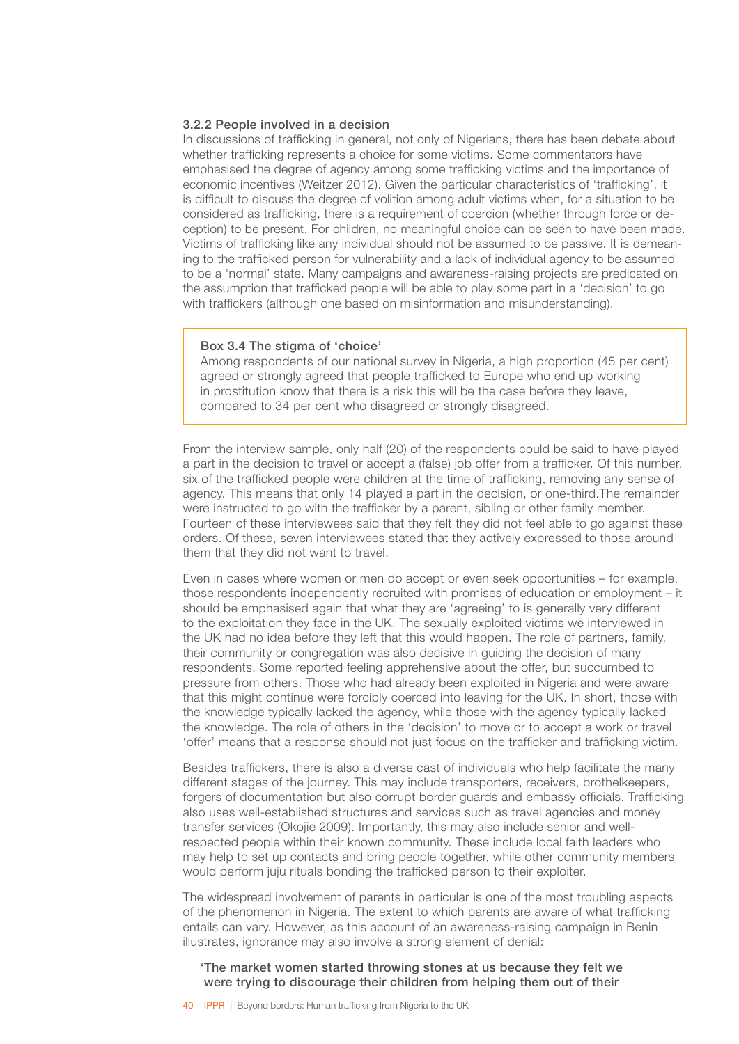### 3.2.2 People involved in a decision

In discussions of trafficking in general, not only of Nigerians, there has been debate about whether trafficking represents a choice for some victims. Some commentators have emphasised the degree of agency among some trafficking victims and the importance of economic incentives (Weitzer 2012). Given the particular characteristics of 'trafficking', it is difficult to discuss the degree of volition among adult victims when, for a situation to be considered as trafficking, there is a requirement of coercion (whether through force or deception) to be present. For children, no meaningful choice can be seen to have been made. Victims of trafficking like any individual should not be assumed to be passive. It is demeaning to the trafficked person for vulnerability and a lack of individual agency to be assumed to be a 'normal' state. Many campaigns and awareness-raising projects are predicated on the assumption that trafficked people will be able to play some part in a 'decision' to go with traffickers (although one based on misinformation and misunderstanding).

> **Box 3.4 The stigma of 'choice'**
>
> Among respondents of our national survey in Nigeria, a high proportion (45 per cent) agreed or strongly agreed that people trafficked to Europe who end up working in prostitution know that there is a risk this will be the case before they leave, compared to 34 per cent who disagreed or strongly disagreed.

From the interview sample, only half (20) of the respondents could be said to have played a part in the decision to travel or accept a (false) job offer from a trafficker. Of this number, six of the trafficked people were children at the time of trafficking, removing any sense of agency. This means that only 14 played a part in the decision, or one-third.The remainder were instructed to go with the trafficker by a parent, sibling or other family member. Fourteen of these interviewees said that they felt they did not feel able to go against these orders. Of these, seven interviewees stated that they actively expressed to those around them that they did not want to travel.

Even in cases where women or men do accept or even seek opportunities – for example, those respondents independently recruited with promises of education or employment – it should be emphasised again that what they are 'agreeing' to is generally very different to the exploitation they face in the UK. The sexually exploited victims we interviewed in the UK had no idea before they left that this would happen. The role of partners, family, their community or congregation was also decisive in guiding the decision of many respondents. Some reported feeling apprehensive about the offer, but succumbed to pressure from others. Those who had already been exploited in Nigeria and were aware that this might continue were forcibly coerced into leaving for the UK. In short, those with the knowledge typically lacked the agency, while those with the agency typically lacked the knowledge. The role of others in the 'decision' to move or to accept a work or travel 'offer' means that a response should not just focus on the trafficker and trafficking victim.

Besides traffickers, there is also a diverse cast of individuals who help facilitate the many different stages of the journey. This may include transporters, receivers, brothelkeepers, forgers of documentation but also corrupt border guards and embassy officials. Trafficking also uses well-established structures and services such as travel agencies and money transfer services (Okojie 2009). Importantly, this may also include senior and well-respected people within their known community. These include local faith leaders who may help to set up contacts and bring people together, while other community members would perform juju rituals bonding the trafficked person to their exploiter.

The widespread involvement of parents in particular is one of the most troubling aspects of the phenomenon in Nigeria. The extent to which parents are aware of what trafficking entails can vary. However, as this account of an awareness-raising campaign in Benin illustrates, ignorance may also involve a strong element of denial:

> 'The market women started throwing stones at us because they felt we were trying to discourage their children from helping them out of their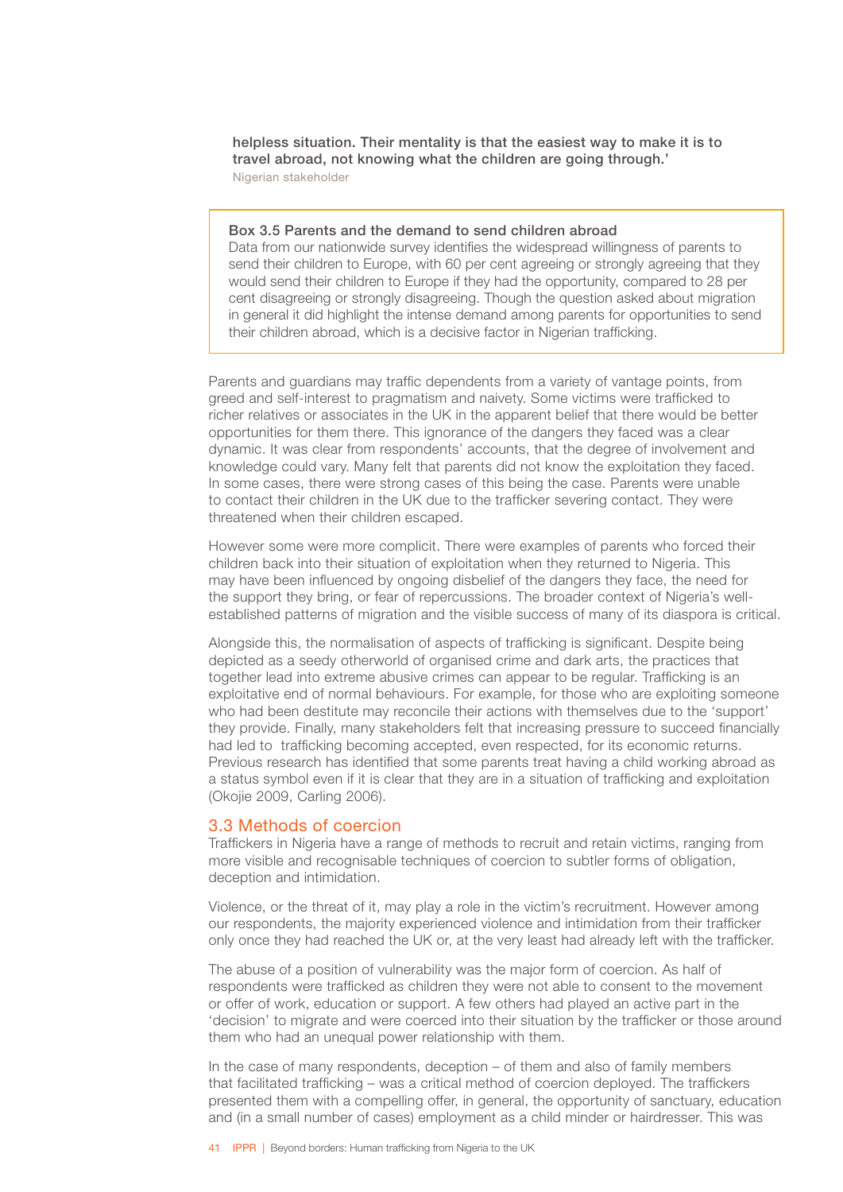**helpless situation. Their mentality is that the easiest way to make it is to travel abroad, not knowing what the children are going through.'**
Nigerian stakeholder

**Box 3.5 Parents and the demand to send children abroad**
Data from our nationwide survey identifies the widespread willingness of parents to send their children to Europe, with 60 per cent agreeing or strongly agreeing that they would send their children to Europe if they had the opportunity, compared to 28 per cent disagreeing or strongly disagreeing. Though the question asked about migration in general it did highlight the intense demand among parents for opportunities to send their children abroad, which is a decisive factor in Nigerian trafficking.

Parents and guardians may traffic dependents from a variety of vantage points, from greed and self-interest to pragmatism and naivety. Some victims were trafficked to richer relatives or associates in the UK in the apparent belief that there would be better opportunities for them there. This ignorance of the dangers they faced was a clear dynamic. It was clear from respondents' accounts, that the degree of involvement and knowledge could vary. Many felt that parents did not know the exploitation they faced. In some cases, there were strong cases of this being the case. Parents were unable to contact their children in the UK due to the trafficker severing contact. They were threatened when their children escaped.

However some were more complicit. There were examples of parents who forced their children back into their situation of exploitation when they returned to Nigeria. This may have been influenced by ongoing disbelief of the dangers they face, the need for the support they bring, or fear of repercussions. The broader context of Nigeria's well-established patterns of migration and the visible success of many of its diaspora is critical.

Alongside this, the normalisation of aspects of trafficking is significant. Despite being depicted as a seedy otherworld of organised crime and dark arts, the practices that together lead into extreme abusive crimes can appear to be regular. Trafficking is an exploitative end of normal behaviours. For example, for those who are exploiting someone who had been destitute may reconcile their actions with themselves due to the 'support' they provide. Finally, many stakeholders felt that increasing pressure to succeed financially had led to trafficking becoming accepted, even respected, for its economic returns. Previous research has identified that some parents treat having a child working abroad as a status symbol even if it is clear that they are in a situation of trafficking and exploitation (Okojie 2009, Carling 2006).

## 3.3 Methods of coercion

Traffickers in Nigeria have a range of methods to recruit and retain victims, ranging from more visible and recognisable techniques of coercion to subtler forms of obligation, deception and intimidation.

Violence, or the threat of it, may play a role in the victim's recruitment. However among our respondents, the majority experienced violence and intimidation from their trafficker only once they had reached the UK or, at the very least had already left with the trafficker.

The abuse of a position of vulnerability was the major form of coercion. As half of respondents were trafficked as children they were not able to consent to the movement or offer of work, education or support. A few others had played an active part in the 'decision' to migrate and were coerced into their situation by the trafficker or those around them who had an unequal power relationship with them.

In the case of many respondents, deception – of them and also of family members that facilitated trafficking – was a critical method of coercion deployed. The traffickers presented them with a compelling offer, in general, the opportunity of sanctuary, education and (in a small number of cases) employment as a child minder or hairdresser. This was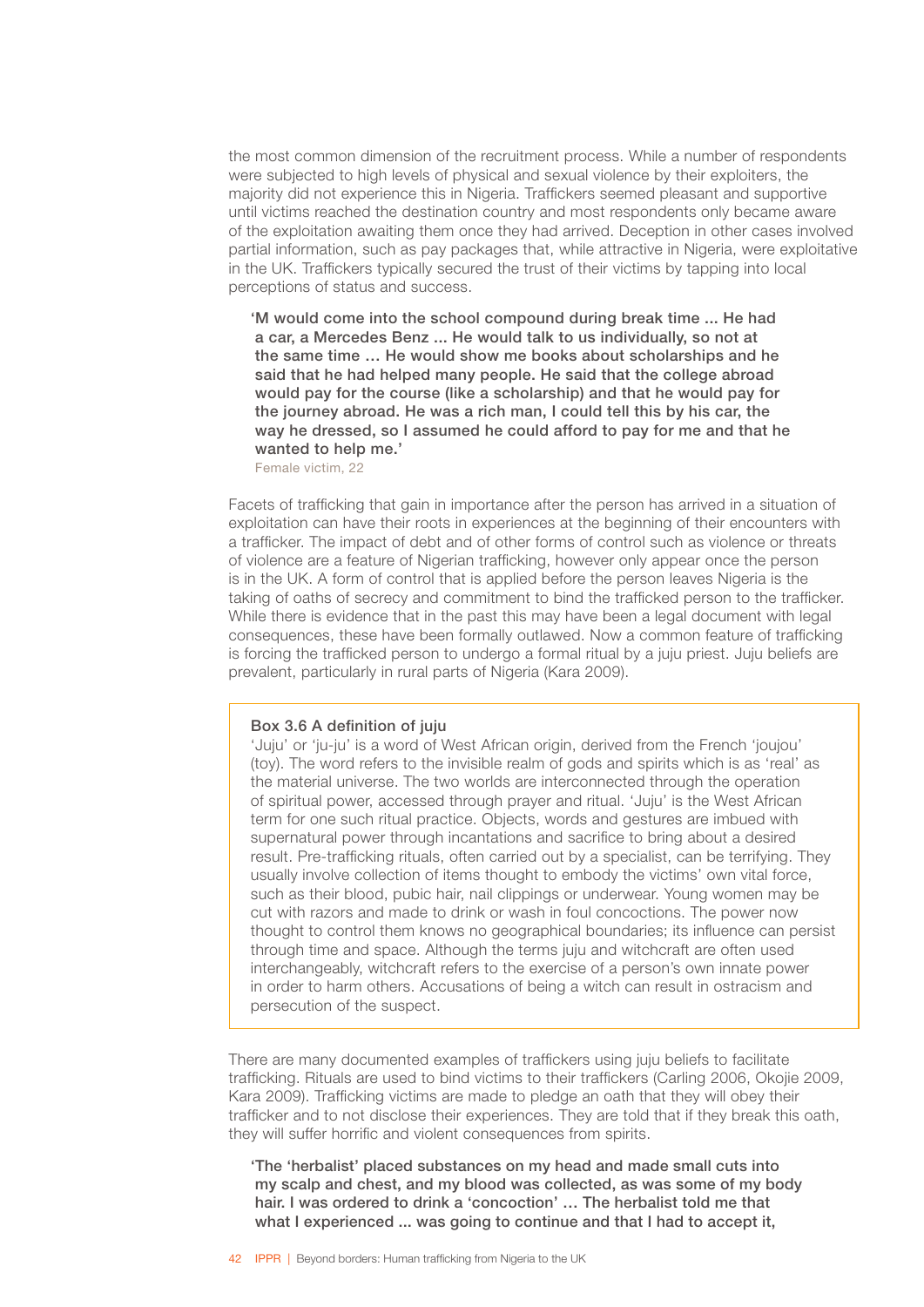the most common dimension of the recruitment process. While a number of respondents were subjected to high levels of physical and sexual violence by their exploiters, the majority did not experience this in Nigeria. Traffickers seemed pleasant and supportive until victims reached the destination country and most respondents only became aware of the exploitation awaiting them once they had arrived. Deception in other cases involved partial information, such as pay packages that, while attractive in Nigeria, were exploitative in the UK. Traffickers typically secured the trust of their victims by tapping into local perceptions of status and success.

> **'M would come into the school compound during break time ... He had a car, a Mercedes Benz ... He would talk to us individually, so not at the same time … He would show me books about scholarships and he said that he had helped many people. He said that the college abroad would pay for the course (like a scholarship) and that he would pay for the journey abroad. He was a rich man, I could tell this by his car, the way he dressed, so I assumed he could afford to pay for me and that he wanted to help me.'**
>
> Female victim, 22

Facets of trafficking that gain in importance after the person has arrived in a situation of exploitation can have their roots in experiences at the beginning of their encounters with a trafficker. The impact of debt and of other forms of control such as violence or threats of violence are a feature of Nigerian trafficking, however only appear once the person is in the UK. A form of control that is applied before the person leaves Nigeria is the taking of oaths of secrecy and commitment to bind the trafficked person to the trafficker. While there is evidence that in the past this may have been a legal document with legal consequences, these have been formally outlawed. Now a common feature of trafficking is forcing the trafficked person to undergo a formal ritual by a juju priest. Juju beliefs are prevalent, particularly in rural parts of Nigeria (Kara 2009).

> **Box 3.6 A definition of juju**
>
> 'Juju' or 'ju-ju' is a word of West African origin, derived from the French 'joujou' (toy). The word refers to the invisible realm of gods and spirits which is as 'real' as the material universe. The two worlds are interconnected through the operation of spiritual power, accessed through prayer and ritual. 'Juju' is the West African term for one such ritual practice. Objects, words and gestures are imbued with supernatural power through incantations and sacrifice to bring about a desired result. Pre-trafficking rituals, often carried out by a specialist, can be terrifying. They usually involve collection of items thought to embody the victims' own vital force, such as their blood, pubic hair, nail clippings or underwear. Young women may be cut with razors and made to drink or wash in foul concoctions. The power now thought to control them knows no geographical boundaries; its influence can persist through time and space. Although the terms juju and witchcraft are often used interchangeably, witchcraft refers to the exercise of a person's own innate power in order to harm others. Accusations of being a witch can result in ostracism and persecution of the suspect.

There are many documented examples of traffickers using juju beliefs to facilitate trafficking. Rituals are used to bind victims to their traffickers (Carling 2006, Okojie 2009, Kara 2009). Trafficking victims are made to pledge an oath that they will obey their trafficker and to not disclose their experiences. They are told that if they break this oath, they will suffer horrific and violent consequences from spirits.

> **'The 'herbalist' placed substances on my head and made small cuts into my scalp and chest, and my blood was collected, as was some of my body hair. I was ordered to drink a 'concoction' … The herbalist told me that what I experienced ... was going to continue and that I had to accept it,**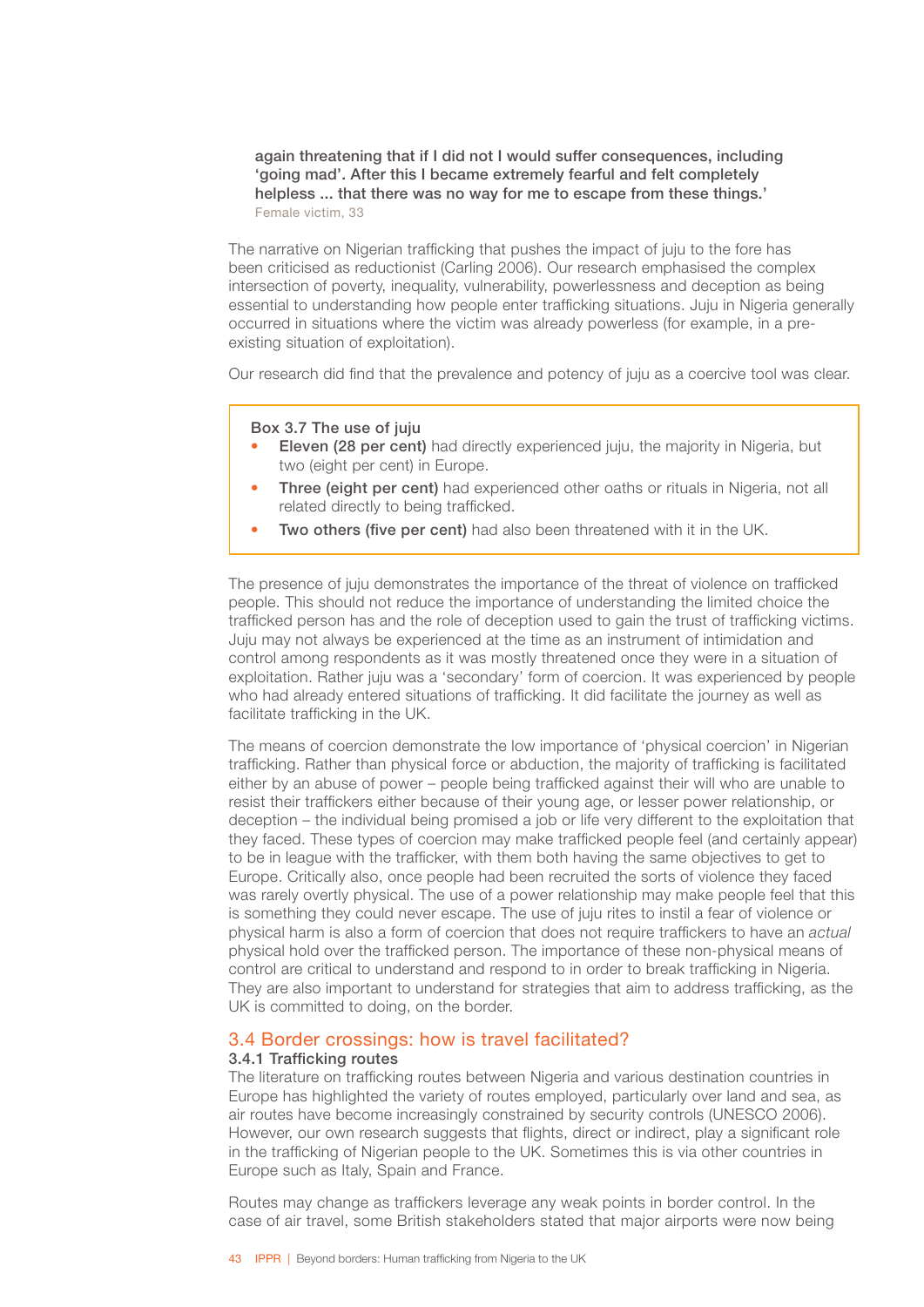again threatening that if I did not I would suffer consequences, including 'going mad'. After this I became extremely fearful and felt completely helpless ... that there was no way for me to escape from these things.'
Female victim, 33

The narrative on Nigerian trafficking that pushes the impact of juju to the fore has been criticised as reductionist (Carling 2006). Our research emphasised the complex intersection of poverty, inequality, vulnerability, powerlessness and deception as being essential to understanding how people enter trafficking situations. Juju in Nigeria generally occurred in situations where the victim was already powerless (for example, in a pre-existing situation of exploitation).

Our research did find that the prevalence and potency of juju as a coercive tool was clear.

**Box 3.7 The use of juju**

- **Eleven (28 per cent)** had directly experienced juju, the majority in Nigeria, but two (eight per cent) in Europe.
- **Three (eight per cent)** had experienced other oaths or rituals in Nigeria, not all related directly to being trafficked.
- **Two others (five per cent)** had also been threatened with it in the UK.

The presence of juju demonstrates the importance of the threat of violence on trafficked people. This should not reduce the importance of understanding the limited choice the trafficked person has and the role of deception used to gain the trust of trafficking victims. Juju may not always be experienced at the time as an instrument of intimidation and control among respondents as it was mostly threatened once they were in a situation of exploitation. Rather juju was a 'secondary' form of coercion. It was experienced by people who had already entered situations of trafficking. It did facilitate the journey as well as facilitate trafficking in the UK.

The means of coercion demonstrate the low importance of 'physical coercion' in Nigerian trafficking. Rather than physical force or abduction, the majority of trafficking is facilitated either by an abuse of power – people being trafficked against their will who are unable to resist their traffickers either because of their young age, or lesser power relationship, or deception – the individual being promised a job or life very different to the exploitation that they faced. These types of coercion may make trafficked people feel (and certainly appear) to be in league with the trafficker, with them both having the same objectives to get to Europe. Critically also, once people had been recruited the sorts of violence they faced was rarely overtly physical. The use of a power relationship may make people feel that this is something they could never escape. The use of juju rites to instil a fear of violence or physical harm is also a form of coercion that does not require traffickers to have an *actual* physical hold over the trafficked person. The importance of these non-physical means of control are critical to understand and respond to in order to break trafficking in Nigeria. They are also important to understand for strategies that aim to address trafficking, as the UK is committed to doing, on the border.

## 3.4 Border crossings: how is travel facilitated?

### 3.4.1 Trafficking routes

The literature on trafficking routes between Nigeria and various destination countries in Europe has highlighted the variety of routes employed, particularly over land and sea, as air routes have become increasingly constrained by security controls (UNESCO 2006). However, our own research suggests that flights, direct or indirect, play a significant role in the trafficking of Nigerian people to the UK. Sometimes this is via other countries in Europe such as Italy, Spain and France.

Routes may change as traffickers leverage any weak points in border control. In the case of air travel, some British stakeholders stated that major airports were now being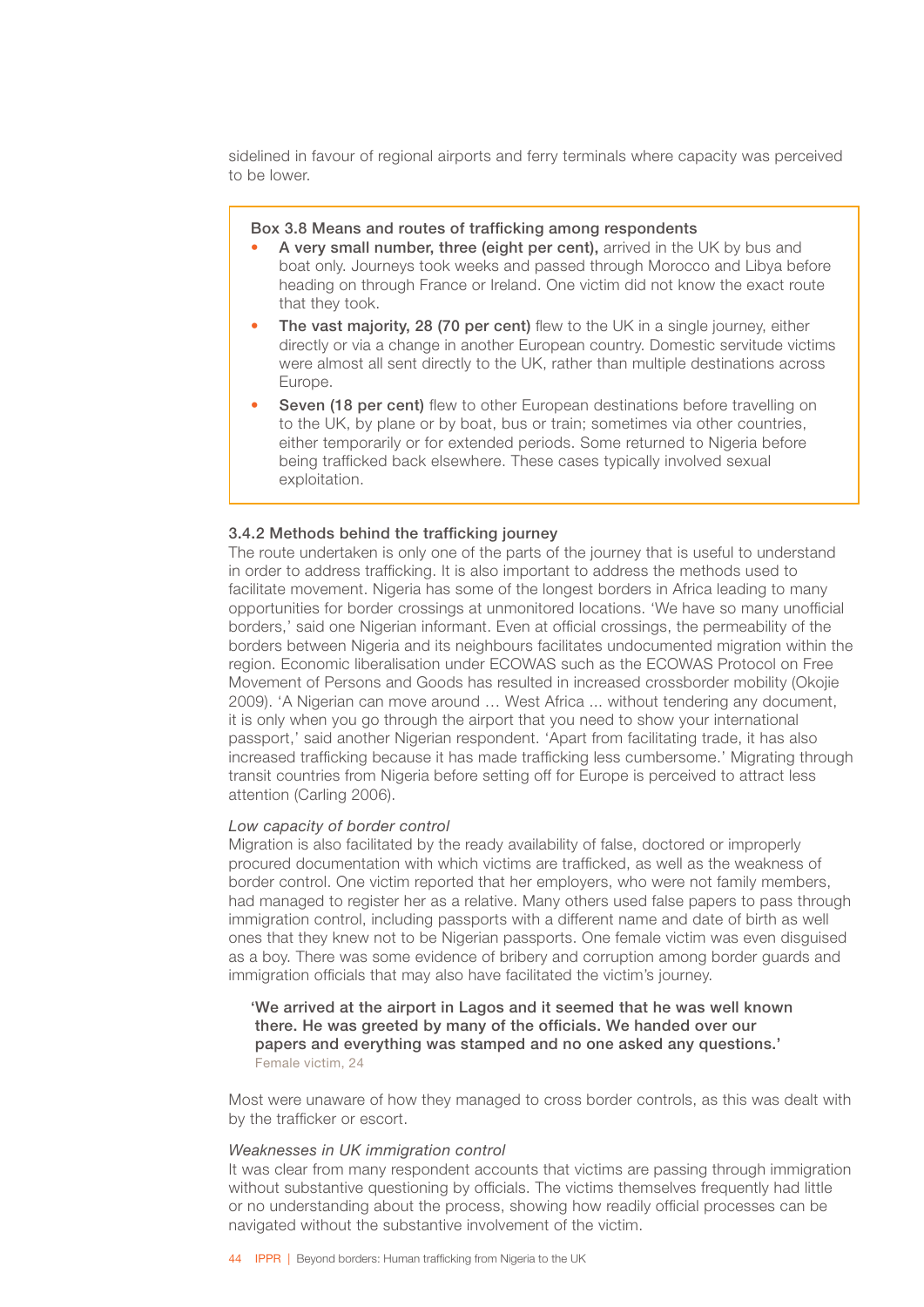sidelined in favour of regional airports and ferry terminals where capacity was perceived to be lower.

**Box 3.8 Means and routes of trafficking among respondents**

- **A very small number, three (eight per cent),** arrived in the UK by bus and boat only. Journeys took weeks and passed through Morocco and Libya before heading on through France or Ireland. One victim did not know the exact route that they took.
- **The vast majority, 28 (70 per cent)** flew to the UK in a single journey, either directly or via a change in another European country. Domestic servitude victims were almost all sent directly to the UK, rather than multiple destinations across Europe.
- **Seven (18 per cent)** flew to other European destinations before travelling on to the UK, by plane or by boat, bus or train; sometimes via other countries, either temporarily or for extended periods. Some returned to Nigeria before being trafficked back elsewhere. These cases typically involved sexual exploitation.

### 3.4.2 Methods behind the trafficking journey

The route undertaken is only one of the parts of the journey that is useful to understand in order to address trafficking. It is also important to address the methods used to facilitate movement. Nigeria has some of the longest borders in Africa leading to many opportunities for border crossings at unmonitored locations. 'We have so many unofficial borders,' said one Nigerian informant. Even at official crossings, the permeability of the borders between Nigeria and its neighbours facilitates undocumented migration within the region. Economic liberalisation under ECOWAS such as the ECOWAS Protocol on Free Movement of Persons and Goods has resulted in increased crossborder mobility (Okojie 2009). 'A Nigerian can move around … West Africa ... without tendering any document, it is only when you go through the airport that you need to show your international passport,' said another Nigerian respondent. 'Apart from facilitating trade, it has also increased trafficking because it has made trafficking less cumbersome.' Migrating through transit countries from Nigeria before setting off for Europe is perceived to attract less attention (Carling 2006).

*Low capacity of border control*

Migration is also facilitated by the ready availability of false, doctored or improperly procured documentation with which victims are trafficked, as well as the weakness of border control. One victim reported that her employers, who were not family members, had managed to register her as a relative. Many others used false papers to pass through immigration control, including passports with a different name and date of birth as well ones that they knew not to be Nigerian passports. One female victim was even disguised as a boy. There was some evidence of bribery and corruption among border guards and immigration officials that may also have facilitated the victim's journey.

> **'We arrived at the airport in Lagos and it seemed that he was well known there. He was greeted by many of the officials. We handed over our papers and everything was stamped and no one asked any questions.'**
> Female victim, 24

Most were unaware of how they managed to cross border controls, as this was dealt with by the trafficker or escort.

*Weaknesses in UK immigration control*

It was clear from many respondent accounts that victims are passing through immigration without substantive questioning by officials. The victims themselves frequently had little or no understanding about the process, showing how readily official processes can be navigated without the substantive involvement of the victim.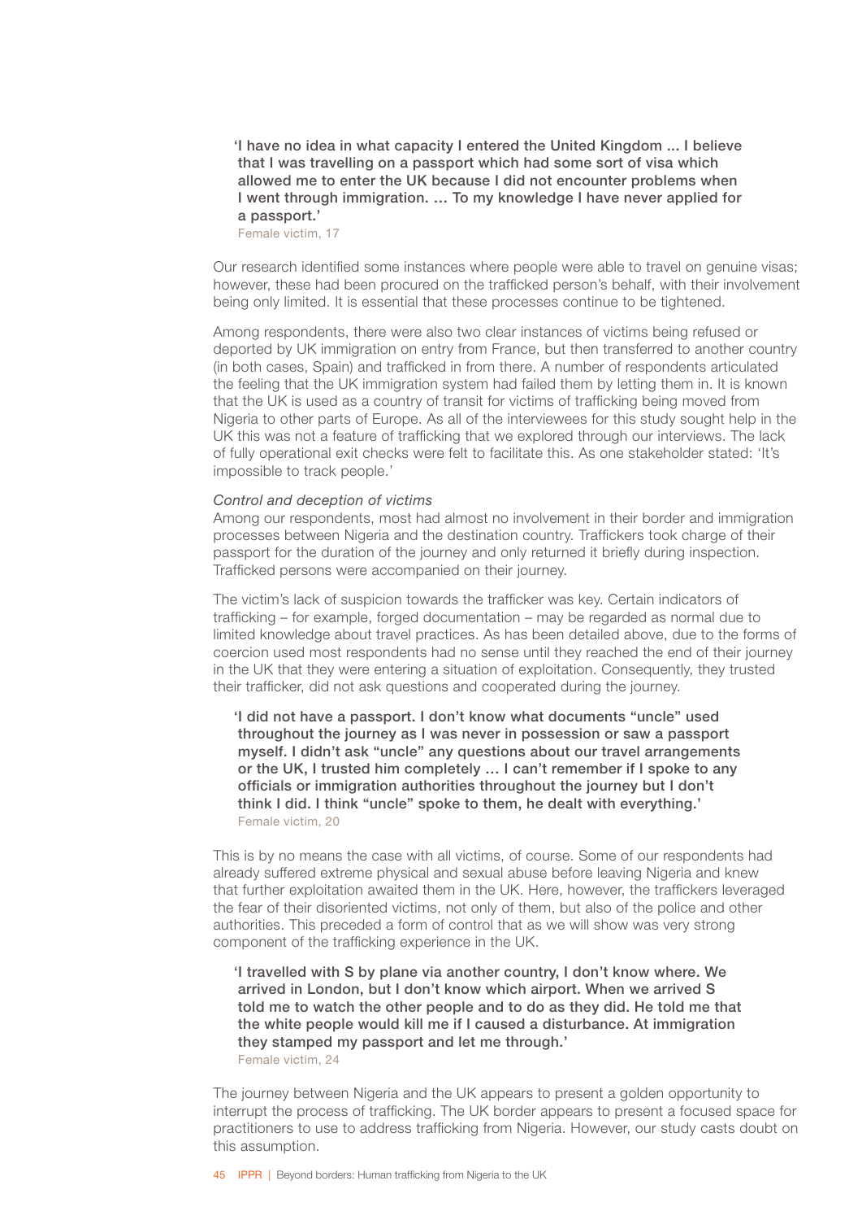> **'I have no idea in what capacity I entered the United Kingdom ... I believe that I was travelling on a passport which had some sort of visa which allowed me to enter the UK because I did not encounter problems when I went through immigration. … To my knowledge I have never applied for a passport.'**
>
> Female victim, 17

Our research identified some instances where people were able to travel on genuine visas; however, these had been procured on the trafficked person's behalf, with their involvement being only limited. It is essential that these processes continue to be tightened.

Among respondents, there were also two clear instances of victims being refused or deported by UK immigration on entry from France, but then transferred to another country (in both cases, Spain) and trafficked in from there. A number of respondents articulated the feeling that the UK immigration system had failed them by letting them in. It is known that the UK is used as a country of transit for victims of trafficking being moved from Nigeria to other parts of Europe. As all of the interviewees for this study sought help in the UK this was not a feature of trafficking that we explored through our interviews. The lack of fully operational exit checks were felt to facilitate this. As one stakeholder stated: 'It's impossible to track people.'

*Control and deception of victims*

Among our respondents, most had almost no involvement in their border and immigration processes between Nigeria and the destination country. Traffickers took charge of their passport for the duration of the journey and only returned it briefly during inspection. Trafficked persons were accompanied on their journey.

The victim's lack of suspicion towards the trafficker was key. Certain indicators of trafficking – for example, forged documentation – may be regarded as normal due to limited knowledge about travel practices. As has been detailed above, due to the forms of coercion used most respondents had no sense until they reached the end of their journey in the UK that they were entering a situation of exploitation. Consequently, they trusted their trafficker, did not ask questions and cooperated during the journey.

> **'I did not have a passport. I don't know what documents "uncle" used throughout the journey as I was never in possession or saw a passport myself. I didn't ask "uncle" any questions about our travel arrangements or the UK, I trusted him completely … I can't remember if I spoke to any officials or immigration authorities throughout the journey but I don't think I did. I think "uncle" spoke to them, he dealt with everything.'**
>
> Female victim, 20

This is by no means the case with all victims, of course. Some of our respondents had already suffered extreme physical and sexual abuse before leaving Nigeria and knew that further exploitation awaited them in the UK. Here, however, the traffickers leveraged the fear of their disoriented victims, not only of them, but also of the police and other authorities. This preceded a form of control that as we will show was very strong component of the trafficking experience in the UK.

> **'I travelled with S by plane via another country, I don't know where. We arrived in London, but I don't know which airport. When we arrived S told me to watch the other people and to do as they did. He told me that the white people would kill me if I caused a disturbance. At immigration they stamped my passport and let me through.'**
>
> Female victim, 24

The journey between Nigeria and the UK appears to present a golden opportunity to interrupt the process of trafficking. The UK border appears to present a focused space for practitioners to use to address trafficking from Nigeria. However, our study casts doubt on this assumption.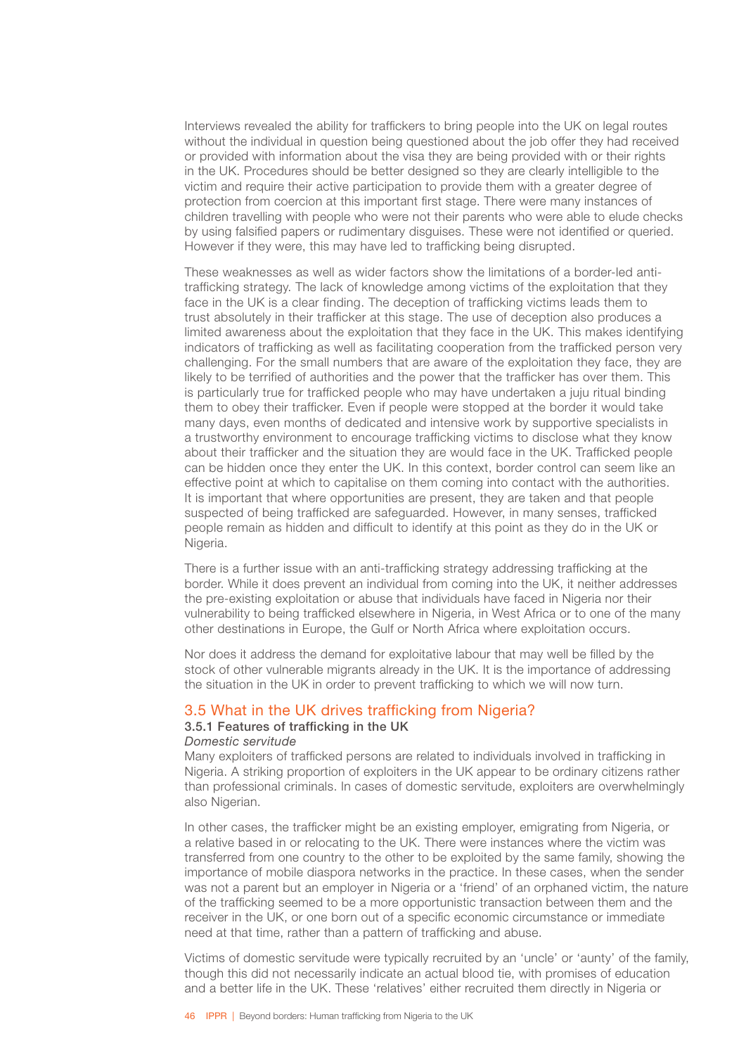Interviews revealed the ability for traffickers to bring people into the UK on legal routes without the individual in question being questioned about the job offer they had received or provided with information about the visa they are being provided with or their rights in the UK. Procedures should be better designed so they are clearly intelligible to the victim and require their active participation to provide them with a greater degree of protection from coercion at this important first stage. There were many instances of children travelling with people who were not their parents who were able to elude checks by using falsified papers or rudimentary disguises. These were not identified or queried. However if they were, this may have led to trafficking being disrupted.

These weaknesses as well as wider factors show the limitations of a border-led anti-trafficking strategy. The lack of knowledge among victims of the exploitation that they face in the UK is a clear finding. The deception of trafficking victims leads them to trust absolutely in their trafficker at this stage. The use of deception also produces a limited awareness about the exploitation that they face in the UK. This makes identifying indicators of trafficking as well as facilitating cooperation from the trafficked person very challenging. For the small numbers that are aware of the exploitation they face, they are likely to be terrified of authorities and the power that the trafficker has over them. This is particularly true for trafficked people who may have undertaken a juju ritual binding them to obey their trafficker. Even if people were stopped at the border it would take many days, even months of dedicated and intensive work by supportive specialists in a trustworthy environment to encourage trafficking victims to disclose what they know about their trafficker and the situation they are would face in the UK. Trafficked people can be hidden once they enter the UK. In this context, border control can seem like an effective point at which to capitalise on them coming into contact with the authorities. It is important that where opportunities are present, they are taken and that people suspected of being trafficked are safeguarded. However, in many senses, trafficked people remain as hidden and difficult to identify at this point as they do in the UK or Nigeria.

There is a further issue with an anti-trafficking strategy addressing trafficking at the border. While it does prevent an individual from coming into the UK, it neither addresses the pre-existing exploitation or abuse that individuals have faced in Nigeria nor their vulnerability to being trafficked elsewhere in Nigeria, in West Africa or to one of the many other destinations in Europe, the Gulf or North Africa where exploitation occurs.

Nor does it address the demand for exploitative labour that may well be filled by the stock of other vulnerable migrants already in the UK. It is the importance of addressing the situation in the UK in order to prevent trafficking to which we will now turn.

## 3.5 What in the UK drives trafficking from Nigeria?

### 3.5.1 Features of trafficking in the UK

*Domestic servitude*

Many exploiters of trafficked persons are related to individuals involved in trafficking in Nigeria. A striking proportion of exploiters in the UK appear to be ordinary citizens rather than professional criminals. In cases of domestic servitude, exploiters are overwhelmingly also Nigerian.

In other cases, the trafficker might be an existing employer, emigrating from Nigeria, or a relative based in or relocating to the UK. There were instances where the victim was transferred from one country to the other to be exploited by the same family, showing the importance of mobile diaspora networks in the practice. In these cases, when the sender was not a parent but an employer in Nigeria or a 'friend' of an orphaned victim, the nature of the trafficking seemed to be a more opportunistic transaction between them and the receiver in the UK, or one born out of a specific economic circumstance or immediate need at that time, rather than a pattern of trafficking and abuse.

Victims of domestic servitude were typically recruited by an 'uncle' or 'aunty' of the family, though this did not necessarily indicate an actual blood tie, with promises of education and a better life in the UK. These 'relatives' either recruited them directly in Nigeria or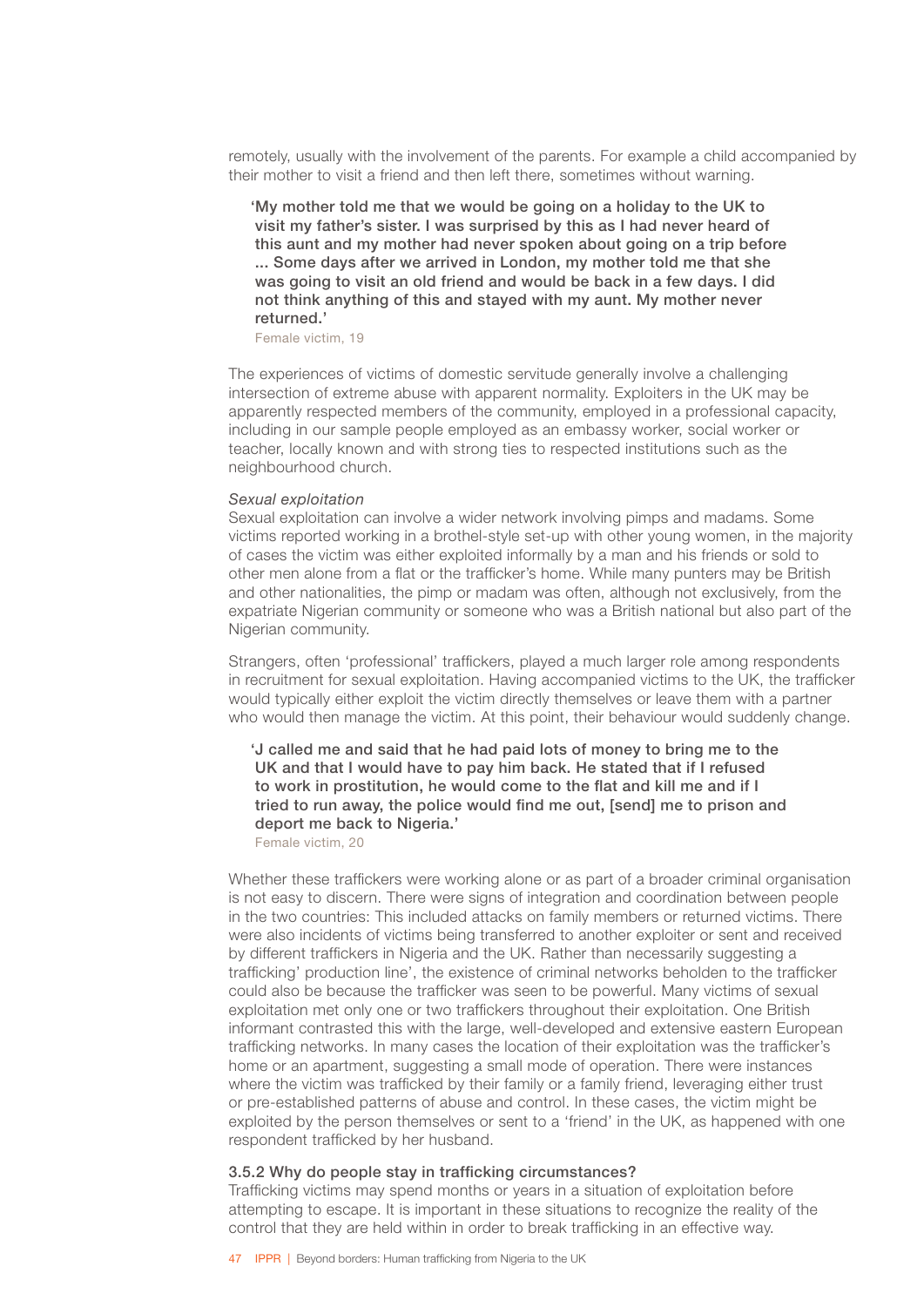remotely, usually with the involvement of the parents. For example a child accompanied by their mother to visit a friend and then left there, sometimes without warning.

> **'My mother told me that we would be going on a holiday to the UK to visit my father's sister. I was surprised by this as I had never heard of this aunt and my mother had never spoken about going on a trip before ... Some days after we arrived in London, my mother told me that she was going to visit an old friend and would be back in a few days. I did not think anything of this and stayed with my aunt. My mother never returned.'**
>
> Female victim, 19

The experiences of victims of domestic servitude generally involve a challenging intersection of extreme abuse with apparent normality. Exploiters in the UK may be apparently respected members of the community, employed in a professional capacity, including in our sample people employed as an embassy worker, social worker or teacher, locally known and with strong ties to respected institutions such as the neighbourhood church.

*Sexual exploitation*

Sexual exploitation can involve a wider network involving pimps and madams. Some victims reported working in a brothel-style set-up with other young women, in the majority of cases the victim was either exploited informally by a man and his friends or sold to other men alone from a flat or the trafficker's home. While many punters may be British and other nationalities, the pimp or madam was often, although not exclusively, from the expatriate Nigerian community or someone who was a British national but also part of the Nigerian community.

Strangers, often 'professional' traffickers, played a much larger role among respondents in recruitment for sexual exploitation. Having accompanied victims to the UK, the trafficker would typically either exploit the victim directly themselves or leave them with a partner who would then manage the victim. At this point, their behaviour would suddenly change.

> **'J called me and said that he had paid lots of money to bring me to the UK and that I would have to pay him back. He stated that if I refused to work in prostitution, he would come to the flat and kill me and if I tried to run away, the police would find me out, [send] me to prison and deport me back to Nigeria.'**
>
> Female victim, 20

Whether these traffickers were working alone or as part of a broader criminal organisation is not easy to discern. There were signs of integration and coordination between people in the two countries: This included attacks on family members or returned victims. There were also incidents of victims being transferred to another exploiter or sent and received by different traffickers in Nigeria and the UK. Rather than necessarily suggesting a trafficking' production line', the existence of criminal networks beholden to the trafficker could also be because the trafficker was seen to be powerful. Many victims of sexual exploitation met only one or two traffickers throughout their exploitation. One British informant contrasted this with the large, well-developed and extensive eastern European trafficking networks. In many cases the location of their exploitation was the trafficker's home or an apartment, suggesting a small mode of operation. There were instances where the victim was trafficked by their family or a family friend, leveraging either trust or pre-established patterns of abuse and control. In these cases, the victim might be exploited by the person themselves or sent to a 'friend' in the UK, as happened with one respondent trafficked by her husband.

### 3.5.2 Why do people stay in trafficking circumstances?

Trafficking victims may spend months or years in a situation of exploitation before attempting to escape. It is important in these situations to recognize the reality of the control that they are held within in order to break trafficking in an effective way.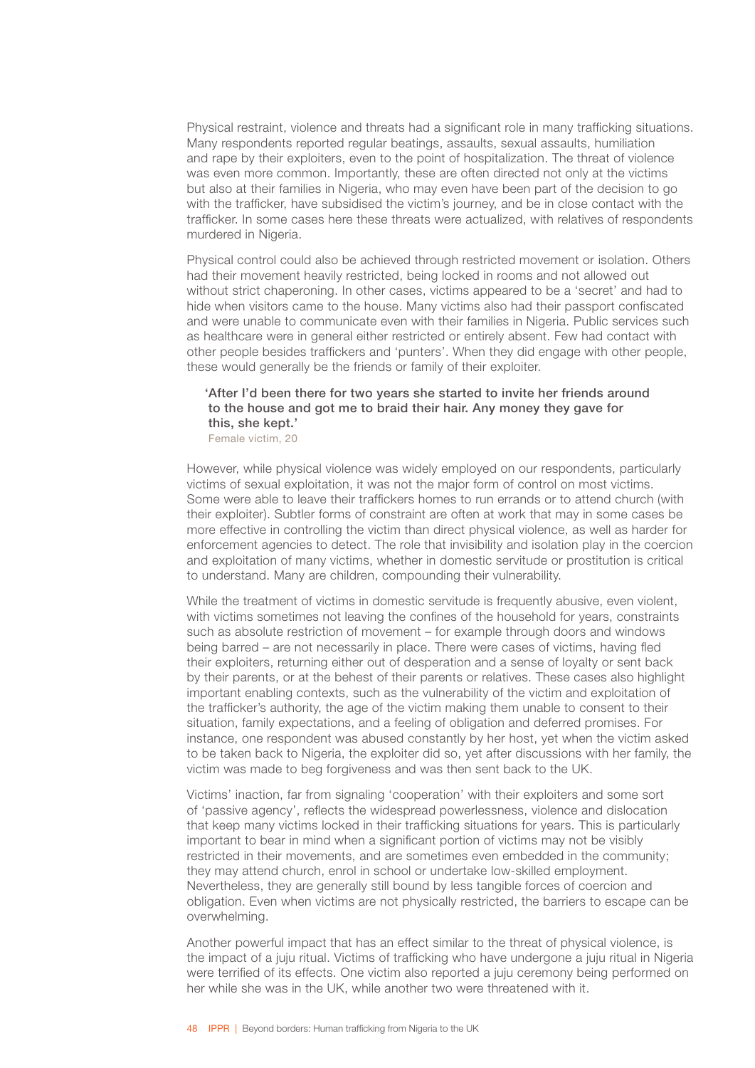Physical restraint, violence and threats had a significant role in many trafficking situations. Many respondents reported regular beatings, assaults, sexual assaults, humiliation and rape by their exploiters, even to the point of hospitalization. The threat of violence was even more common. Importantly, these are often directed not only at the victims but also at their families in Nigeria, who may even have been part of the decision to go with the trafficker, have subsidised the victim's journey, and be in close contact with the trafficker. In some cases here these threats were actualized, with relatives of respondents murdered in Nigeria.

Physical control could also be achieved through restricted movement or isolation. Others had their movement heavily restricted, being locked in rooms and not allowed out without strict chaperoning. In other cases, victims appeared to be a 'secret' and had to hide when visitors came to the house. Many victims also had their passport confiscated and were unable to communicate even with their families in Nigeria. Public services such as healthcare were in general either restricted or entirely absent. Few had contact with other people besides traffickers and 'punters'. When they did engage with other people, these would generally be the friends or family of their exploiter.

> **'After I'd been there for two years she started to invite her friends around to the house and got me to braid their hair. Any money they gave for this, she kept.'**
> Female victim, 20

However, while physical violence was widely employed on our respondents, particularly victims of sexual exploitation, it was not the major form of control on most victims. Some were able to leave their traffickers homes to run errands or to attend church (with their exploiter). Subtler forms of constraint are often at work that may in some cases be more effective in controlling the victim than direct physical violence, as well as harder for enforcement agencies to detect. The role that invisibility and isolation play in the coercion and exploitation of many victims, whether in domestic servitude or prostitution is critical to understand. Many are children, compounding their vulnerability.

While the treatment of victims in domestic servitude is frequently abusive, even violent, with victims sometimes not leaving the confines of the household for years, constraints such as absolute restriction of movement – for example through doors and windows being barred – are not necessarily in place. There were cases of victims, having fled their exploiters, returning either out of desperation and a sense of loyalty or sent back by their parents, or at the behest of their parents or relatives. These cases also highlight important enabling contexts, such as the vulnerability of the victim and exploitation of the trafficker's authority, the age of the victim making them unable to consent to their situation, family expectations, and a feeling of obligation and deferred promises. For instance, one respondent was abused constantly by her host, yet when the victim asked to be taken back to Nigeria, the exploiter did so, yet after discussions with her family, the victim was made to beg forgiveness and was then sent back to the UK.

Victims' inaction, far from signaling 'cooperation' with their exploiters and some sort of 'passive agency', reflects the widespread powerlessness, violence and dislocation that keep many victims locked in their trafficking situations for years. This is particularly important to bear in mind when a significant portion of victims may not be visibly restricted in their movements, and are sometimes even embedded in the community; they may attend church, enrol in school or undertake low-skilled employment. Nevertheless, they are generally still bound by less tangible forces of coercion and obligation. Even when victims are not physically restricted, the barriers to escape can be overwhelming.

Another powerful impact that has an effect similar to the threat of physical violence, is the impact of a juju ritual. Victims of trafficking who have undergone a juju ritual in Nigeria were terrified of its effects. One victim also reported a juju ceremony being performed on her while she was in the UK, while another two were threatened with it.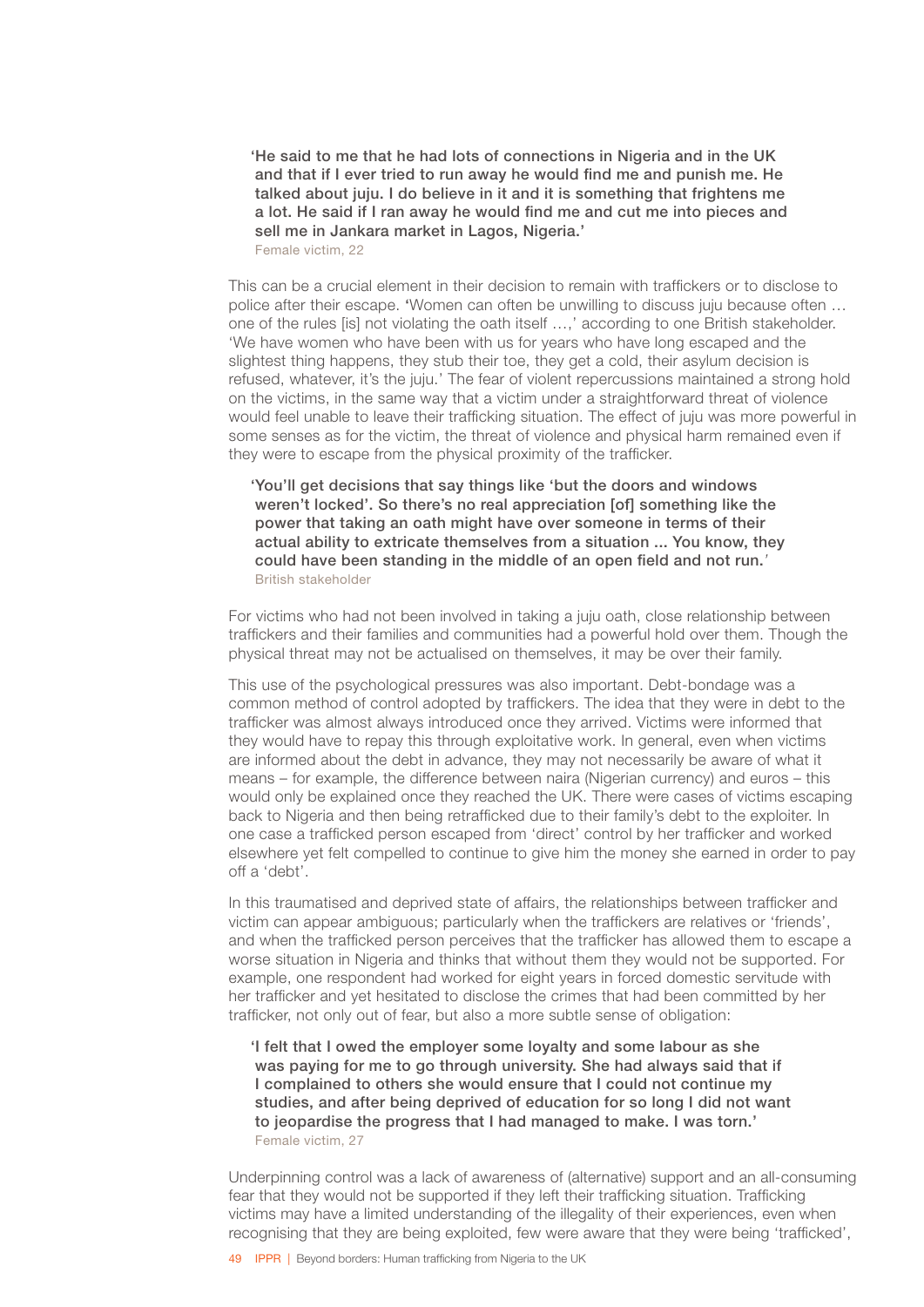> 'He said to me that he had lots of connections in Nigeria and in the UK and that if I ever tried to run away he would find me and punish me. He talked about juju. I do believe in it and it is something that frightens me a lot. He said if I ran away he would find me and cut me into pieces and sell me in Jankara market in Lagos, Nigeria.'
>
> Female victim, 22

This can be a crucial element in their decision to remain with traffickers or to disclose to police after their escape. 'Women can often be unwilling to discuss juju because often … one of the rules [is] not violating the oath itself …,' according to one British stakeholder. 'We have women who have been with us for years who have long escaped and the slightest thing happens, they stub their toe, they get a cold, their asylum decision is refused, whatever, it's the juju.' The fear of violent repercussions maintained a strong hold on the victims, in the same way that a victim under a straightforward threat of violence would feel unable to leave their trafficking situation. The effect of juju was more powerful in some senses as for the victim, the threat of violence and physical harm remained even if they were to escape from the physical proximity of the trafficker.

> 'You'll get decisions that say things like 'but the doors and windows weren't locked'. So there's no real appreciation [of] something like the power that taking an oath might have over someone in terms of their actual ability to extricate themselves from a situation ... You know, they could have been standing in the middle of an open field and not run.'
>
> British stakeholder

For victims who had not been involved in taking a juju oath, close relationship between traffickers and their families and communities had a powerful hold over them. Though the physical threat may not be actualised on themselves, it may be over their family.

This use of the psychological pressures was also important. Debt-bondage was a common method of control adopted by traffickers. The idea that they were in debt to the trafficker was almost always introduced once they arrived. Victims were informed that they would have to repay this through exploitative work. In general, even when victims are informed about the debt in advance, they may not necessarily be aware of what it means – for example, the difference between naira (Nigerian currency) and euros – this would only be explained once they reached the UK. There were cases of victims escaping back to Nigeria and then being retrafficked due to their family's debt to the exploiter. In one case a trafficked person escaped from 'direct' control by her trafficker and worked elsewhere yet felt compelled to continue to give him the money she earned in order to pay off a 'debt'.

In this traumatised and deprived state of affairs, the relationships between trafficker and victim can appear ambiguous; particularly when the traffickers are relatives or 'friends', and when the trafficked person perceives that the trafficker has allowed them to escape a worse situation in Nigeria and thinks that without them they would not be supported. For example, one respondent had worked for eight years in forced domestic servitude with her trafficker and yet hesitated to disclose the crimes that had been committed by her trafficker, not only out of fear, but also a more subtle sense of obligation:

> 'I felt that I owed the employer some loyalty and some labour as she was paying for me to go through university. She had always said that if I complained to others she would ensure that I could not continue my studies, and after being deprived of education for so long I did not want to jeopardise the progress that I had managed to make. I was torn.'
>
> Female victim, 27

Underpinning control was a lack of awareness of (alternative) support and an all-consuming fear that they would not be supported if they left their trafficking situation. Trafficking victims may have a limited understanding of the illegality of their experiences, even when recognising that they are being exploited, few were aware that they were being 'trafficked',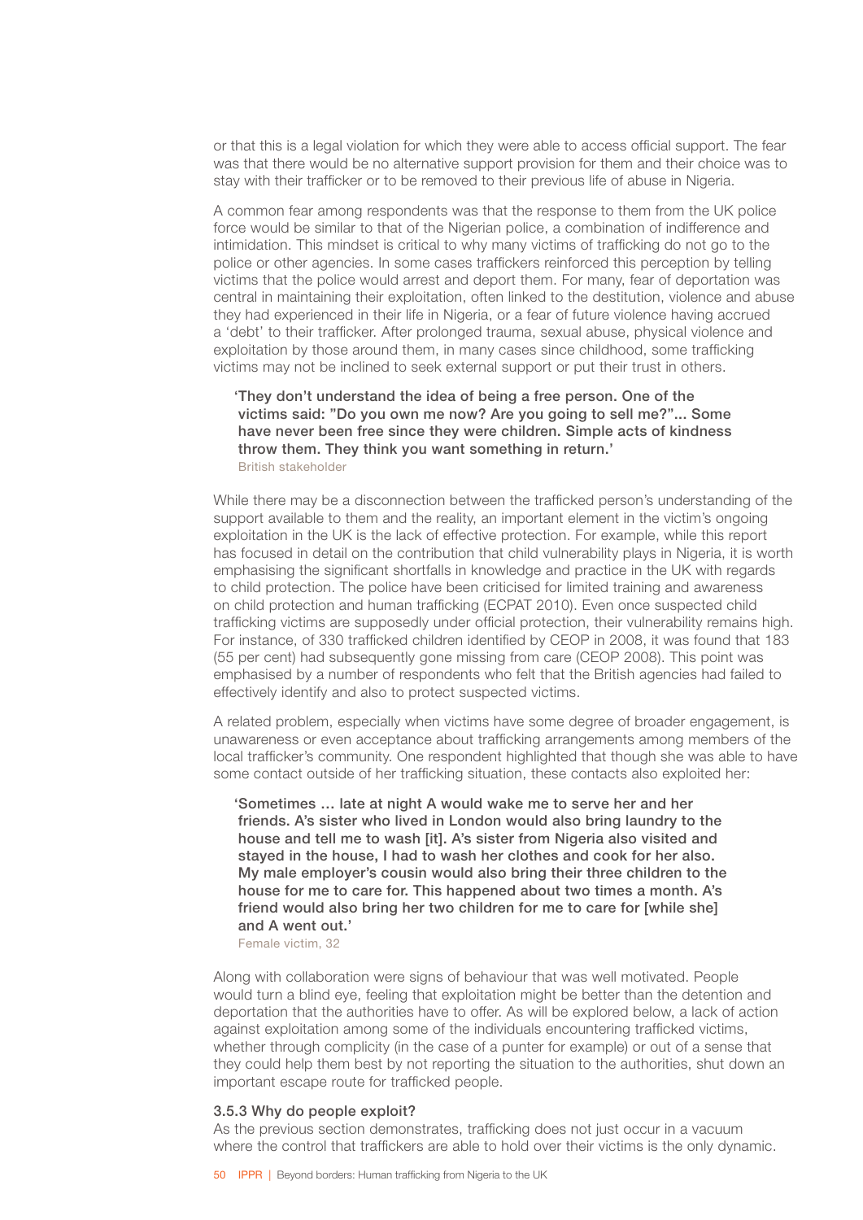or that this is a legal violation for which they were able to access official support. The fear was that there would be no alternative support provision for them and their choice was to stay with their trafficker or to be removed to their previous life of abuse in Nigeria.

A common fear among respondents was that the response to them from the UK police force would be similar to that of the Nigerian police, a combination of indifference and intimidation. This mindset is critical to why many victims of trafficking do not go to the police or other agencies. In some cases traffickers reinforced this perception by telling victims that the police would arrest and deport them. For many, fear of deportation was central in maintaining their exploitation, often linked to the destitution, violence and abuse they had experienced in their life in Nigeria, or a fear of future violence having accrued a 'debt' to their trafficker. After prolonged trauma, sexual abuse, physical violence and exploitation by those around them, in many cases since childhood, some trafficking victims may not be inclined to seek external support or put their trust in others.

> **'They don't understand the idea of being a free person. One of the victims said: "Do you own me now? Are you going to sell me?"... Some have never been free since they were children. Simple acts of kindness throw them. They think you want something in return.'**
> British stakeholder

While there may be a disconnection between the trafficked person's understanding of the support available to them and the reality, an important element in the victim's ongoing exploitation in the UK is the lack of effective protection. For example, while this report has focused in detail on the contribution that child vulnerability plays in Nigeria, it is worth emphasising the significant shortfalls in knowledge and practice in the UK with regards to child protection. The police have been criticised for limited training and awareness on child protection and human trafficking (ECPAT 2010). Even once suspected child trafficking victims are supposedly under official protection, their vulnerability remains high. For instance, of 330 trafficked children identified by CEOP in 2008, it was found that 183 (55 per cent) had subsequently gone missing from care (CEOP 2008). This point was emphasised by a number of respondents who felt that the British agencies had failed to effectively identify and also to protect suspected victims.

A related problem, especially when victims have some degree of broader engagement, is unawareness or even acceptance about trafficking arrangements among members of the local trafficker's community. One respondent highlighted that though she was able to have some contact outside of her trafficking situation, these contacts also exploited her:

> **'Sometimes … late at night A would wake me to serve her and her friends. A's sister who lived in London would also bring laundry to the house and tell me to wash [it]. A's sister from Nigeria also visited and stayed in the house, I had to wash her clothes and cook for her also. My male employer's cousin would also bring their three children to the house for me to care for. This happened about two times a month. A's friend would also bring her two children for me to care for [while she] and A went out.'**
> Female victim, 32

Along with collaboration were signs of behaviour that was well motivated. People would turn a blind eye, feeling that exploitation might be better than the detention and deportation that the authorities have to offer. As will be explored below, a lack of action against exploitation among some of the individuals encountering trafficked victims, whether through complicity (in the case of a punter for example) or out of a sense that they could help them best by not reporting the situation to the authorities, shut down an important escape route for trafficked people.

### 3.5.3 Why do people exploit?

As the previous section demonstrates, trafficking does not just occur in a vacuum where the control that traffickers are able to hold over their victims is the only dynamic.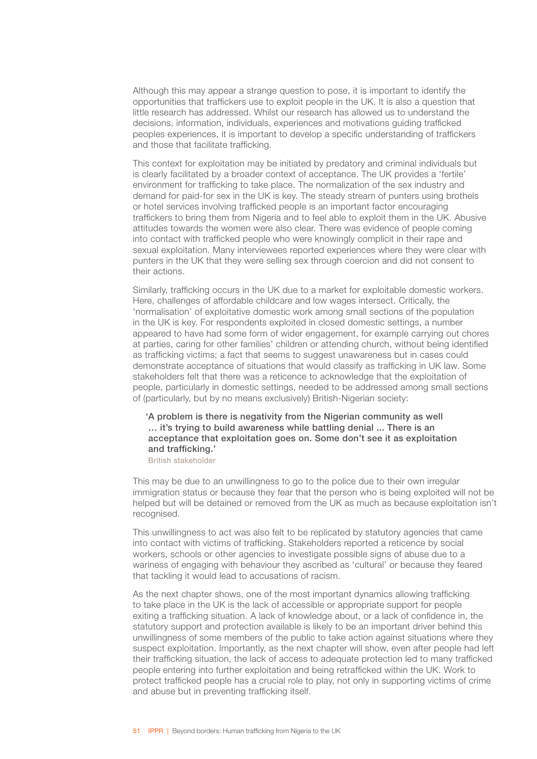Although this may appear a strange question to pose, it is important to identify the opportunities that traffickers use to exploit people in the UK. It is also a question that little research has addressed. Whilst our research has allowed us to understand the decisions, information, individuals, experiences and motivations guiding trafficked peoples experiences, it is important to develop a specific understanding of traffickers and those that facilitate trafficking.

This context for exploitation may be initiated by predatory and criminal individuals but is clearly facilitated by a broader context of acceptance. The UK provides a 'fertile' environment for trafficking to take place. The normalization of the sex industry and demand for paid-for sex in the UK is key. The steady stream of punters using brothels or hotel services involving trafficked people is an important factor encouraging traffickers to bring them from Nigeria and to feel able to exploit them in the UK. Abusive attitudes towards the women were also clear. There was evidence of people coming into contact with trafficked people who were knowingly complicit in their rape and sexual exploitation. Many interviewees reported experiences where they were clear with punters in the UK that they were selling sex through coercion and did not consent to their actions.

Similarly, trafficking occurs in the UK due to a market for exploitable domestic workers. Here, challenges of affordable childcare and low wages intersect. Critically, the 'normalisation' of exploitative domestic work among small sections of the population in the UK is key. For respondents exploited in closed domestic settings, a number appeared to have had some form of wider engagement, for example carrying out chores at parties, caring for other families' children or attending church, without being identified as trafficking victims; a fact that seems to suggest unawareness but in cases could demonstrate acceptance of situations that would classify as trafficking in UK law. Some stakeholders felt that there was a reticence to acknowledge that the exploitation of people, particularly in domestic settings, needed to be addressed among small sections of (particularly, but by no means exclusively) British-Nigerian society:

> **'A problem is there is negativity from the Nigerian community as well … it's trying to build awareness while battling denial ... There is an acceptance that exploitation goes on. Some don't see it as exploitation and trafficking.'**
>
> British stakeholder

This may be due to an unwillingness to go to the police due to their own irregular immigration status or because they fear that the person who is being exploited will not be helped but will be detained or removed from the UK as much as because exploitation isn't recognised.

This unwillingness to act was also felt to be replicated by statutory agencies that came into contact with victims of trafficking. Stakeholders reported a reticence by social workers, schools or other agencies to investigate possible signs of abuse due to a wariness of engaging with behaviour they ascribed as 'cultural' or because they feared that tackling it would lead to accusations of racism.

As the next chapter shows, one of the most important dynamics allowing trafficking to take place in the UK is the lack of accessible or appropriate support for people exiting a trafficking situation. A lack of knowledge about, or a lack of confidence in, the statutory support and protection available is likely to be an important driver behind this unwillingness of some members of the public to take action against situations where they suspect exploitation. Importantly, as the next chapter will show, even after people had left their trafficking situation, the lack of access to adequate protection led to many trafficked people entering into further exploitation and being retrafficked within the UK. Work to protect trafficked people has a crucial role to play, not only in supporting victims of crime and abuse but in preventing trafficking itself.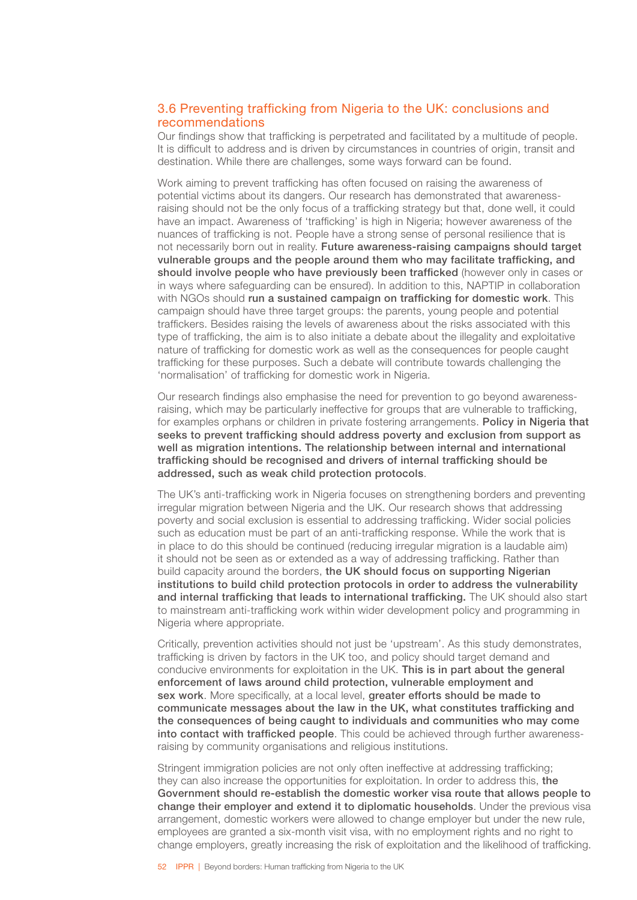### 3.6 Preventing trafficking from Nigeria to the UK: conclusions and recommendations

Our findings show that trafficking is perpetrated and facilitated by a multitude of people. It is difficult to address and is driven by circumstances in countries of origin, transit and destination. While there are challenges, some ways forward can be found.

Work aiming to prevent trafficking has often focused on raising the awareness of potential victims about its dangers. Our research has demonstrated that awareness-raising should not be the only focus of a trafficking strategy but that, done well, it could have an impact. Awareness of 'trafficking' is high in Nigeria; however awareness of the nuances of trafficking is not. People have a strong sense of personal resilience that is not necessarily born out in reality. **Future awareness-raising campaigns should target vulnerable groups and the people around them who may facilitate trafficking, and should involve people who have previously been trafficked** (however only in cases or in ways where safeguarding can be ensured). In addition to this, NAPTIP in collaboration with NGOs should **run a sustained campaign on trafficking for domestic work**. This campaign should have three target groups: the parents, young people and potential traffickers. Besides raising the levels of awareness about the risks associated with this type of trafficking, the aim is to also initiate a debate about the illegality and exploitative nature of trafficking for domestic work as well as the consequences for people caught trafficking for these purposes. Such a debate will contribute towards challenging the 'normalisation' of trafficking for domestic work in Nigeria.

Our research findings also emphasise the need for prevention to go beyond awareness-raising, which may be particularly ineffective for groups that are vulnerable to trafficking, for examples orphans or children in private fostering arrangements. **Policy in Nigeria that seeks to prevent trafficking should address poverty and exclusion from support as well as migration intentions. The relationship between internal and international trafficking should be recognised and drivers of internal trafficking should be addressed, such as weak child protection protocols**.

The UK's anti-trafficking work in Nigeria focuses on strengthening borders and preventing irregular migration between Nigeria and the UK. Our research shows that addressing poverty and social exclusion is essential to addressing trafficking. Wider social policies such as education must be part of an anti-trafficking response. While the work that is in place to do this should be continued (reducing irregular migration is a laudable aim) it should not be seen as or extended as a way of addressing trafficking. Rather than build capacity around the borders, **the UK should focus on supporting Nigerian institutions to build child protection protocols in order to address the vulnerability and internal trafficking that leads to international trafficking.** The UK should also start to mainstream anti-trafficking work within wider development policy and programming in Nigeria where appropriate.

Critically, prevention activities should not just be 'upstream'. As this study demonstrates, trafficking is driven by factors in the UK too, and policy should target demand and conducive environments for exploitation in the UK. **This is in part about the general enforcement of laws around child protection, vulnerable employment and sex work**. More specifically, at a local level, **greater efforts should be made to communicate messages about the law in the UK, what constitutes trafficking and the consequences of being caught to individuals and communities who may come into contact with trafficked people**. This could be achieved through further awareness-raising by community organisations and religious institutions.

Stringent immigration policies are not only often ineffective at addressing trafficking; they can also increase the opportunities for exploitation. In order to address this, **the Government should re-establish the domestic worker visa route that allows people to change their employer and extend it to diplomatic households**. Under the previous visa arrangement, domestic workers were allowed to change employer but under the new rule, employees are granted a six-month visit visa, with no employment rights and no right to change employers, greatly increasing the risk of exploitation and the likelihood of trafficking.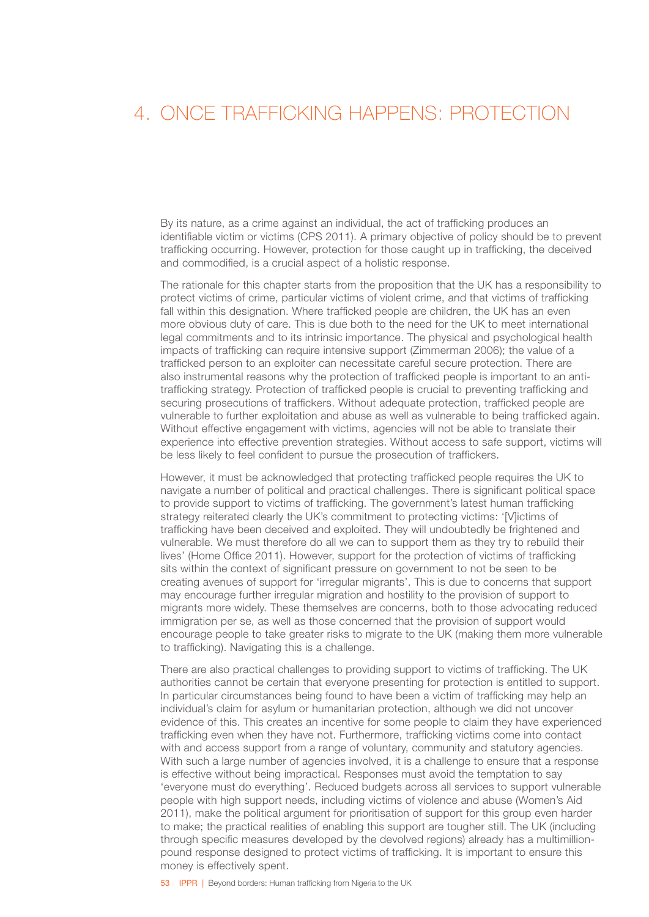# 4. ONCE TRAFFICKING HAPPENS: PROTECTION

By its nature, as a crime against an individual, the act of trafficking produces an identifiable victim or victims (CPS 2011). A primary objective of policy should be to prevent trafficking occurring. However, protection for those caught up in trafficking, the deceived and commodified, is a crucial aspect of a holistic response.

The rationale for this chapter starts from the proposition that the UK has a responsibility to protect victims of crime, particular victims of violent crime, and that victims of trafficking fall within this designation. Where trafficked people are children, the UK has an even more obvious duty of care. This is due both to the need for the UK to meet international legal commitments and to its intrinsic importance. The physical and psychological health impacts of trafficking can require intensive support (Zimmerman 2006); the value of a trafficked person to an exploiter can necessitate careful secure protection. There are also instrumental reasons why the protection of trafficked people is important to an anti-trafficking strategy. Protection of trafficked people is crucial to preventing trafficking and securing prosecutions of traffickers. Without adequate protection, trafficked people are vulnerable to further exploitation and abuse as well as vulnerable to being trafficked again. Without effective engagement with victims, agencies will not be able to translate their experience into effective prevention strategies. Without access to safe support, victims will be less likely to feel confident to pursue the prosecution of traffickers.

However, it must be acknowledged that protecting trafficked people requires the UK to navigate a number of political and practical challenges. There is significant political space to provide support to victims of trafficking. The government's latest human trafficking strategy reiterated clearly the UK's commitment to protecting victims: '[V]ictims of trafficking have been deceived and exploited. They will undoubtedly be frightened and vulnerable. We must therefore do all we can to support them as they try to rebuild their lives' (Home Office 2011). However, support for the protection of victims of trafficking sits within the context of significant pressure on government to not be seen to be creating avenues of support for 'irregular migrants'. This is due to concerns that support may encourage further irregular migration and hostility to the provision of support to migrants more widely. These themselves are concerns, both to those advocating reduced immigration per se, as well as those concerned that the provision of support would encourage people to take greater risks to migrate to the UK (making them more vulnerable to trafficking). Navigating this is a challenge.

There are also practical challenges to providing support to victims of trafficking. The UK authorities cannot be certain that everyone presenting for protection is entitled to support. In particular circumstances being found to have been a victim of trafficking may help an individual's claim for asylum or humanitarian protection, although we did not uncover evidence of this. This creates an incentive for some people to claim they have experienced trafficking even when they have not. Furthermore, trafficking victims come into contact with and access support from a range of voluntary, community and statutory agencies. With such a large number of agencies involved, it is a challenge to ensure that a response is effective without being impractical. Responses must avoid the temptation to say 'everyone must do everything'. Reduced budgets across all services to support vulnerable people with high support needs, including victims of violence and abuse (Women's Aid 2011), make the political argument for prioritisation of support for this group even harder to make; the practical realities of enabling this support are tougher still. The UK (including through specific measures developed by the devolved regions) already has a multimillion-pound response designed to protect victims of trafficking. It is important to ensure this money is effectively spent.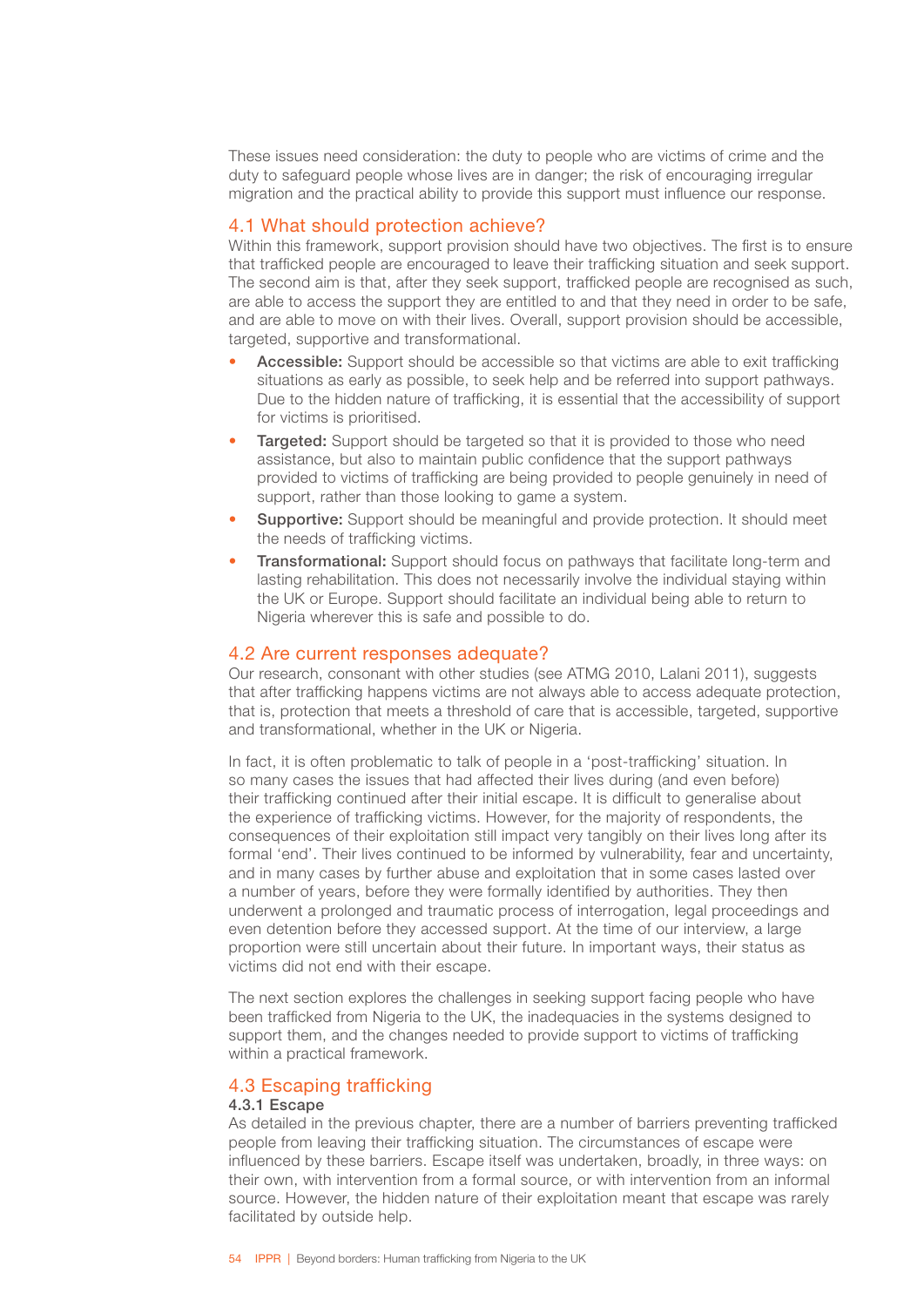These issues need consideration: the duty to people who are victims of crime and the duty to safeguard people whose lives are in danger; the risk of encouraging irregular migration and the practical ability to provide this support must influence our response.

## 4.1 What should protection achieve?

Within this framework, support provision should have two objectives. The first is to ensure that trafficked people are encouraged to leave their trafficking situation and seek support. The second aim is that, after they seek support, trafficked people are recognised as such, are able to access the support they are entitled to and that they need in order to be safe, and are able to move on with their lives. Overall, support provision should be accessible, targeted, supportive and transformational.

- **Accessible:** Support should be accessible so that victims are able to exit trafficking situations as early as possible, to seek help and be referred into support pathways. Due to the hidden nature of trafficking, it is essential that the accessibility of support for victims is prioritised.
- **Targeted:** Support should be targeted so that it is provided to those who need assistance, but also to maintain public confidence that the support pathways provided to victims of trafficking are being provided to people genuinely in need of support, rather than those looking to game a system.
- **Supportive:** Support should be meaningful and provide protection. It should meet the needs of trafficking victims.
- **Transformational:** Support should focus on pathways that facilitate long-term and lasting rehabilitation. This does not necessarily involve the individual staying within the UK or Europe. Support should facilitate an individual being able to return to Nigeria wherever this is safe and possible to do.

## 4.2 Are current responses adequate?

Our research, consonant with other studies (see ATMG 2010, Lalani 2011), suggests that after trafficking happens victims are not always able to access adequate protection, that is, protection that meets a threshold of care that is accessible, targeted, supportive and transformational, whether in the UK or Nigeria.

In fact, it is often problematic to talk of people in a 'post-trafficking' situation. In so many cases the issues that had affected their lives during (and even before) their trafficking continued after their initial escape. It is difficult to generalise about the experience of trafficking victims. However, for the majority of respondents, the consequences of their exploitation still impact very tangibly on their lives long after its formal 'end'. Their lives continued to be informed by vulnerability, fear and uncertainty, and in many cases by further abuse and exploitation that in some cases lasted over a number of years, before they were formally identified by authorities. They then underwent a prolonged and traumatic process of interrogation, legal proceedings and even detention before they accessed support. At the time of our interview, a large proportion were still uncertain about their future. In important ways, their status as victims did not end with their escape.

The next section explores the challenges in seeking support facing people who have been trafficked from Nigeria to the UK, the inadequacies in the systems designed to support them, and the changes needed to provide support to victims of trafficking within a practical framework.

## 4.3 Escaping trafficking

### 4.3.1 Escape

As detailed in the previous chapter, there are a number of barriers preventing trafficked people from leaving their trafficking situation. The circumstances of escape were influenced by these barriers. Escape itself was undertaken, broadly, in three ways: on their own, with intervention from a formal source, or with intervention from an informal source. However, the hidden nature of their exploitation meant that escape was rarely facilitated by outside help.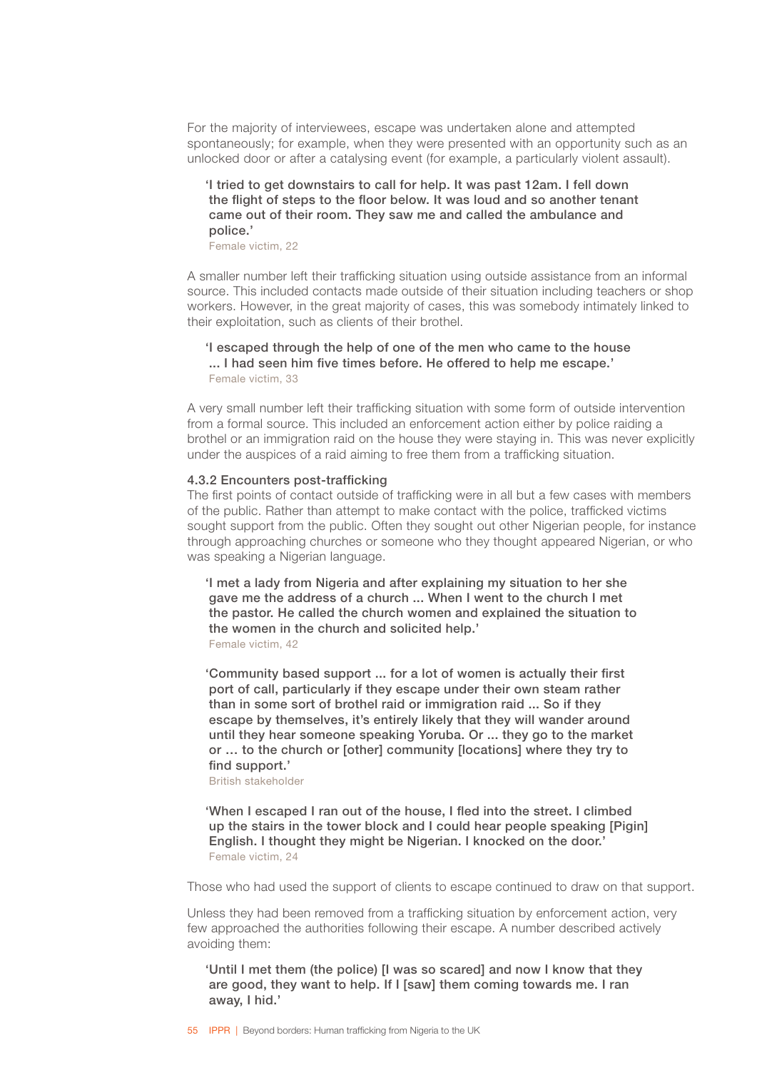For the majority of interviewees, escape was undertaken alone and attempted spontaneously; for example, when they were presented with an opportunity such as an unlocked door or after a catalysing event (for example, a particularly violent assault).

> **'I tried to get downstairs to call for help. It was past 12am. I fell down the flight of steps to the floor below. It was loud and so another tenant came out of their room. They saw me and called the ambulance and police.'**
>
> Female victim, 22

A smaller number left their trafficking situation using outside assistance from an informal source. This included contacts made outside of their situation including teachers or shop workers. However, in the great majority of cases, this was somebody intimately linked to their exploitation, such as clients of their brothel.

> **'I escaped through the help of one of the men who came to the house ... I had seen him five times before. He offered to help me escape.'**
>
> Female victim, 33

A very small number left their trafficking situation with some form of outside intervention from a formal source. This included an enforcement action either by police raiding a brothel or an immigration raid on the house they were staying in. This was never explicitly under the auspices of a raid aiming to free them from a trafficking situation.

#### 4.3.2 Encounters post-trafficking

The first points of contact outside of trafficking were in all but a few cases with members of the public. Rather than attempt to make contact with the police, trafficked victims sought support from the public. Often they sought out other Nigerian people, for instance through approaching churches or someone who they thought appeared Nigerian, or who was speaking a Nigerian language.

> **'I met a lady from Nigeria and after explaining my situation to her she gave me the address of a church ... When I went to the church I met the pastor. He called the church women and explained the situation to the women in the church and solicited help.'**
>
> Female victim, 42

> **'Community based support ... for a lot of women is actually their first port of call, particularly if they escape under their own steam rather than in some sort of brothel raid or immigration raid ... So if they escape by themselves, it's entirely likely that they will wander around until they hear someone speaking Yoruba. Or ... they go to the market or … to the church or [other] community [locations] where they try to find support.'**
>
> British stakeholder

> **'When I escaped I ran out of the house, I fled into the street. I climbed up the stairs in the tower block and I could hear people speaking [Pigin] English. I thought they might be Nigerian. I knocked on the door.'**
>
> Female victim, 24

Those who had used the support of clients to escape continued to draw on that support.

Unless they had been removed from a trafficking situation by enforcement action, very few approached the authorities following their escape. A number described actively avoiding them:

> **'Until I met them (the police) [I was so scared] and now I know that they are good, they want to help. If I [saw] them coming towards me. I ran away, I hid.'**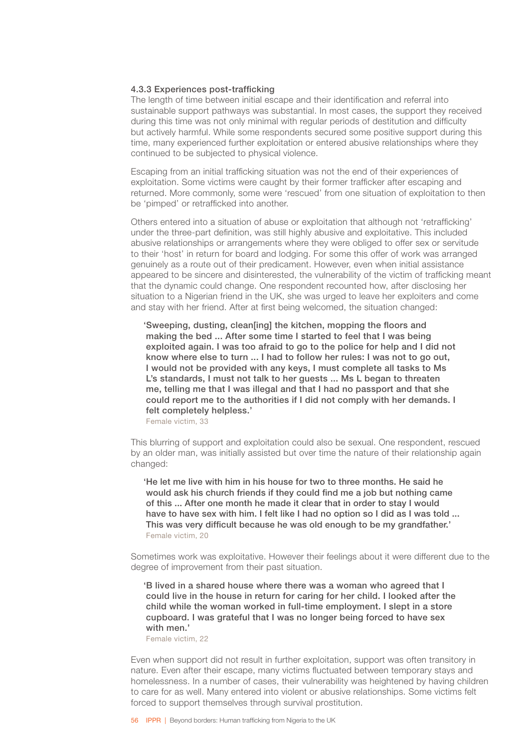#### 4.3.3 Experiences post-trafficking

The length of time between initial escape and their identification and referral into sustainable support pathways was substantial. In most cases, the support they received during this time was not only minimal with regular periods of destitution and difficulty but actively harmful. While some respondents secured some positive support during this time, many experienced further exploitation or entered abusive relationships where they continued to be subjected to physical violence.

Escaping from an initial trafficking situation was not the end of their experiences of exploitation. Some victims were caught by their former trafficker after escaping and returned. More commonly, some were 'rescued' from one situation of exploitation to then be 'pimped' or retrafficked into another.

Others entered into a situation of abuse or exploitation that although not 'retrafficking' under the three-part definition, was still highly abusive and exploitative. This included abusive relationships or arrangements where they were obliged to offer sex or servitude to their 'host' in return for board and lodging. For some this offer of work was arranged genuinely as a route out of their predicament. However, even when initial assistance appeared to be sincere and disinterested, the vulnerability of the victim of trafficking meant that the dynamic could change. One respondent recounted how, after disclosing her situation to a Nigerian friend in the UK, she was urged to leave her exploiters and come and stay with her friend. After at first being welcomed, the situation changed:

> 'Sweeping, dusting, clean[ing] the kitchen, mopping the floors and making the bed ... After some time I started to feel that I was being exploited again. I was too afraid to go to the police for help and I did not know where else to turn ... I had to follow her rules: I was not to go out, I would not be provided with any keys, I must complete all tasks to Ms L's standards, I must not talk to her guests ... Ms L began to threaten me, telling me that I was illegal and that I had no passport and that she could report me to the authorities if I did not comply with her demands. I felt completely helpless.'
>
> Female victim, 33

This blurring of support and exploitation could also be sexual. One respondent, rescued by an older man, was initially assisted but over time the nature of their relationship again changed:

> 'He let me live with him in his house for two to three months. He said he would ask his church friends if they could find me a job but nothing came of this ... After one month he made it clear that in order to stay I would have to have sex with him. I felt like I had no option so I did as I was told ... This was very difficult because he was old enough to be my grandfather.'
>
> Female victim, 20

Sometimes work was exploitative. However their feelings about it were different due to the degree of improvement from their past situation.

> 'B lived in a shared house where there was a woman who agreed that I could live in the house in return for caring for her child. I looked after the child while the woman worked in full-time employment. I slept in a store cupboard. I was grateful that I was no longer being forced to have sex with men.'
>
> Female victim, 22

Even when support did not result in further exploitation, support was often transitory in nature. Even after their escape, many victims fluctuated between temporary stays and homelessness. In a number of cases, their vulnerability was heightened by having children to care for as well. Many entered into violent or abusive relationships. Some victims felt forced to support themselves through survival prostitution.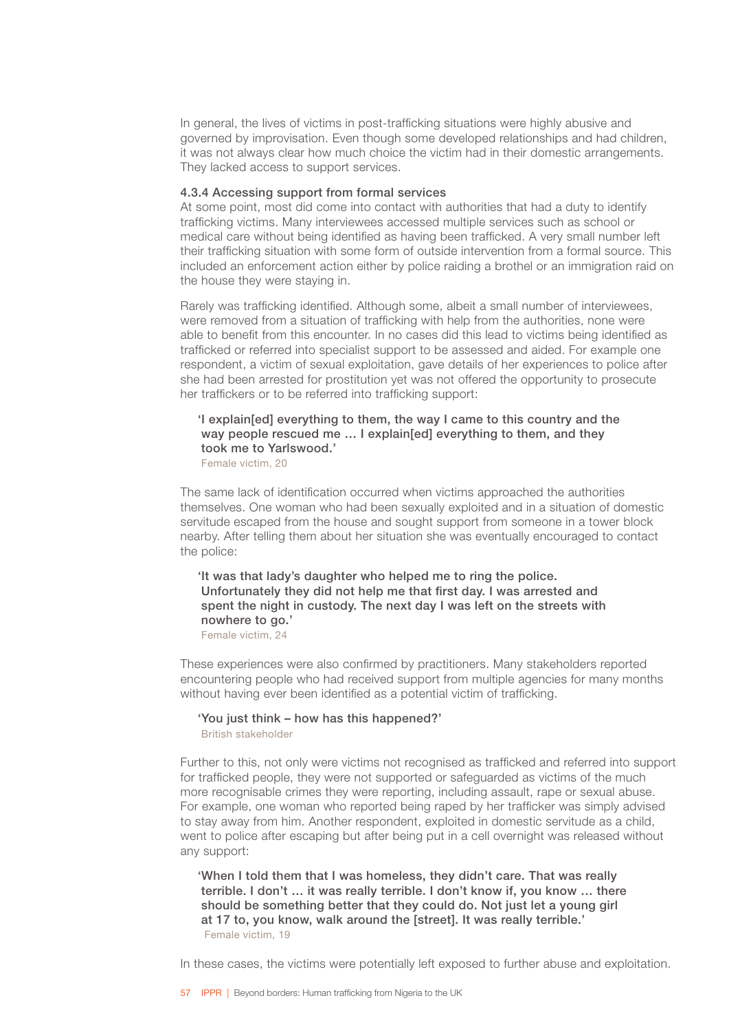In general, the lives of victims in post-trafficking situations were highly abusive and governed by improvisation. Even though some developed relationships and had children, it was not always clear how much choice the victim had in their domestic arrangements. They lacked access to support services.

#### 4.3.4 Accessing support from formal services

At some point, most did come into contact with authorities that had a duty to identify trafficking victims. Many interviewees accessed multiple services such as school or medical care without being identified as having been trafficked. A very small number left their trafficking situation with some form of outside intervention from a formal source. This included an enforcement action either by police raiding a brothel or an immigration raid on the house they were staying in.

Rarely was trafficking identified. Although some, albeit a small number of interviewees, were removed from a situation of trafficking with help from the authorities, none were able to benefit from this encounter. In no cases did this lead to victims being identified as trafficked or referred into specialist support to be assessed and aided. For example one respondent, a victim of sexual exploitation, gave details of her experiences to police after she had been arrested for prostitution yet was not offered the opportunity to prosecute her traffickers or to be referred into trafficking support:

> **'I explain[ed] everything to them, the way I came to this country and the way people rescued me … I explain[ed] everything to them, and they took me to Yarlswood.'**
> Female victim, 20

The same lack of identification occurred when victims approached the authorities themselves. One woman who had been sexually exploited and in a situation of domestic servitude escaped from the house and sought support from someone in a tower block nearby. After telling them about her situation she was eventually encouraged to contact the police:

> **'It was that lady's daughter who helped me to ring the police. Unfortunately they did not help me that first day. I was arrested and spent the night in custody. The next day I was left on the streets with nowhere to go.'**
> Female victim, 24

These experiences were also confirmed by practitioners. Many stakeholders reported encountering people who had received support from multiple agencies for many months without having ever been identified as a potential victim of trafficking.

> **'You just think – how has this happened?'**
> British stakeholder

Further to this, not only were victims not recognised as trafficked and referred into support for trafficked people, they were not supported or safeguarded as victims of the much more recognisable crimes they were reporting, including assault, rape or sexual abuse. For example, one woman who reported being raped by her trafficker was simply advised to stay away from him. Another respondent, exploited in domestic servitude as a child, went to police after escaping but after being put in a cell overnight was released without any support:

> **'When I told them that I was homeless, they didn't care. That was really terrible. I don't … it was really terrible. I don't know if, you know … there should be something better that they could do. Not just let a young girl at 17 to, you know, walk around the [street]. It was really terrible.'**
> Female victim, 19

In these cases, the victims were potentially left exposed to further abuse and exploitation.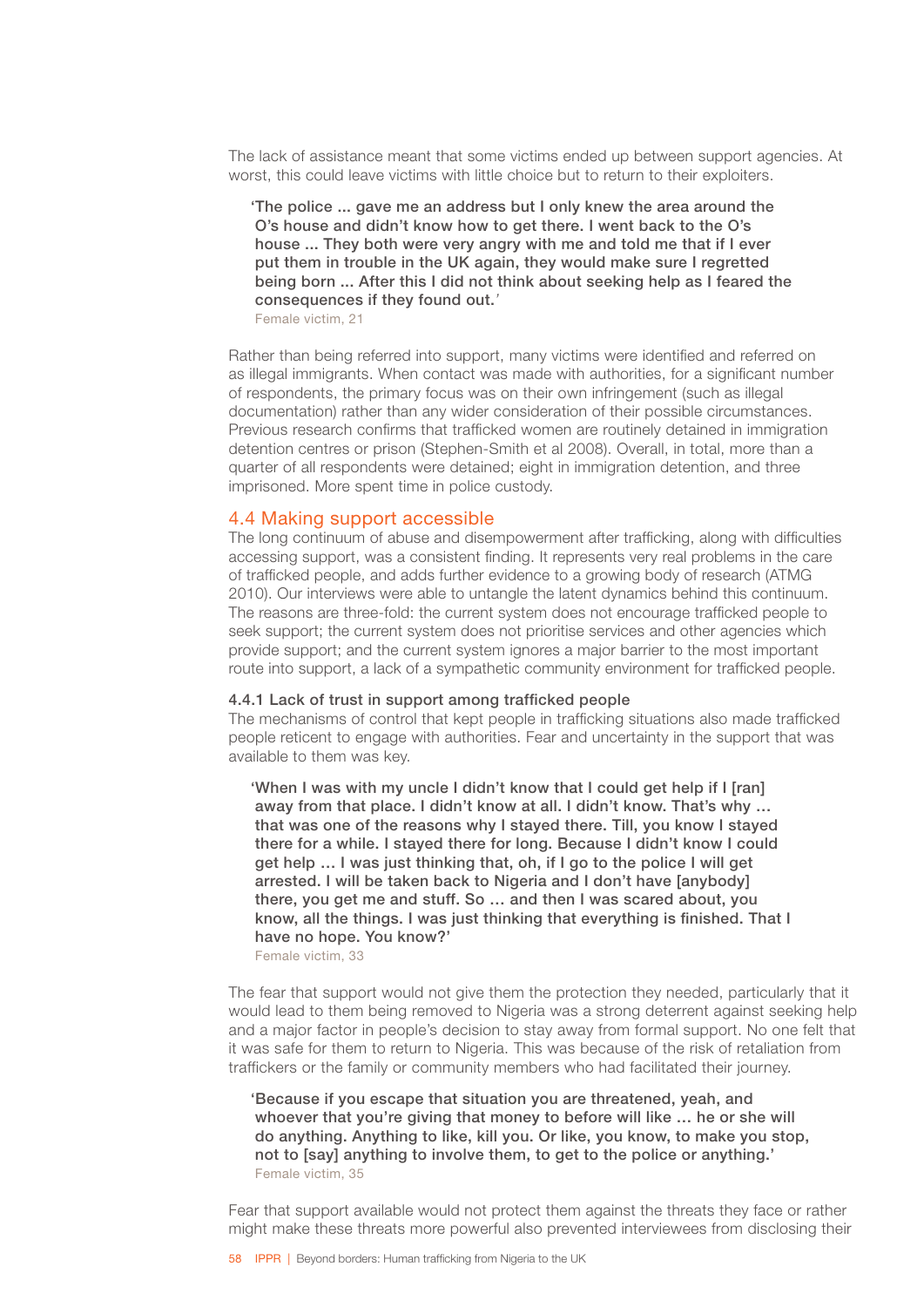The lack of assistance meant that some victims ended up between support agencies. At worst, this could leave victims with little choice but to return to their exploiters.

> 'The police ... gave me an address but I only knew the area around the O's house and didn't know how to get there. I went back to the O's house ... They both were very angry with me and told me that if I ever put them in trouble in the UK again, they would make sure I regretted being born ... After this I did not think about seeking help as I feared the consequences if they found out.'
>
> Female victim, 21

Rather than being referred into support, many victims were identified and referred on as illegal immigrants. When contact was made with authorities, for a significant number of respondents, the primary focus was on their own infringement (such as illegal documentation) rather than any wider consideration of their possible circumstances. Previous research confirms that trafficked women are routinely detained in immigration detention centres or prison (Stephen-Smith et al 2008). Overall, in total, more than a quarter of all respondents were detained; eight in immigration detention, and three imprisoned. More spent time in police custody.

## 4.4 Making support accessible

The long continuum of abuse and disempowerment after trafficking, along with difficulties accessing support, was a consistent finding. It represents very real problems in the care of trafficked people, and adds further evidence to a growing body of research (ATMG 2010). Our interviews were able to untangle the latent dynamics behind this continuum. The reasons are three-fold: the current system does not encourage trafficked people to seek support; the current system does not prioritise services and other agencies which provide support; and the current system ignores a major barrier to the most important route into support, a lack of a sympathetic community environment for trafficked people.

### 4.4.1 Lack of trust in support among trafficked people

The mechanisms of control that kept people in trafficking situations also made trafficked people reticent to engage with authorities. Fear and uncertainty in the support that was available to them was key.

> 'When I was with my uncle I didn't know that I could get help if I [ran] away from that place. I didn't know at all. I didn't know. That's why … that was one of the reasons why I stayed there. Till, you know I stayed there for a while. I stayed there for long. Because I didn't know I could get help … I was just thinking that, oh, if I go to the police I will get arrested. I will be taken back to Nigeria and I don't have [anybody] there, you get me and stuff. So … and then I was scared about, you know, all the things. I was just thinking that everything is finished. That I have no hope. You know?'
>
> Female victim, 33

The fear that support would not give them the protection they needed, particularly that it would lead to them being removed to Nigeria was a strong deterrent against seeking help and a major factor in people's decision to stay away from formal support. No one felt that it was safe for them to return to Nigeria. This was because of the risk of retaliation from traffickers or the family or community members who had facilitated their journey.

> 'Because if you escape that situation you are threatened, yeah, and whoever that you're giving that money to before will like … he or she will do anything. Anything to like, kill you. Or like, you know, to make you stop, not to [say] anything to involve them, to get to the police or anything.'
>
> Female victim, 35

Fear that support available would not protect them against the threats they face or rather might make these threats more powerful also prevented interviewees from disclosing their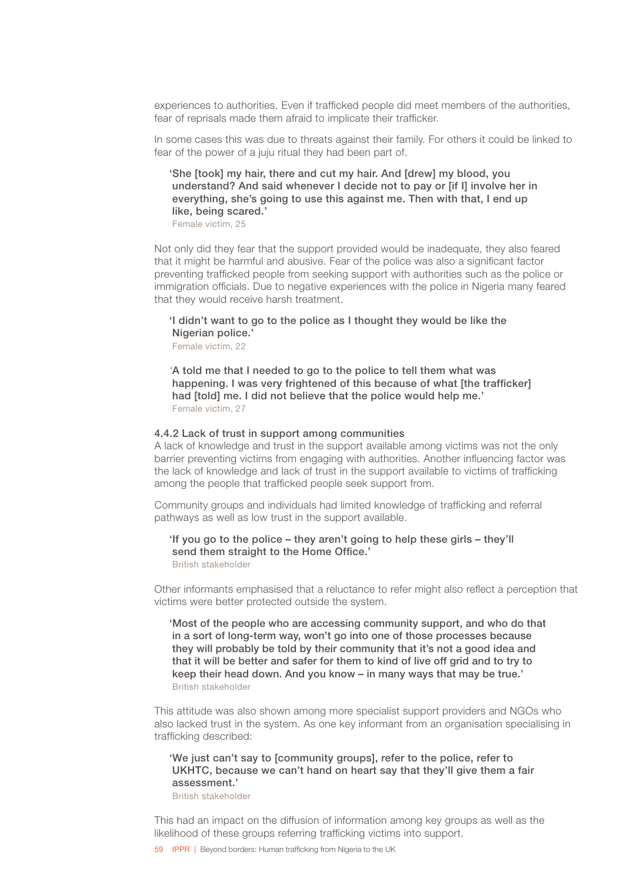experiences to authorities. Even if trafficked people did meet members of the authorities, fear of reprisals made them afraid to implicate their trafficker.

In some cases this was due to threats against their family. For others it could be linked to fear of the power of a juju ritual they had been part of.

> **'She [took] my hair, there and cut my hair. And [drew] my blood, you understand? And said whenever I decide not to pay or [if I] involve her in everything, she's going to use this against me. Then with that, I end up like, being scared.'**
> Female victim, 25

Not only did they fear that the support provided would be inadequate, they also feared that it might be harmful and abusive. Fear of the police was also a significant factor preventing trafficked people from seeking support with authorities such as the police or immigration officials. Due to negative experiences with the police in Nigeria many feared that they would receive harsh treatment.

> **'I didn't want to go to the police as I thought they would be like the Nigerian police.'**
> Female victim, 22

> **'A told me that I needed to go to the police to tell them what was happening. I was very frightened of this because of what [the trafficker] had [told] me. I did not believe that the police would help me.'**
> Female victim, 27

### 4.4.2 Lack of trust in support among communities

A lack of knowledge and trust in the support available among victims was not the only barrier preventing victims from engaging with authorities. Another influencing factor was the lack of knowledge and lack of trust in the support available to victims of trafficking among the people that trafficked people seek support from.

Community groups and individuals had limited knowledge of trafficking and referral pathways as well as low trust in the support available.

> **'If you go to the police – they aren't going to help these girls – they'll send them straight to the Home Office.'**
> British stakeholder

Other informants emphasised that a reluctance to refer might also reflect a perception that victims were better protected outside the system.

> **'Most of the people who are accessing community support, and who do that in a sort of long-term way, won't go into one of those processes because they will probably be told by their community that it's not a good idea and that it will be better and safer for them to kind of live off grid and to try to keep their head down. And you know – in many ways that may be true.'**
> British stakeholder

This attitude was also shown among more specialist support providers and NGOs who also lacked trust in the system. As one key informant from an organisation specialising in trafficking described:

> **'We just can't say to [community groups], refer to the police, refer to UKHTC, because we can't hand on heart say that they'll give them a fair assessment.'**
> British stakeholder

This had an impact on the diffusion of information among key groups as well as the likelihood of these groups referring trafficking victims into support.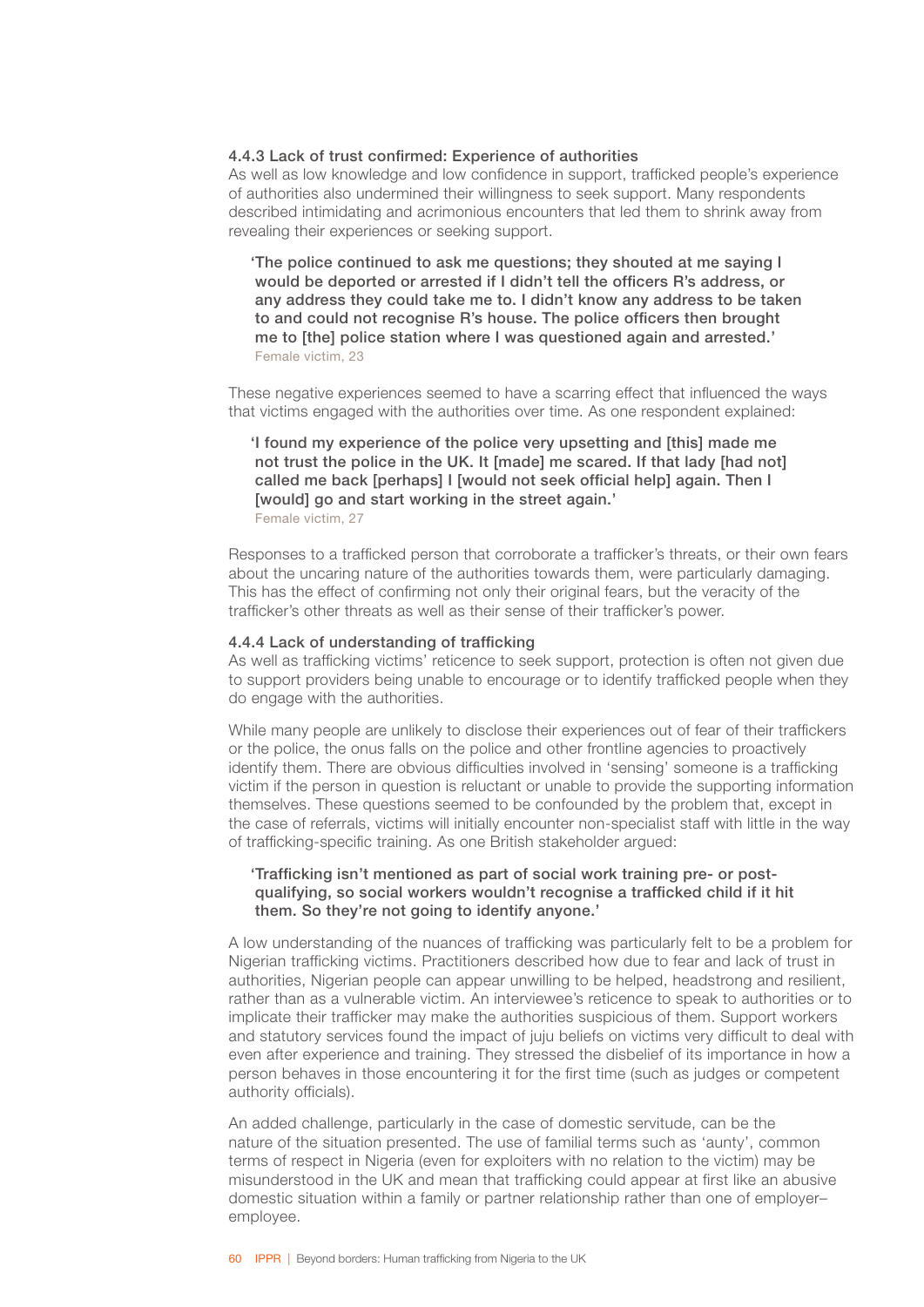#### 4.4.3 Lack of trust confirmed: Experience of authorities

As well as low knowledge and low confidence in support, trafficked people's experience of authorities also undermined their willingness to seek support. Many respondents described intimidating and acrimonious encounters that led them to shrink away from revealing their experiences or seeking support.

> **'The police continued to ask me questions; they shouted at me saying I would be deported or arrested if I didn't tell the officers R's address, or any address they could take me to. I didn't know any address to be taken to and could not recognise R's house. The police officers then brought me to [the] police station where I was questioned again and arrested.'**
> Female victim, 23

These negative experiences seemed to have a scarring effect that influenced the ways that victims engaged with the authorities over time. As one respondent explained:

> **'I found my experience of the police very upsetting and [this] made me not trust the police in the UK. It [made] me scared. If that lady [had not] called me back [perhaps] I [would not seek official help] again. Then I [would] go and start working in the street again.'**
> Female victim, 27

Responses to a trafficked person that corroborate a trafficker's threats, or their own fears about the uncaring nature of the authorities towards them, were particularly damaging. This has the effect of confirming not only their original fears, but the veracity of the trafficker's other threats as well as their sense of their trafficker's power.

#### 4.4.4 Lack of understanding of trafficking

As well as trafficking victims' reticence to seek support, protection is often not given due to support providers being unable to encourage or to identify trafficked people when they do engage with the authorities.

While many people are unlikely to disclose their experiences out of fear of their traffickers or the police, the onus falls on the police and other frontline agencies to proactively identify them. There are obvious difficulties involved in 'sensing' someone is a trafficking victim if the person in question is reluctant or unable to provide the supporting information themselves. These questions seemed to be confounded by the problem that, except in the case of referrals, victims will initially encounter non-specialist staff with little in the way of trafficking-specific training. As one British stakeholder argued:

> **'Trafficking isn't mentioned as part of social work training pre- or post-qualifying, so social workers wouldn't recognise a trafficked child if it hit them. So they're not going to identify anyone.'**

A low understanding of the nuances of trafficking was particularly felt to be a problem for Nigerian trafficking victims. Practitioners described how due to fear and lack of trust in authorities, Nigerian people can appear unwilling to be helped, headstrong and resilient, rather than as a vulnerable victim. An interviewee's reticence to speak to authorities or to implicate their trafficker may make the authorities suspicious of them. Support workers and statutory services found the impact of juju beliefs on victims very difficult to deal with even after experience and training. They stressed the disbelief of its importance in how a person behaves in those encountering it for the first time (such as judges or competent authority officials).

An added challenge, particularly in the case of domestic servitude, can be the nature of the situation presented. The use of familial terms such as 'aunty', common terms of respect in Nigeria (even for exploiters with no relation to the victim) may be misunderstood in the UK and mean that trafficking could appear at first like an abusive domestic situation within a family or partner relationship rather than one of employer–employee.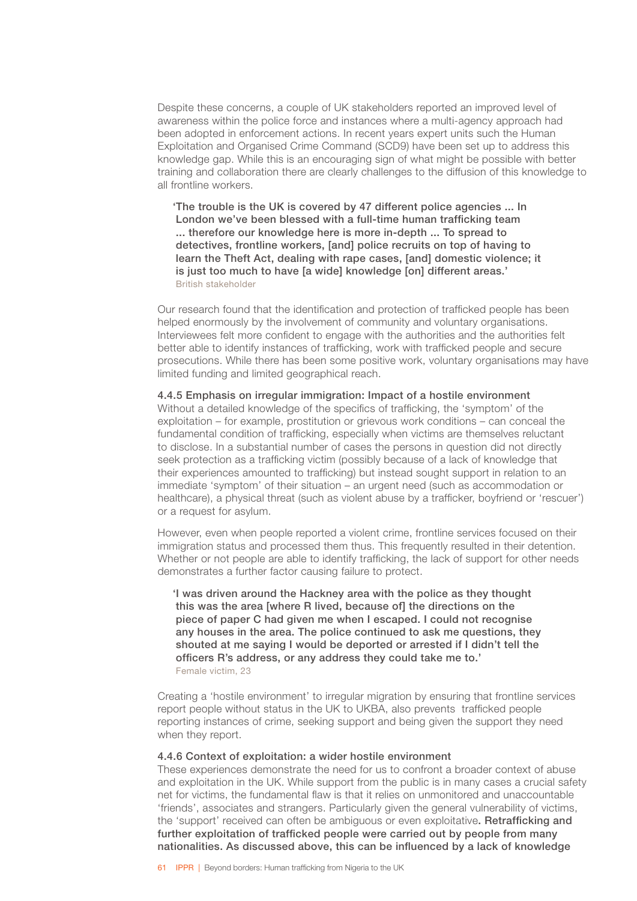Despite these concerns, a couple of UK stakeholders reported an improved level of awareness within the police force and instances where a multi-agency approach had been adopted in enforcement actions. In recent years expert units such the Human Exploitation and Organised Crime Command (SCD9) have been set up to address this knowledge gap. While this is an encouraging sign of what might be possible with better training and collaboration there are clearly challenges to the diffusion of this knowledge to all frontline workers.

> 'The trouble is the UK is covered by 47 different police agencies ... In London we've been blessed with a full-time human trafficking team ... therefore our knowledge here is more in-depth ... To spread to detectives, frontline workers, [and] police recruits on top of having to learn the Theft Act, dealing with rape cases, [and] domestic violence; it is just too much to have [a wide] knowledge [on] different areas.'
> British stakeholder

Our research found that the identification and protection of trafficked people has been helped enormously by the involvement of community and voluntary organisations. Interviewees felt more confident to engage with the authorities and the authorities felt better able to identify instances of trafficking, work with trafficked people and secure prosecutions. While there has been some positive work, voluntary organisations may have limited funding and limited geographical reach.

### 4.4.5 Emphasis on irregular immigration: Impact of a hostile environment

Without a detailed knowledge of the specifics of trafficking, the 'symptom' of the exploitation – for example, prostitution or grievous work conditions – can conceal the fundamental condition of trafficking, especially when victims are themselves reluctant to disclose. In a substantial number of cases the persons in question did not directly seek protection as a trafficking victim (possibly because of a lack of knowledge that their experiences amounted to trafficking) but instead sought support in relation to an immediate 'symptom' of their situation – an urgent need (such as accommodation or healthcare), a physical threat (such as violent abuse by a trafficker, boyfriend or 'rescuer') or a request for asylum.

However, even when people reported a violent crime, frontline services focused on their immigration status and processed them thus. This frequently resulted in their detention. Whether or not people are able to identify trafficking, the lack of support for other needs demonstrates a further factor causing failure to protect.

> 'I was driven around the Hackney area with the police as they thought this was the area [where R lived, because of] the directions on the piece of paper C had given me when I escaped. I could not recognise any houses in the area. The police continued to ask me questions, they shouted at me saying I would be deported or arrested if I didn't tell the officers R's address, or any address they could take me to.'
> Female victim, 23

Creating a 'hostile environment' to irregular migration by ensuring that frontline services report people without status in the UK to UKBA, also prevents trafficked people reporting instances of crime, seeking support and being given the support they need when they report.

### 4.4.6 Context of exploitation: a wider hostile environment

These experiences demonstrate the need for us to confront a broader context of abuse and exploitation in the UK. While support from the public is in many cases a crucial safety net for victims, the fundamental flaw is that it relies on unmonitored and unaccountable 'friends', associates and strangers. Particularly given the general vulnerability of victims, the 'support' received can often be ambiguous or even exploitative. **Retrafficking and further exploitation of trafficked people were carried out by people from many nationalities. As discussed above, this can be influenced by a lack of knowledge**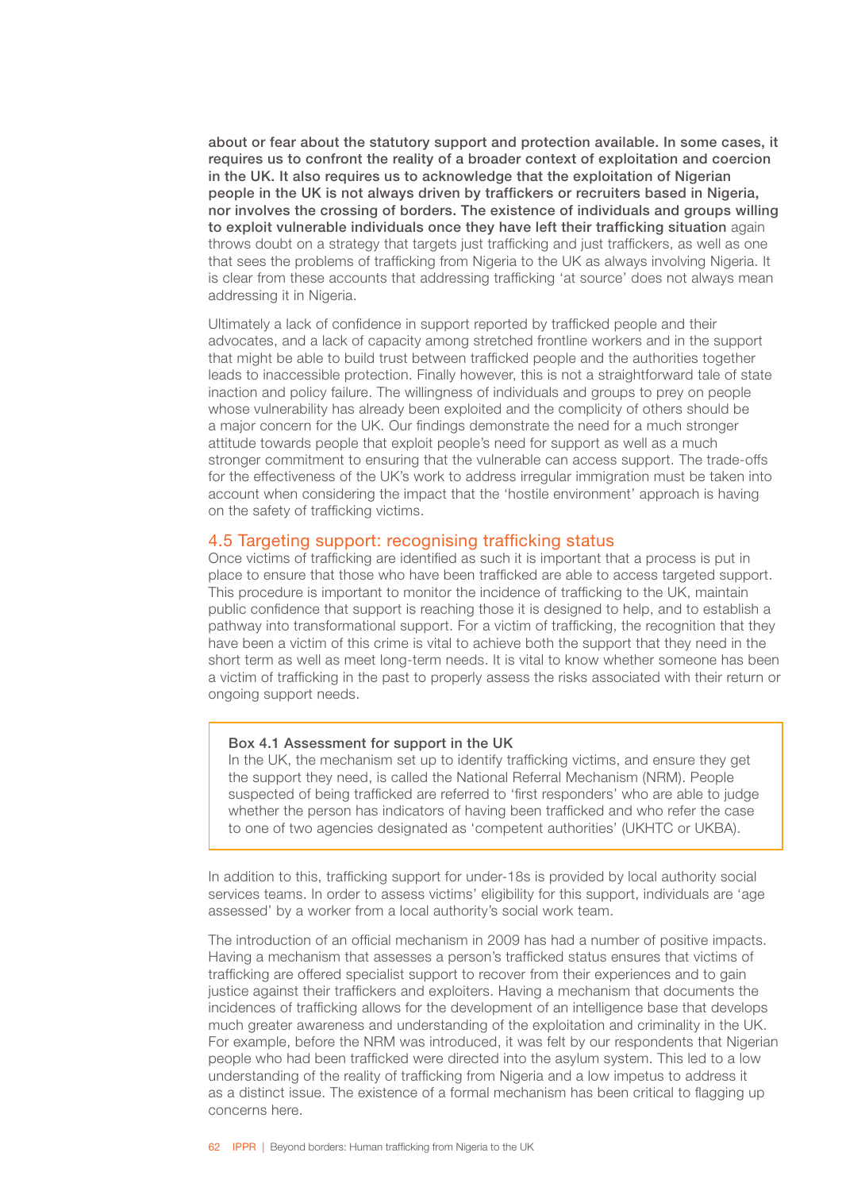**about or fear about the statutory support and protection available. In some cases, it requires us to confront the reality of a broader context of exploitation and coercion in the UK. It also requires us to acknowledge that the exploitation of Nigerian people in the UK is not always driven by traffickers or recruiters based in Nigeria, nor involves the crossing of borders. The existence of individuals and groups willing to exploit vulnerable individuals once they have left their trafficking situation** again throws doubt on a strategy that targets just trafficking and just traffickers, as well as one that sees the problems of trafficking from Nigeria to the UK as always involving Nigeria. It is clear from these accounts that addressing trafficking 'at source' does not always mean addressing it in Nigeria.

Ultimately a lack of confidence in support reported by trafficked people and their advocates, and a lack of capacity among stretched frontline workers and in the support that might be able to build trust between trafficked people and the authorities together leads to inaccessible protection. Finally however, this is not a straightforward tale of state inaction and policy failure. The willingness of individuals and groups to prey on people whose vulnerability has already been exploited and the complicity of others should be a major concern for the UK. Our findings demonstrate the need for a much stronger attitude towards people that exploit people's need for support as well as a much stronger commitment to ensuring that the vulnerable can access support. The trade-offs for the effectiveness of the UK's work to address irregular immigration must be taken into account when considering the impact that the 'hostile environment' approach is having on the safety of trafficking victims.

## 4.5 Targeting support: recognising trafficking status

Once victims of trafficking are identified as such it is important that a process is put in place to ensure that those who have been trafficked are able to access targeted support. This procedure is important to monitor the incidence of trafficking to the UK, maintain public confidence that support is reaching those it is designed to help, and to establish a pathway into transformational support. For a victim of trafficking, the recognition that they have been a victim of this crime is vital to achieve both the support that they need in the short term as well as meet long-term needs. It is vital to know whether someone has been a victim of trafficking in the past to properly assess the risks associated with their return or ongoing support needs.

> **Box 4.1 Assessment for support in the UK**
>
> In the UK, the mechanism set up to identify trafficking victims, and ensure they get the support they need, is called the National Referral Mechanism (NRM). People suspected of being trafficked are referred to 'first responders' who are able to judge whether the person has indicators of having been trafficked and who refer the case to one of two agencies designated as 'competent authorities' (UKHTC or UKBA).

In addition to this, trafficking support for under-18s is provided by local authority social services teams. In order to assess victims' eligibility for this support, individuals are 'age assessed' by a worker from a local authority's social work team.

The introduction of an official mechanism in 2009 has had a number of positive impacts. Having a mechanism that assesses a person's trafficked status ensures that victims of trafficking are offered specialist support to recover from their experiences and to gain justice against their traffickers and exploiters. Having a mechanism that documents the incidences of trafficking allows for the development of an intelligence base that develops much greater awareness and understanding of the exploitation and criminality in the UK. For example, before the NRM was introduced, it was felt by our respondents that Nigerian people who had been trafficked were directed into the asylum system. This led to a low understanding of the reality of trafficking from Nigeria and a low impetus to address it as a distinct issue. The existence of a formal mechanism has been critical to flagging up concerns here.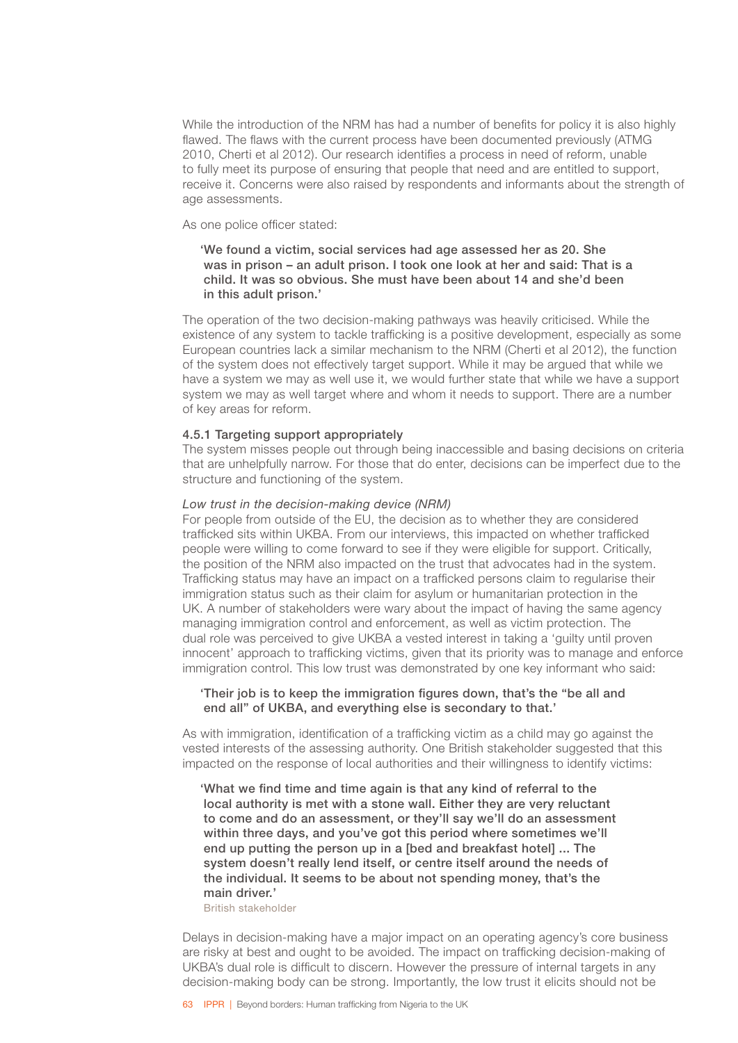While the introduction of the NRM has had a number of benefits for policy it is also highly flawed. The flaws with the current process have been documented previously (ATMG 2010, Cherti et al 2012). Our research identifies a process in need of reform, unable to fully meet its purpose of ensuring that people that need and are entitled to support, receive it. Concerns were also raised by respondents and informants about the strength of age assessments.

As one police officer stated:

> 'We found a victim, social services had age assessed her as 20. She was in prison – an adult prison. I took one look at her and said: That is a child. It was so obvious. She must have been about 14 and she'd been in this adult prison.'

The operation of the two decision-making pathways was heavily criticised. While the existence of any system to tackle trafficking is a positive development, especially as some European countries lack a similar mechanism to the NRM (Cherti et al 2012), the function of the system does not effectively target support. While it may be argued that while we have a system we may as well use it, we would further state that while we have a support system we may as well target where and whom it needs to support. There are a number of key areas for reform.

### 4.5.1 Targeting support appropriately

The system misses people out through being inaccessible and basing decisions on criteria that are unhelpfully narrow. For those that do enter, decisions can be imperfect due to the structure and functioning of the system.

*Low trust in the decision-making device (NRM)*

For people from outside of the EU, the decision as to whether they are considered trafficked sits within UKBA. From our interviews, this impacted on whether trafficked people were willing to come forward to see if they were eligible for support. Critically, the position of the NRM also impacted on the trust that advocates had in the system. Trafficking status may have an impact on a trafficked persons claim to regularise their immigration status such as their claim for asylum or humanitarian protection in the UK. A number of stakeholders were wary about the impact of having the same agency managing immigration control and enforcement, as well as victim protection. The dual role was perceived to give UKBA a vested interest in taking a 'guilty until proven innocent' approach to trafficking victims, given that its priority was to manage and enforce immigration control. This low trust was demonstrated by one key informant who said:

> 'Their job is to keep the immigration figures down, that's the "be all and end all" of UKBA, and everything else is secondary to that.'

As with immigration, identification of a trafficking victim as a child may go against the vested interests of the assessing authority. One British stakeholder suggested that this impacted on the response of local authorities and their willingness to identify victims:

> 'What we find time and time again is that any kind of referral to the local authority is met with a stone wall. Either they are very reluctant to come and do an assessment, or they'll say we'll do an assessment within three days, and you've got this period where sometimes we'll end up putting the person up in a [bed and breakfast hotel] ... The system doesn't really lend itself, or centre itself around the needs of the individual. It seems to be about not spending money, that's the main driver.'
>
> British stakeholder

Delays in decision-making have a major impact on an operating agency's core business are risky at best and ought to be avoided. The impact on trafficking decision-making of UKBA's dual role is difficult to discern. However the pressure of internal targets in any decision-making body can be strong. Importantly, the low trust it elicits should not be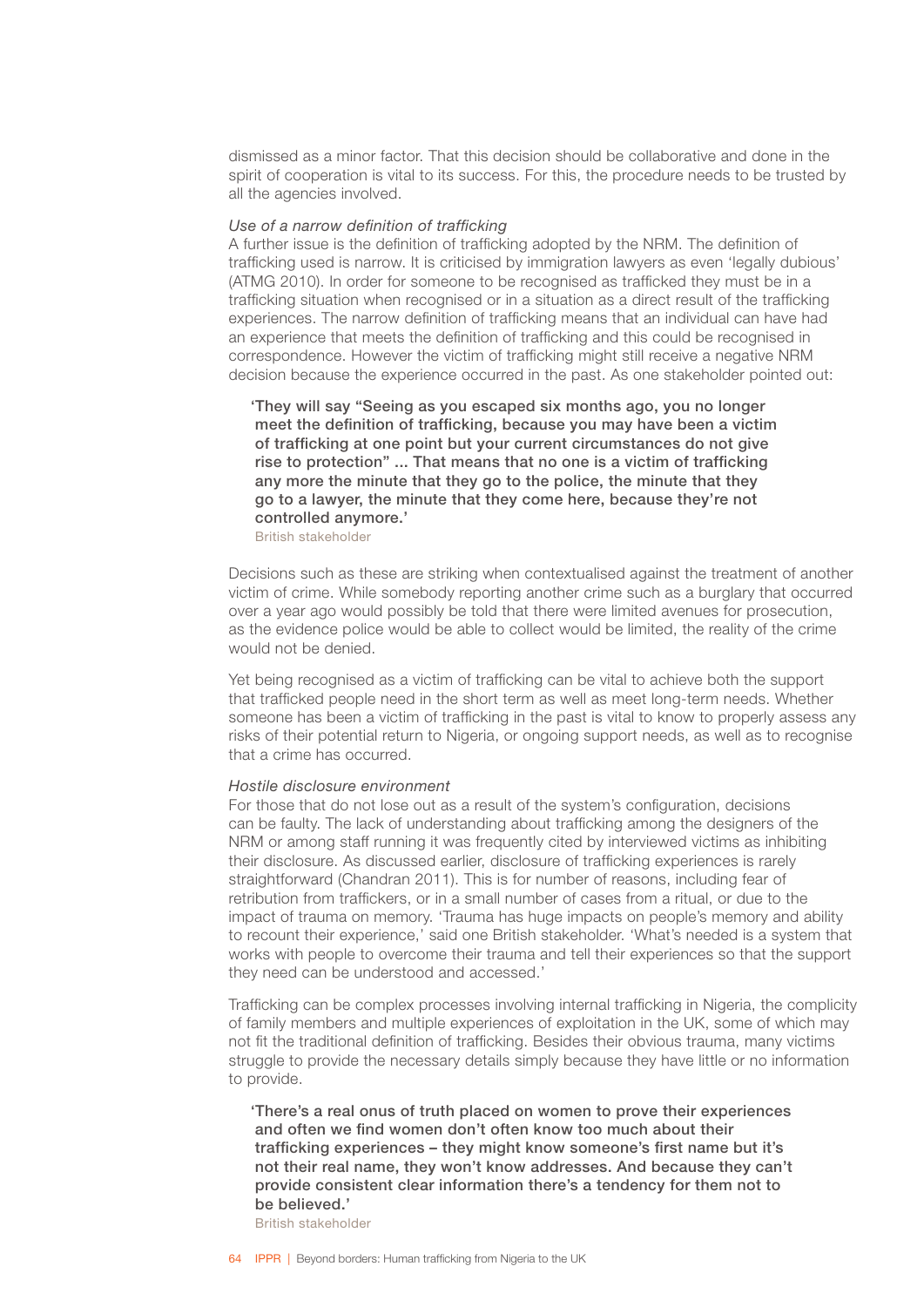dismissed as a minor factor. That this decision should be collaborative and done in the spirit of cooperation is vital to its success. For this, the procedure needs to be trusted by all the agencies involved.

*Use of a narrow definition of trafficking*

A further issue is the definition of trafficking adopted by the NRM. The definition of trafficking used is narrow. It is criticised by immigration lawyers as even 'legally dubious' (ATMG 2010). In order for someone to be recognised as trafficked they must be in a trafficking situation when recognised or in a situation as a direct result of the trafficking experiences. The narrow definition of trafficking means that an individual can have had an experience that meets the definition of trafficking and this could be recognised in correspondence. However the victim of trafficking might still receive a negative NRM decision because the experience occurred in the past. As one stakeholder pointed out:

> **'They will say "Seeing as you escaped six months ago, you no longer meet the definition of trafficking, because you may have been a victim of trafficking at one point but your current circumstances do not give rise to protection" ... That means that no one is a victim of trafficking any more the minute that they go to the police, the minute that they go to a lawyer, the minute that they come here, because they're not controlled anymore.'**
>
> British stakeholder

Decisions such as these are striking when contextualised against the treatment of another victim of crime. While somebody reporting another crime such as a burglary that occurred over a year ago would possibly be told that there were limited avenues for prosecution, as the evidence police would be able to collect would be limited, the reality of the crime would not be denied.

Yet being recognised as a victim of trafficking can be vital to achieve both the support that trafficked people need in the short term as well as meet long-term needs. Whether someone has been a victim of trafficking in the past is vital to know to properly assess any risks of their potential return to Nigeria, or ongoing support needs, as well as to recognise that a crime has occurred.

*Hostile disclosure environment*

For those that do not lose out as a result of the system's configuration, decisions can be faulty. The lack of understanding about trafficking among the designers of the NRM or among staff running it was frequently cited by interviewed victims as inhibiting their disclosure. As discussed earlier, disclosure of trafficking experiences is rarely straightforward (Chandran 2011). This is for number of reasons, including fear of retribution from traffickers, or in a small number of cases from a ritual, or due to the impact of trauma on memory. 'Trauma has huge impacts on people's memory and ability to recount their experience,' said one British stakeholder. 'What's needed is a system that works with people to overcome their trauma and tell their experiences so that the support they need can be understood and accessed.'

Trafficking can be complex processes involving internal trafficking in Nigeria, the complicity of family members and multiple experiences of exploitation in the UK, some of which may not fit the traditional definition of trafficking. Besides their obvious trauma, many victims struggle to provide the necessary details simply because they have little or no information to provide.

> **'There's a real onus of truth placed on women to prove their experiences and often we find women don't often know too much about their trafficking experiences – they might know someone's first name but it's not their real name, they won't know addresses. And because they can't provide consistent clear information there's a tendency for them not to be believed.'**
>
> British stakeholder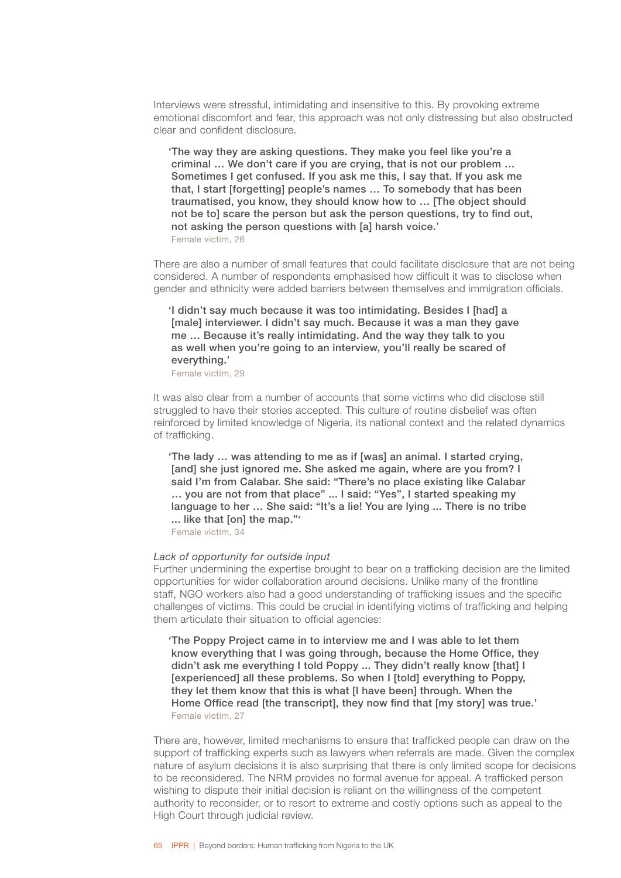Interviews were stressful, intimidating and insensitive to this. By provoking extreme emotional discomfort and fear, this approach was not only distressing but also obstructed clear and confident disclosure.

> 'The way they are asking questions. They make you feel like you're a criminal … We don't care if you are crying, that is not our problem … Sometimes I get confused. If you ask me this, I say that. If you ask me that, I start [forgetting] people's names … To somebody that has been traumatised, you know, they should know how to … [The object should not be to] scare the person but ask the person questions, try to find out, not asking the person questions with [a] harsh voice.'
>
> Female victim, 26

There are also a number of small features that could facilitate disclosure that are not being considered. A number of respondents emphasised how difficult it was to disclose when gender and ethnicity were added barriers between themselves and immigration officials.

> 'I didn't say much because it was too intimidating. Besides I [had] a [male] interviewer. I didn't say much. Because it was a man they gave me … Because it's really intimidating. And the way they talk to you as well when you're going to an interview, you'll really be scared of everything.'
>
> Female victim, 29

It was also clear from a number of accounts that some victims who did disclose still struggled to have their stories accepted. This culture of routine disbelief was often reinforced by limited knowledge of Nigeria, its national context and the related dynamics of trafficking.

> 'The lady … was attending to me as if [was] an animal. I started crying, [and] she just ignored me. She asked me again, where are you from? I said I'm from Calabar. She said: "There's no place existing like Calabar … you are not from that place" ... I said: "Yes", I started speaking my language to her … She said: "It's a lie! You are lying ... There is no tribe ... like that [on] the map."'
>
> Female victim, 34

*Lack of opportunity for outside input*

Further undermining the expertise brought to bear on a trafficking decision are the limited opportunities for wider collaboration around decisions. Unlike many of the frontline staff, NGO workers also had a good understanding of trafficking issues and the specific challenges of victims. This could be crucial in identifying victims of trafficking and helping them articulate their situation to official agencies:

> 'The Poppy Project came in to interview me and I was able to let them know everything that I was going through, because the Home Office, they didn't ask me everything I told Poppy ... They didn't really know [that] I [experienced] all these problems. So when I [told] everything to Poppy, they let them know that this is what [I have been] through. When the Home Office read [the transcript], they now find that [my story] was true.'
>
> Female victim, 27

There are, however, limited mechanisms to ensure that trafficked people can draw on the support of trafficking experts such as lawyers when referrals are made. Given the complex nature of asylum decisions it is also surprising that there is only limited scope for decisions to be reconsidered. The NRM provides no formal avenue for appeal. A trafficked person wishing to dispute their initial decision is reliant on the willingness of the competent authority to reconsider, or to resort to extreme and costly options such as appeal to the High Court through judicial review.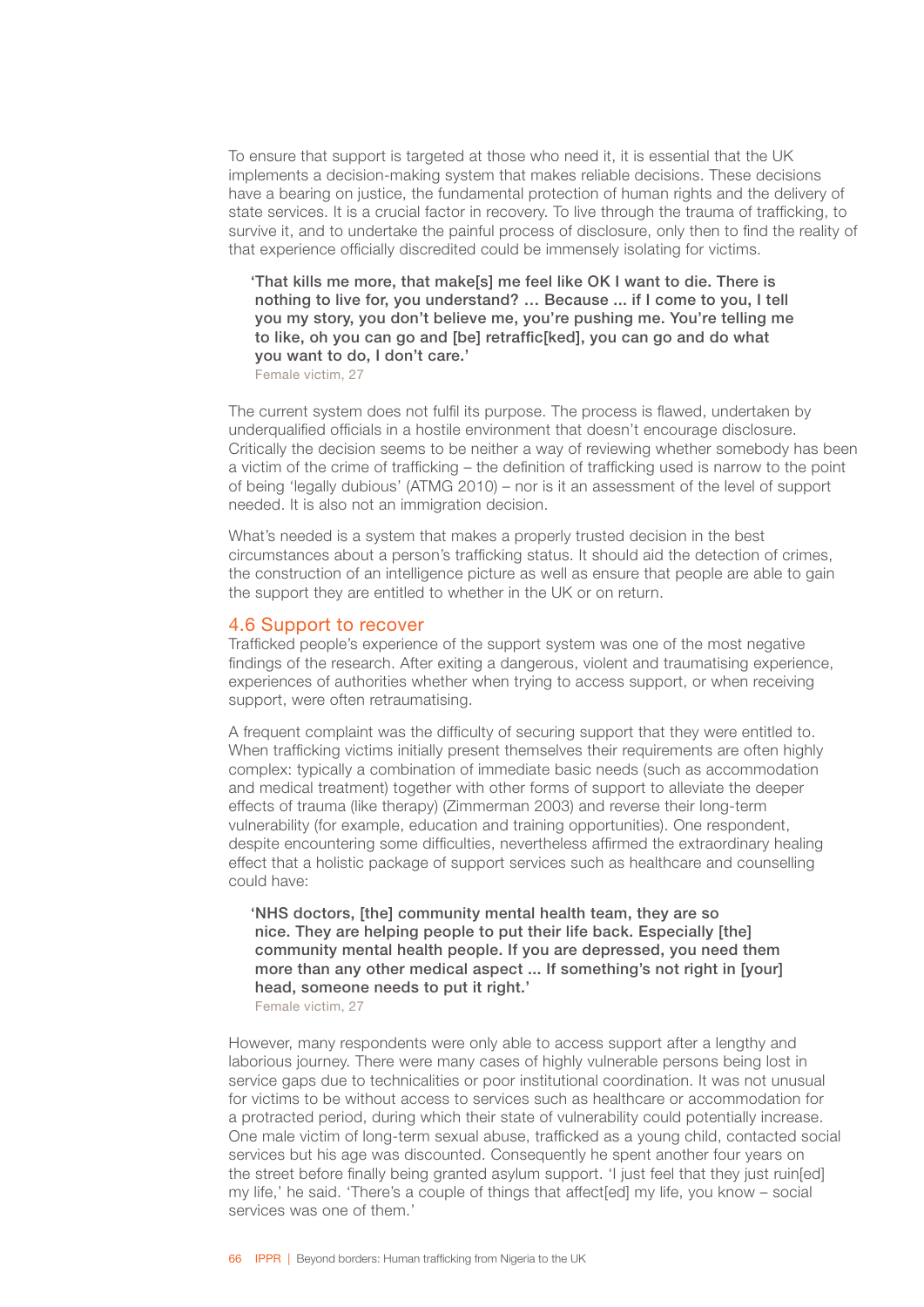To ensure that support is targeted at those who need it, it is essential that the UK implements a decision-making system that makes reliable decisions. These decisions have a bearing on justice, the fundamental protection of human rights and the delivery of state services. It is a crucial factor in recovery. To live through the trauma of trafficking, to survive it, and to undertake the painful process of disclosure, only then to find the reality of that experience officially discredited could be immensely isolating for victims.

> **'That kills me more, that make[s] me feel like OK I want to die. There is nothing to live for, you understand? … Because ... if I come to you, I tell you my story, you don't believe me, you're pushing me. You're telling me to like, oh you can go and [be] retraffic[ked], you can go and do what you want to do, I don't care.'**
>
> Female victim, 27

The current system does not fulfil its purpose. The process is flawed, undertaken by underqualified officials in a hostile environment that doesn't encourage disclosure. Critically the decision seems to be neither a way of reviewing whether somebody has been a victim of the crime of trafficking – the definition of trafficking used is narrow to the point of being 'legally dubious' (ATMG 2010) – nor is it an assessment of the level of support needed. It is also not an immigration decision.

What's needed is a system that makes a properly trusted decision in the best circumstances about a person's trafficking status. It should aid the detection of crimes, the construction of an intelligence picture as well as ensure that people are able to gain the support they are entitled to whether in the UK or on return.

### 4.6 Support to recover

Trafficked people's experience of the support system was one of the most negative findings of the research. After exiting a dangerous, violent and traumatising experience, experiences of authorities whether when trying to access support, or when receiving support, were often retraumatising.

A frequent complaint was the difficulty of securing support that they were entitled to. When trafficking victims initially present themselves their requirements are often highly complex: typically a combination of immediate basic needs (such as accommodation and medical treatment) together with other forms of support to alleviate the deeper effects of trauma (like therapy) (Zimmerman 2003) and reverse their long-term vulnerability (for example, education and training opportunities). One respondent, despite encountering some difficulties, nevertheless affirmed the extraordinary healing effect that a holistic package of support services such as healthcare and counselling could have:

> **'NHS doctors, [the] community mental health team, they are so nice. They are helping people to put their life back. Especially [the] community mental health people. If you are depressed, you need them more than any other medical aspect ... If something's not right in [your] head, someone needs to put it right.'**
>
> Female victim, 27

However, many respondents were only able to access support after a lengthy and laborious journey. There were many cases of highly vulnerable persons being lost in service gaps due to technicalities or poor institutional coordination. It was not unusual for victims to be without access to services such as healthcare or accommodation for a protracted period, during which their state of vulnerability could potentially increase. One male victim of long-term sexual abuse, trafficked as a young child, contacted social services but his age was discounted. Consequently he spent another four years on the street before finally being granted asylum support. 'I just feel that they just ruin[ed] my life,' he said. 'There's a couple of things that affect[ed] my life, you know – social services was one of them.'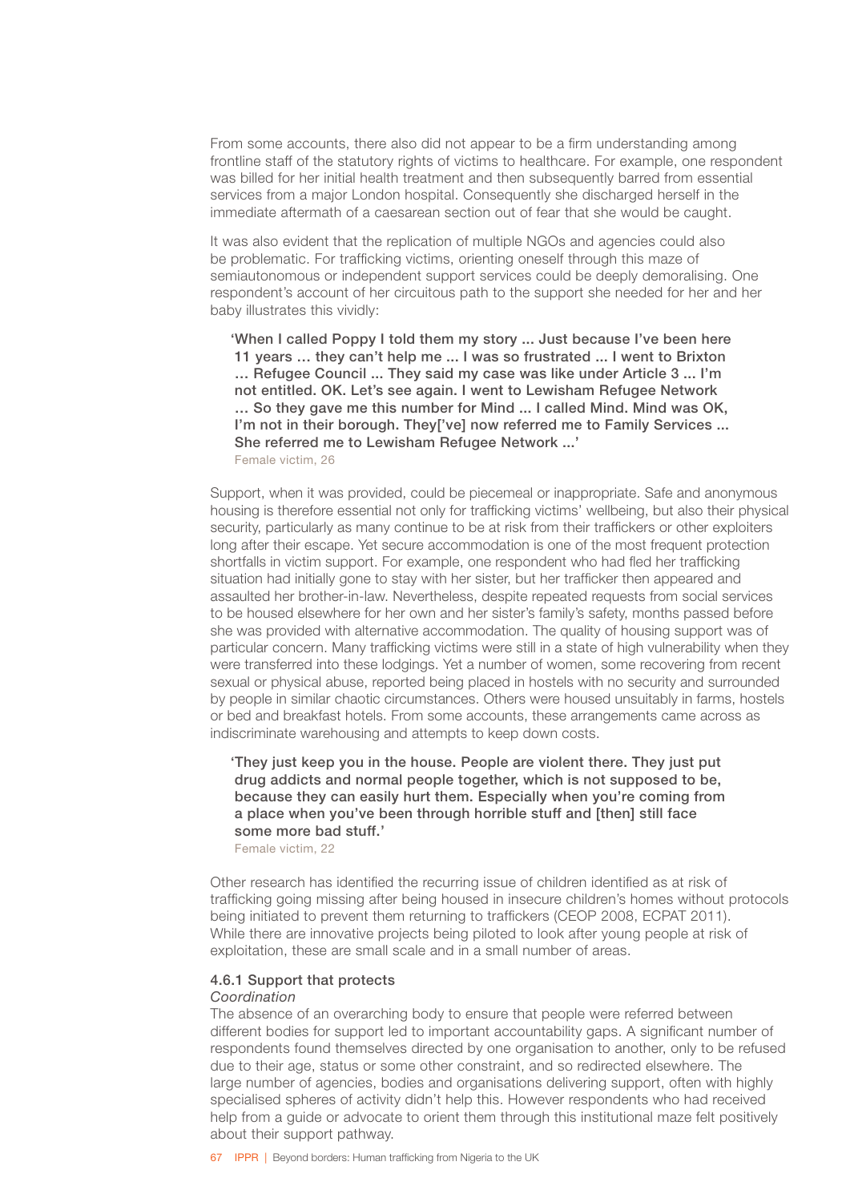From some accounts, there also did not appear to be a firm understanding among frontline staff of the statutory rights of victims to healthcare. For example, one respondent was billed for her initial health treatment and then subsequently barred from essential services from a major London hospital. Consequently she discharged herself in the immediate aftermath of a caesarean section out of fear that she would be caught.

It was also evident that the replication of multiple NGOs and agencies could also be problematic. For trafficking victims, orienting oneself through this maze of semiautonomous or independent support services could be deeply demoralising. One respondent's account of her circuitous path to the support she needed for her and her baby illustrates this vividly:

> 'When I called Poppy I told them my story ... Just because I've been here 11 years … they can't help me ... I was so frustrated ... I went to Brixton … Refugee Council ... They said my case was like under Article 3 ... I'm not entitled. OK. Let's see again. I went to Lewisham Refugee Network … So they gave me this number for Mind ... I called Mind. Mind was OK, I'm not in their borough. They['ve] now referred me to Family Services ... She referred me to Lewisham Refugee Network ...'
>
> Female victim, 26

Support, when it was provided, could be piecemeal or inappropriate. Safe and anonymous housing is therefore essential not only for trafficking victims' wellbeing, but also their physical security, particularly as many continue to be at risk from their traffickers or other exploiters long after their escape. Yet secure accommodation is one of the most frequent protection shortfalls in victim support. For example, one respondent who had fled her trafficking situation had initially gone to stay with her sister, but her trafficker then appeared and assaulted her brother-in-law. Nevertheless, despite repeated requests from social services to be housed elsewhere for her own and her sister's family's safety, months passed before she was provided with alternative accommodation. The quality of housing support was of particular concern. Many trafficking victims were still in a state of high vulnerability when they were transferred into these lodgings. Yet a number of women, some recovering from recent sexual or physical abuse, reported being placed in hostels with no security and surrounded by people in similar chaotic circumstances. Others were housed unsuitably in farms, hostels or bed and breakfast hotels. From some accounts, these arrangements came across as indiscriminate warehousing and attempts to keep down costs.

> 'They just keep you in the house. People are violent there. They just put drug addicts and normal people together, which is not supposed to be, because they can easily hurt them. Especially when you're coming from a place when you've been through horrible stuff and [then] still face some more bad stuff.'
>
> Female victim, 22

Other research has identified the recurring issue of children identified as at risk of trafficking going missing after being housed in insecure children's homes without protocols being initiated to prevent them returning to traffickers (CEOP 2008, ECPAT 2011). While there are innovative projects being piloted to look after young people at risk of exploitation, these are small scale and in a small number of areas.

### 4.6.1 Support that protects

*Coordination*

The absence of an overarching body to ensure that people were referred between different bodies for support led to important accountability gaps. A significant number of respondents found themselves directed by one organisation to another, only to be refused due to their age, status or some other constraint, and so redirected elsewhere. The large number of agencies, bodies and organisations delivering support, often with highly specialised spheres of activity didn't help this. However respondents who had received help from a guide or advocate to orient them through this institutional maze felt positively about their support pathway.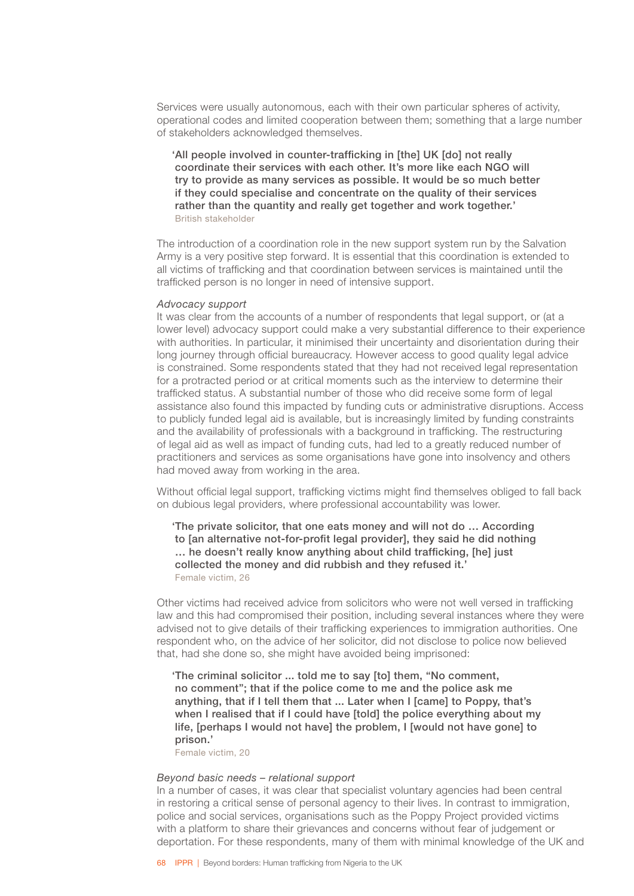Services were usually autonomous, each with their own particular spheres of activity, operational codes and limited cooperation between them; something that a large number of stakeholders acknowledged themselves.

> **'All people involved in counter-trafficking in [the] UK [do] not really coordinate their services with each other. It's more like each NGO will try to provide as many services as possible. It would be so much better if they could specialise and concentrate on the quality of their services rather than the quantity and really get together and work together.'**
> British stakeholder

The introduction of a coordination role in the new support system run by the Salvation Army is a very positive step forward. It is essential that this coordination is extended to all victims of trafficking and that coordination between services is maintained until the trafficked person is no longer in need of intensive support.

*Advocacy support*

It was clear from the accounts of a number of respondents that legal support, or (at a lower level) advocacy support could make a very substantial difference to their experience with authorities. In particular, it minimised their uncertainty and disorientation during their long journey through official bureaucracy. However access to good quality legal advice is constrained. Some respondents stated that they had not received legal representation for a protracted period or at critical moments such as the interview to determine their trafficked status. A substantial number of those who did receive some form of legal assistance also found this impacted by funding cuts or administrative disruptions. Access to publicly funded legal aid is available, but is increasingly limited by funding constraints and the availability of professionals with a background in trafficking. The restructuring of legal aid as well as impact of funding cuts, had led to a greatly reduced number of practitioners and services as some organisations have gone into insolvency and others had moved away from working in the area.

Without official legal support, trafficking victims might find themselves obliged to fall back on dubious legal providers, where professional accountability was lower.

> **'The private solicitor, that one eats money and will not do … According to [an alternative not-for-profit legal provider], they said he did nothing … he doesn't really know anything about child trafficking, [he] just collected the money and did rubbish and they refused it.'**
> Female victim, 26

Other victims had received advice from solicitors who were not well versed in trafficking law and this had compromised their position, including several instances where they were advised not to give details of their trafficking experiences to immigration authorities. One respondent who, on the advice of her solicitor, did not disclose to police now believed that, had she done so, she might have avoided being imprisoned:

> **'The criminal solicitor ... told me to say [to] them, "No comment, no comment"; that if the police come to me and the police ask me anything, that if I tell them that ... Later when I [came] to Poppy, that's when I realised that if I could have [told] the police everything about my life, [perhaps I would not have] the problem, I [would not have gone] to prison.'**
> Female victim, 20

*Beyond basic needs – relational support*

In a number of cases, it was clear that specialist voluntary agencies had been central in restoring a critical sense of personal agency to their lives. In contrast to immigration, police and social services, organisations such as the Poppy Project provided victims with a platform to share their grievances and concerns without fear of judgement or deportation. For these respondents, many of them with minimal knowledge of the UK and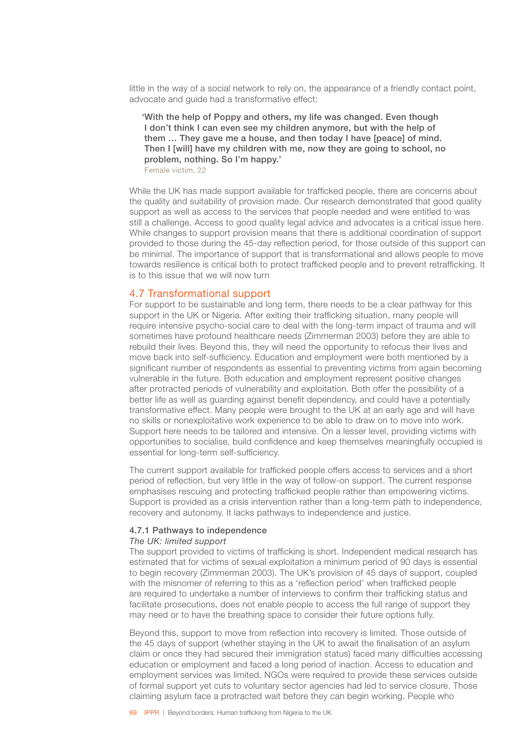little in the way of a social network to rely on, the appearance of a friendly contact point, advocate and guide had a transformative effect:

> **'With the help of Poppy and others, my life was changed. Even though I don't think I can even see my children anymore, but with the help of them … They gave me a house, and then today I have [peace] of mind. Then I [will] have my children with me, now they are going to school, no problem, nothing. So I'm happy.'**
>
> Female victim, 22

While the UK has made support available for trafficked people, there are concerns about the quality and suitability of provision made. Our research demonstrated that good quality support as well as access to the services that people needed and were entitled to was still a challenge. Access to good quality legal advice and advocates is a critical issue here. While changes to support provision means that there is additional coordination of support provided to those during the 45-day reflection period, for those outside of this support can be minimal. The importance of support that is transformational and allows people to move towards resilience is critical both to protect trafficked people and to prevent retrafficking. It is to this issue that we will now turn

## 4.7 Transformational support

For support to be sustainable and long term, there needs to be a clear pathway for this support in the UK or Nigeria. After exiting their trafficking situation, many people will require intensive psycho-social care to deal with the long-term impact of trauma and will sometimes have profound healthcare needs (Zimmerman 2003) before they are able to rebuild their lives. Beyond this, they will need the opportunity to refocus their lives and move back into self-sufficiency. Education and employment were both mentioned by a significant number of respondents as essential to preventing victims from again becoming vulnerable in the future. Both education and employment represent positive changes after protracted periods of vulnerability and exploitation. Both offer the possibility of a better life as well as guarding against benefit dependency, and could have a potentially transformative effect. Many people were brought to the UK at an early age and will have no skills or nonexploitative work experience to be able to draw on to move into work. Support here needs to be tailored and intensive. On a lesser level, providing victims with opportunities to socialise, build confidence and keep themselves meaningfully occupied is essential for long-term self-sufficiency.

The current support available for trafficked people offers access to services and a short period of reflection, but very little in the way of follow-on support. The current response emphasises rescuing and protecting trafficked people rather than empowering victims. Support is provided as a crisis intervention rather than a long-term path to independence, recovery and autonomy. It lacks pathways to independence and justice.

### 4.7.1 Pathways to independence

*The UK: limited support*

The support provided to victims of trafficking is short. Independent medical research has estimated that for victims of sexual exploitation a minimum period of 90 days is essential to begin recovery (Zimmerman 2003). The UK's provision of 45 days of support, coupled with the misnomer of referring to this as a 'reflection period' when trafficked people are required to undertake a number of interviews to confirm their trafficking status and facilitate prosecutions, does not enable people to access the full range of support they may need or to have the breathing space to consider their future options fully.

Beyond this, support to move from reflection into recovery is limited. Those outside of the 45 days of support (whether staying in the UK to await the finalisation of an asylum claim or once they had secured their immigration status) faced many difficulties accessing education or employment and faced a long period of inaction. Access to education and employment services was limited. NGOs were required to provide these services outside of formal support yet cuts to voluntary sector agencies had led to service closure. Those claiming asylum face a protracted wait before they can begin working. People who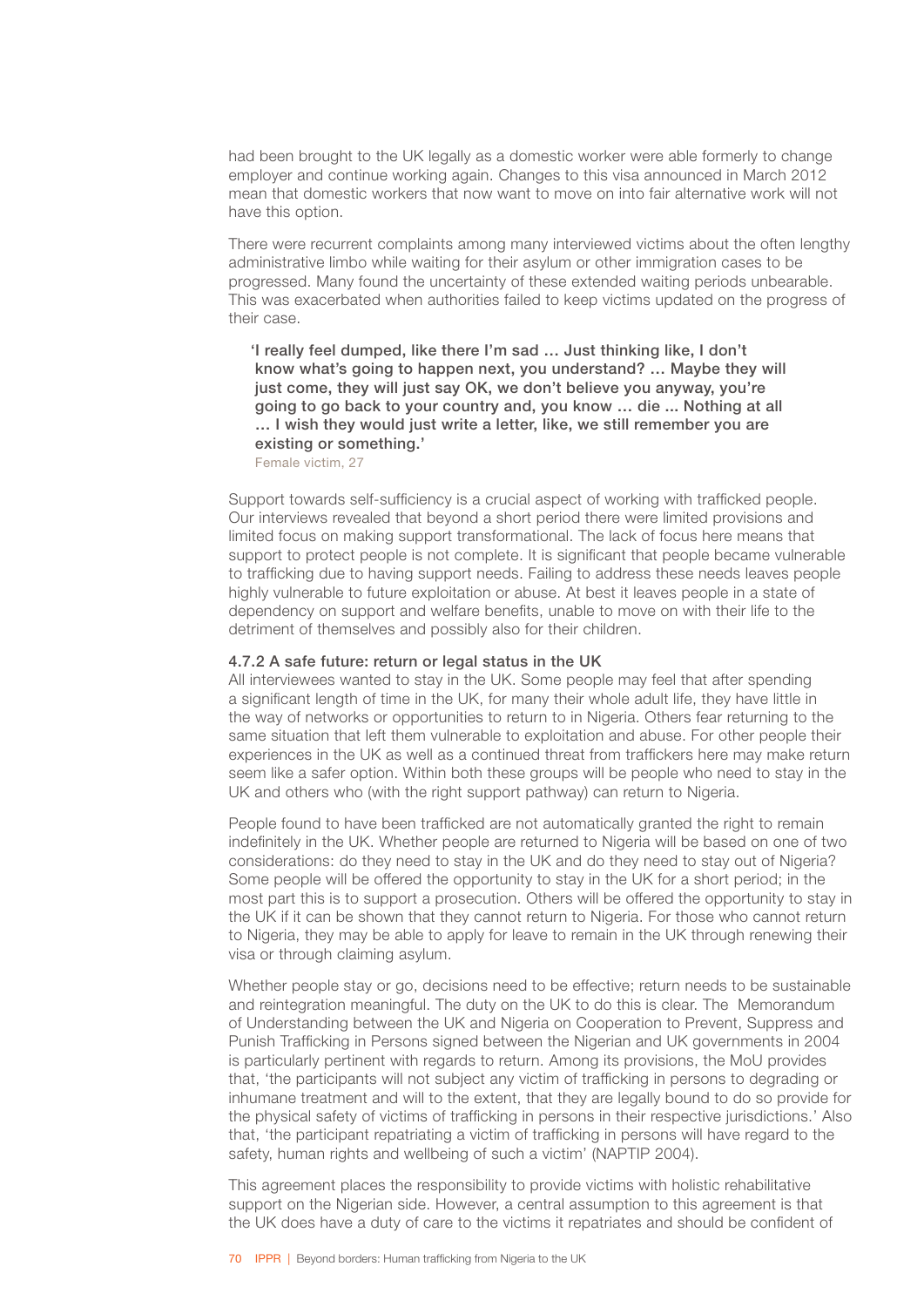had been brought to the UK legally as a domestic worker were able formerly to change employer and continue working again. Changes to this visa announced in March 2012 mean that domestic workers that now want to move on into fair alternative work will not have this option.

There were recurrent complaints among many interviewed victims about the often lengthy administrative limbo while waiting for their asylum or other immigration cases to be progressed. Many found the uncertainty of these extended waiting periods unbearable. This was exacerbated when authorities failed to keep victims updated on the progress of their case.

> **'I really feel dumped, like there I'm sad … Just thinking like, I don't know what's going to happen next, you understand? … Maybe they will just come, they will just say OK, we don't believe you anyway, you're going to go back to your country and, you know … die ... Nothing at all … I wish they would just write a letter, like, we still remember you are existing or something.'**
> Female victim, 27

Support towards self-sufficiency is a crucial aspect of working with trafficked people. Our interviews revealed that beyond a short period there were limited provisions and limited focus on making support transformational. The lack of focus here means that support to protect people is not complete. It is significant that people became vulnerable to trafficking due to having support needs. Failing to address these needs leaves people highly vulnerable to future exploitation or abuse. At best it leaves people in a state of dependency on support and welfare benefits, unable to move on with their life to the detriment of themselves and possibly also for their children.

### 4.7.2 A safe future: return or legal status in the UK

All interviewees wanted to stay in the UK. Some people may feel that after spending a significant length of time in the UK, for many their whole adult life, they have little in the way of networks or opportunities to return to in Nigeria. Others fear returning to the same situation that left them vulnerable to exploitation and abuse. For other people their experiences in the UK as well as a continued threat from traffickers here may make return seem like a safer option. Within both these groups will be people who need to stay in the UK and others who (with the right support pathway) can return to Nigeria.

People found to have been trafficked are not automatically granted the right to remain indefinitely in the UK. Whether people are returned to Nigeria will be based on one of two considerations: do they need to stay in the UK and do they need to stay out of Nigeria? Some people will be offered the opportunity to stay in the UK for a short period; in the most part this is to support a prosecution. Others will be offered the opportunity to stay in the UK if it can be shown that they cannot return to Nigeria. For those who cannot return to Nigeria, they may be able to apply for leave to remain in the UK through renewing their visa or through claiming asylum.

Whether people stay or go, decisions need to be effective; return needs to be sustainable and reintegration meaningful. The duty on the UK to do this is clear. The Memorandum of Understanding between the UK and Nigeria on Cooperation to Prevent, Suppress and Punish Trafficking in Persons signed between the Nigerian and UK governments in 2004 is particularly pertinent with regards to return. Among its provisions, the MoU provides that, 'the participants will not subject any victim of trafficking in persons to degrading or inhumane treatment and will to the extent, that they are legally bound to do so provide for the physical safety of victims of trafficking in persons in their respective jurisdictions.' Also that, 'the participant repatriating a victim of trafficking in persons will have regard to the safety, human rights and wellbeing of such a victim' (NAPTIP 2004).

This agreement places the responsibility to provide victims with holistic rehabilitative support on the Nigerian side. However, a central assumption to this agreement is that the UK does have a duty of care to the victims it repatriates and should be confident of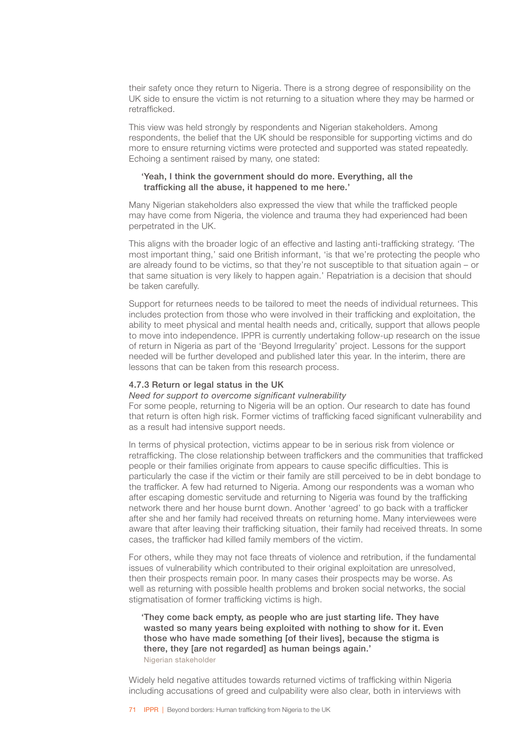their safety once they return to Nigeria. There is a strong degree of responsibility on the UK side to ensure the victim is not returning to a situation where they may be harmed or retrafficked.

This view was held strongly by respondents and Nigerian stakeholders. Among respondents, the belief that the UK should be responsible for supporting victims and do more to ensure returning victims were protected and supported was stated repeatedly. Echoing a sentiment raised by many, one stated:

> **'Yeah, I think the government should do more. Everything, all the trafficking all the abuse, it happened to me here.'**

Many Nigerian stakeholders also expressed the view that while the trafficked people may have come from Nigeria, the violence and trauma they had experienced had been perpetrated in the UK.

This aligns with the broader logic of an effective and lasting anti-trafficking strategy. 'The most important thing,' said one British informant, 'is that we're protecting the people who are already found to be victims, so that they're not susceptible to that situation again – or that same situation is very likely to happen again.' Repatriation is a decision that should be taken carefully.

Support for returnees needs to be tailored to meet the needs of individual returnees. This includes protection from those who were involved in their trafficking and exploitation, the ability to meet physical and mental health needs and, critically, support that allows people to move into independence. IPPR is currently undertaking follow-up research on the issue of return in Nigeria as part of the 'Beyond Irregularity' project. Lessons for the support needed will be further developed and published later this year. In the interim, there are lessons that can be taken from this research process.

### 4.7.3 Return or legal status in the UK

*Need for support to overcome significant vulnerability*

For some people, returning to Nigeria will be an option. Our research to date has found that return is often high risk. Former victims of trafficking faced significant vulnerability and as a result had intensive support needs.

In terms of physical protection, victims appear to be in serious risk from violence or retrafficking. The close relationship between traffickers and the communities that trafficked people or their families originate from appears to cause specific difficulties. This is particularly the case if the victim or their family are still perceived to be in debt bondage to the trafficker. A few had returned to Nigeria. Among our respondents was a woman who after escaping domestic servitude and returning to Nigeria was found by the trafficking network there and her house burnt down. Another 'agreed' to go back with a trafficker after she and her family had received threats on returning home. Many interviewees were aware that after leaving their trafficking situation, their family had received threats. In some cases, the trafficker had killed family members of the victim.

For others, while they may not face threats of violence and retribution, if the fundamental issues of vulnerability which contributed to their original exploitation are unresolved, then their prospects remain poor. In many cases their prospects may be worse. As well as returning with possible health problems and broken social networks, the social stigmatisation of former trafficking victims is high.

> **'They come back empty, as people who are just starting life. They have wasted so many years being exploited with nothing to show for it. Even those who have made something [of their lives], because the stigma is there, they [are not regarded] as human beings again.'**
> Nigerian stakeholder

Widely held negative attitudes towards returned victims of trafficking within Nigeria including accusations of greed and culpability were also clear, both in interviews with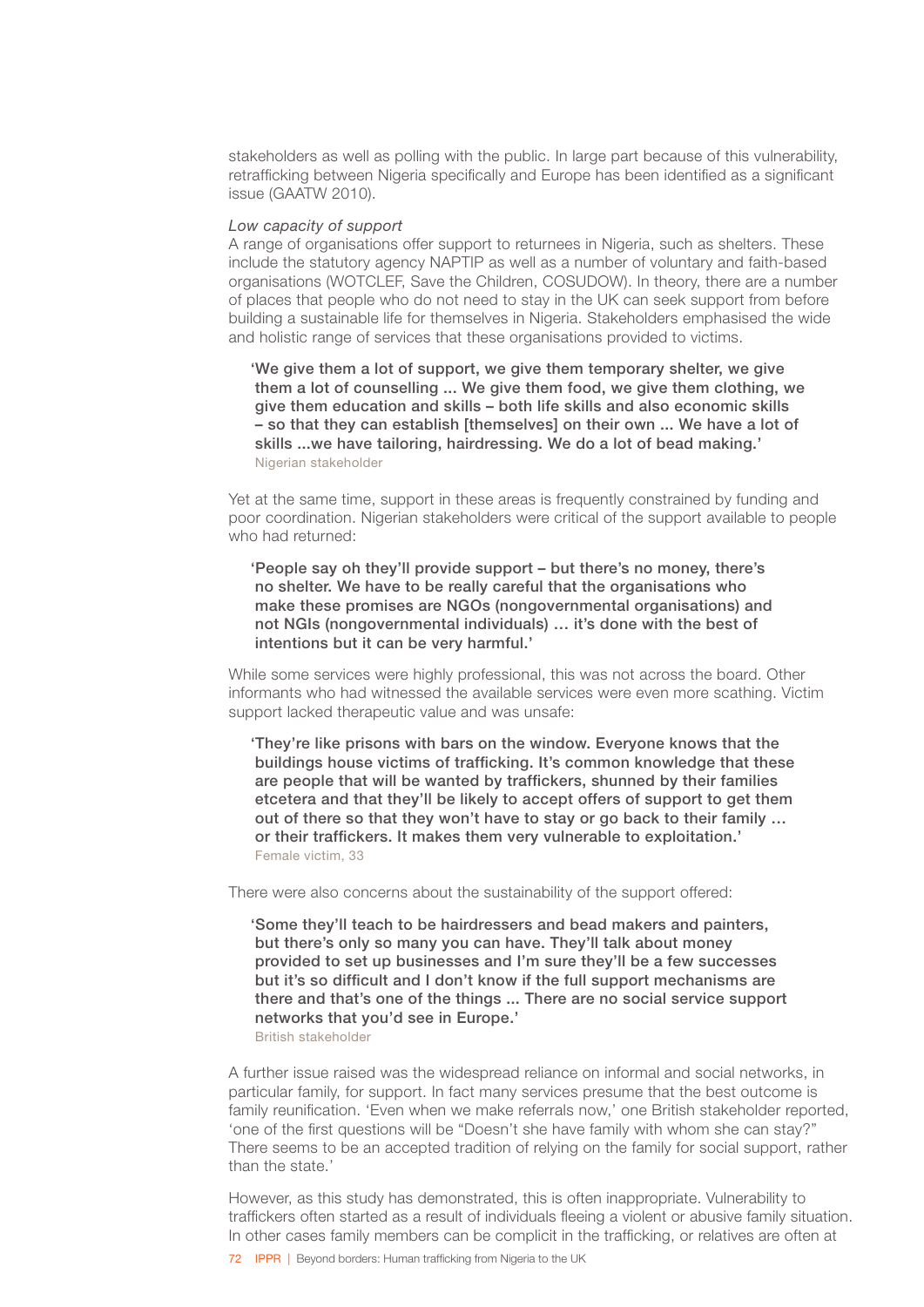stakeholders as well as polling with the public. In large part because of this vulnerability, retrafficking between Nigeria specifically and Europe has been identified as a significant issue (GAATW 2010).

*Low capacity of support*

A range of organisations offer support to returnees in Nigeria, such as shelters. These include the statutory agency NAPTIP as well as a number of voluntary and faith-based organisations (WOTCLEF, Save the Children, COSUDOW). In theory, there are a number of places that people who do not need to stay in the UK can seek support from before building a sustainable life for themselves in Nigeria. Stakeholders emphasised the wide and holistic range of services that these organisations provided to victims.

> 'We give them a lot of support, we give them temporary shelter, we give them a lot of counselling ... We give them food, we give them clothing, we give them education and skills – both life skills and also economic skills – so that they can establish [themselves] on their own ... We have a lot of skills ...we have tailoring, hairdressing. We do a lot of bead making.'
> Nigerian stakeholder

Yet at the same time, support in these areas is frequently constrained by funding and poor coordination. Nigerian stakeholders were critical of the support available to people who had returned:

> 'People say oh they'll provide support – but there's no money, there's no shelter. We have to be really careful that the organisations who make these promises are NGOs (nongovernmental organisations) and not NGIs (nongovernmental individuals) … it's done with the best of intentions but it can be very harmful.'

While some services were highly professional, this was not across the board. Other informants who had witnessed the available services were even more scathing. Victim support lacked therapeutic value and was unsafe:

> 'They're like prisons with bars on the window. Everyone knows that the buildings house victims of trafficking. It's common knowledge that these are people that will be wanted by traffickers, shunned by their families etcetera and that they'll be likely to accept offers of support to get them out of there so that they won't have to stay or go back to their family … or their traffickers. It makes them very vulnerable to exploitation.'
> Female victim, 33

There were also concerns about the sustainability of the support offered:

> 'Some they'll teach to be hairdressers and bead makers and painters, but there's only so many you can have. They'll talk about money provided to set up businesses and I'm sure they'll be a few successes but it's so difficult and I don't know if the full support mechanisms are there and that's one of the things ... There are no social service support networks that you'd see in Europe.'
> British stakeholder

A further issue raised was the widespread reliance on informal and social networks, in particular family, for support. In fact many services presume that the best outcome is family reunification. 'Even when we make referrals now,' one British stakeholder reported, 'one of the first questions will be "Doesn't she have family with whom she can stay?" There seems to be an accepted tradition of relying on the family for social support, rather than the state.'

However, as this study has demonstrated, this is often inappropriate. Vulnerability to traffickers often started as a result of individuals fleeing a violent or abusive family situation. In other cases family members can be complicit in the trafficking, or relatives are often at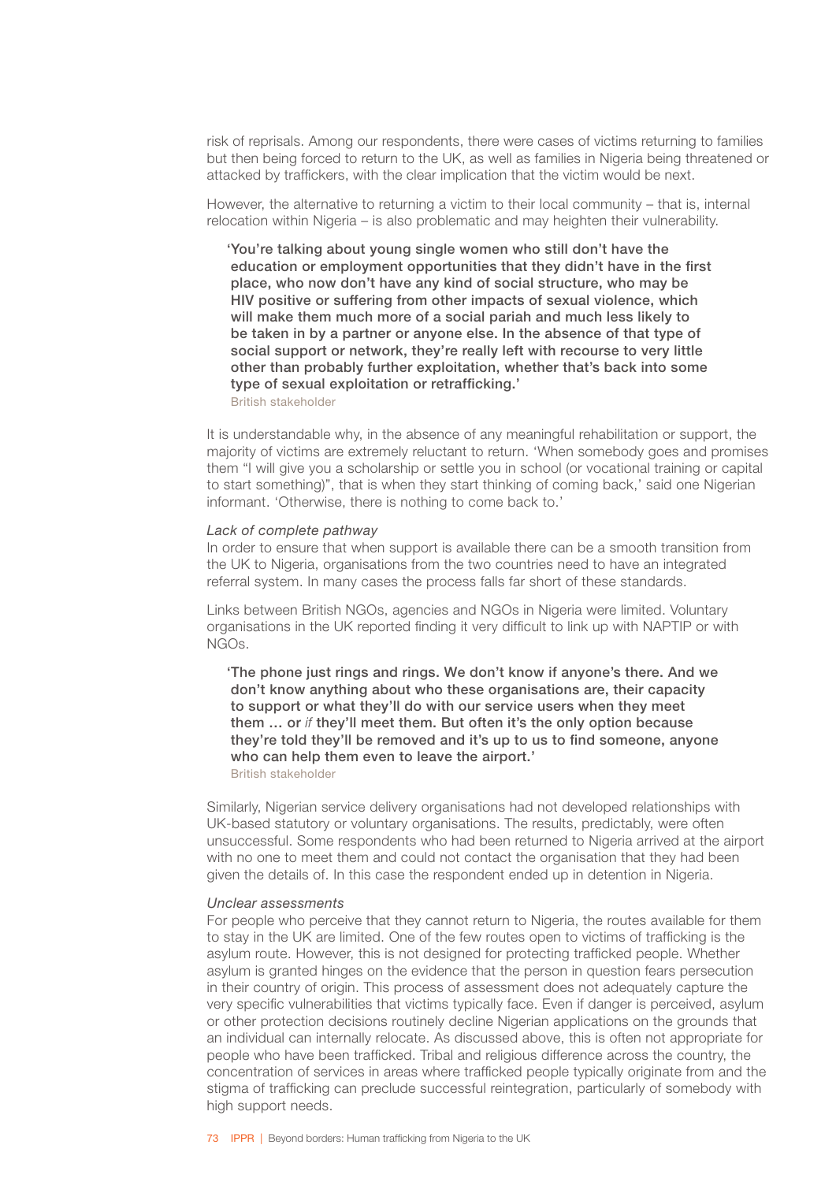risk of reprisals. Among our respondents, there were cases of victims returning to families but then being forced to return to the UK, as well as families in Nigeria being threatened or attacked by traffickers, with the clear implication that the victim would be next.

However, the alternative to returning a victim to their local community – that is, internal relocation within Nigeria – is also problematic and may heighten their vulnerability.

> **'You're talking about young single women who still don't have the education or employment opportunities that they didn't have in the first place, who now don't have any kind of social structure, who may be HIV positive or suffering from other impacts of sexual violence, which will make them much more of a social pariah and much less likely to be taken in by a partner or anyone else. In the absence of that type of social support or network, they're really left with recourse to very little other than probably further exploitation, whether that's back into some type of sexual exploitation or retrafficking.'**
> British stakeholder

It is understandable why, in the absence of any meaningful rehabilitation or support, the majority of victims are extremely reluctant to return. 'When somebody goes and promises them "I will give you a scholarship or settle you in school (or vocational training or capital to start something)", that is when they start thinking of coming back,' said one Nigerian informant. 'Otherwise, there is nothing to come back to.'

*Lack of complete pathway*

In order to ensure that when support is available there can be a smooth transition from the UK to Nigeria, organisations from the two countries need to have an integrated referral system. In many cases the process falls far short of these standards.

Links between British NGOs, agencies and NGOs in Nigeria were limited. Voluntary organisations in the UK reported finding it very difficult to link up with NAPTIP or with NGOs.

> **'The phone just rings and rings. We don't know if anyone's there. And we don't know anything about who these organisations are, their capacity to support or what they'll do with our service users when they meet them … or *if* they'll meet them. But often it's the only option because they're told they'll be removed and it's up to us to find someone, anyone who can help them even to leave the airport.'**
> British stakeholder

Similarly, Nigerian service delivery organisations had not developed relationships with UK-based statutory or voluntary organisations. The results, predictably, were often unsuccessful. Some respondents who had been returned to Nigeria arrived at the airport with no one to meet them and could not contact the organisation that they had been given the details of. In this case the respondent ended up in detention in Nigeria.

*Unclear assessments*

For people who perceive that they cannot return to Nigeria, the routes available for them to stay in the UK are limited. One of the few routes open to victims of trafficking is the asylum route. However, this is not designed for protecting trafficked people. Whether asylum is granted hinges on the evidence that the person in question fears persecution in their country of origin. This process of assessment does not adequately capture the very specific vulnerabilities that victims typically face. Even if danger is perceived, asylum or other protection decisions routinely decline Nigerian applications on the grounds that an individual can internally relocate. As discussed above, this is often not appropriate for people who have been trafficked. Tribal and religious difference across the country, the concentration of services in areas where trafficked people typically originate from and the stigma of trafficking can preclude successful reintegration, particularly of somebody with high support needs.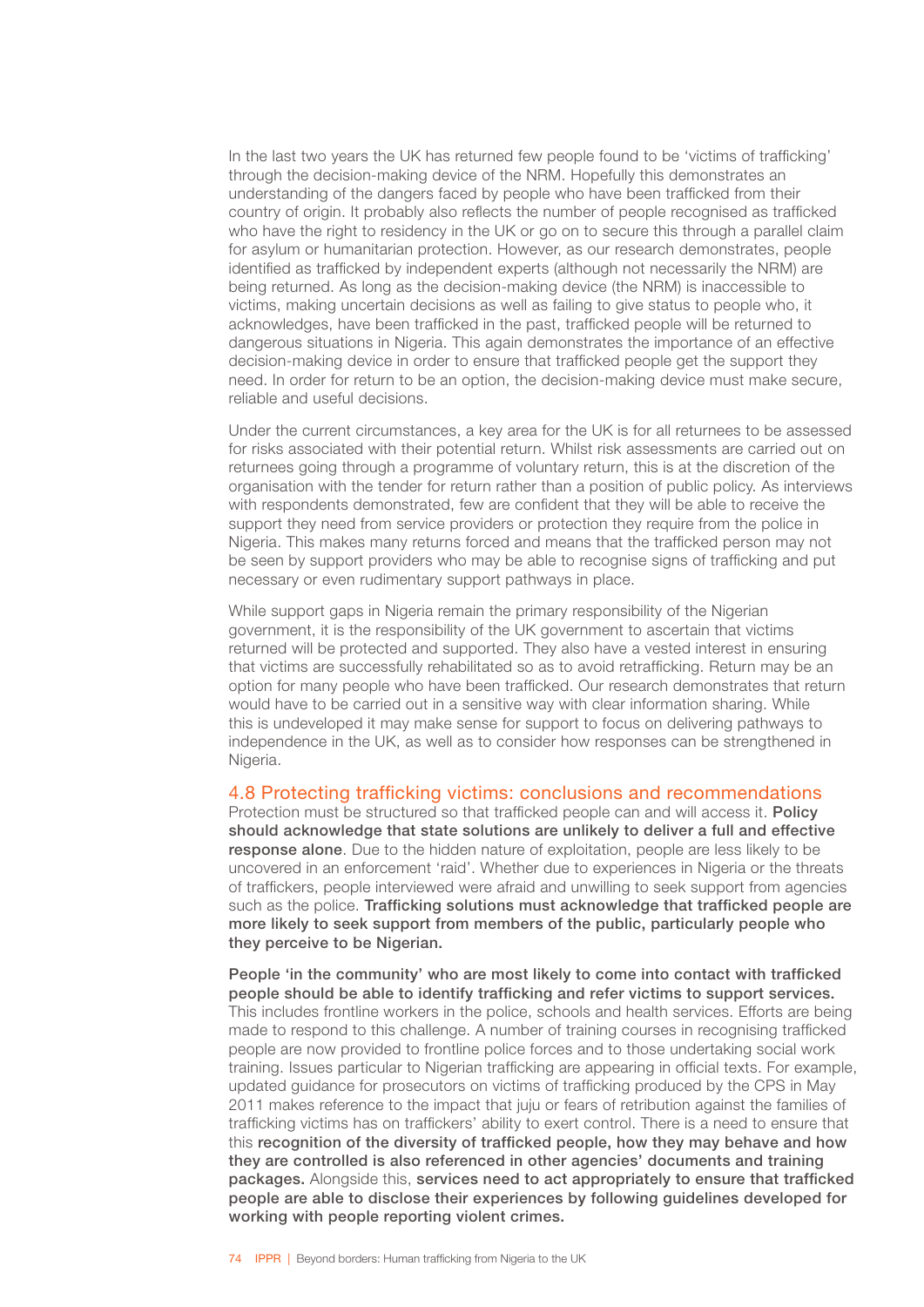In the last two years the UK has returned few people found to be 'victims of trafficking' through the decision-making device of the NRM. Hopefully this demonstrates an understanding of the dangers faced by people who have been trafficked from their country of origin. It probably also reflects the number of people recognised as trafficked who have the right to residency in the UK or go on to secure this through a parallel claim for asylum or humanitarian protection. However, as our research demonstrates, people identified as trafficked by independent experts (although not necessarily the NRM) are being returned. As long as the decision-making device (the NRM) is inaccessible to victims, making uncertain decisions as well as failing to give status to people who, it acknowledges, have been trafficked in the past, trafficked people will be returned to dangerous situations in Nigeria. This again demonstrates the importance of an effective decision-making device in order to ensure that trafficked people get the support they need. In order for return to be an option, the decision-making device must make secure, reliable and useful decisions.

Under the current circumstances, a key area for the UK is for all returnees to be assessed for risks associated with their potential return. Whilst risk assessments are carried out on returnees going through a programme of voluntary return, this is at the discretion of the organisation with the tender for return rather than a position of public policy. As interviews with respondents demonstrated, few are confident that they will be able to receive the support they need from service providers or protection they require from the police in Nigeria. This makes many returns forced and means that the trafficked person may not be seen by support providers who may be able to recognise signs of trafficking and put necessary or even rudimentary support pathways in place.

While support gaps in Nigeria remain the primary responsibility of the Nigerian government, it is the responsibility of the UK government to ascertain that victims returned will be protected and supported. They also have a vested interest in ensuring that victims are successfully rehabilitated so as to avoid retrafficking. Return may be an option for many people who have been trafficked. Our research demonstrates that return would have to be carried out in a sensitive way with clear information sharing. While this is undeveloped it may make sense for support to focus on delivering pathways to independence in the UK, as well as to consider how responses can be strengthened in Nigeria.

## 4.8 Protecting trafficking victims: conclusions and recommendations

Protection must be structured so that trafficked people can and will access it. **Policy should acknowledge that state solutions are unlikely to deliver a full and effective response alone**. Due to the hidden nature of exploitation, people are less likely to be uncovered in an enforcement 'raid'. Whether due to experiences in Nigeria or the threats of traffickers, people interviewed were afraid and unwilling to seek support from agencies such as the police. **Trafficking solutions must acknowledge that trafficked people are more likely to seek support from members of the public, particularly people who they perceive to be Nigerian.**

**People 'in the community' who are most likely to come into contact with trafficked people should be able to identify trafficking and refer victims to support services.** This includes frontline workers in the police, schools and health services. Efforts are being made to respond to this challenge. A number of training courses in recognising trafficked people are now provided to frontline police forces and to those undertaking social work training. Issues particular to Nigerian trafficking are appearing in official texts. For example, updated guidance for prosecutors on victims of trafficking produced by the CPS in May 2011 makes reference to the impact that juju or fears of retribution against the families of trafficking victims has on traffickers' ability to exert control. There is a need to ensure that this **recognition of the diversity of trafficked people, how they may behave and how they are controlled is also referenced in other agencies' documents and training packages.** Alongside this, **services need to act appropriately to ensure that trafficked people are able to disclose their experiences by following guidelines developed for working with people reporting violent crimes.**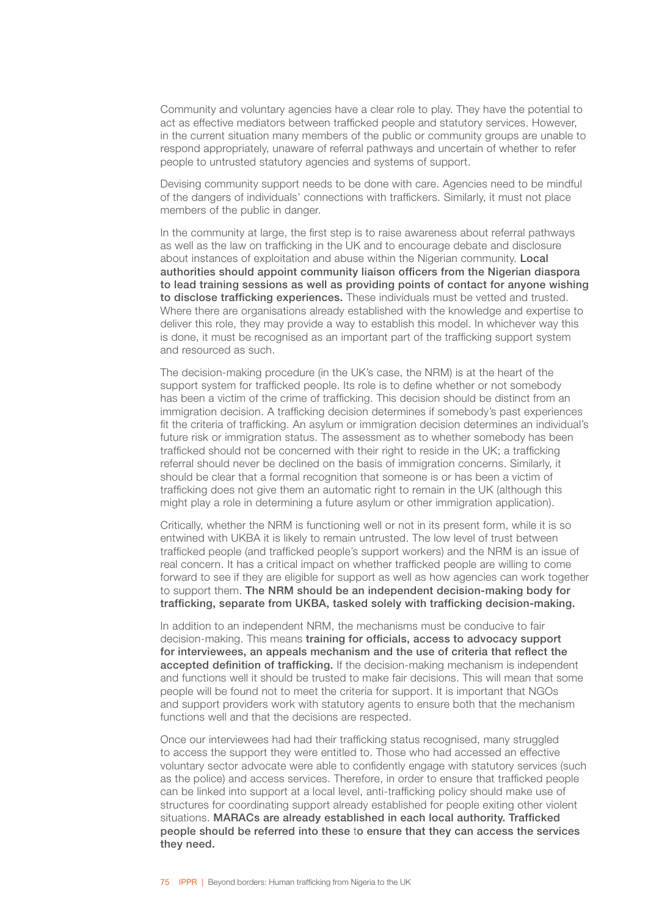Community and voluntary agencies have a clear role to play. They have the potential to act as effective mediators between trafficked people and statutory services. However, in the current situation many members of the public or community groups are unable to respond appropriately, unaware of referral pathways and uncertain of whether to refer people to untrusted statutory agencies and systems of support.

Devising community support needs to be done with care. Agencies need to be mindful of the dangers of individuals' connections with traffickers. Similarly, it must not place members of the public in danger.

In the community at large, the first step is to raise awareness about referral pathways as well as the law on trafficking in the UK and to encourage debate and disclosure about instances of exploitation and abuse within the Nigerian community. **Local authorities should appoint community liaison officers from the Nigerian diaspora to lead training sessions as well as providing points of contact for anyone wishing to disclose trafficking experiences.** These individuals must be vetted and trusted. Where there are organisations already established with the knowledge and expertise to deliver this role, they may provide a way to establish this model. In whichever way this is done, it must be recognised as an important part of the trafficking support system and resourced as such.

The decision-making procedure (in the UK's case, the NRM) is at the heart of the support system for trafficked people. Its role is to define whether or not somebody has been a victim of the crime of trafficking. This decision should be distinct from an immigration decision. A trafficking decision determines if somebody's past experiences fit the criteria of trafficking. An asylum or immigration decision determines an individual's future risk or immigration status. The assessment as to whether somebody has been trafficked should not be concerned with their right to reside in the UK; a trafficking referral should never be declined on the basis of immigration concerns. Similarly, it should be clear that a formal recognition that someone is or has been a victim of trafficking does not give them an automatic right to remain in the UK (although this might play a role in determining a future asylum or other immigration application).

Critically, whether the NRM is functioning well or not in its present form, while it is so entwined with UKBA it is likely to remain untrusted. The low level of trust between trafficked people (and trafficked people's support workers) and the NRM is an issue of real concern. It has a critical impact on whether trafficked people are willing to come forward to see if they are eligible for support as well as how agencies can work together to support them. **The NRM should be an independent decision-making body for trafficking, separate from UKBA, tasked solely with trafficking decision-making.**

In addition to an independent NRM, the mechanisms must be conducive to fair decision-making. This means **training for officials, access to advocacy support for interviewees, an appeals mechanism and the use of criteria that reflect the accepted definition of trafficking.** If the decision-making mechanism is independent and functions well it should be trusted to make fair decisions. This will mean that some people will be found not to meet the criteria for support. It is important that NGOs and support providers work with statutory agents to ensure both that the mechanism functions well and that the decisions are respected.

Once our interviewees had had their trafficking status recognised, many struggled to access the support they were entitled to. Those who had accessed an effective voluntary sector advocate were able to confidently engage with statutory services (such as the police) and access services. Therefore, in order to ensure that trafficked people can be linked into support at a local level, anti-trafficking policy should make use of structures for coordinating support already established for people exiting other violent situations. **MARACs are already established in each local authority. Trafficked people should be referred into these to ensure that they can access the services they need.**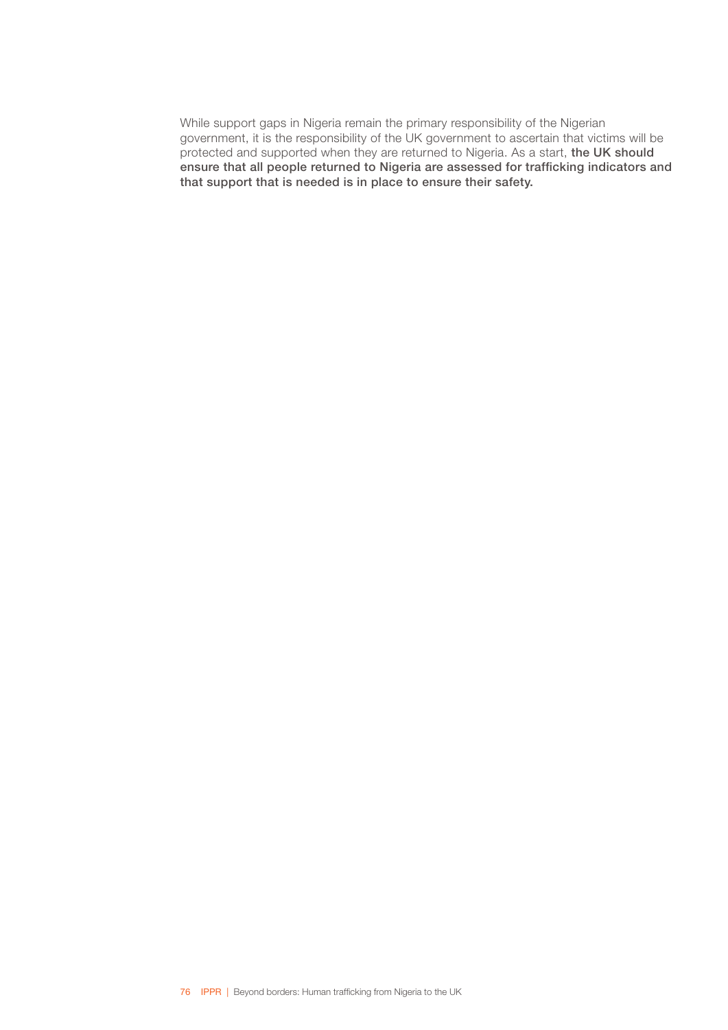While support gaps in Nigeria remain the primary responsibility of the Nigerian government, it is the responsibility of the UK government to ascertain that victims will be protected and supported when they are returned to Nigeria. As a start, **the UK should ensure that all people returned to Nigeria are assessed for trafficking indicators and that support that is needed is in place to ensure their safety.**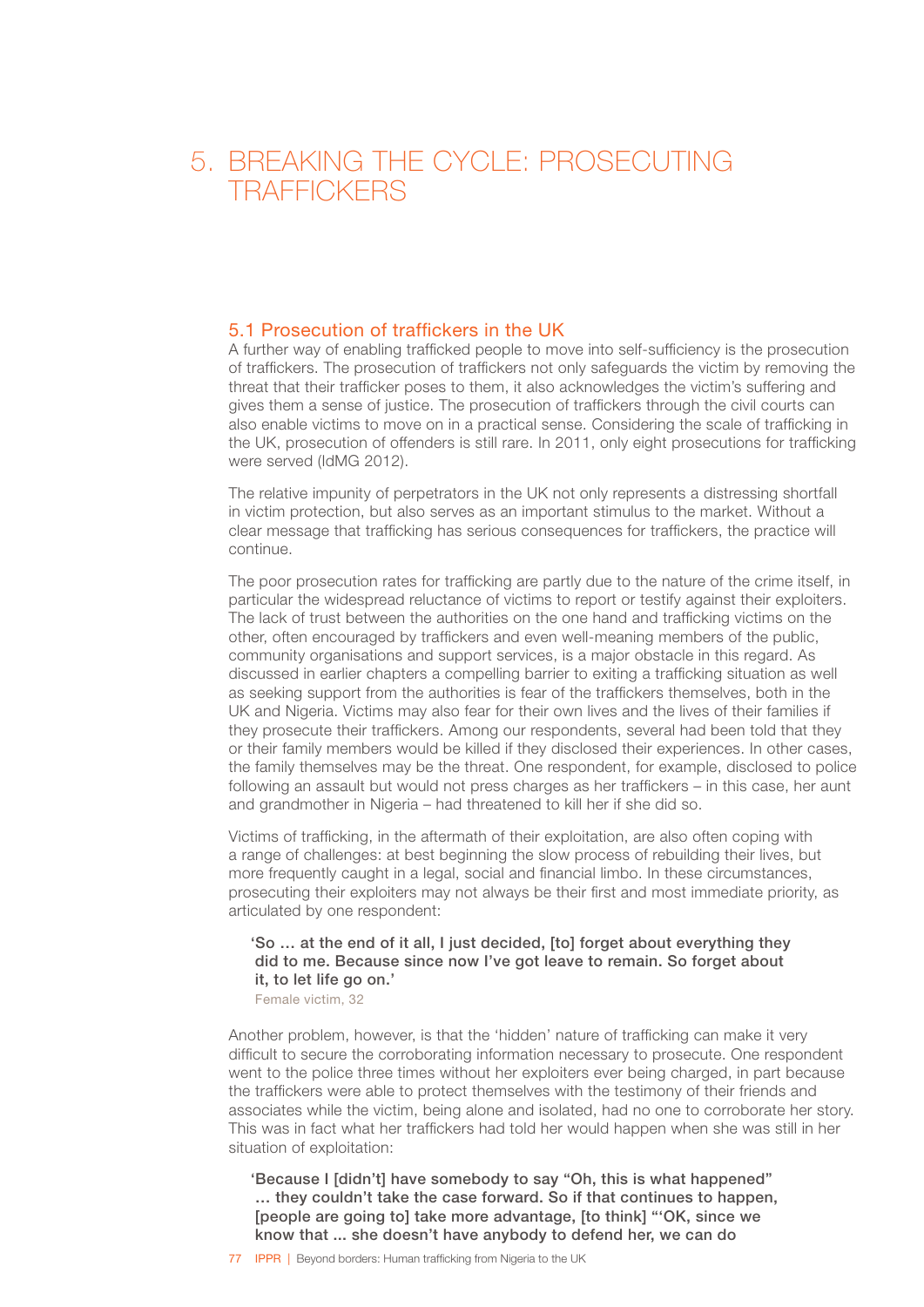# 5. BREAKING THE CYCLE: PROSECUTING TRAFFICKERS

## 5.1 Prosecution of traffickers in the UK

A further way of enabling trafficked people to move into self-sufficiency is the prosecution of traffickers. The prosecution of traffickers not only safeguards the victim by removing the threat that their trafficker poses to them, it also acknowledges the victim's suffering and gives them a sense of justice. The prosecution of traffickers through the civil courts can also enable victims to move on in a practical sense. Considering the scale of trafficking in the UK, prosecution of offenders is still rare. In 2011, only eight prosecutions for trafficking were served (IdMG 2012).

The relative impunity of perpetrators in the UK not only represents a distressing shortfall in victim protection, but also serves as an important stimulus to the market. Without a clear message that trafficking has serious consequences for traffickers, the practice will continue.

The poor prosecution rates for trafficking are partly due to the nature of the crime itself, in particular the widespread reluctance of victims to report or testify against their exploiters. The lack of trust between the authorities on the one hand and trafficking victims on the other, often encouraged by traffickers and even well-meaning members of the public, community organisations and support services, is a major obstacle in this regard. As discussed in earlier chapters a compelling barrier to exiting a trafficking situation as well as seeking support from the authorities is fear of the traffickers themselves, both in the UK and Nigeria. Victims may also fear for their own lives and the lives of their families if they prosecute their traffickers. Among our respondents, several had been told that they or their family members would be killed if they disclosed their experiences. In other cases, the family themselves may be the threat. One respondent, for example, disclosed to police following an assault but would not press charges as her traffickers – in this case, her aunt and grandmother in Nigeria – had threatened to kill her if she did so.

Victims of trafficking, in the aftermath of their exploitation, are also often coping with a range of challenges: at best beginning the slow process of rebuilding their lives, but more frequently caught in a legal, social and financial limbo. In these circumstances, prosecuting their exploiters may not always be their first and most immediate priority, as articulated by one respondent:

> **'So … at the end of it all, I just decided, [to] forget about everything they did to me. Because since now I've got leave to remain. So forget about it, to let life go on.'**
>
> Female victim, 32

Another problem, however, is that the 'hidden' nature of trafficking can make it very difficult to secure the corroborating information necessary to prosecute. One respondent went to the police three times without her exploiters ever being charged, in part because the traffickers were able to protect themselves with the testimony of their friends and associates while the victim, being alone and isolated, had no one to corroborate her story. This was in fact what her traffickers had told her would happen when she was still in her situation of exploitation:

> **'Because I [didn't] have somebody to say "Oh, this is what happened" … they couldn't take the case forward. So if that continues to happen, [people are going to] take more advantage, [to think] "'OK, since we know that ... she doesn't have anybody to defend her, we can do**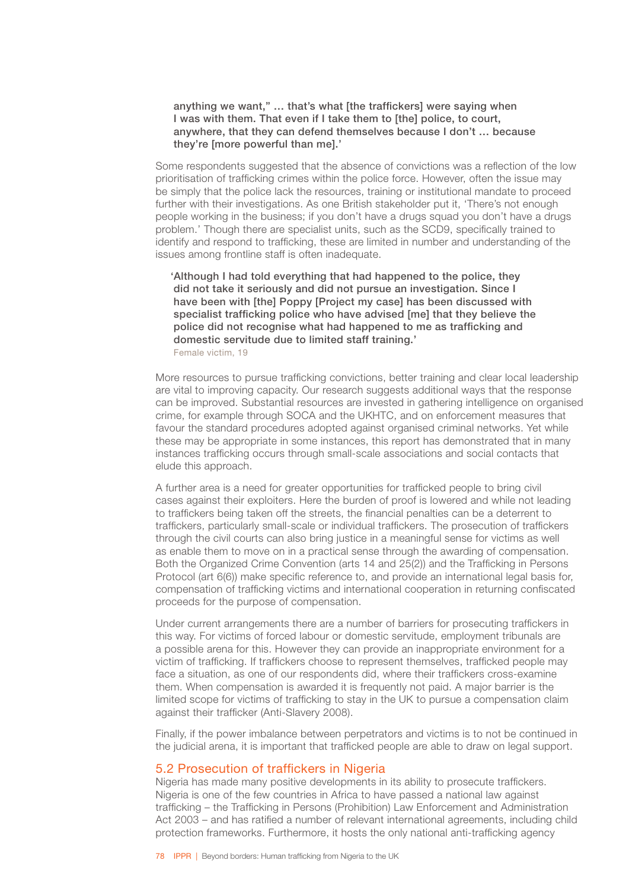> anything we want," … that's what [the traffickers] were saying when I was with them. That even if I take them to [the] police, to court, anywhere, that they can defend themselves because I don't … because they're [more powerful than me].'

Some respondents suggested that the absence of convictions was a reflection of the low prioritisation of trafficking crimes within the police force. However, often the issue may be simply that the police lack the resources, training or institutional mandate to proceed further with their investigations. As one British stakeholder put it, 'There's not enough people working in the business; if you don't have a drugs squad you don't have a drugs problem.' Though there are specialist units, such as the SCD9, specifically trained to identify and respond to trafficking, these are limited in number and understanding of the issues among frontline staff is often inadequate.

> 'Although I had told everything that had happened to the police, they did not take it seriously and did not pursue an investigation. Since I have been with [the] Poppy [Project my case] has been discussed with specialist trafficking police who have advised [me] that they believe the police did not recognise what had happened to me as trafficking and domestic servitude due to limited staff training.'
>
> Female victim, 19

More resources to pursue trafficking convictions, better training and clear local leadership are vital to improving capacity. Our research suggests additional ways that the response can be improved. Substantial resources are invested in gathering intelligence on organised crime, for example through SOCA and the UKHTC, and on enforcement measures that favour the standard procedures adopted against organised criminal networks. Yet while these may be appropriate in some instances, this report has demonstrated that in many instances trafficking occurs through small-scale associations and social contacts that elude this approach.

A further area is a need for greater opportunities for trafficked people to bring civil cases against their exploiters. Here the burden of proof is lowered and while not leading to traffickers being taken off the streets, the financial penalties can be a deterrent to traffickers, particularly small-scale or individual traffickers. The prosecution of traffickers through the civil courts can also bring justice in a meaningful sense for victims as well as enable them to move on in a practical sense through the awarding of compensation. Both the Organized Crime Convention (arts 14 and 25(2)) and the Trafficking in Persons Protocol (art 6(6)) make specific reference to, and provide an international legal basis for, compensation of trafficking victims and international cooperation in returning confiscated proceeds for the purpose of compensation.

Under current arrangements there are a number of barriers for prosecuting traffickers in this way. For victims of forced labour or domestic servitude, employment tribunals are a possible arena for this. However they can provide an inappropriate environment for a victim of trafficking. If traffickers choose to represent themselves, trafficked people may face a situation, as one of our respondents did, where their traffickers cross-examine them. When compensation is awarded it is frequently not paid. A major barrier is the limited scope for victims of trafficking to stay in the UK to pursue a compensation claim against their trafficker (Anti-Slavery 2008).

Finally, if the power imbalance between perpetrators and victims is to not be continued in the judicial arena, it is important that trafficked people are able to draw on legal support.

## 5.2 Prosecution of traffickers in Nigeria

Nigeria has made many positive developments in its ability to prosecute traffickers. Nigeria is one of the few countries in Africa to have passed a national law against trafficking – the Trafficking in Persons (Prohibition) Law Enforcement and Administration Act 2003 – and has ratified a number of relevant international agreements, including child protection frameworks. Furthermore, it hosts the only national anti-trafficking agency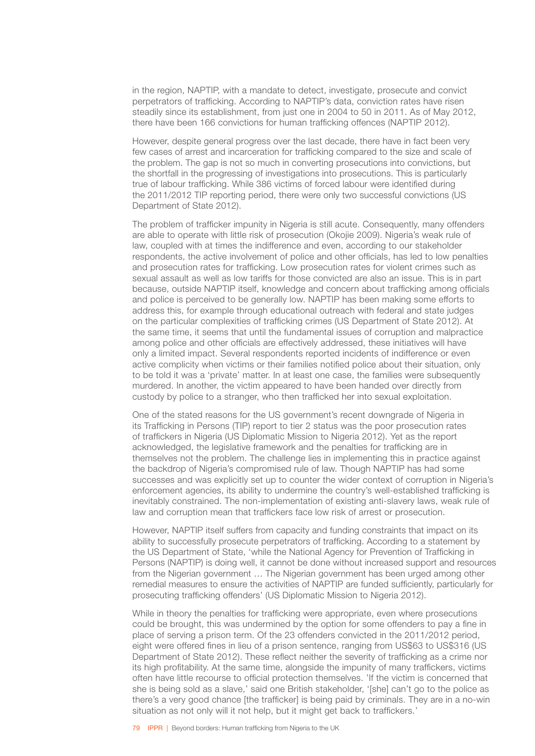in the region, NAPTIP, with a mandate to detect, investigate, prosecute and convict perpetrators of trafficking. According to NAPTIP's data, conviction rates have risen steadily since its establishment, from just one in 2004 to 50 in 2011. As of May 2012, there have been 166 convictions for human trafficking offences (NAPTIP 2012).

However, despite general progress over the last decade, there have in fact been very few cases of arrest and incarceration for trafficking compared to the size and scale of the problem. The gap is not so much in converting prosecutions into convictions, but the shortfall in the progressing of investigations into prosecutions. This is particularly true of labour trafficking. While 386 victims of forced labour were identified during the 2011/2012 TIP reporting period, there were only two successful convictions (US Department of State 2012).

The problem of trafficker impunity in Nigeria is still acute. Consequently, many offenders are able to operate with little risk of prosecution (Okojie 2009). Nigeria's weak rule of law, coupled with at times the indifference and even, according to our stakeholder respondents, the active involvement of police and other officials, has led to low penalties and prosecution rates for trafficking. Low prosecution rates for violent crimes such as sexual assault as well as low tariffs for those convicted are also an issue. This is in part because, outside NAPTIP itself, knowledge and concern about trafficking among officials and police is perceived to be generally low. NAPTIP has been making some efforts to address this, for example through educational outreach with federal and state judges on the particular complexities of trafficking crimes (US Department of State 2012). At the same time, it seems that until the fundamental issues of corruption and malpractice among police and other officials are effectively addressed, these initiatives will have only a limited impact. Several respondents reported incidents of indifference or even active complicity when victims or their families notified police about their situation, only to be told it was a 'private' matter. In at least one case, the families were subsequently murdered. In another, the victim appeared to have been handed over directly from custody by police to a stranger, who then trafficked her into sexual exploitation.

One of the stated reasons for the US government's recent downgrade of Nigeria in its Trafficking in Persons (TIP) report to tier 2 status was the poor prosecution rates of traffickers in Nigeria (US Diplomatic Mission to Nigeria 2012). Yet as the report acknowledged, the legislative framework and the penalties for trafficking are in themselves not the problem. The challenge lies in implementing this in practice against the backdrop of Nigeria's compromised rule of law. Though NAPTIP has had some successes and was explicitly set up to counter the wider context of corruption in Nigeria's enforcement agencies, its ability to undermine the country's well-established trafficking is inevitably constrained. The non-implementation of existing anti-slavery laws, weak rule of law and corruption mean that traffickers face low risk of arrest or prosecution.

However, NAPTIP itself suffers from capacity and funding constraints that impact on its ability to successfully prosecute perpetrators of trafficking. According to a statement by the US Department of State, 'while the National Agency for Prevention of Trafficking in Persons (NAPTIP) is doing well, it cannot be done without increased support and resources from the Nigerian government … The Nigerian government has been urged among other remedial measures to ensure the activities of NAPTIP are funded sufficiently, particularly for prosecuting trafficking offenders' (US Diplomatic Mission to Nigeria 2012).

While in theory the penalties for trafficking were appropriate, even where prosecutions could be brought, this was undermined by the option for some offenders to pay a fine in place of serving a prison term. Of the 23 offenders convicted in the 2011/2012 period, eight were offered fines in lieu of a prison sentence, ranging from US$63 to US$316 (US Department of State 2012). These reflect neither the severity of trafficking as a crime nor its high profitability. At the same time, alongside the impunity of many traffickers, victims often have little recourse to official protection themselves. 'If the victim is concerned that she is being sold as a slave,' said one British stakeholder, '[she] can't go to the police as there's a very good chance [the trafficker] is being paid by criminals. They are in a no-win situation as not only will it not help, but it might get back to traffickers.'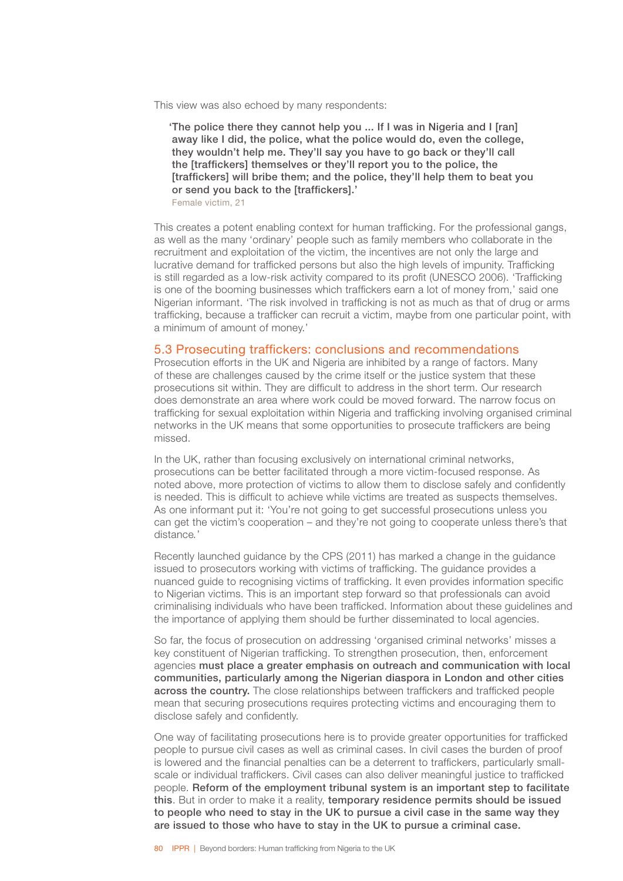This view was also echoed by many respondents:

> **'The police there they cannot help you ... If I was in Nigeria and I [ran] away like I did, the police, what the police would do, even the college, they wouldn't help me. They'll say you have to go back or they'll call the [traffickers] themselves or they'll report you to the police, the [traffickers] will bribe them; and the police, they'll help them to beat you or send you back to the [traffickers].'**
> Female victim, 21

This creates a potent enabling context for human trafficking. For the professional gangs, as well as the many 'ordinary' people such as family members who collaborate in the recruitment and exploitation of the victim, the incentives are not only the large and lucrative demand for trafficked persons but also the high levels of impunity. Trafficking is still regarded as a low-risk activity compared to its profit (UNESCO 2006). 'Trafficking is one of the booming businesses which traffickers earn a lot of money from,' said one Nigerian informant. 'The risk involved in trafficking is not as much as that of drug or arms trafficking, because a trafficker can recruit a victim, maybe from one particular point, with a minimum of amount of money.'

## 5.3 Prosecuting traffickers: conclusions and recommendations

Prosecution efforts in the UK and Nigeria are inhibited by a range of factors. Many of these are challenges caused by the crime itself or the justice system that these prosecutions sit within. They are difficult to address in the short term. Our research does demonstrate an area where work could be moved forward. The narrow focus on trafficking for sexual exploitation within Nigeria and trafficking involving organised criminal networks in the UK means that some opportunities to prosecute traffickers are being missed.

In the UK, rather than focusing exclusively on international criminal networks, prosecutions can be better facilitated through a more victim-focused response. As noted above, more protection of victims to allow them to disclose safely and confidently is needed. This is difficult to achieve while victims are treated as suspects themselves. As one informant put it: 'You're not going to get successful prosecutions unless you can get the victim's cooperation – and they're not going to cooperate unless there's that distance.'

Recently launched guidance by the CPS (2011) has marked a change in the guidance issued to prosecutors working with victims of trafficking. The guidance provides a nuanced guide to recognising victims of trafficking. It even provides information specific to Nigerian victims. This is an important step forward so that professionals can avoid criminalising individuals who have been trafficked. Information about these guidelines and the importance of applying them should be further disseminated to local agencies.

So far, the focus of prosecution on addressing 'organised criminal networks' misses a key constituent of Nigerian trafficking. To strengthen prosecution, then, enforcement agencies **must place a greater emphasis on outreach and communication with local communities, particularly among the Nigerian diaspora in London and other cities across the country.** The close relationships between traffickers and trafficked people mean that securing prosecutions requires protecting victims and encouraging them to disclose safely and confidently.

One way of facilitating prosecutions here is to provide greater opportunities for trafficked people to pursue civil cases as well as criminal cases. In civil cases the burden of proof is lowered and the financial penalties can be a deterrent to traffickers, particularly small-scale or individual traffickers. Civil cases can also deliver meaningful justice to trafficked people. **Reform of the employment tribunal system is an important step to facilitate this**. But in order to make it a reality, **temporary residence permits should be issued to people who need to stay in the UK to pursue a civil case in the same way they are issued to those who have to stay in the UK to pursue a criminal case.**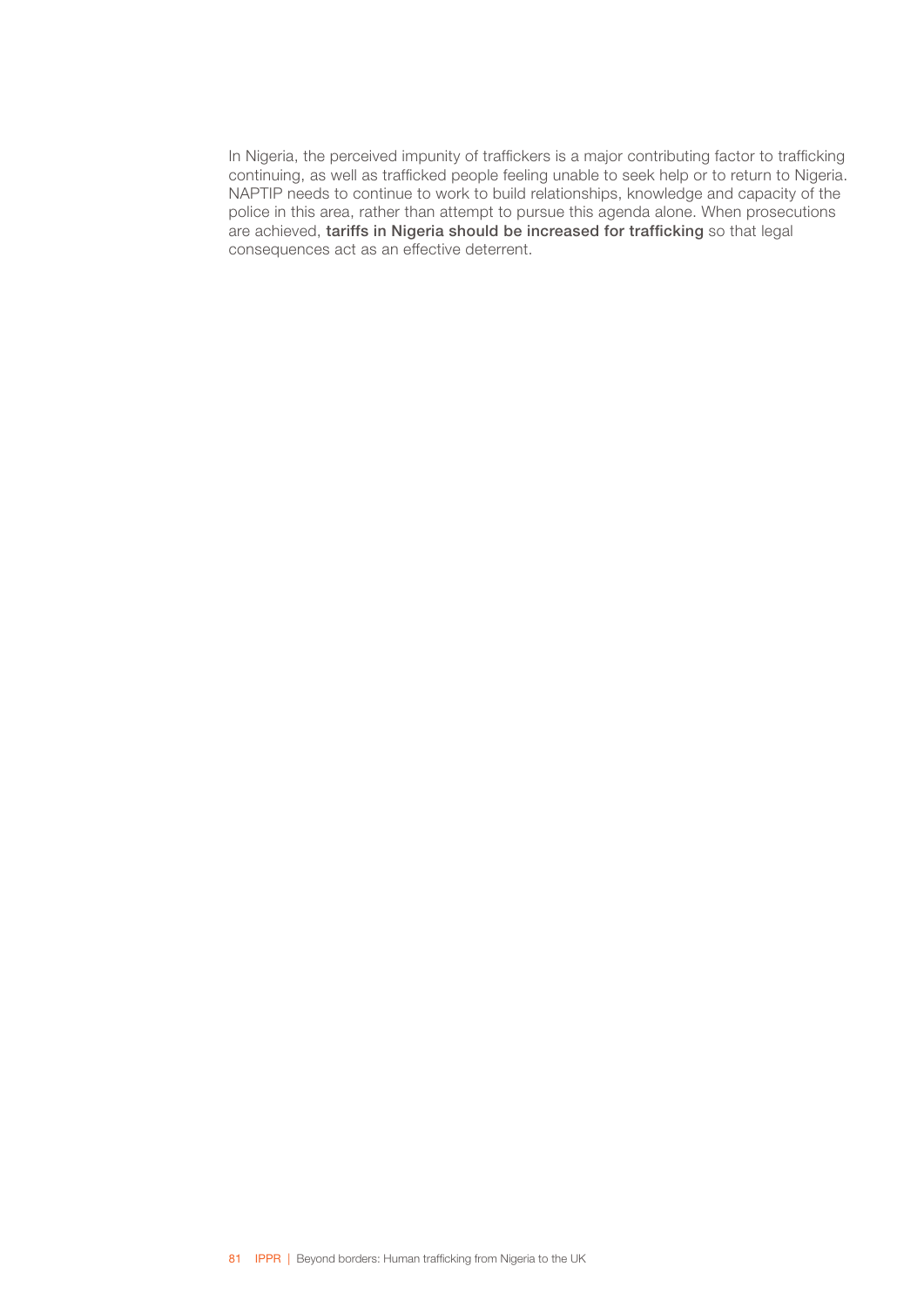In Nigeria, the perceived impunity of traffickers is a major contributing factor to trafficking continuing, as well as trafficked people feeling unable to seek help or to return to Nigeria. NAPTIP needs to continue to work to build relationships, knowledge and capacity of the police in this area, rather than attempt to pursue this agenda alone. When prosecutions are achieved, **tariffs in Nigeria should be increased for trafficking** so that legal consequences act as an effective deterrent.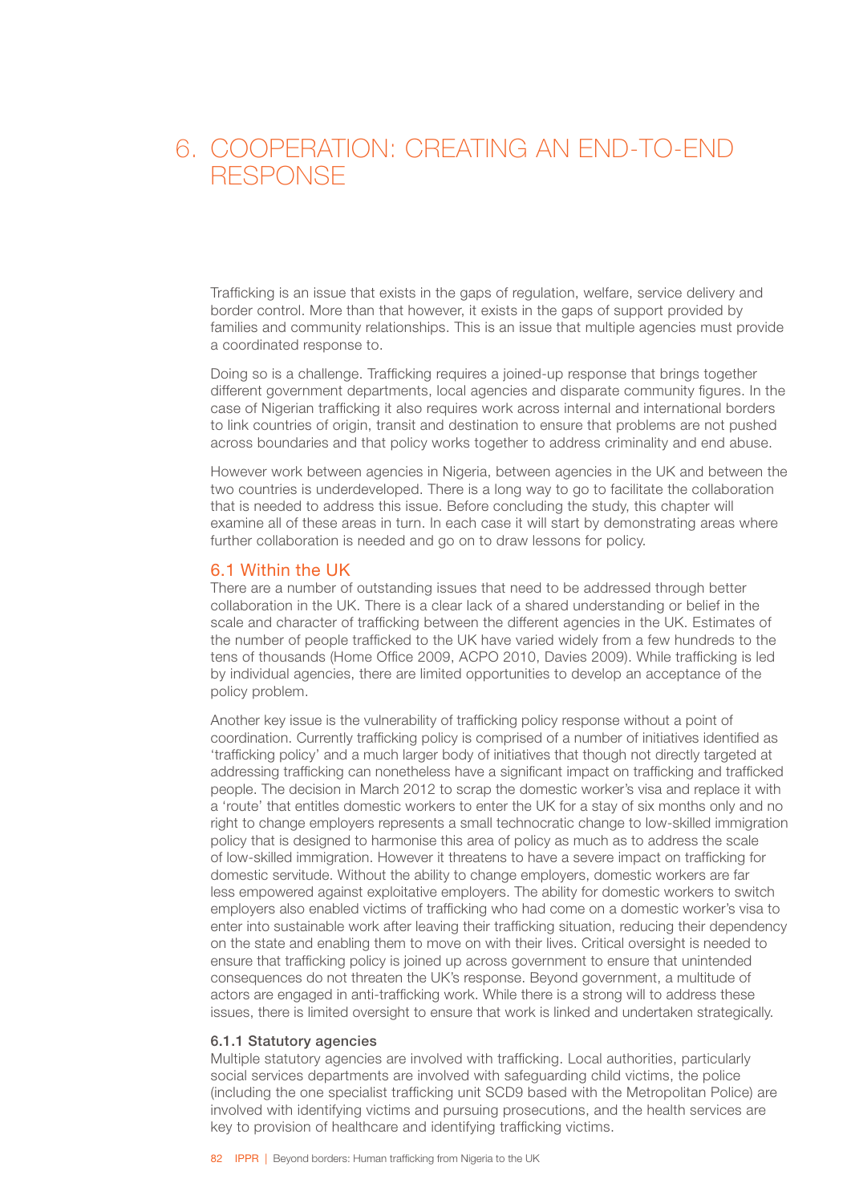# 6. COOPERATION: CREATING AN END-TO-END RESPONSE

Trafficking is an issue that exists in the gaps of regulation, welfare, service delivery and border control. More than that however, it exists in the gaps of support provided by families and community relationships. This is an issue that multiple agencies must provide a coordinated response to.

Doing so is a challenge. Trafficking requires a joined-up response that brings together different government departments, local agencies and disparate community figures. In the case of Nigerian trafficking it also requires work across internal and international borders to link countries of origin, transit and destination to ensure that problems are not pushed across boundaries and that policy works together to address criminality and end abuse.

However work between agencies in Nigeria, between agencies in the UK and between the two countries is underdeveloped. There is a long way to go to facilitate the collaboration that is needed to address this issue. Before concluding the study, this chapter will examine all of these areas in turn. In each case it will start by demonstrating areas where further collaboration is needed and go on to draw lessons for policy.

## 6.1 Within the UK

There are a number of outstanding issues that need to be addressed through better collaboration in the UK. There is a clear lack of a shared understanding or belief in the scale and character of trafficking between the different agencies in the UK. Estimates of the number of people trafficked to the UK have varied widely from a few hundreds to the tens of thousands (Home Office 2009, ACPO 2010, Davies 2009). While trafficking is led by individual agencies, there are limited opportunities to develop an acceptance of the policy problem.

Another key issue is the vulnerability of trafficking policy response without a point of coordination. Currently trafficking policy is comprised of a number of initiatives identified as 'trafficking policy' and a much larger body of initiatives that though not directly targeted at addressing trafficking can nonetheless have a significant impact on trafficking and trafficked people. The decision in March 2012 to scrap the domestic worker's visa and replace it with a 'route' that entitles domestic workers to enter the UK for a stay of six months only and no right to change employers represents a small technocratic change to low-skilled immigration policy that is designed to harmonise this area of policy as much as to address the scale of low-skilled immigration. However it threatens to have a severe impact on trafficking for domestic servitude. Without the ability to change employers, domestic workers are far less empowered against exploitative employers. The ability for domestic workers to switch employers also enabled victims of trafficking who had come on a domestic worker's visa to enter into sustainable work after leaving their trafficking situation, reducing their dependency on the state and enabling them to move on with their lives. Critical oversight is needed to ensure that trafficking policy is joined up across government to ensure that unintended consequences do not threaten the UK's response. Beyond government, a multitude of actors are engaged in anti-trafficking work. While there is a strong will to address these issues, there is limited oversight to ensure that work is linked and undertaken strategically.

### 6.1.1 Statutory agencies

Multiple statutory agencies are involved with trafficking. Local authorities, particularly social services departments are involved with safeguarding child victims, the police (including the one specialist trafficking unit SCD9 based with the Metropolitan Police) are involved with identifying victims and pursuing prosecutions, and the health services are key to provision of healthcare and identifying trafficking victims.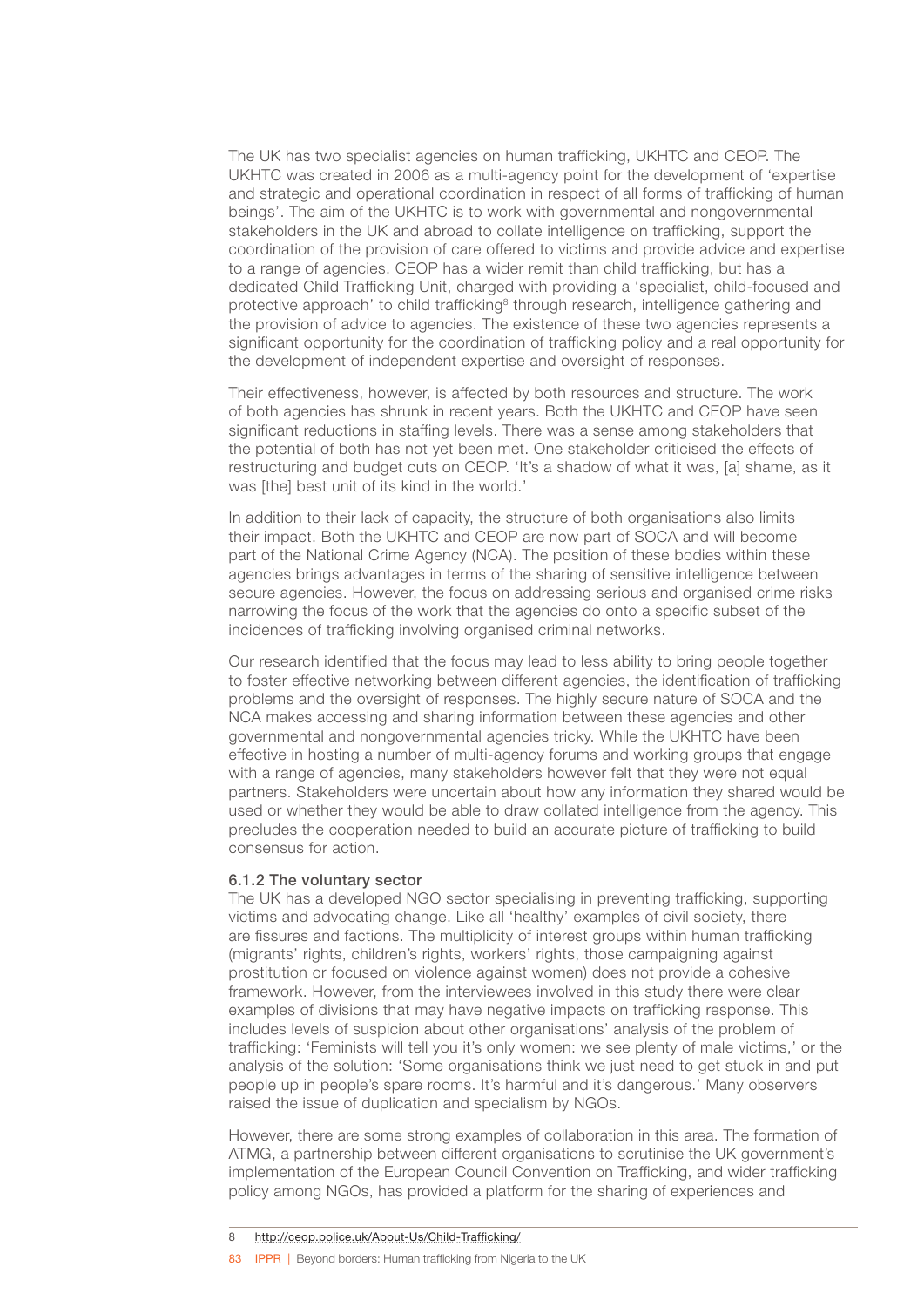The UK has two specialist agencies on human trafficking, UKHTC and CEOP. The UKHTC was created in 2006 as a multi-agency point for the development of 'expertise and strategic and operational coordination in respect of all forms of trafficking of human beings'. The aim of the UKHTC is to work with governmental and nongovernmental stakeholders in the UK and abroad to collate intelligence on trafficking, support the coordination of the provision of care offered to victims and provide advice and expertise to a range of agencies. CEOP has a wider remit than child trafficking, but has a dedicated Child Trafficking Unit, charged with providing a 'specialist, child-focused and protective approach' to child trafficking[8] through research, intelligence gathering and the provision of advice to agencies. The existence of these two agencies represents a significant opportunity for the coordination of trafficking policy and a real opportunity for the development of independent expertise and oversight of responses.

Their effectiveness, however, is affected by both resources and structure. The work of both agencies has shrunk in recent years. Both the UKHTC and CEOP have seen significant reductions in staffing levels. There was a sense among stakeholders that the potential of both has not yet been met. One stakeholder criticised the effects of restructuring and budget cuts on CEOP. 'It's a shadow of what it was, [a] shame, as it was [the] best unit of its kind in the world.'

In addition to their lack of capacity, the structure of both organisations also limits their impact. Both the UKHTC and CEOP are now part of SOCA and will become part of the National Crime Agency (NCA). The position of these bodies within these agencies brings advantages in terms of the sharing of sensitive intelligence between secure agencies. However, the focus on addressing serious and organised crime risks narrowing the focus of the work that the agencies do onto a specific subset of the incidences of trafficking involving organised criminal networks.

Our research identified that the focus may lead to less ability to bring people together to foster effective networking between different agencies, the identification of trafficking problems and the oversight of responses. The highly secure nature of SOCA and the NCA makes accessing and sharing information between these agencies and other governmental and nongovernmental agencies tricky. While the UKHTC have been effective in hosting a number of multi-agency forums and working groups that engage with a range of agencies, many stakeholders however felt that they were not equal partners. Stakeholders were uncertain about how any information they shared would be used or whether they would be able to draw collated intelligence from the agency. This precludes the cooperation needed to build an accurate picture of trafficking to build consensus for action.

#### 6.1.2 The voluntary sector

The UK has a developed NGO sector specialising in preventing trafficking, supporting victims and advocating change. Like all 'healthy' examples of civil society, there are fissures and factions. The multiplicity of interest groups within human trafficking (migrants' rights, children's rights, workers' rights, those campaigning against prostitution or focused on violence against women) does not provide a cohesive framework. However, from the interviewees involved in this study there were clear examples of divisions that may have negative impacts on trafficking response. This includes levels of suspicion about other organisations' analysis of the problem of trafficking: 'Feminists will tell you it's only women: we see plenty of male victims,' or the analysis of the solution: 'Some organisations think we just need to get stuck in and put people up in people's spare rooms. It's harmful and it's dangerous.' Many observers raised the issue of duplication and specialism by NGOs.

However, there are some strong examples of collaboration in this area. The formation of ATMG, a partnership between different organisations to scrutinise the UK government's implementation of the European Council Convention on Trafficking, and wider trafficking policy among NGOs, has provided a platform for the sharing of experiences and

8 http://ceop.police.uk/About-Us/Child-Trafficking/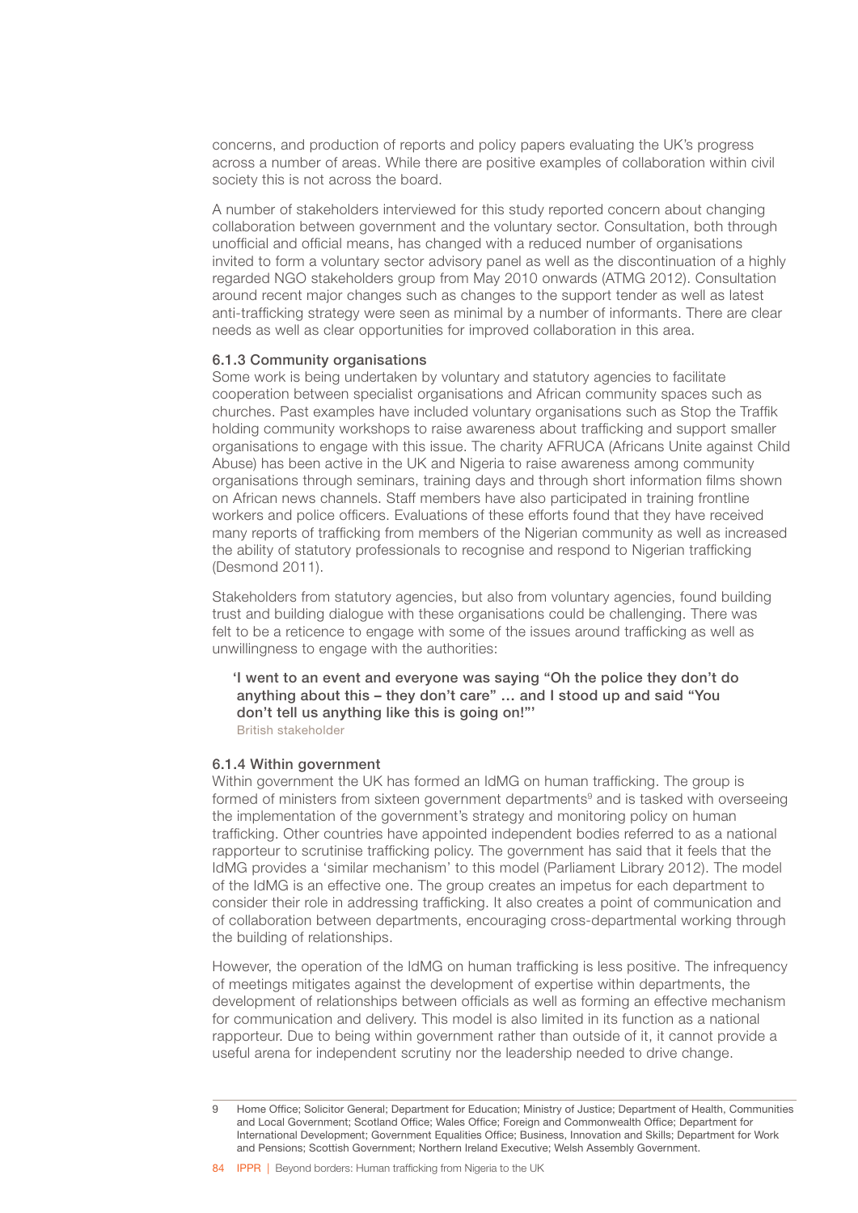concerns, and production of reports and policy papers evaluating the UK's progress across a number of areas. While there are positive examples of collaboration within civil society this is not across the board.

A number of stakeholders interviewed for this study reported concern about changing collaboration between government and the voluntary sector. Consultation, both through unofficial and official means, has changed with a reduced number of organisations invited to form a voluntary sector advisory panel as well as the discontinuation of a highly regarded NGO stakeholders group from May 2010 onwards (ATMG 2012). Consultation around recent major changes such as changes to the support tender as well as latest anti-trafficking strategy were seen as minimal by a number of informants. There are clear needs as well as clear opportunities for improved collaboration in this area.

### 6.1.3 Community organisations

Some work is being undertaken by voluntary and statutory agencies to facilitate cooperation between specialist organisations and African community spaces such as churches. Past examples have included voluntary organisations such as Stop the Traffik holding community workshops to raise awareness about trafficking and support smaller organisations to engage with this issue. The charity AFRUCA (Africans Unite against Child Abuse) has been active in the UK and Nigeria to raise awareness among community organisations through seminars, training days and through short information films shown on African news channels. Staff members have also participated in training frontline workers and police officers. Evaluations of these efforts found that they have received many reports of trafficking from members of the Nigerian community as well as increased the ability of statutory professionals to recognise and respond to Nigerian trafficking (Desmond 2011).

Stakeholders from statutory agencies, but also from voluntary agencies, found building trust and building dialogue with these organisations could be challenging. There was felt to be a reticence to engage with some of the issues around trafficking as well as unwillingness to engage with the authorities:

> **'I went to an event and everyone was saying "Oh the police they don't do anything about this – they don't care" … and I stood up and said "You don't tell us anything like this is going on!"'**
> British stakeholder

### 6.1.4 Within government

Within government the UK has formed an IdMG on human trafficking. The group is formed of ministers from sixteen government departments[9] and is tasked with overseeing the implementation of the government's strategy and monitoring policy on human trafficking. Other countries have appointed independent bodies referred to as a national rapporteur to scrutinise trafficking policy. The government has said that it feels that the IdMG provides a 'similar mechanism' to this model (Parliament Library 2012). The model of the IdMG is an effective one. The group creates an impetus for each department to consider their role in addressing trafficking. It also creates a point of communication and of collaboration between departments, encouraging cross-departmental working through the building of relationships.

However, the operation of the IdMG on human trafficking is less positive. The infrequency of meetings mitigates against the development of expertise within departments, the development of relationships between officials as well as forming an effective mechanism for communication and delivery. This model is also limited in its function as a national rapporteur. Due to being within government rather than outside of it, it cannot provide a useful arena for independent scrutiny nor the leadership needed to drive change.

---

9 Home Office; Solicitor General; Department for Education; Ministry of Justice; Department of Health, Communities and Local Government; Scotland Office; Wales Office; Foreign and Commonwealth Office; Department for International Development; Government Equalities Office; Business, Innovation and Skills; Department for Work and Pensions; Scottish Government; Northern Ireland Executive; Welsh Assembly Government.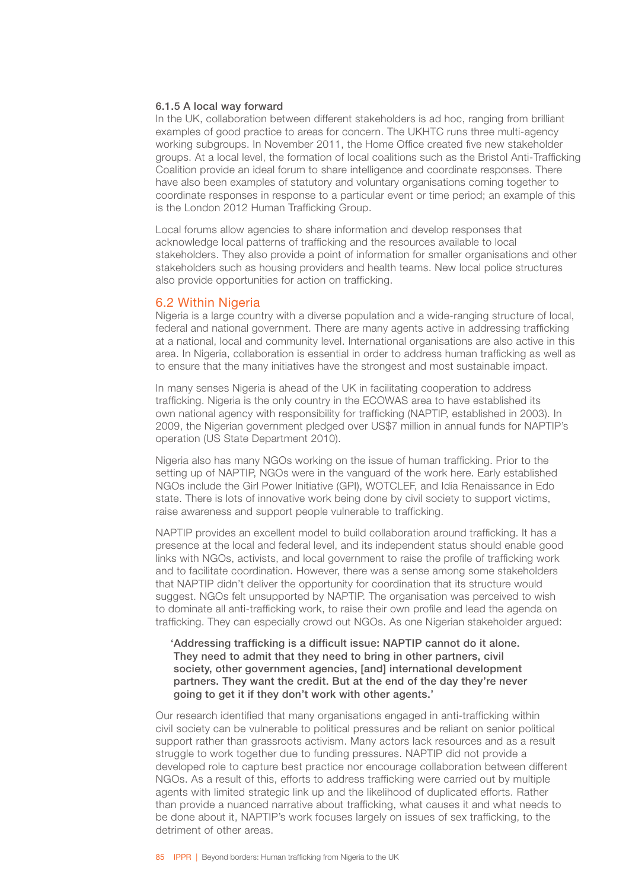#### 6.1.5 A local way forward

In the UK, collaboration between different stakeholders is ad hoc, ranging from brilliant examples of good practice to areas for concern. The UKHTC runs three multi-agency working subgroups. In November 2011, the Home Office created five new stakeholder groups. At a local level, the formation of local coalitions such as the Bristol Anti-Trafficking Coalition provide an ideal forum to share intelligence and coordinate responses. There have also been examples of statutory and voluntary organisations coming together to coordinate responses in response to a particular event or time period; an example of this is the London 2012 Human Trafficking Group.

Local forums allow agencies to share information and develop responses that acknowledge local patterns of trafficking and the resources available to local stakeholders. They also provide a point of information for smaller organisations and other stakeholders such as housing providers and health teams. New local police structures also provide opportunities for action on trafficking.

## 6.2 Within Nigeria

Nigeria is a large country with a diverse population and a wide-ranging structure of local, federal and national government. There are many agents active in addressing trafficking at a national, local and community level. International organisations are also active in this area. In Nigeria, collaboration is essential in order to address human trafficking as well as to ensure that the many initiatives have the strongest and most sustainable impact.

In many senses Nigeria is ahead of the UK in facilitating cooperation to address trafficking. Nigeria is the only country in the ECOWAS area to have established its own national agency with responsibility for trafficking (NAPTIP, established in 2003). In 2009, the Nigerian government pledged over US$7 million in annual funds for NAPTIP's operation (US State Department 2010).

Nigeria also has many NGOs working on the issue of human trafficking. Prior to the setting up of NAPTIP, NGOs were in the vanguard of the work here. Early established NGOs include the Girl Power Initiative (GPI), WOTCLEF, and Idia Renaissance in Edo state. There is lots of innovative work being done by civil society to support victims, raise awareness and support people vulnerable to trafficking.

NAPTIP provides an excellent model to build collaboration around trafficking. It has a presence at the local and federal level, and its independent status should enable good links with NGOs, activists, and local government to raise the profile of trafficking work and to facilitate coordination. However, there was a sense among some stakeholders that NAPTIP didn't deliver the opportunity for coordination that its structure would suggest. NGOs felt unsupported by NAPTIP. The organisation was perceived to wish to dominate all anti-trafficking work, to raise their own profile and lead the agenda on trafficking. They can especially crowd out NGOs. As one Nigerian stakeholder argued:

> **'Addressing trafficking is a difficult issue: NAPTIP cannot do it alone. They need to admit that they need to bring in other partners, civil society, other government agencies, [and] international development partners. They want the credit. But at the end of the day they're never going to get it if they don't work with other agents.'**

Our research identified that many organisations engaged in anti-trafficking within civil society can be vulnerable to political pressures and be reliant on senior political support rather than grassroots activism. Many actors lack resources and as a result struggle to work together due to funding pressures. NAPTIP did not provide a developed role to capture best practice nor encourage collaboration between different NGOs. As a result of this, efforts to address trafficking were carried out by multiple agents with limited strategic link up and the likelihood of duplicated efforts. Rather than provide a nuanced narrative about trafficking, what causes it and what needs to be done about it, NAPTIP's work focuses largely on issues of sex trafficking, to the detriment of other areas.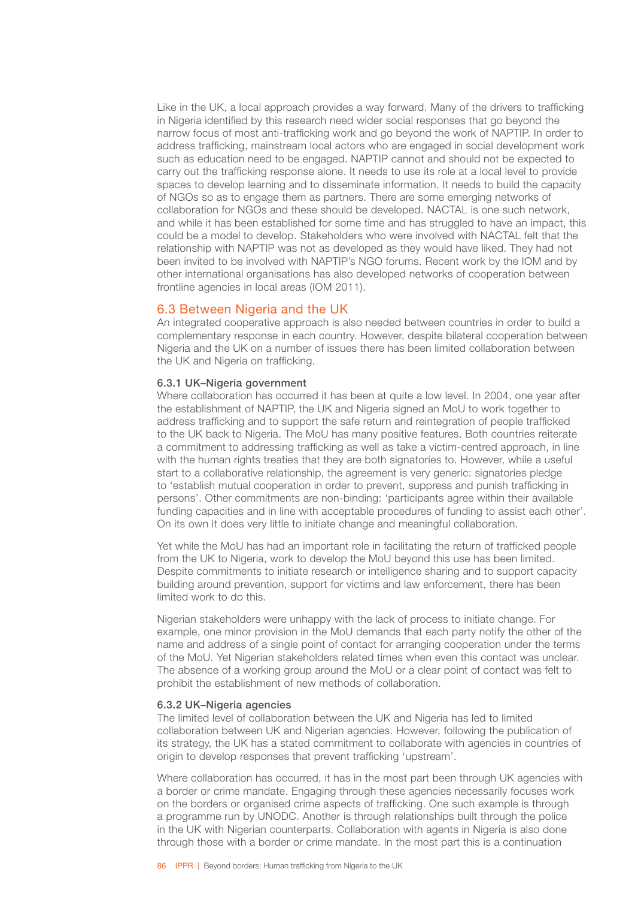Like in the UK, a local approach provides a way forward. Many of the drivers to trafficking in Nigeria identified by this research need wider social responses that go beyond the narrow focus of most anti-trafficking work and go beyond the work of NAPTIP. In order to address trafficking, mainstream local actors who are engaged in social development work such as education need to be engaged. NAPTIP cannot and should not be expected to carry out the trafficking response alone. It needs to use its role at a local level to provide spaces to develop learning and to disseminate information. It needs to build the capacity of NGOs so as to engage them as partners. There are some emerging networks of collaboration for NGOs and these should be developed. NACTAL is one such network, and while it has been established for some time and has struggled to have an impact, this could be a model to develop. Stakeholders who were involved with NACTAL felt that the relationship with NAPTIP was not as developed as they would have liked. They had not been invited to be involved with NAPTIP's NGO forums. Recent work by the IOM and by other international organisations has also developed networks of cooperation between frontline agencies in local areas (IOM 2011).

## 6.3 Between Nigeria and the UK

An integrated cooperative approach is also needed between countries in order to build a complementary response in each country. However, despite bilateral cooperation between Nigeria and the UK on a number of issues there has been limited collaboration between the UK and Nigeria on trafficking.

### 6.3.1 UK–Nigeria government

Where collaboration has occurred it has been at quite a low level. In 2004, one year after the establishment of NAPTIP, the UK and Nigeria signed an MoU to work together to address trafficking and to support the safe return and reintegration of people trafficked to the UK back to Nigeria. The MoU has many positive features. Both countries reiterate a commitment to addressing trafficking as well as take a victim-centred approach, in line with the human rights treaties that they are both signatories to. However, while a useful start to a collaborative relationship, the agreement is very generic: signatories pledge to 'establish mutual cooperation in order to prevent, suppress and punish trafficking in persons'. Other commitments are non-binding: 'participants agree within their available funding capacities and in line with acceptable procedures of funding to assist each other'. On its own it does very little to initiate change and meaningful collaboration.

Yet while the MoU has had an important role in facilitating the return of trafficked people from the UK to Nigeria, work to develop the MoU beyond this use has been limited. Despite commitments to initiate research or intelligence sharing and to support capacity building around prevention, support for victims and law enforcement, there has been limited work to do this.

Nigerian stakeholders were unhappy with the lack of process to initiate change. For example, one minor provision in the MoU demands that each party notify the other of the name and address of a single point of contact for arranging cooperation under the terms of the MoU. Yet Nigerian stakeholders related times when even this contact was unclear. The absence of a working group around the MoU or a clear point of contact was felt to prohibit the establishment of new methods of collaboration.

### 6.3.2 UK–Nigeria agencies

The limited level of collaboration between the UK and Nigeria has led to limited collaboration between UK and Nigerian agencies. However, following the publication of its strategy, the UK has a stated commitment to collaborate with agencies in countries of origin to develop responses that prevent trafficking 'upstream'.

Where collaboration has occurred, it has in the most part been through UK agencies with a border or crime mandate. Engaging through these agencies necessarily focuses work on the borders or organised crime aspects of trafficking. One such example is through a programme run by UNODC. Another is through relationships built through the police in the UK with Nigerian counterparts. Collaboration with agents in Nigeria is also done through those with a border or crime mandate. In the most part this is a continuation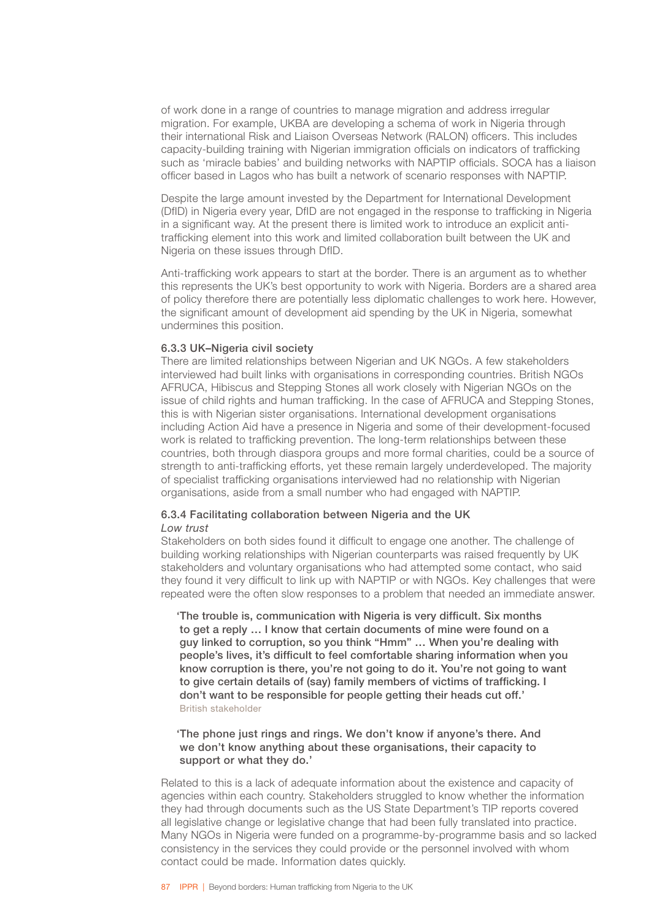of work done in a range of countries to manage migration and address irregular migration. For example, UKBA are developing a schema of work in Nigeria through their international Risk and Liaison Overseas Network (RALON) officers. This includes capacity-building training with Nigerian immigration officials on indicators of trafficking such as 'miracle babies' and building networks with NAPTIP officials. SOCA has a liaison officer based in Lagos who has built a network of scenario responses with NAPTIP.

Despite the large amount invested by the Department for International Development (DfID) in Nigeria every year, DfID are not engaged in the response to trafficking in Nigeria in a significant way. At the present there is limited work to introduce an explicit anti-trafficking element into this work and limited collaboration built between the UK and Nigeria on these issues through DfID.

Anti-trafficking work appears to start at the border. There is an argument as to whether this represents the UK's best opportunity to work with Nigeria. Borders are a shared area of policy therefore there are potentially less diplomatic challenges to work here. However, the significant amount of development aid spending by the UK in Nigeria, somewhat undermines this position.

### 6.3.3 UK–Nigeria civil society

There are limited relationships between Nigerian and UK NGOs. A few stakeholders interviewed had built links with organisations in corresponding countries. British NGOs AFRUCA, Hibiscus and Stepping Stones all work closely with Nigerian NGOs on the issue of child rights and human trafficking. In the case of AFRUCA and Stepping Stones, this is with Nigerian sister organisations. International development organisations including Action Aid have a presence in Nigeria and some of their development-focused work is related to trafficking prevention. The long-term relationships between these countries, both through diaspora groups and more formal charities, could be a source of strength to anti-trafficking efforts, yet these remain largely underdeveloped. The majority of specialist trafficking organisations interviewed had no relationship with Nigerian organisations, aside from a small number who had engaged with NAPTIP.

### 6.3.4 Facilitating collaboration between Nigeria and the UK

*Low trust*

Stakeholders on both sides found it difficult to engage one another. The challenge of building working relationships with Nigerian counterparts was raised frequently by UK stakeholders and voluntary organisations who had attempted some contact, who said they found it very difficult to link up with NAPTIP or with NGOs. Key challenges that were repeated were the often slow responses to a problem that needed an immediate answer.

> **'The trouble is, communication with Nigeria is very difficult. Six months to get a reply … I know that certain documents of mine were found on a guy linked to corruption, so you think "Hmm" … When you're dealing with people's lives, it's difficult to feel comfortable sharing information when you know corruption is there, you're not going to do it. You're not going to want to give certain details of (say) family members of victims of trafficking. I don't want to be responsible for people getting their heads cut off.'**
> British stakeholder

> **'The phone just rings and rings. We don't know if anyone's there. And we don't know anything about these organisations, their capacity to support or what they do.'**

Related to this is a lack of adequate information about the existence and capacity of agencies within each country. Stakeholders struggled to know whether the information they had through documents such as the US State Department's TIP reports covered all legislative change or legislative change that had been fully translated into practice. Many NGOs in Nigeria were funded on a programme-by-programme basis and so lacked consistency in the services they could provide or the personnel involved with whom contact could be made. Information dates quickly.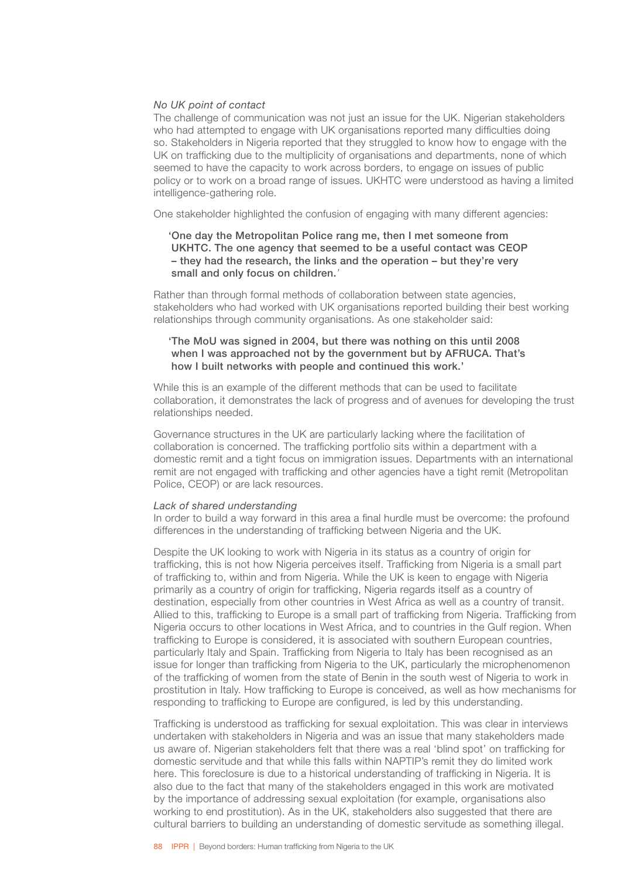*No UK point of contact*

The challenge of communication was not just an issue for the UK. Nigerian stakeholders who had attempted to engage with UK organisations reported many difficulties doing so. Stakeholders in Nigeria reported that they struggled to know how to engage with the UK on trafficking due to the multiplicity of organisations and departments, none of which seemed to have the capacity to work across borders, to engage on issues of public policy or to work on a broad range of issues. UKHTC were understood as having a limited intelligence-gathering role.

One stakeholder highlighted the confusion of engaging with many different agencies:

> **'One day the Metropolitan Police rang me, then I met someone from UKHTC. The one agency that seemed to be a useful contact was CEOP – they had the research, the links and the operation – but they're very small and only focus on children.'**

Rather than through formal methods of collaboration between state agencies, stakeholders who had worked with UK organisations reported building their best working relationships through community organisations. As one stakeholder said:

> **'The MoU was signed in 2004, but there was nothing on this until 2008 when I was approached not by the government but by AFRUCA. That's how I built networks with people and continued this work.'**

While this is an example of the different methods that can be used to facilitate collaboration, it demonstrates the lack of progress and of avenues for developing the trust relationships needed.

Governance structures in the UK are particularly lacking where the facilitation of collaboration is concerned. The trafficking portfolio sits within a department with a domestic remit and a tight focus on immigration issues. Departments with an international remit are not engaged with trafficking and other agencies have a tight remit (Metropolitan Police, CEOP) or are lack resources.

*Lack of shared understanding*

In order to build a way forward in this area a final hurdle must be overcome: the profound differences in the understanding of trafficking between Nigeria and the UK.

Despite the UK looking to work with Nigeria in its status as a country of origin for trafficking, this is not how Nigeria perceives itself. Trafficking from Nigeria is a small part of trafficking to, within and from Nigeria. While the UK is keen to engage with Nigeria primarily as a country of origin for trafficking, Nigeria regards itself as a country of destination, especially from other countries in West Africa as well as a country of transit. Allied to this, trafficking to Europe is a small part of trafficking from Nigeria. Trafficking from Nigeria occurs to other locations in West Africa, and to countries in the Gulf region. When trafficking to Europe is considered, it is associated with southern European countries, particularly Italy and Spain. Trafficking from Nigeria to Italy has been recognised as an issue for longer than trafficking from Nigeria to the UK, particularly the microphenomenon of the trafficking of women from the state of Benin in the south west of Nigeria to work in prostitution in Italy. How trafficking to Europe is conceived, as well as how mechanisms for responding to trafficking to Europe are configured, is led by this understanding.

Trafficking is understood as trafficking for sexual exploitation. This was clear in interviews undertaken with stakeholders in Nigeria and was an issue that many stakeholders made us aware of. Nigerian stakeholders felt that there was a real 'blind spot' on trafficking for domestic servitude and that while this falls within NAPTIP's remit they do limited work here. This foreclosure is due to a historical understanding of trafficking in Nigeria. It is also due to the fact that many of the stakeholders engaged in this work are motivated by the importance of addressing sexual exploitation (for example, organisations also working to end prostitution). As in the UK, stakeholders also suggested that there are cultural barriers to building an understanding of domestic servitude as something illegal.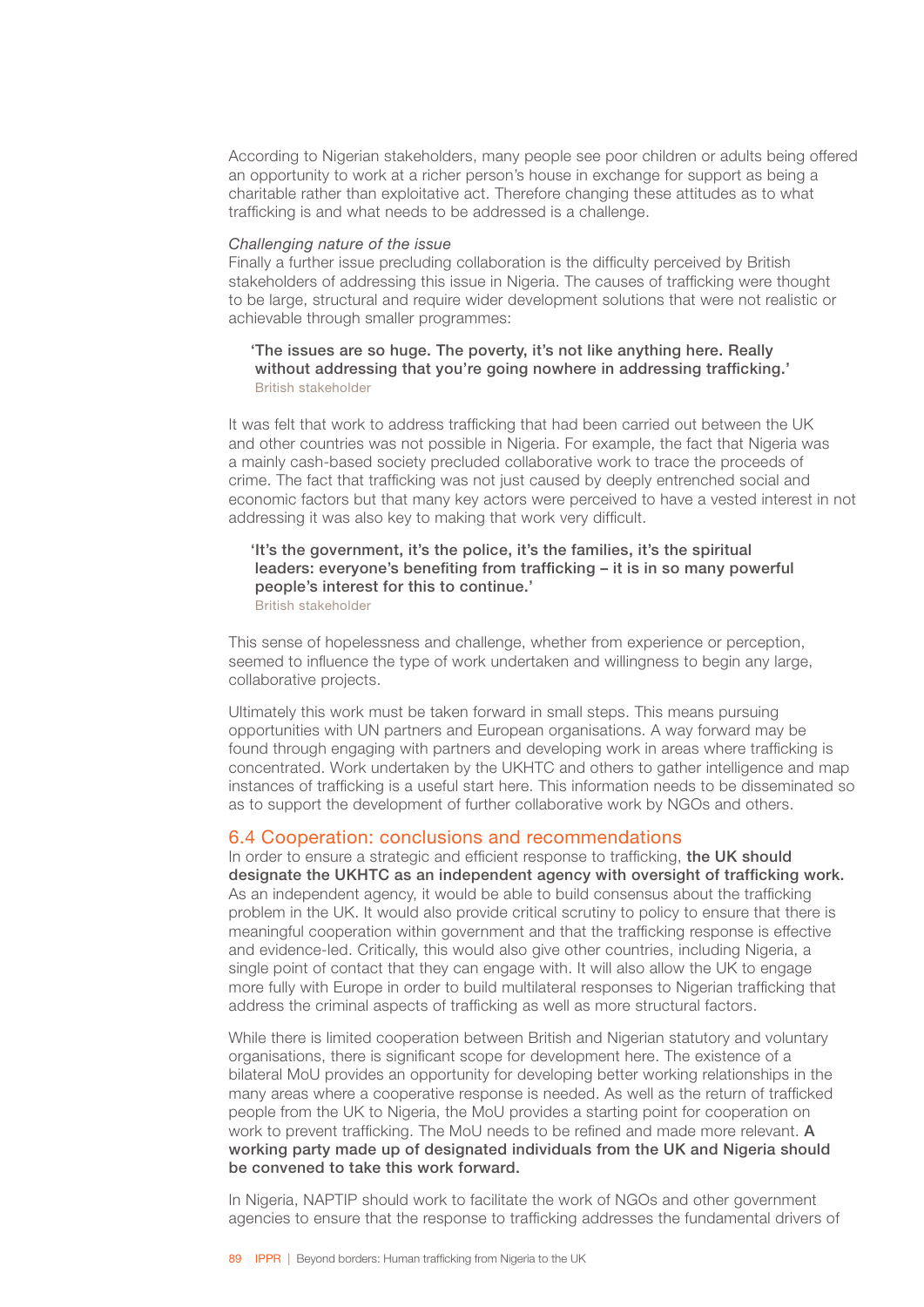According to Nigerian stakeholders, many people see poor children or adults being offered an opportunity to work at a richer person's house in exchange for support as being a charitable rather than exploitative act. Therefore changing these attitudes as to what trafficking is and what needs to be addressed is a challenge.

*Challenging nature of the issue*

Finally a further issue precluding collaboration is the difficulty perceived by British stakeholders of addressing this issue in Nigeria. The causes of trafficking were thought to be large, structural and require wider development solutions that were not realistic or achievable through smaller programmes:

> **'The issues are so huge. The poverty, it's not like anything here. Really without addressing that you're going nowhere in addressing trafficking.'**
> British stakeholder

It was felt that work to address trafficking that had been carried out between the UK and other countries was not possible in Nigeria. For example, the fact that Nigeria was a mainly cash-based society precluded collaborative work to trace the proceeds of crime. The fact that trafficking was not just caused by deeply entrenched social and economic factors but that many key actors were perceived to have a vested interest in not addressing it was also key to making that work very difficult.

> **'It's the government, it's the police, it's the families, it's the spiritual leaders: everyone's benefiting from trafficking – it is in so many powerful people's interest for this to continue.'**
> British stakeholder

This sense of hopelessness and challenge, whether from experience or perception, seemed to influence the type of work undertaken and willingness to begin any large, collaborative projects.

Ultimately this work must be taken forward in small steps. This means pursuing opportunities with UN partners and European organisations. A way forward may be found through engaging with partners and developing work in areas where trafficking is concentrated. Work undertaken by the UKHTC and others to gather intelligence and map instances of trafficking is a useful start here. This information needs to be disseminated so as to support the development of further collaborative work by NGOs and others.

## 6.4 Cooperation: conclusions and recommendations

In order to ensure a strategic and efficient response to trafficking, **the UK should designate the UKHTC as an independent agency with oversight of trafficking work.** As an independent agency, it would be able to build consensus about the trafficking problem in the UK. It would also provide critical scrutiny to policy to ensure that there is meaningful cooperation within government and that the trafficking response is effective and evidence-led. Critically, this would also give other countries, including Nigeria, a single point of contact that they can engage with. It will also allow the UK to engage more fully with Europe in order to build multilateral responses to Nigerian trafficking that address the criminal aspects of trafficking as well as more structural factors.

While there is limited cooperation between British and Nigerian statutory and voluntary organisations, there is significant scope for development here. The existence of a bilateral MoU provides an opportunity for developing better working relationships in the many areas where a cooperative response is needed. As well as the return of trafficked people from the UK to Nigeria, the MoU provides a starting point for cooperation on work to prevent trafficking. The MoU needs to be refined and made more relevant. **A working party made up of designated individuals from the UK and Nigeria should be convened to take this work forward.**

In Nigeria, NAPTIP should work to facilitate the work of NGOs and other government agencies to ensure that the response to trafficking addresses the fundamental drivers of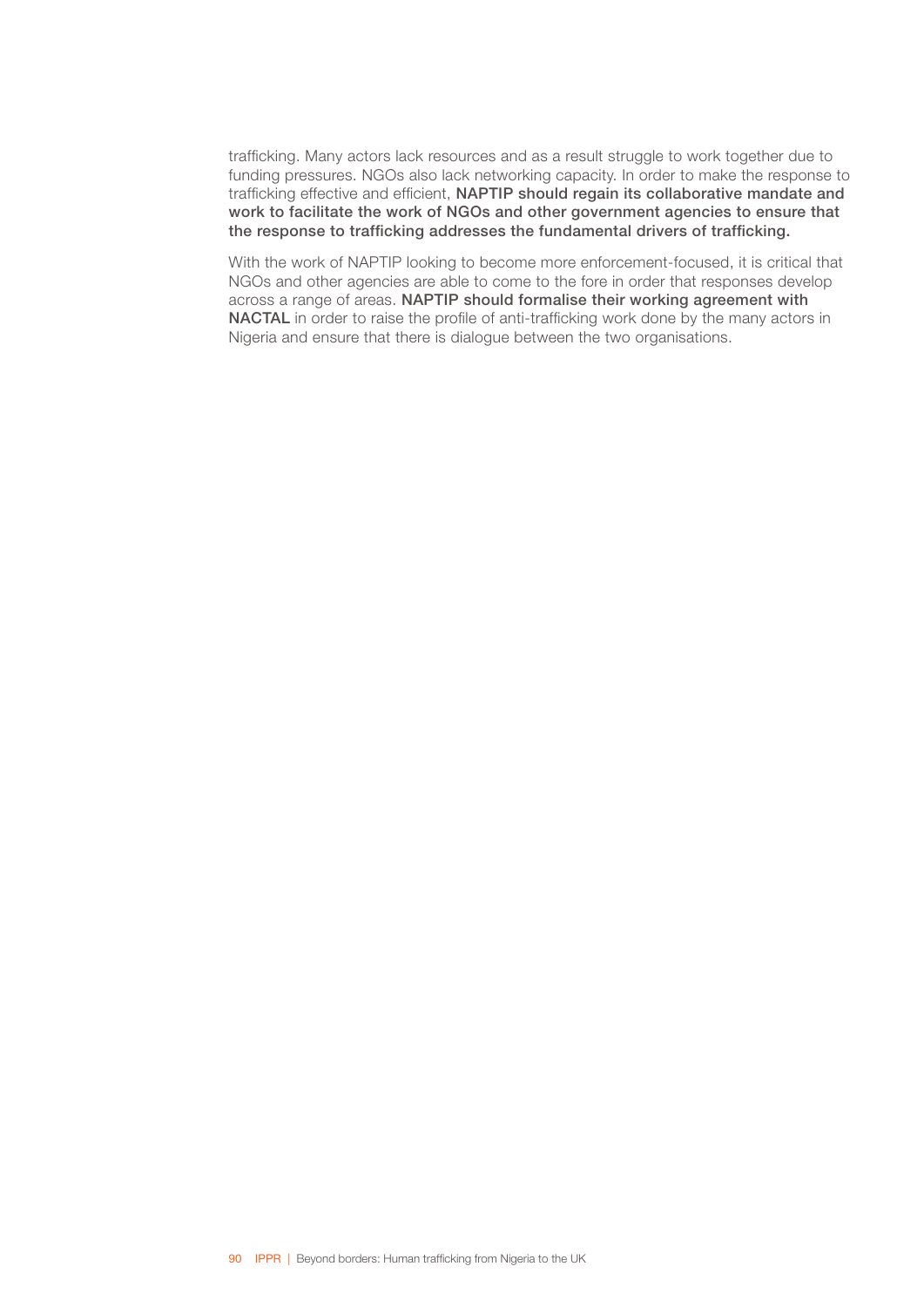trafficking. Many actors lack resources and as a result struggle to work together due to funding pressures. NGOs also lack networking capacity. In order to make the response to trafficking effective and efficient, **NAPTIP should regain its collaborative mandate and work to facilitate the work of NGOs and other government agencies to ensure that the response to trafficking addresses the fundamental drivers of trafficking.**

With the work of NAPTIP looking to become more enforcement-focused, it is critical that NGOs and other agencies are able to come to the fore in order that responses develop across a range of areas. **NAPTIP should formalise their working agreement with NACTAL** in order to raise the profile of anti-trafficking work done by the many actors in Nigeria and ensure that there is dialogue between the two organisations.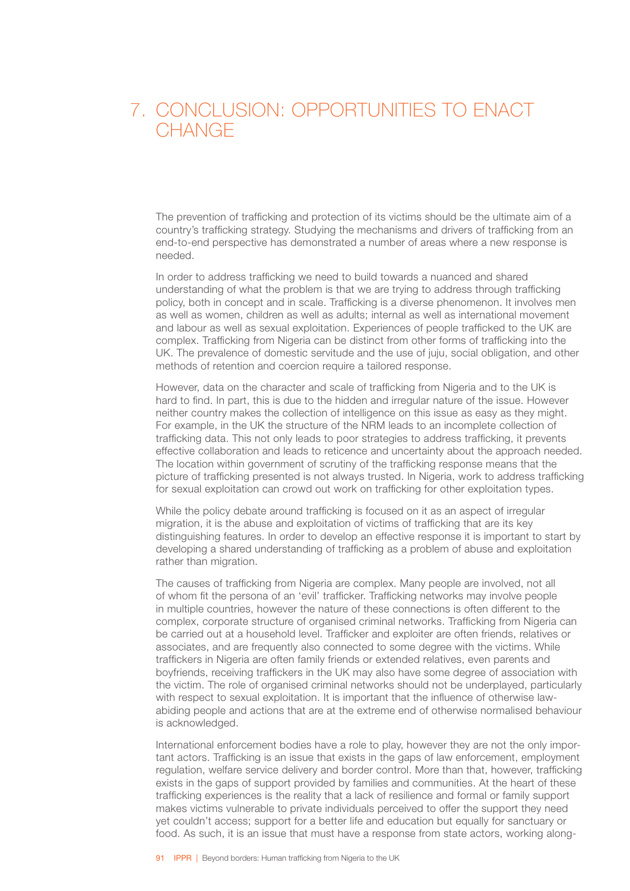# 7. CONCLUSION: OPPORTUNITIES TO ENACT CHANGE

The prevention of trafficking and protection of its victims should be the ultimate aim of a country's trafficking strategy. Studying the mechanisms and drivers of trafficking from an end-to-end perspective has demonstrated a number of areas where a new response is needed.

In order to address trafficking we need to build towards a nuanced and shared understanding of what the problem is that we are trying to address through trafficking policy, both in concept and in scale. Trafficking is a diverse phenomenon. It involves men as well as women, children as well as adults; internal as well as international movement and labour as well as sexual exploitation. Experiences of people trafficked to the UK are complex. Trafficking from Nigeria can be distinct from other forms of trafficking into the UK. The prevalence of domestic servitude and the use of juju, social obligation, and other methods of retention and coercion require a tailored response.

However, data on the character and scale of trafficking from Nigeria and to the UK is hard to find. In part, this is due to the hidden and irregular nature of the issue. However neither country makes the collection of intelligence on this issue as easy as they might. For example, in the UK the structure of the NRM leads to an incomplete collection of trafficking data. This not only leads to poor strategies to address trafficking, it prevents effective collaboration and leads to reticence and uncertainty about the approach needed. The location within government of scrutiny of the trafficking response means that the picture of trafficking presented is not always trusted. In Nigeria, work to address trafficking for sexual exploitation can crowd out work on trafficking for other exploitation types.

While the policy debate around trafficking is focused on it as an aspect of irregular migration, it is the abuse and exploitation of victims of trafficking that are its key distinguishing features. In order to develop an effective response it is important to start by developing a shared understanding of trafficking as a problem of abuse and exploitation rather than migration.

The causes of trafficking from Nigeria are complex. Many people are involved, not all of whom fit the persona of an 'evil' trafficker. Trafficking networks may involve people in multiple countries, however the nature of these connections is often different to the complex, corporate structure of organised criminal networks. Trafficking from Nigeria can be carried out at a household level. Trafficker and exploiter are often friends, relatives or associates, and are frequently also connected to some degree with the victims. While traffickers in Nigeria are often family friends or extended relatives, even parents and boyfriends, receiving traffickers in the UK may also have some degree of association with the victim. The role of organised criminal networks should not be underplayed, particularly with respect to sexual exploitation. It is important that the influence of otherwise law-abiding people and actions that are at the extreme end of otherwise normalised behaviour is acknowledged.

International enforcement bodies have a role to play, however they are not the only important actors. Trafficking is an issue that exists in the gaps of law enforcement, employment regulation, welfare service delivery and border control. More than that, however, trafficking exists in the gaps of support provided by families and communities. At the heart of these trafficking experiences is the reality that a lack of resilience and formal or family support makes victims vulnerable to private individuals perceived to offer the support they need yet couldn't access; support for a better life and education but equally for sanctuary or food. As such, it is an issue that must have a response from state actors, working along-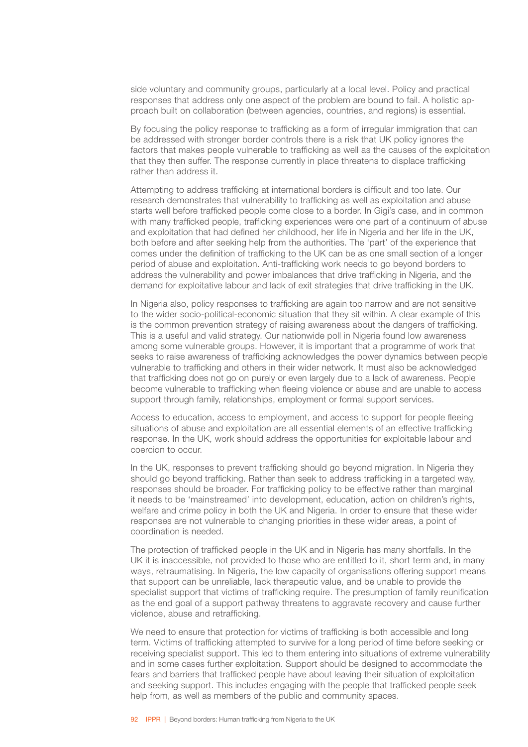side voluntary and community groups, particularly at a local level. Policy and practical responses that address only one aspect of the problem are bound to fail. A holistic approach built on collaboration (between agencies, countries, and regions) is essential.

By focusing the policy response to trafficking as a form of irregular immigration that can be addressed with stronger border controls there is a risk that UK policy ignores the factors that makes people vulnerable to trafficking as well as the causes of the exploitation that they then suffer. The response currently in place threatens to displace trafficking rather than address it.

Attempting to address trafficking at international borders is difficult and too late. Our research demonstrates that vulnerability to trafficking as well as exploitation and abuse starts well before trafficked people come close to a border. In Gigi's case, and in common with many trafficked people, trafficking experiences were one part of a continuum of abuse and exploitation that had defined her childhood, her life in Nigeria and her life in the UK, both before and after seeking help from the authorities. The 'part' of the experience that comes under the definition of trafficking to the UK can be as one small section of a longer period of abuse and exploitation. Anti-trafficking work needs to go beyond borders to address the vulnerability and power imbalances that drive trafficking in Nigeria, and the demand for exploitative labour and lack of exit strategies that drive trafficking in the UK.

In Nigeria also, policy responses to trafficking are again too narrow and are not sensitive to the wider socio-political-economic situation that they sit within. A clear example of this is the common prevention strategy of raising awareness about the dangers of trafficking. This is a useful and valid strategy. Our nationwide poll in Nigeria found low awareness among some vulnerable groups. However, it is important that a programme of work that seeks to raise awareness of trafficking acknowledges the power dynamics between people vulnerable to trafficking and others in their wider network. It must also be acknowledged that trafficking does not go on purely or even largely due to a lack of awareness. People become vulnerable to trafficking when fleeing violence or abuse and are unable to access support through family, relationships, employment or formal support services.

Access to education, access to employment, and access to support for people fleeing situations of abuse and exploitation are all essential elements of an effective trafficking response. In the UK, work should address the opportunities for exploitable labour and coercion to occur.

In the UK, responses to prevent trafficking should go beyond migration. In Nigeria they should go beyond trafficking. Rather than seek to address trafficking in a targeted way, responses should be broader. For trafficking policy to be effective rather than marginal it needs to be 'mainstreamed' into development, education, action on children's rights, welfare and crime policy in both the UK and Nigeria. In order to ensure that these wider responses are not vulnerable to changing priorities in these wider areas, a point of coordination is needed.

The protection of trafficked people in the UK and in Nigeria has many shortfalls. In the UK it is inaccessible, not provided to those who are entitled to it, short term and, in many ways, retraumatising. In Nigeria, the low capacity of organisations offering support means that support can be unreliable, lack therapeutic value, and be unable to provide the specialist support that victims of trafficking require. The presumption of family reunification as the end goal of a support pathway threatens to aggravate recovery and cause further violence, abuse and retrafficking.

We need to ensure that protection for victims of trafficking is both accessible and long term. Victims of trafficking attempted to survive for a long period of time before seeking or receiving specialist support. This led to them entering into situations of extreme vulnerability and in some cases further exploitation. Support should be designed to accommodate the fears and barriers that trafficked people have about leaving their situation of exploitation and seeking support. This includes engaging with the people that trafficked people seek help from, as well as members of the public and community spaces.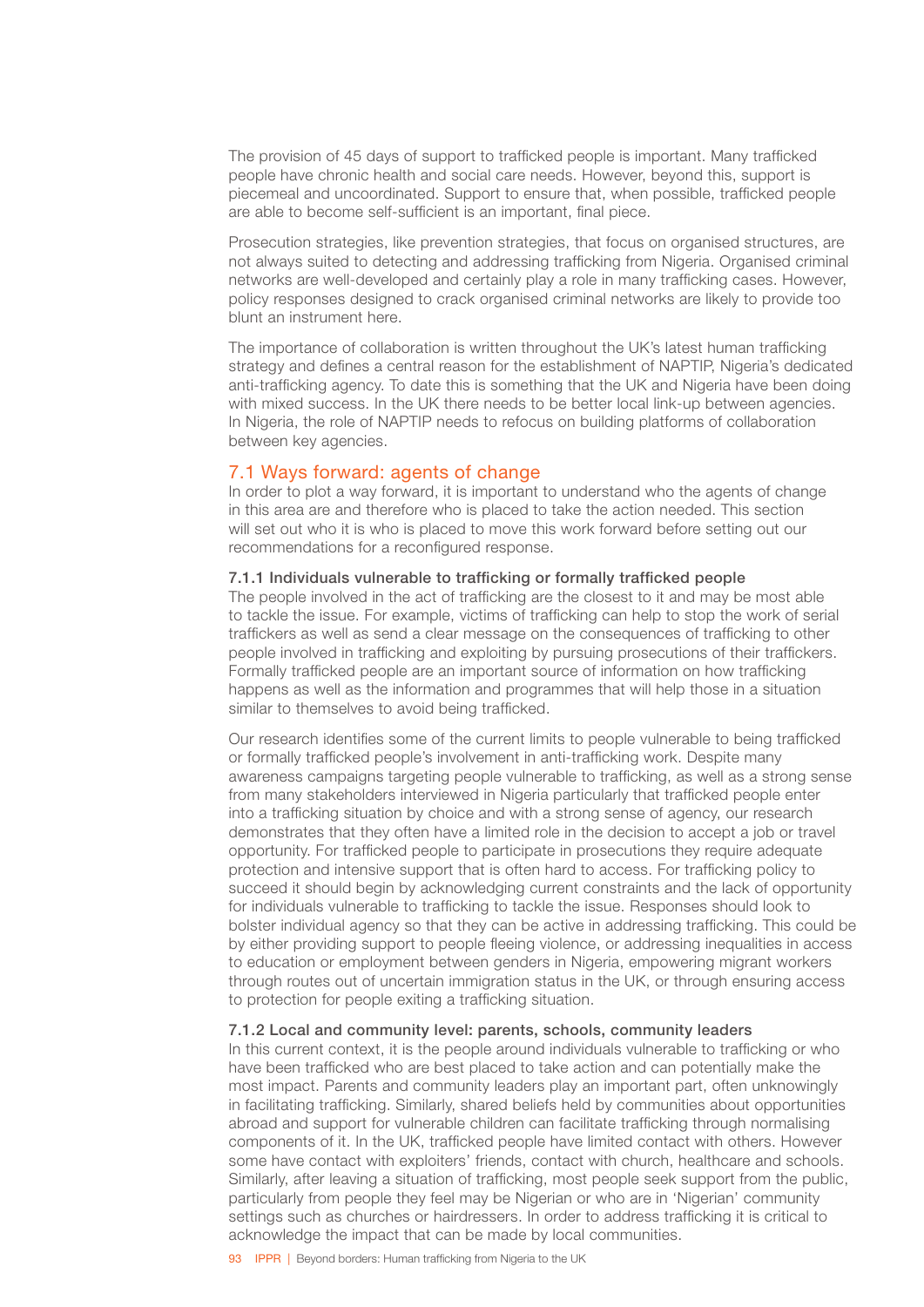The provision of 45 days of support to trafficked people is important. Many trafficked people have chronic health and social care needs. However, beyond this, support is piecemeal and uncoordinated. Support to ensure that, when possible, trafficked people are able to become self-sufficient is an important, final piece.

Prosecution strategies, like prevention strategies, that focus on organised structures, are not always suited to detecting and addressing trafficking from Nigeria. Organised criminal networks are well-developed and certainly play a role in many trafficking cases. However, policy responses designed to crack organised criminal networks are likely to provide too blunt an instrument here.

The importance of collaboration is written throughout the UK's latest human trafficking strategy and defines a central reason for the establishment of NAPTIP, Nigeria's dedicated anti-trafficking agency. To date this is something that the UK and Nigeria have been doing with mixed success. In the UK there needs to be better local link-up between agencies. In Nigeria, the role of NAPTIP needs to refocus on building platforms of collaboration between key agencies.

## 7.1 Ways forward: agents of change

In order to plot a way forward, it is important to understand who the agents of change in this area are and therefore who is placed to take the action needed. This section will set out who it is who is placed to move this work forward before setting out our recommendations for a reconfigured response.

### 7.1.1 Individuals vulnerable to trafficking or formally trafficked people

The people involved in the act of trafficking are the closest to it and may be most able to tackle the issue. For example, victims of trafficking can help to stop the work of serial traffickers as well as send a clear message on the consequences of trafficking to other people involved in trafficking and exploiting by pursuing prosecutions of their traffickers. Formally trafficked people are an important source of information on how trafficking happens as well as the information and programmes that will help those in a situation similar to themselves to avoid being trafficked.

Our research identifies some of the current limits to people vulnerable to being trafficked or formally trafficked people's involvement in anti-trafficking work. Despite many awareness campaigns targeting people vulnerable to trafficking, as well as a strong sense from many stakeholders interviewed in Nigeria particularly that trafficked people enter into a trafficking situation by choice and with a strong sense of agency, our research demonstrates that they often have a limited role in the decision to accept a job or travel opportunity. For trafficked people to participate in prosecutions they require adequate protection and intensive support that is often hard to access. For trafficking policy to succeed it should begin by acknowledging current constraints and the lack of opportunity for individuals vulnerable to trafficking to tackle the issue. Responses should look to bolster individual agency so that they can be active in addressing trafficking. This could be by either providing support to people fleeing violence, or addressing inequalities in access to education or employment between genders in Nigeria, empowering migrant workers through routes out of uncertain immigration status in the UK, or through ensuring access to protection for people exiting a trafficking situation.

### 7.1.2 Local and community level: parents, schools, community leaders

In this current context, it is the people around individuals vulnerable to trafficking or who have been trafficked who are best placed to take action and can potentially make the most impact. Parents and community leaders play an important part, often unknowingly in facilitating trafficking. Similarly, shared beliefs held by communities about opportunities abroad and support for vulnerable children can facilitate trafficking through normalising components of it. In the UK, trafficked people have limited contact with others. However some have contact with exploiters' friends, contact with church, healthcare and schools. Similarly, after leaving a situation of trafficking, most people seek support from the public, particularly from people they feel may be Nigerian or who are in 'Nigerian' community settings such as churches or hairdressers. In order to address trafficking it is critical to acknowledge the impact that can be made by local communities.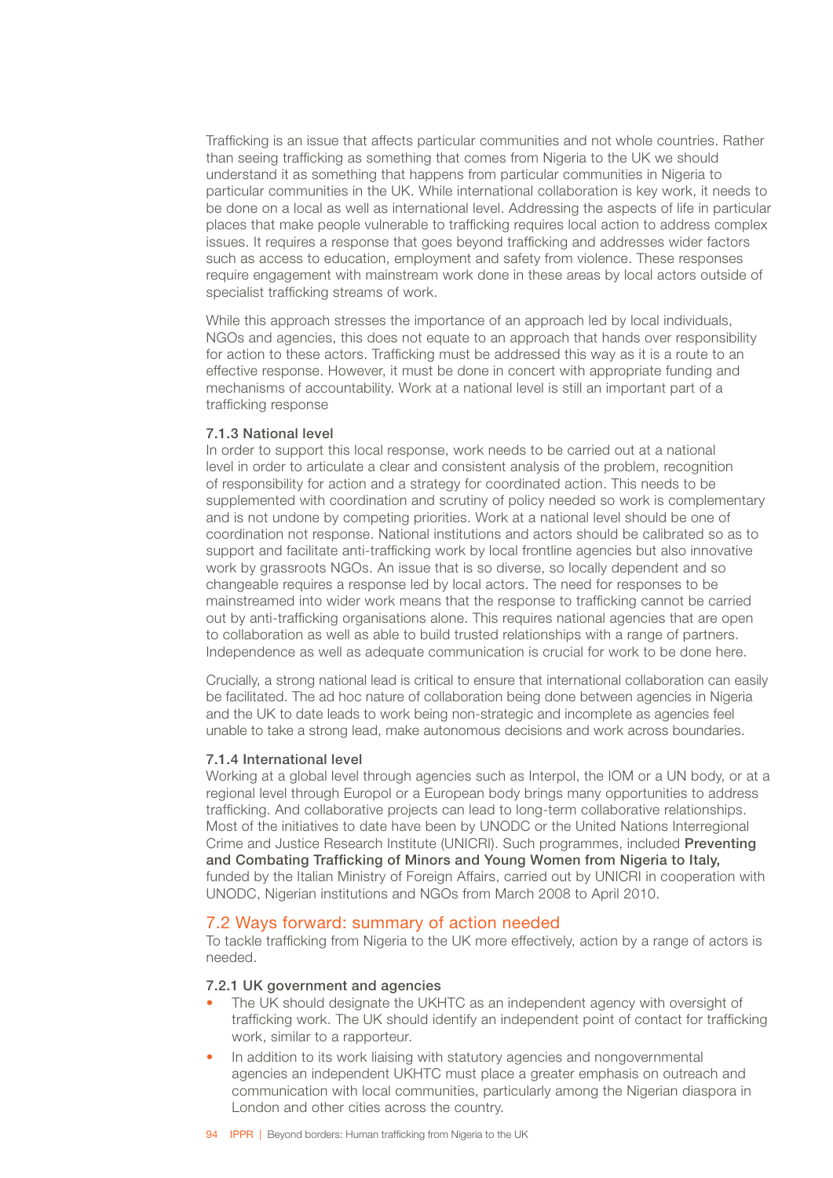Trafficking is an issue that affects particular communities and not whole countries. Rather than seeing trafficking as something that comes from Nigeria to the UK we should understand it as something that happens from particular communities in Nigeria to particular communities in the UK. While international collaboration is key work, it needs to be done on a local as well as international level. Addressing the aspects of life in particular places that make people vulnerable to trafficking requires local action to address complex issues. It requires a response that goes beyond trafficking and addresses wider factors such as access to education, employment and safety from violence. These responses require engagement with mainstream work done in these areas by local actors outside of specialist trafficking streams of work.

While this approach stresses the importance of an approach led by local individuals, NGOs and agencies, this does not equate to an approach that hands over responsibility for action to these actors. Trafficking must be addressed this way as it is a route to an effective response. However, it must be done in concert with appropriate funding and mechanisms of accountability. Work at a national level is still an important part of a trafficking response

#### 7.1.3 National level

In order to support this local response, work needs to be carried out at a national level in order to articulate a clear and consistent analysis of the problem, recognition of responsibility for action and a strategy for coordinated action. This needs to be supplemented with coordination and scrutiny of policy needed so work is complementary and is not undone by competing priorities. Work at a national level should be one of coordination not response. National institutions and actors should be calibrated so as to support and facilitate anti-trafficking work by local frontline agencies but also innovative work by grassroots NGOs. An issue that is so diverse, so locally dependent and so changeable requires a response led by local actors. The need for responses to be mainstreamed into wider work means that the response to trafficking cannot be carried out by anti-trafficking organisations alone. This requires national agencies that are open to collaboration as well as able to build trusted relationships with a range of partners. Independence as well as adequate communication is crucial for work to be done here.

Crucially, a strong national lead is critical to ensure that international collaboration can easily be facilitated. The ad hoc nature of collaboration being done between agencies in Nigeria and the UK to date leads to work being non-strategic and incomplete as agencies feel unable to take a strong lead, make autonomous decisions and work across boundaries.

#### 7.1.4 International level

Working at a global level through agencies such as Interpol, the IOM or a UN body, or at a regional level through Europol or a European body brings many opportunities to address trafficking. And collaborative projects can lead to long-term collaborative relationships. Most of the initiatives to date have been by UNODC or the United Nations Interregional Crime and Justice Research Institute (UNICRI). Such programmes, included **Preventing and Combating Trafficking of Minors and Young Women from Nigeria to Italy,** funded by the Italian Ministry of Foreign Affairs, carried out by UNICRI in cooperation with UNODC, Nigerian institutions and NGOs from March 2008 to April 2010.

## 7.2 Ways forward: summary of action needed

To tackle trafficking from Nigeria to the UK more effectively, action by a range of actors is needed.

#### 7.2.1 UK government and agencies

- The UK should designate the UKHTC as an independent agency with oversight of trafficking work. The UK should identify an independent point of contact for trafficking work, similar to a rapporteur.
- In addition to its work liaising with statutory agencies and nongovernmental agencies an independent UKHTC must place a greater emphasis on outreach and communication with local communities, particularly among the Nigerian diaspora in London and other cities across the country.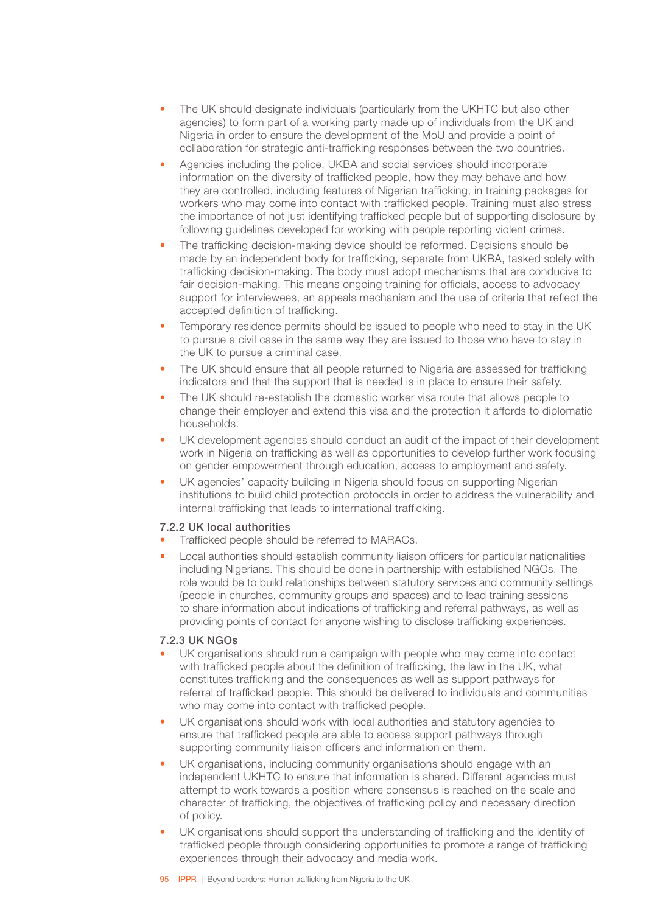- The UK should designate individuals (particularly from the UKHTC but also other agencies) to form part of a working party made up of individuals from the UK and Nigeria in order to ensure the development of the MoU and provide a point of collaboration for strategic anti-trafficking responses between the two countries.
- Agencies including the police, UKBA and social services should incorporate information on the diversity of trafficked people, how they may behave and how they are controlled, including features of Nigerian trafficking, in training packages for workers who may come into contact with trafficked people. Training must also stress the importance of not just identifying trafficked people but of supporting disclosure by following guidelines developed for working with people reporting violent crimes.
- The trafficking decision-making device should be reformed. Decisions should be made by an independent body for trafficking, separate from UKBA, tasked solely with trafficking decision-making. The body must adopt mechanisms that are conducive to fair decision-making. This means ongoing training for officials, access to advocacy support for interviewees, an appeals mechanism and the use of criteria that reflect the accepted definition of trafficking.
- Temporary residence permits should be issued to people who need to stay in the UK to pursue a civil case in the same way they are issued to those who have to stay in the UK to pursue a criminal case.
- The UK should ensure that all people returned to Nigeria are assessed for trafficking indicators and that the support that is needed is in place to ensure their safety.
- The UK should re-establish the domestic worker visa route that allows people to change their employer and extend this visa and the protection it affords to diplomatic households.
- UK development agencies should conduct an audit of the impact of their development work in Nigeria on trafficking as well as opportunities to develop further work focusing on gender empowerment through education, access to employment and safety.
- UK agencies' capacity building in Nigeria should focus on supporting Nigerian institutions to build child protection protocols in order to address the vulnerability and internal trafficking that leads to international trafficking.

#### 7.2.2 UK local authorities

- Trafficked people should be referred to MARACs.
- Local authorities should establish community liaison officers for particular nationalities including Nigerians. This should be done in partnership with established NGOs. The role would be to build relationships between statutory services and community settings (people in churches, community groups and spaces) and to lead training sessions to share information about indications of trafficking and referral pathways, as well as providing points of contact for anyone wishing to disclose trafficking experiences.

#### 7.2.3 UK NGOs

- UK organisations should run a campaign with people who may come into contact with trafficked people about the definition of trafficking, the law in the UK, what constitutes trafficking and the consequences as well as support pathways for referral of trafficked people. This should be delivered to individuals and communities who may come into contact with trafficked people.
- UK organisations should work with local authorities and statutory agencies to ensure that trafficked people are able to access support pathways through supporting community liaison officers and information on them.
- UK organisations, including community organisations should engage with an independent UKHTC to ensure that information is shared. Different agencies must attempt to work towards a position where consensus is reached on the scale and character of trafficking, the objectives of trafficking policy and necessary direction of policy.
- UK organisations should support the understanding of trafficking and the identity of trafficked people through considering opportunities to promote a range of trafficking experiences through their advocacy and media work.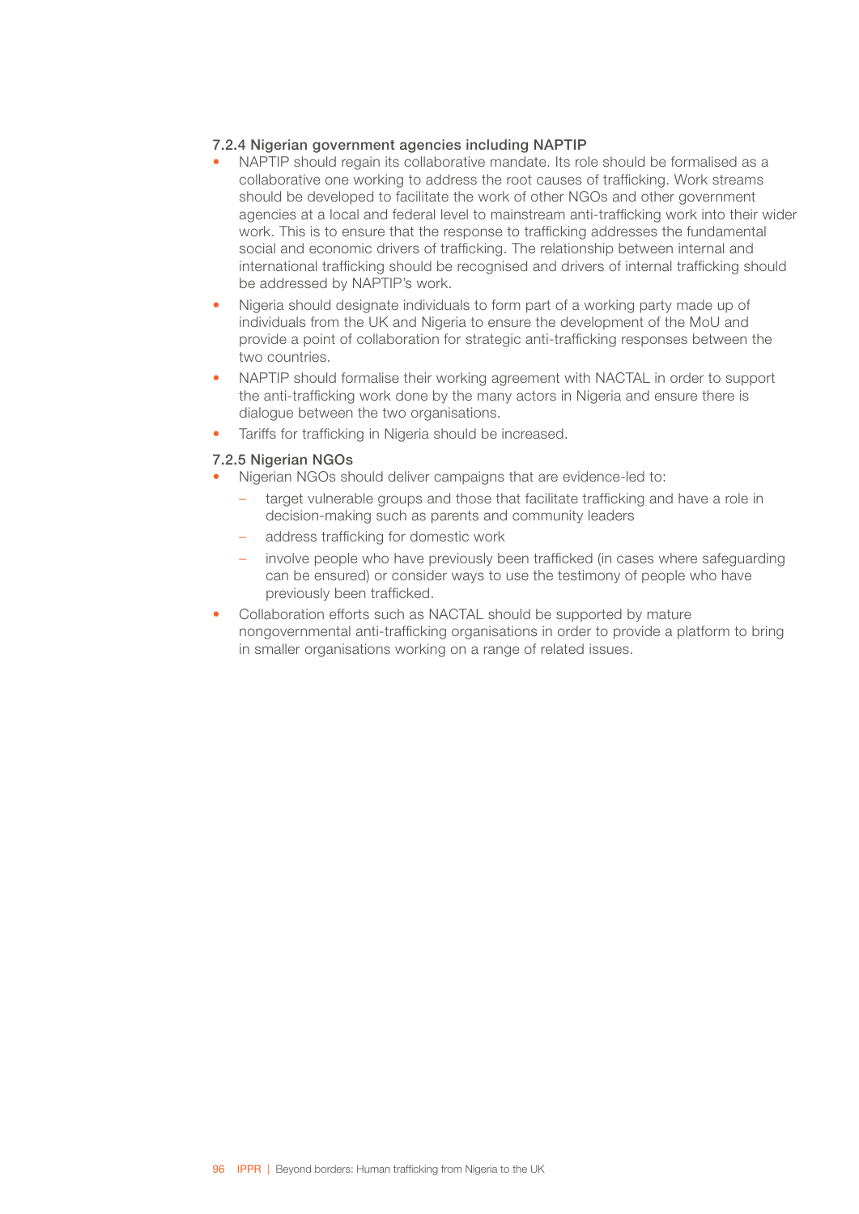### 7.2.4 Nigerian government agencies including NAPTIP

- NAPTIP should regain its collaborative mandate. Its role should be formalised as a collaborative one working to address the root causes of trafficking. Work streams should be developed to facilitate the work of other NGOs and other government agencies at a local and federal level to mainstream anti-trafficking work into their wider work. This is to ensure that the response to trafficking addresses the fundamental social and economic drivers of trafficking. The relationship between internal and international trafficking should be recognised and drivers of internal trafficking should be addressed by NAPTIP's work.
- Nigeria should designate individuals to form part of a working party made up of individuals from the UK and Nigeria to ensure the development of the MoU and provide a point of collaboration for strategic anti-trafficking responses between the two countries.
- NAPTIP should formalise their working agreement with NACTAL in order to support the anti-trafficking work done by the many actors in Nigeria and ensure there is dialogue between the two organisations.
- Tariffs for trafficking in Nigeria should be increased.

### 7.2.5 Nigerian NGOs

- Nigerian NGOs should deliver campaigns that are evidence-led to:
  - target vulnerable groups and those that facilitate trafficking and have a role in decision-making such as parents and community leaders
  - address trafficking for domestic work
  - involve people who have previously been trafficked (in cases where safeguarding can be ensured) or consider ways to use the testimony of people who have previously been trafficked.
- Collaboration efforts such as NACTAL should be supported by mature nongovernmental anti-trafficking organisations in order to provide a platform to bring in smaller organisations working on a range of related issues.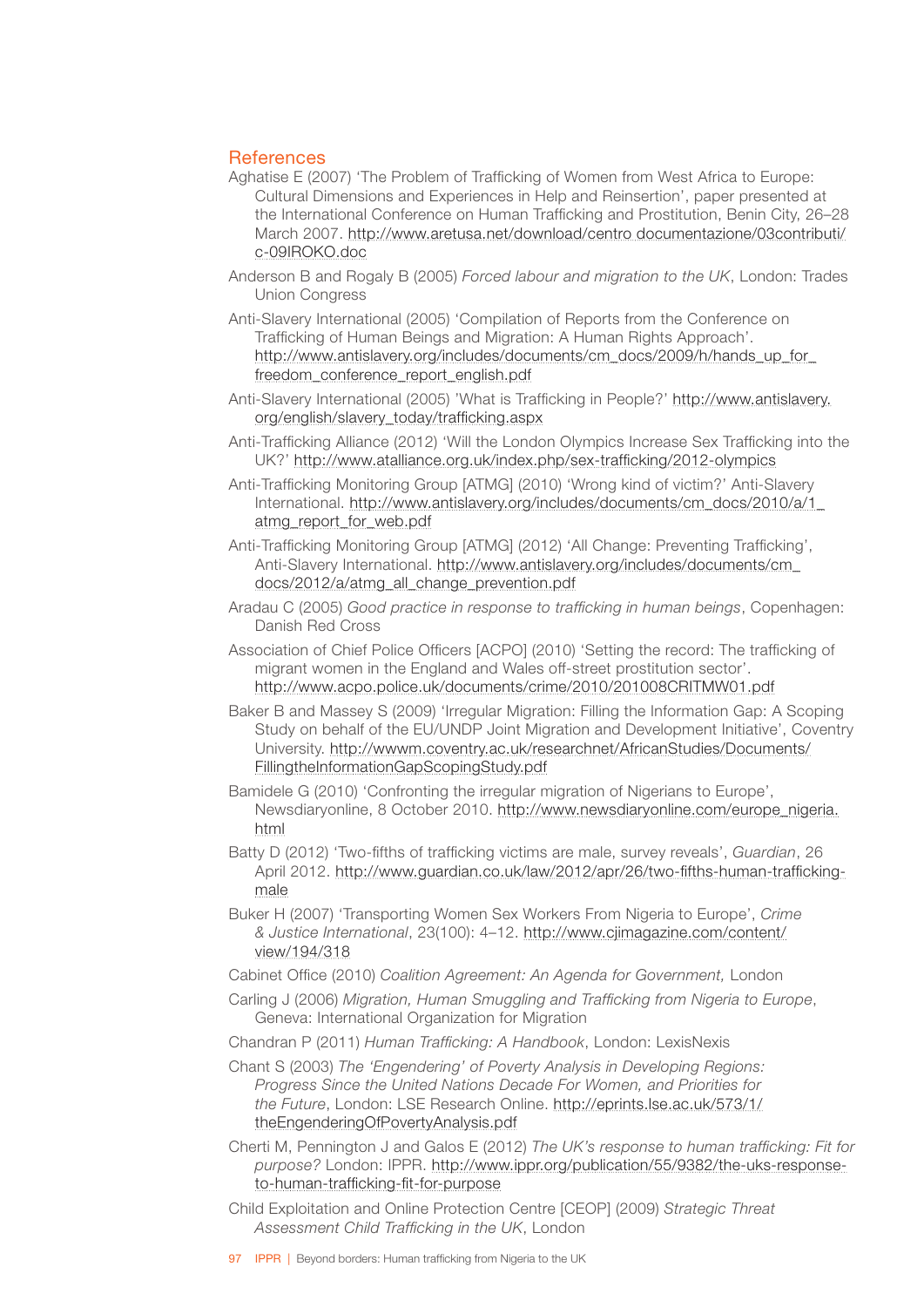## References

Aghatise E (2007) 'The Problem of Trafficking of Women from West Africa to Europe: Cultural Dimensions and Experiences in Help and Reinsertion', paper presented at the International Conference on Human Trafficking and Prostitution, Benin City, 26–28 March 2007. http://www.aretusa.net/download/centro documentazione/03contributi/c-09IROKO.doc

Anderson B and Rogaly B (2005) *Forced labour and migration to the UK*, London: Trades Union Congress

Anti-Slavery International (2005) 'Compilation of Reports from the Conference on Trafficking of Human Beings and Migration: A Human Rights Approach'. http://www.antislavery.org/includes/documents/cm_docs/2009/h/hands_up_for_freedom_conference_report_english.pdf

Anti-Slavery International (2005) 'What is Trafficking in People?' http://www.antislavery.org/english/slavery_today/trafficking.aspx

Anti-Trafficking Alliance (2012) 'Will the London Olympics Increase Sex Trafficking into the UK?' http://www.atalliance.org.uk/index.php/sex-trafficking/2012-olympics

Anti-Trafficking Monitoring Group [ATMG] (2010) 'Wrong kind of victim?' Anti-Slavery International. http://www.antislavery.org/includes/documents/cm_docs/2010/a/1_atmg_report_for_web.pdf

Anti-Trafficking Monitoring Group [ATMG] (2012) 'All Change: Preventing Trafficking', Anti-Slavery International. http://www.antislavery.org/includes/documents/cm_docs/2012/a/atmg_all_change_prevention.pdf

Aradau C (2005) *Good practice in response to trafficking in human beings*, Copenhagen: Danish Red Cross

Association of Chief Police Officers [ACPO] (2010) 'Setting the record: The trafficking of migrant women in the England and Wales off-street prostitution sector'. http://www.acpo.police.uk/documents/crime/2010/201008CRITMW01.pdf

Baker B and Massey S (2009) 'Irregular Migration: Filling the Information Gap: A Scoping Study on behalf of the EU/UNDP Joint Migration and Development Initiative', Coventry University. http://wwwm.coventry.ac.uk/researchnet/AfricanStudies/Documents/FillingtheInformationGapScopingStudy.pdf

Bamidele G (2010) 'Confronting the irregular migration of Nigerians to Europe', Newsdiaryonline, 8 October 2010. http://www.newsdiaryonline.com/europe_nigeria.html

Batty D (2012) 'Two-fifths of trafficking victims are male, survey reveals', *Guardian*, 26 April 2012. http://www.guardian.co.uk/law/2012/apr/26/two-fifths-human-trafficking-male

Buker H (2007) 'Transporting Women Sex Workers From Nigeria to Europe', *Crime & Justice International*, 23(100): 4–12. http://www.cjimagazine.com/content/view/194/318

Cabinet Office (2010) *Coalition Agreement: An Agenda for Government,* London

Carling J (2006) *Migration, Human Smuggling and Trafficking from Nigeria to Europe*, Geneva: International Organization for Migration

Chandran P (2011) *Human Trafficking: A Handbook*, London: LexisNexis

Chant S (2003) *The 'Engendering' of Poverty Analysis in Developing Regions: Progress Since the United Nations Decade For Women, and Priorities for the Future*, London: LSE Research Online. http://eprints.lse.ac.uk/573/1/theEngenderingOfPovertyAnalysis.pdf

Cherti M, Pennington J and Galos E (2012) *The UK's response to human trafficking: Fit for purpose?* London: IPPR. http://www.ippr.org/publication/55/9382/the-uks-response-to-human-trafficking-fit-for-purpose

Child Exploitation and Online Protection Centre [CEOP] (2009) *Strategic Threat Assessment Child Trafficking in the UK*, London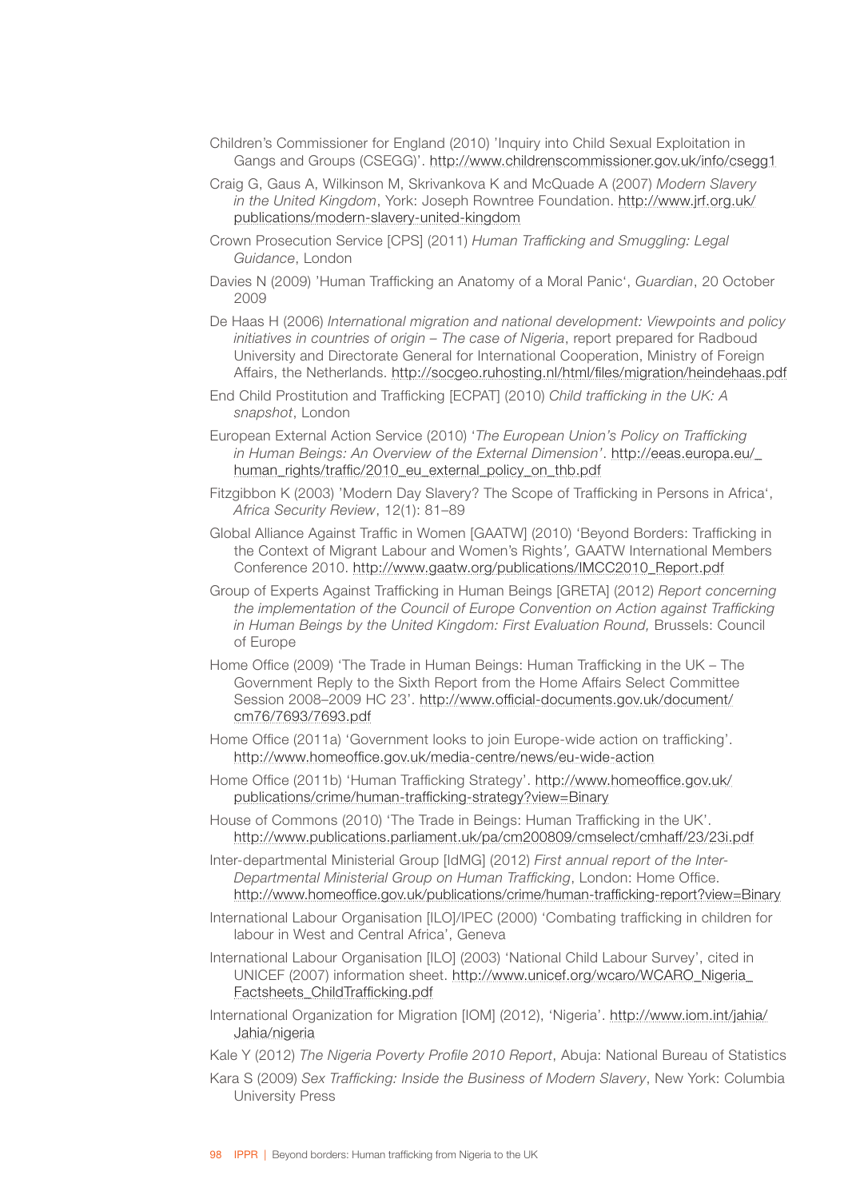Children's Commissioner for England (2010) 'Inquiry into Child Sexual Exploitation in Gangs and Groups (CSEGG)'. http://www.childrenscommissioner.gov.uk/info/csegg1

Craig G, Gaus A, Wilkinson M, Skrivankova K and McQuade A (2007) *Modern Slavery in the United Kingdom*, York: Joseph Rowntree Foundation. http://www.jrf.org.uk/publications/modern-slavery-united-kingdom

Crown Prosecution Service [CPS] (2011) *Human Trafficking and Smuggling: Legal Guidance*, London

Davies N (2009) 'Human Trafficking an Anatomy of a Moral Panic', *Guardian*, 20 October 2009

De Haas H (2006) *International migration and national development: Viewpoints and policy initiatives in countries of origin – The case of Nigeria*, report prepared for Radboud University and Directorate General for International Cooperation, Ministry of Foreign Affairs, the Netherlands. http://socgeo.ruhosting.nl/html/files/migration/heindehaas.pdf

End Child Prostitution and Trafficking [ECPAT] (2010) *Child trafficking in the UK: A snapshot*, London

European External Action Service (2010) '*The European Union's Policy on Trafficking in Human Beings: An Overview of the External Dimension*'. http://eeas.europa.eu/_human_rights/traffic/2010_eu_external_policy_on_thb.pdf

Fitzgibbon K (2003) 'Modern Day Slavery? The Scope of Trafficking in Persons in Africa', *Africa Security Review*, 12(1): 81–89

Global Alliance Against Traffic in Women [GAATW] (2010) 'Beyond Borders: Trafficking in the Context of Migrant Labour and Women's Rights', GAATW International Members Conference 2010. http://www.gaatw.org/publications/IMCC2010_Report.pdf

Group of Experts Against Trafficking in Human Beings [GRETA] (2012) *Report concerning the implementation of the Council of Europe Convention on Action against Trafficking in Human Beings by the United Kingdom: First Evaluation Round,* Brussels: Council of Europe

Home Office (2009) 'The Trade in Human Beings: Human Trafficking in the UK – The Government Reply to the Sixth Report from the Home Affairs Select Committee Session 2008–2009 HC 23'. http://www.official-documents.gov.uk/document/cm76/7693/7693.pdf

Home Office (2011a) 'Government looks to join Europe-wide action on trafficking'. http://www.homeoffice.gov.uk/media-centre/news/eu-wide-action

Home Office (2011b) 'Human Trafficking Strategy'. http://www.homeoffice.gov.uk/publications/crime/human-trafficking-strategy?view=Binary

House of Commons (2010) 'The Trade in Beings: Human Trafficking in the UK'. http://www.publications.parliament.uk/pa/cm200809/cmselect/cmhaff/23/23i.pdf

Inter-departmental Ministerial Group [IdMG] (2012) *First annual report of the Inter-Departmental Ministerial Group on Human Trafficking*, London: Home Office. http://www.homeoffice.gov.uk/publications/crime/human-trafficking-report?view=Binary

International Labour Organisation [ILO]/IPEC (2000) 'Combating trafficking in children for labour in West and Central Africa', Geneva

International Labour Organisation [ILO] (2003) 'National Child Labour Survey', cited in UNICEF (2007) information sheet. http://www.unicef.org/wcaro/WCARO_Nigeria_Factsheets_ChildTrafficking.pdf

International Organization for Migration [IOM] (2012), 'Nigeria'. http://www.iom.int/jahia/Jahia/nigeria

Kale Y (2012) *The Nigeria Poverty Profile 2010 Report*, Abuja: National Bureau of Statistics

Kara S (2009) *Sex Trafficking: Inside the Business of Modern Slavery*, New York: Columbia University Press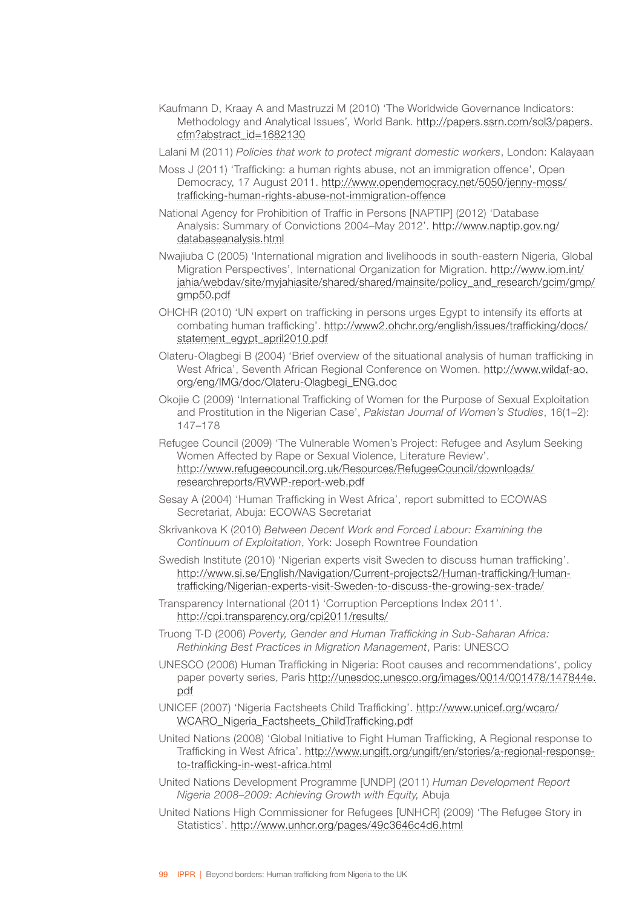Kaufmann D, Kraay A and Mastruzzi M (2010) 'The Worldwide Governance Indicators: Methodology and Analytical Issues', World Bank. http://papers.ssrn.com/sol3/papers.cfm?abstract_id=1682130

Lalani M (2011) *Policies that work to protect migrant domestic workers*, London: Kalayaan

Moss J (2011) 'Trafficking: a human rights abuse, not an immigration offence', Open Democracy, 17 August 2011. http://www.opendemocracy.net/5050/jenny-moss/trafficking-human-rights-abuse-not-immigration-offence

National Agency for Prohibition of Traffic in Persons [NAPTIP] (2012) 'Database Analysis: Summary of Convictions 2004–May 2012'. http://www.naptip.gov.ng/databaseanalysis.html

Nwajiuba C (2005) 'International migration and livelihoods in south-eastern Nigeria, Global Migration Perspectives', International Organization for Migration. http://www.iom.int/jahia/webdav/site/myjahiasite/shared/shared/mainsite/policy_and_research/gcim/gmp/gmp50.pdf

OHCHR (2010) 'UN expert on trafficking in persons urges Egypt to intensify its efforts at combating human trafficking'. http://www2.ohchr.org/english/issues/trafficking/docs/statement_egypt_april2010.pdf

Olateru-Olagbegi B (2004) 'Brief overview of the situational analysis of human trafficking in West Africa', Seventh African Regional Conference on Women. http://www.wildaf-ao.org/eng/IMG/doc/Olateru-Olagbegi_ENG.doc

Okojie C (2009) 'International Trafficking of Women for the Purpose of Sexual Exploitation and Prostitution in the Nigerian Case', *Pakistan Journal of Women's Studies*, 16(1–2): 147–178

Refugee Council (2009) 'The Vulnerable Women's Project: Refugee and Asylum Seeking Women Affected by Rape or Sexual Violence, Literature Review'. http://www.refugeecouncil.org.uk/Resources/RefugeeCouncil/downloads/researchreports/RVWP-report-web.pdf

Sesay A (2004) 'Human Trafficking in West Africa', report submitted to ECOWAS Secretariat, Abuja: ECOWAS Secretariat

Skrivankova K (2010) *Between Decent Work and Forced Labour: Examining the Continuum of Exploitation*, York: Joseph Rowntree Foundation

Swedish Institute (2010) 'Nigerian experts visit Sweden to discuss human trafficking'. http://www.si.se/English/Navigation/Current-projects2/Human-trafficking/Human-trafficking/Nigerian-experts-visit-Sweden-to-discuss-the-growing-sex-trade/

Transparency International (2011) 'Corruption Perceptions Index 2011'. http://cpi.transparency.org/cpi2011/results/

Truong T-D (2006) *Poverty, Gender and Human Trafficking in Sub-Saharan Africa: Rethinking Best Practices in Migration Management*, Paris: UNESCO

UNESCO (2006) Human Trafficking in Nigeria: Root causes and recommendations', policy paper poverty series, Paris http://unesdoc.unesco.org/images/0014/001478/147844e.pdf

UNICEF (2007) 'Nigeria Factsheets Child Trafficking'. http://www.unicef.org/wcaro/WCARO_Nigeria_Factsheets_ChildTrafficking.pdf

United Nations (2008) 'Global Initiative to Fight Human Trafficking, A Regional response to Trafficking in West Africa'. http://www.ungift.org/ungift/en/stories/a-regional-response-to-trafficking-in-west-africa.html

United Nations Development Programme [UNDP] (2011) *Human Development Report Nigeria 2008–2009: Achieving Growth with Equity,* Abuja

United Nations High Commissioner for Refugees [UNHCR] (2009) 'The Refugee Story in Statistics'. http://www.unhcr.org/pages/49c3646c4d6.html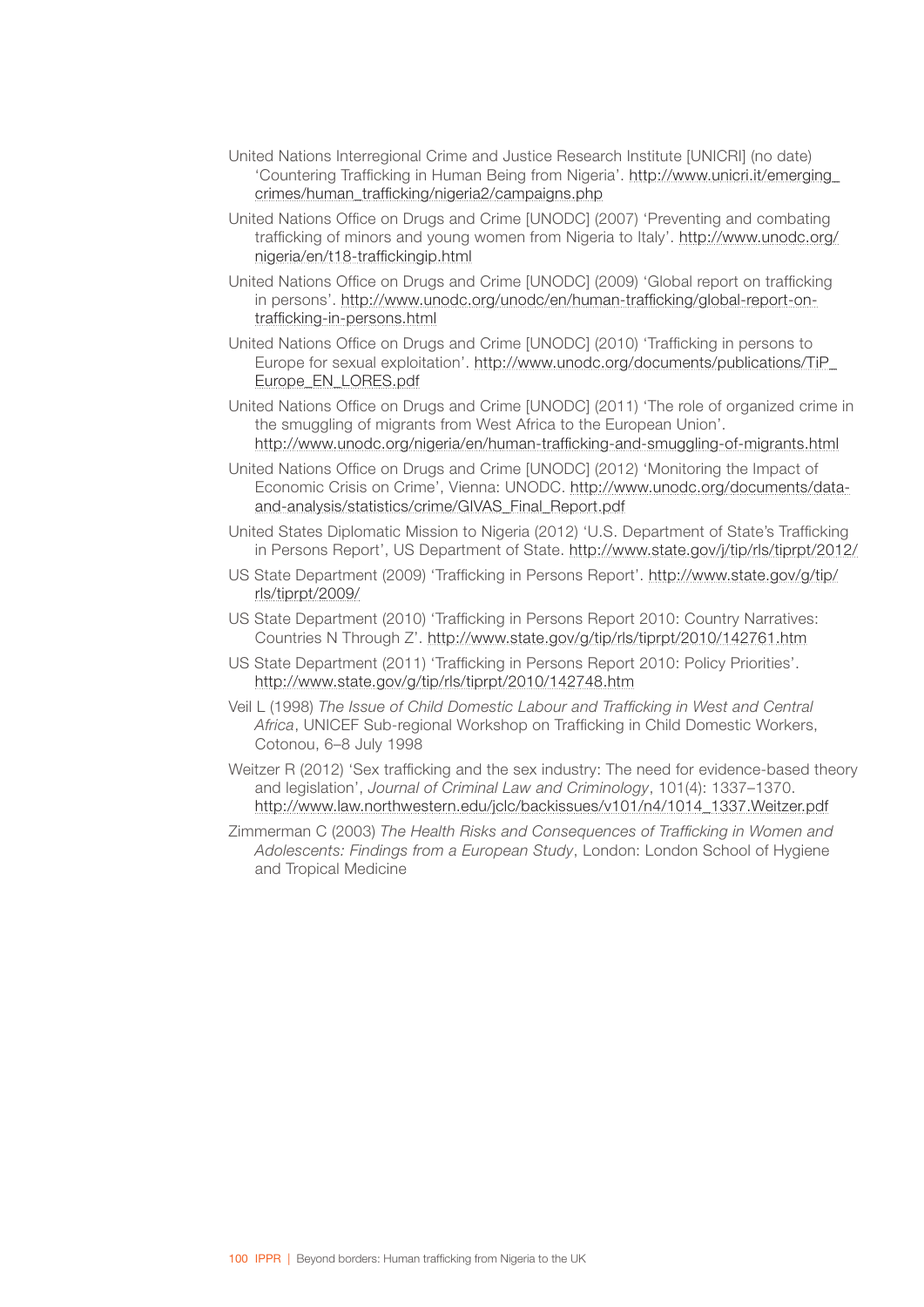United Nations Interregional Crime and Justice Research Institute [UNICRI] (no date) 'Countering Trafficking in Human Being from Nigeria'. http://www.unicri.it/emerging_crimes/human_trafficking/nigeria2/campaigns.php

United Nations Office on Drugs and Crime [UNODC] (2007) 'Preventing and combating trafficking of minors and young women from Nigeria to Italy'. http://www.unodc.org/nigeria/en/t18-traffickingip.html

United Nations Office on Drugs and Crime [UNODC] (2009) 'Global report on trafficking in persons'. http://www.unodc.org/unodc/en/human-trafficking/global-report-on-trafficking-in-persons.html

United Nations Office on Drugs and Crime [UNODC] (2010) 'Trafficking in persons to Europe for sexual exploitation'. http://www.unodc.org/documents/publications/TiP_Europe_EN_LORES.pdf

United Nations Office on Drugs and Crime [UNODC] (2011) 'The role of organized crime in the smuggling of migrants from West Africa to the European Union'. http://www.unodc.org/nigeria/en/human-trafficking-and-smuggling-of-migrants.html

United Nations Office on Drugs and Crime [UNODC] (2012) 'Monitoring the Impact of Economic Crisis on Crime', Vienna: UNODC. http://www.unodc.org/documents/data-and-analysis/statistics/crime/GIVAS_Final_Report.pdf

United States Diplomatic Mission to Nigeria (2012) 'U.S. Department of State's Trafficking in Persons Report', US Department of State. http://www.state.gov/j/tip/rls/tiprpt/2012/

US State Department (2009) 'Trafficking in Persons Report'. http://www.state.gov/g/tip/rls/tiprpt/2009/

US State Department (2010) 'Trafficking in Persons Report 2010: Country Narratives: Countries N Through Z'. http://www.state.gov/g/tip/rls/tiprpt/2010/142761.htm

US State Department (2011) 'Trafficking in Persons Report 2010: Policy Priorities'. http://www.state.gov/g/tip/rls/tiprpt/2010/142748.htm

Veil L (1998) *The Issue of Child Domestic Labour and Trafficking in West and Central Africa*, UNICEF Sub-regional Workshop on Trafficking in Child Domestic Workers, Cotonou, 6–8 July 1998

Weitzer R (2012) 'Sex trafficking and the sex industry: The need for evidence-based theory and legislation', *Journal of Criminal Law and Criminology*, 101(4): 1337–1370. http://www.law.northwestern.edu/jclc/backissues/v101/n4/1014_1337.Weitzer.pdf

Zimmerman C (2003) *The Health Risks and Consequences of Trafficking in Women and Adolescents: Findings from a European Study*, London: London School of Hygiene and Tropical Medicine